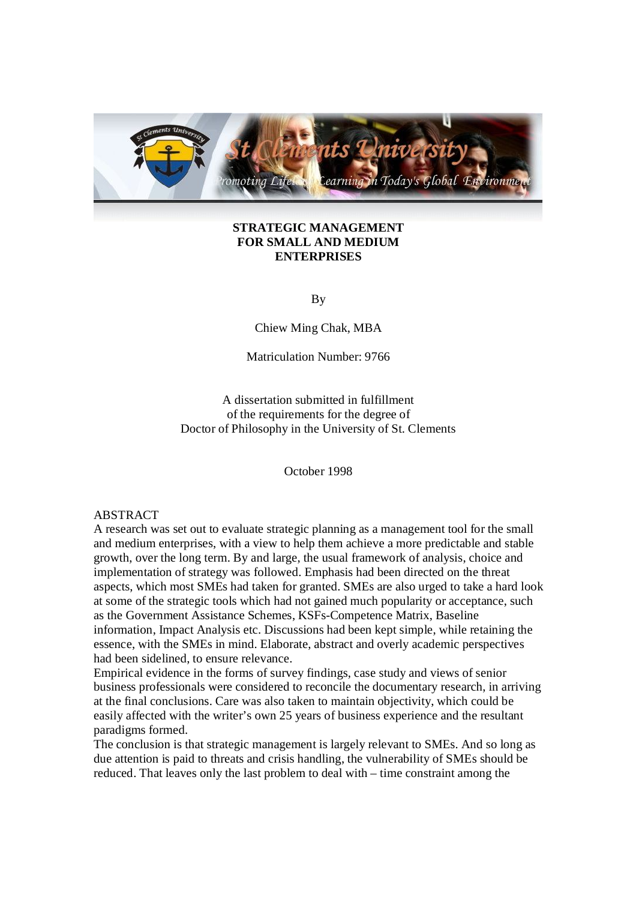# STRATEGIC MANAGEMENT FOR SMALL AND MEDIUM ENTERPRISES

By

Chiew Ming Chak, MBA

Matriculation Number: 9766

A dissertation submitted in fulfillment of the requirements for the degree of Doctor of Philosophy in the University of St. Clements

October 1998

## ABSTRACT

A research was set out to evaluate strategic planning as a management tool for the small and medium enterprises, with a view to help them achieve a more predictable and stable growth, over the long term. By and large, the usual framework of analysis, choice and implementation of strategy was followed. Emphasis had been directed on the threat aspects, which most SMEs had taken for granted. SMEs are also urged to take a hard look at some of the strategic tools which had not gained much popularity or acceptance, such as the Government Assistance Schemes, KSFs-Competence Matrix, Baseline information, Impact Analysis etc. Discussions had been kept simple, while retaining the essence, with the SMEs in mind. Elaborate, abstract and overly academic perspectives had been sidelined, to ensure relevance.

Empirical evidence in the forms of survey findings, case study and views of senior business professionals were considered to reconcile the documentary research, in arriving at the final conclusions. Care was also taken to maintain objectivity, which could be easily affected with the writer's own 25 years of business experience and the resultant paradigms formed.

The conclusion is that strategic management is largely relevant to SMEs. And so long as due attention is paid to threats and crisis handling, the vulnerability of SMEs should be reduced. That leaves only the last problem to deal with – time constraint among the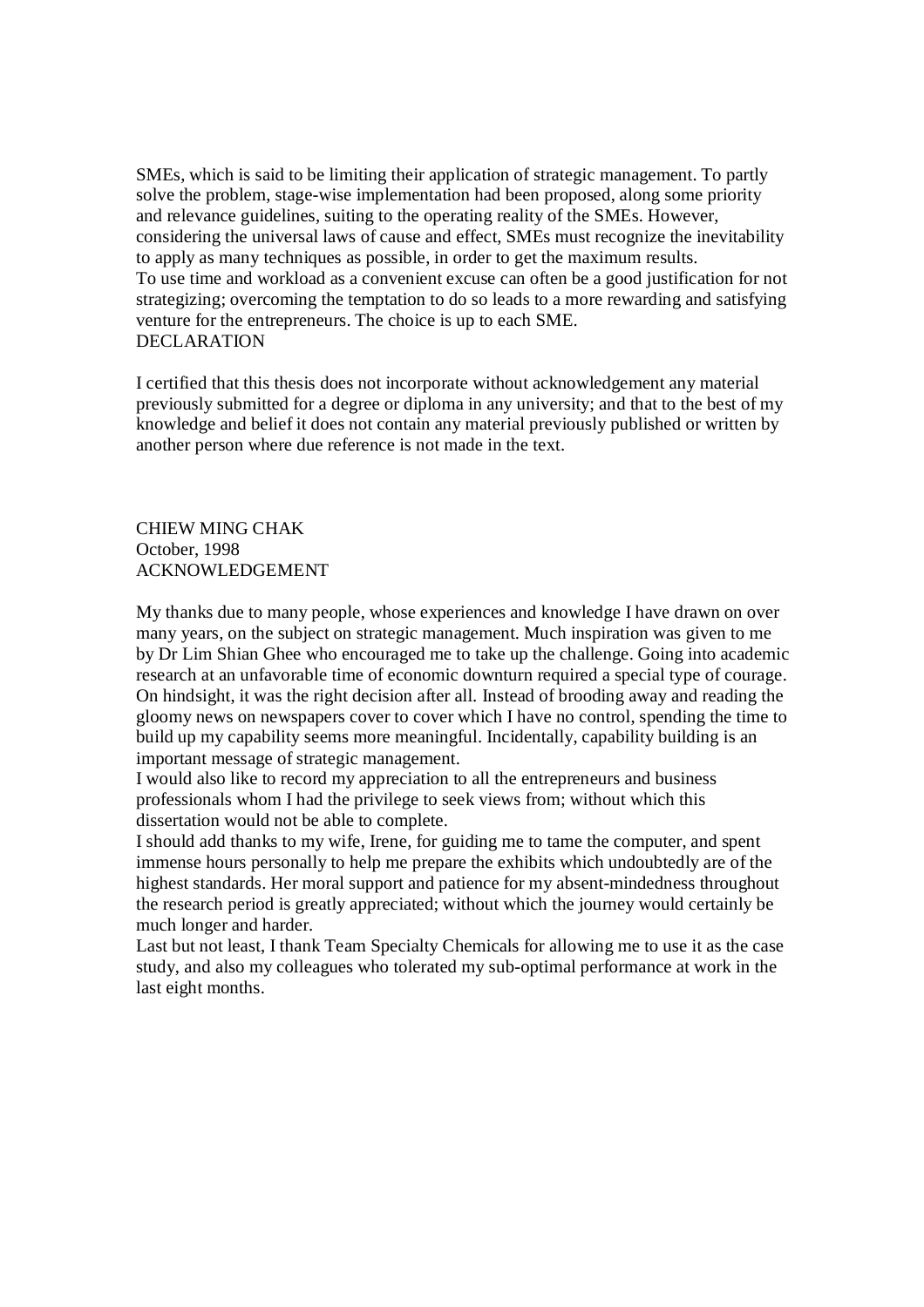SMEs, which is said to be limiting their application of strategic management. To partly solve the problem, stage-wise implementation had been proposed, along some priority and relevance guidelines, suiting to the operating reality of the SMEs. However, considering the universal laws of cause and effect, SMEs must recognize the inevitability to apply as many techniques as possible, in order to get the maximum results.

To use time and workload as a convenient excuse can often be a good justification for not strategizing; overcoming the temptation to do so leads to a more rewarding and satisfying venture for the entrepreneurs. The choice is up to each SME.

## DECLARATION

I certified that this thesis does not incorporate without acknowledgement any material previously submitted for a degree or diploma in any university; and that to the best of my knowledge and belief it does not contain any material previously published or written by another person where due reference is not made in the text.

CHIEW MING CHAK
October, 1998

## ACKNOWLEDGEMENT

My thanks due to many people, whose experiences and knowledge I have drawn on over many years, on the subject on strategic management. Much inspiration was given to me by Dr Lim Shian Ghee who encouraged me to take up the challenge. Going into academic research at an unfavorable time of economic downturn required a special type of courage. On hindsight, it was the right decision after all. Instead of brooding away and reading the gloomy news on newspapers cover to cover which I have no control, spending the time to build up my capability seems more meaningful. Incidentally, capability building is an important message of strategic management.

I would also like to record my appreciation to all the entrepreneurs and business professionals whom I had the privilege to seek views from; without which this dissertation would not be able to complete.

I should add thanks to my wife, Irene, for guiding me to tame the computer, and spent immense hours personally to help me prepare the exhibits which undoubtedly are of the highest standards. Her moral support and patience for my absent-mindedness throughout the research period is greatly appreciated; without which the journey would certainly be much longer and harder.

Last but not least, I thank Team Specialty Chemicals for allowing me to use it as the case study, and also my colleagues who tolerated my sub-optimal performance at work in the last eight months.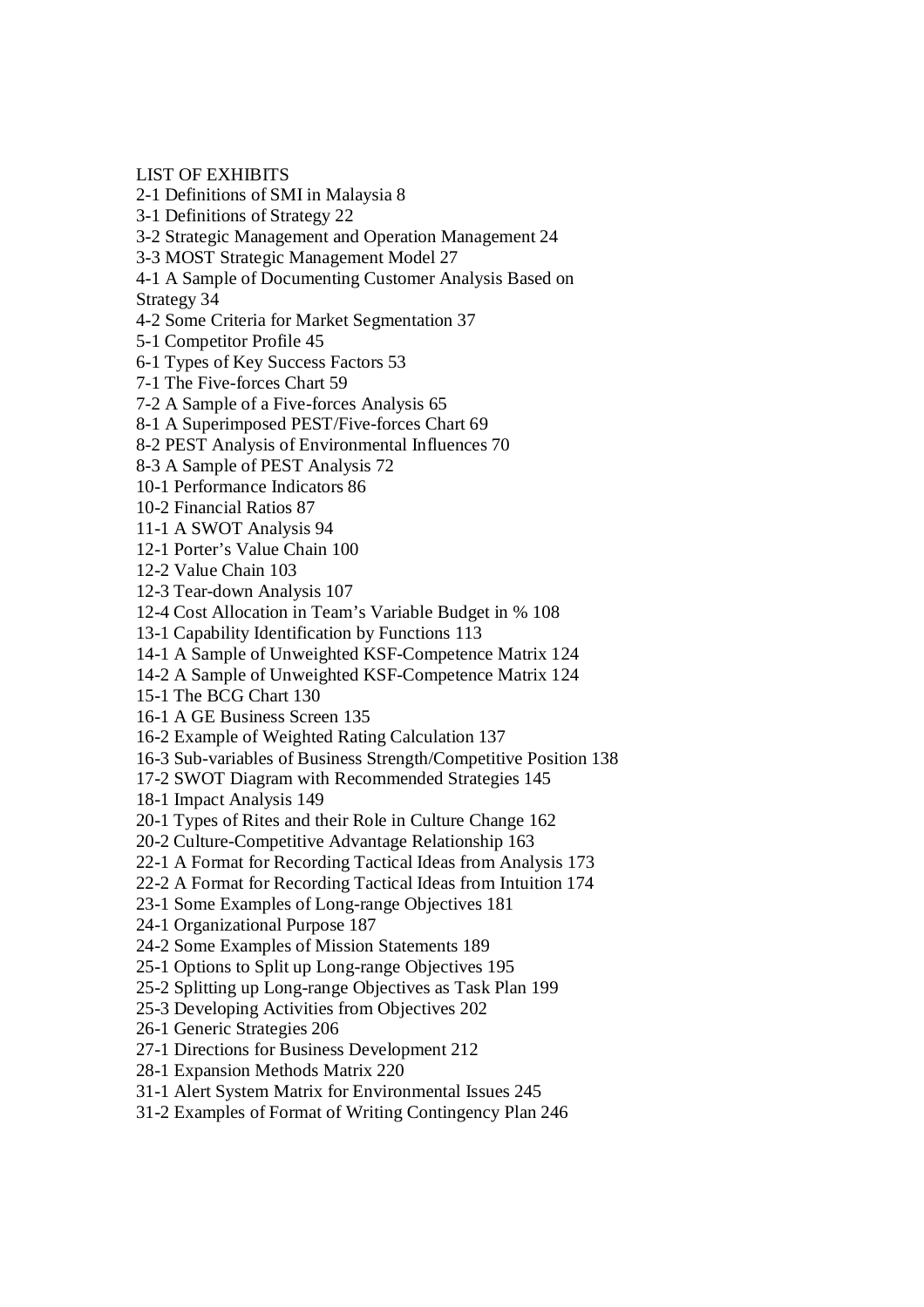# LIST OF EXHIBITS

2-1 Definitions of SMI in Malaysia 8
3-1 Definitions of Strategy 22
3-2 Strategic Management and Operation Management 24
3-3 MOST Strategic Management Model 27
4-1 A Sample of Documenting Customer Analysis Based on Strategy 34
4-2 Some Criteria for Market Segmentation 37
5-1 Competitor Profile 45
6-1 Types of Key Success Factors 53
7-1 The Five-forces Chart 59
7-2 A Sample of a Five-forces Analysis 65
8-1 A Superimposed PEST/Five-forces Chart 69
8-2 PEST Analysis of Environmental Influences 70
8-3 A Sample of PEST Analysis 72
10-1 Performance Indicators 86
10-2 Financial Ratios 87
11-1 A SWOT Analysis 94
12-1 Porter's Value Chain 100
12-2 Value Chain 103
12-3 Tear-down Analysis 107
12-4 Cost Allocation in Team's Variable Budget in % 108
13-1 Capability Identification by Functions 113
14-1 A Sample of Unweighted KSF-Competence Matrix 124
14-2 A Sample of Unweighted KSF-Competence Matrix 124
15-1 The BCG Chart 130
16-1 A GE Business Screen 135
16-2 Example of Weighted Rating Calculation 137
16-3 Sub-variables of Business Strength/Competitive Position 138
17-2 SWOT Diagram with Recommended Strategies 145
18-1 Impact Analysis 149
20-1 Types of Rites and their Role in Culture Change 162
20-2 Culture-Competitive Advantage Relationship 163
22-1 A Format for Recording Tactical Ideas from Analysis 173
22-2 A Format for Recording Tactical Ideas from Intuition 174
23-1 Some Examples of Long-range Objectives 181
24-1 Organizational Purpose 187
24-2 Some Examples of Mission Statements 189
25-1 Options to Split up Long-range Objectives 195
25-2 Splitting up Long-range Objectives as Task Plan 199
25-3 Developing Activities from Objectives 202
26-1 Generic Strategies 206
27-1 Directions for Business Development 212
28-1 Expansion Methods Matrix 220
31-1 Alert System Matrix for Environmental Issues 245
31-2 Examples of Format of Writing Contingency Plan 246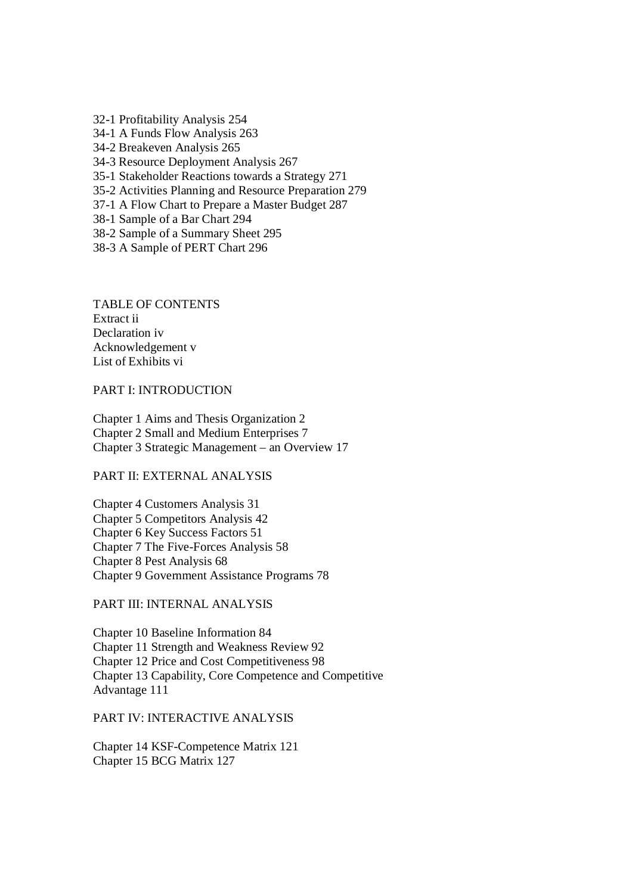32-1 Profitability Analysis 254
34-1 A Funds Flow Analysis 263
34-2 Breakeven Analysis 265
34-3 Resource Deployment Analysis 267
35-1 Stakeholder Reactions towards a Strategy 271
35-2 Activities Planning and Resource Preparation 279
37-1 A Flow Chart to Prepare a Master Budget 287
38-1 Sample of a Bar Chart 294
38-2 Sample of a Summary Sheet 295
38-3 A Sample of PERT Chart 296

## TABLE OF CONTENTS

Extract ii
Declaration iv
Acknowledgement v
List of Exhibits vi

### PART I: INTRODUCTION

Chapter 1 Aims and Thesis Organization 2
Chapter 2 Small and Medium Enterprises 7
Chapter 3 Strategic Management – an Overview 17

### PART II: EXTERNAL ANALYSIS

Chapter 4 Customers Analysis 31
Chapter 5 Competitors Analysis 42
Chapter 6 Key Success Factors 51
Chapter 7 The Five-Forces Analysis 58
Chapter 8 Pest Analysis 68
Chapter 9 Government Assistance Programs 78

### PART III: INTERNAL ANALYSIS

Chapter 10 Baseline Information 84
Chapter 11 Strength and Weakness Review 92
Chapter 12 Price and Cost Competitiveness 98
Chapter 13 Capability, Core Competence and Competitive Advantage 111

### PART IV: INTERACTIVE ANALYSIS

Chapter 14 KSF-Competence Matrix 121
Chapter 15 BCG Matrix 127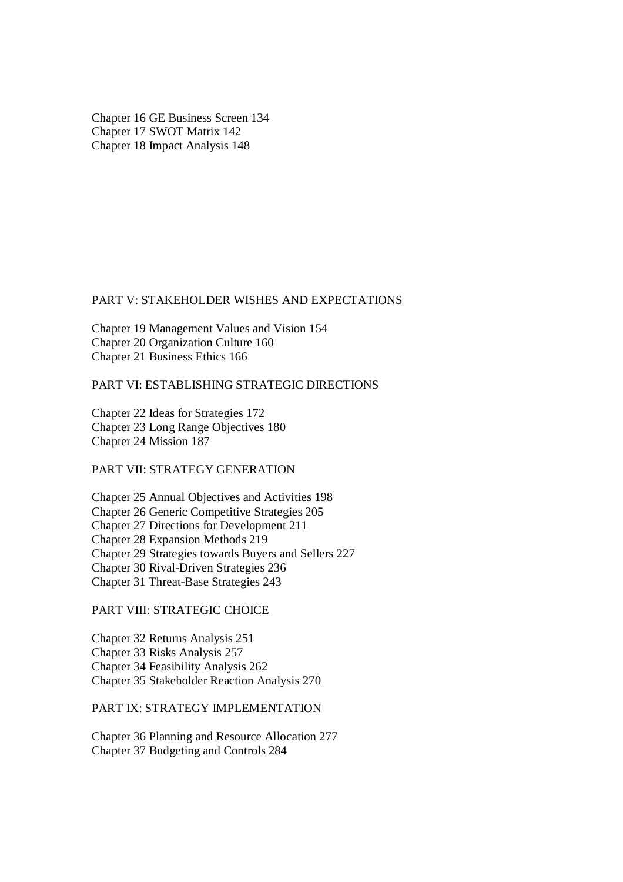Chapter 16 GE Business Screen 134
Chapter 17 SWOT Matrix 142
Chapter 18 Impact Analysis 148

## PART V: STAKEHOLDER WISHES AND EXPECTATIONS

Chapter 19 Management Values and Vision 154
Chapter 20 Organization Culture 160
Chapter 21 Business Ethics 166

## PART VI: ESTABLISHING STRATEGIC DIRECTIONS

Chapter 22 Ideas for Strategies 172
Chapter 23 Long Range Objectives 180
Chapter 24 Mission 187

## PART VII: STRATEGY GENERATION

Chapter 25 Annual Objectives and Activities 198
Chapter 26 Generic Competitive Strategies 205
Chapter 27 Directions for Development 211
Chapter 28 Expansion Methods 219
Chapter 29 Strategies towards Buyers and Sellers 227
Chapter 30 Rival-Driven Strategies 236
Chapter 31 Threat-Base Strategies 243

## PART VIII: STRATEGIC CHOICE

Chapter 32 Returns Analysis 251
Chapter 33 Risks Analysis 257
Chapter 34 Feasibility Analysis 262
Chapter 35 Stakeholder Reaction Analysis 270

## PART IX: STRATEGY IMPLEMENTATION

Chapter 36 Planning and Resource Allocation 277
Chapter 37 Budgeting and Controls 284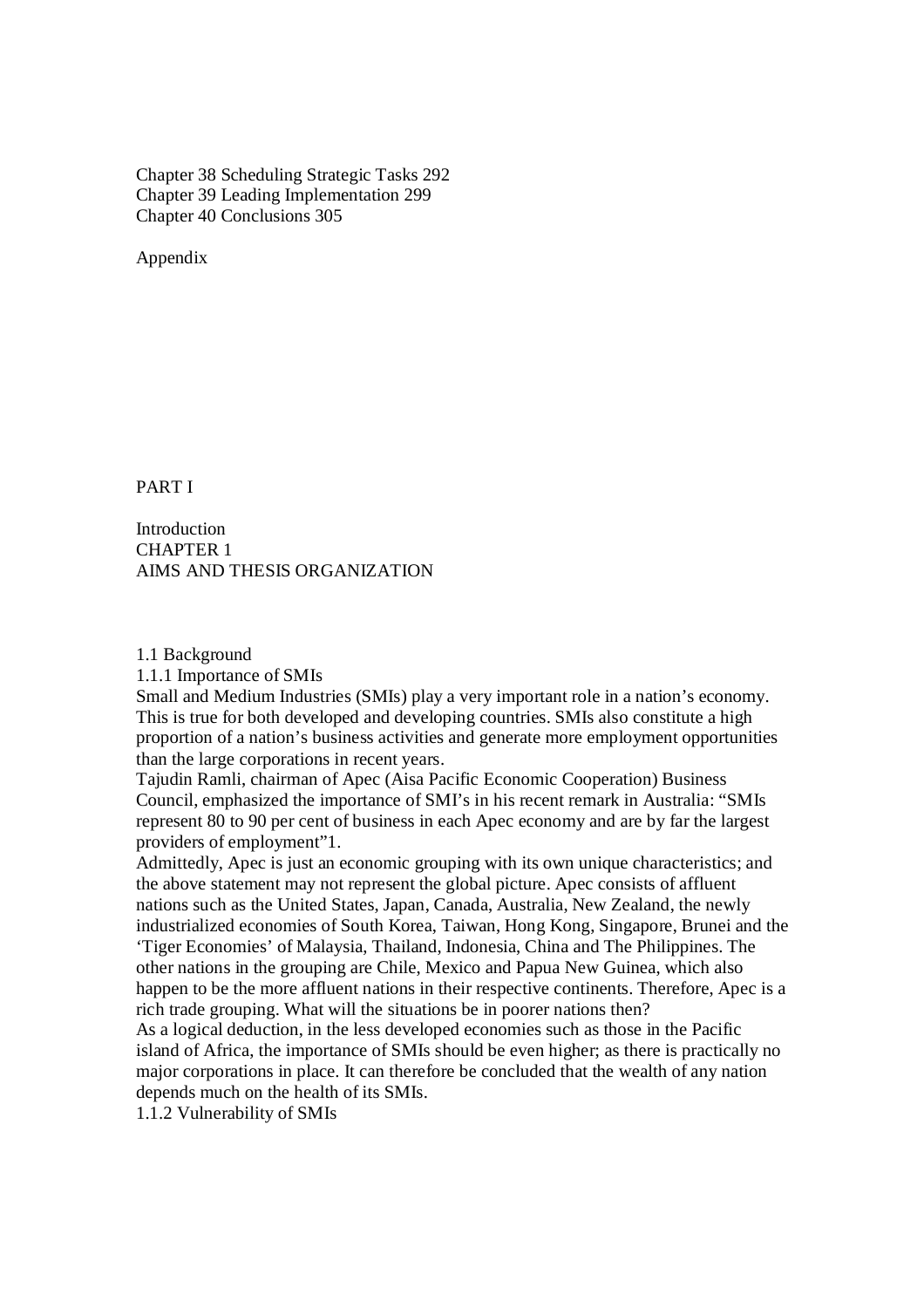Chapter 38 Scheduling Strategic Tasks 292
Chapter 39 Leading Implementation 299
Chapter 40 Conclusions 305

Appendix

# PART I

# Introduction

## CHAPTER 1
## AIMS AND THESIS ORGANIZATION

### 1.1 Background

#### 1.1.1 Importance of SMIs

Small and Medium Industries (SMIs) play a very important role in a nation's economy. This is true for both developed and developing countries. SMIs also constitute a high proportion of a nation's business activities and generate more employment opportunities than the large corporations in recent years.

Tajudin Ramli, chairman of Apec (Aisa Pacific Economic Cooperation) Business Council, emphasized the importance of SMI's in his recent remark in Australia: "SMIs represent 80 to 90 per cent of business in each Apec economy and are by far the largest providers of employment"[1].

Admittedly, Apec is just an economic grouping with its own unique characteristics; and the above statement may not represent the global picture. Apec consists of affluent nations such as the United States, Japan, Canada, Australia, New Zealand, the newly industrialized economies of South Korea, Taiwan, Hong Kong, Singapore, Brunei and the 'Tiger Economies' of Malaysia, Thailand, Indonesia, China and The Philippines. The other nations in the grouping are Chile, Mexico and Papua New Guinea, which also happen to be the more affluent nations in their respective continents. Therefore, Apec is a rich trade grouping. What will the situations be in poorer nations then?

As a logical deduction, in the less developed economies such as those in the Pacific island of Africa, the importance of SMIs should be even higher; as there is practically no major corporations in place. It can therefore be concluded that the wealth of any nation depends much on the health of its SMIs.

#### 1.1.2 Vulnerability of SMIs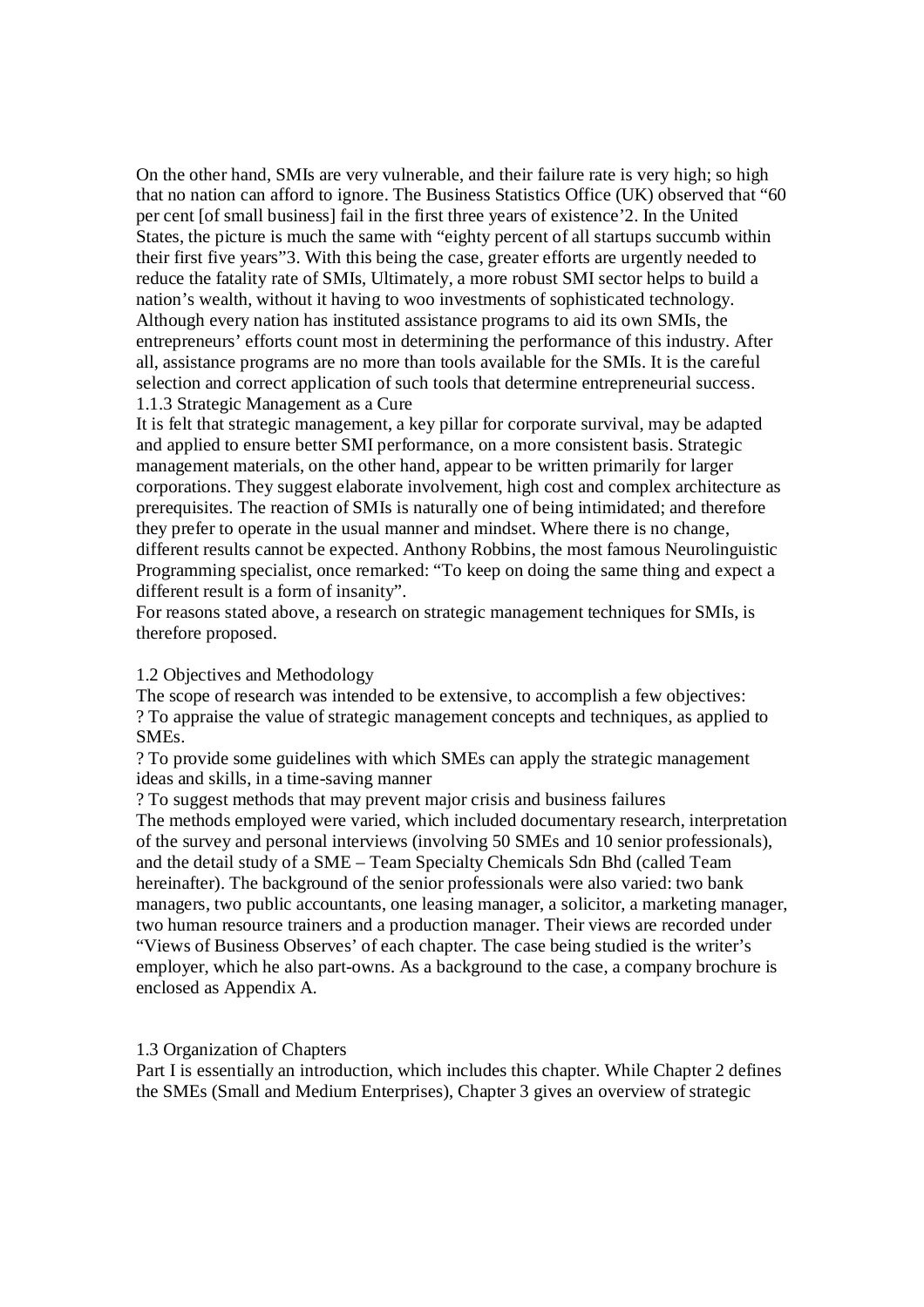On the other hand, SMIs are very vulnerable, and their failure rate is very high; so high that no nation can afford to ignore. The Business Statistics Office (UK) observed that "60 per cent [of small business] fail in the first three years of existence'2. In the United States, the picture is much the same with "eighty percent of all startups succumb within their first five years"3. With this being the case, greater efforts are urgently needed to reduce the fatality rate of SMIs, Ultimately, a more robust SMI sector helps to build a nation's wealth, without it having to woo investments of sophisticated technology. Although every nation has instituted assistance programs to aid its own SMIs, the entrepreneurs' efforts count most in determining the performance of this industry. After all, assistance programs are no more than tools available for the SMIs. It is the careful selection and correct application of such tools that determine entrepreneurial success.

### 1.1.3 Strategic Management as a Cure

It is felt that strategic management, a key pillar for corporate survival, may be adapted and applied to ensure better SMI performance, on a more consistent basis. Strategic management materials, on the other hand, appear to be written primarily for larger corporations. They suggest elaborate involvement, high cost and complex architecture as prerequisites. The reaction of SMIs is naturally one of being intimidated; and therefore they prefer to operate in the usual manner and mindset. Where there is no change, different results cannot be expected. Anthony Robbins, the most famous Neurolinguistic Programming specialist, once remarked: "To keep on doing the same thing and expect a different result is a form of insanity".

For reasons stated above, a research on strategic management techniques for SMIs, is therefore proposed.

## 1.2 Objectives and Methodology

The scope of research was intended to be extensive, to accomplish a few objectives:

? To appraise the value of strategic management concepts and techniques, as applied to SMEs.

? To provide some guidelines with which SMEs can apply the strategic management ideas and skills, in a time-saving manner

? To suggest methods that may prevent major crisis and business failures

The methods employed were varied, which included documentary research, interpretation of the survey and personal interviews (involving 50 SMEs and 10 senior professionals), and the detail study of a SME – Team Specialty Chemicals Sdn Bhd (called Team hereinafter). The background of the senior professionals were also varied: two bank managers, two public accountants, one leasing manager, a solicitor, a marketing manager, two human resource trainers and a production manager. Their views are recorded under "Views of Business Observes' of each chapter. The case being studied is the writer's employer, which he also part-owns. As a background to the case, a company brochure is enclosed as Appendix A.

## 1.3 Organization of Chapters

Part I is essentially an introduction, which includes this chapter. While Chapter 2 defines the SMEs (Small and Medium Enterprises), Chapter 3 gives an overview of strategic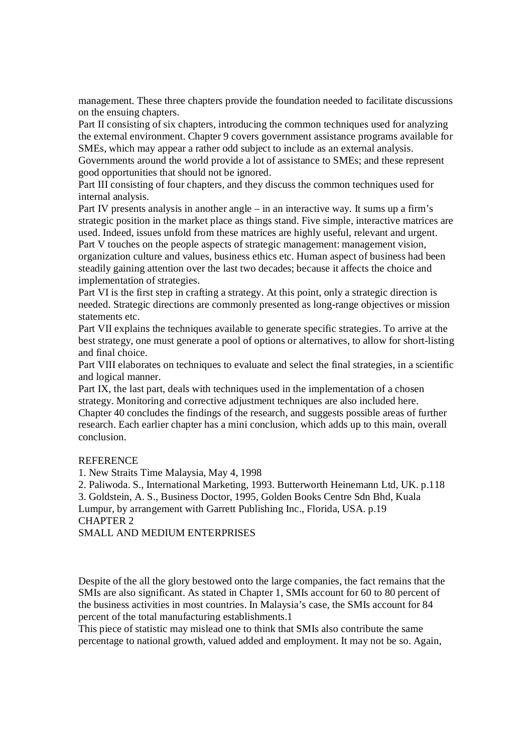management. These three chapters provide the foundation needed to facilitate discussions on the ensuing chapters.

Part II consisting of six chapters, introducing the common techniques used for analyzing the external environment. Chapter 9 covers government assistance programs available for SMEs, which may appear a rather odd subject to include as an external analysis. Governments around the world provide a lot of assistance to SMEs; and these represent good opportunities that should not be ignored.

Part III consisting of four chapters, and they discuss the common techniques used for internal analysis.

Part IV presents analysis in another angle – in an interactive way. It sums up a firm's strategic position in the market place as things stand. Five simple, interactive matrices are used. Indeed, issues unfold from these matrices are highly useful, relevant and urgent.

Part V touches on the people aspects of strategic management: management vision, organization culture and values, business ethics etc. Human aspect of business had been steadily gaining attention over the last two decades; because it affects the choice and implementation of strategies.

Part VI is the first step in crafting a strategy. At this point, only a strategic direction is needed. Strategic directions are commonly presented as long-range objectives or mission statements etc.

Part VII explains the techniques available to generate specific strategies. To arrive at the best strategy, one must generate a pool of options or alternatives, to allow for short-listing and final choice.

Part VIII elaborates on techniques to evaluate and select the final strategies, in a scientific and logical manner.

Part IX, the last part, deals with techniques used in the implementation of a chosen strategy. Monitoring and corrective adjustment techniques are also included here.

Chapter 40 concludes the findings of the research, and suggests possible areas of further research. Each earlier chapter has a mini conclusion, which adds up to this main, overall conclusion.

REFERENCE

1. New Straits Time Malaysia, May 4, 1998
2. Paliwoda. S., International Marketing, 1993. Butterworth Heinemann Ltd, UK. p.118
3. Goldstein, A. S., Business Doctor, 1995, Golden Books Centre Sdn Bhd, Kuala Lumpur, by arrangement with Garrett Publishing Inc., Florida, USA. p.19

# CHAPTER 2

# SMALL AND MEDIUM ENTERPRISES

Despite of the all the glory bestowed onto the large companies, the fact remains that the SMIs are also significant. As stated in Chapter 1, SMIs account for 60 to 80 percent of the business activities in most countries. In Malaysia's case, the SMIs account for 84 percent of the total manufacturing establishments.[1]

This piece of statistic may mislead one to think that SMIs also contribute the same percentage to national growth, valued added and employment. It may not be so. Again,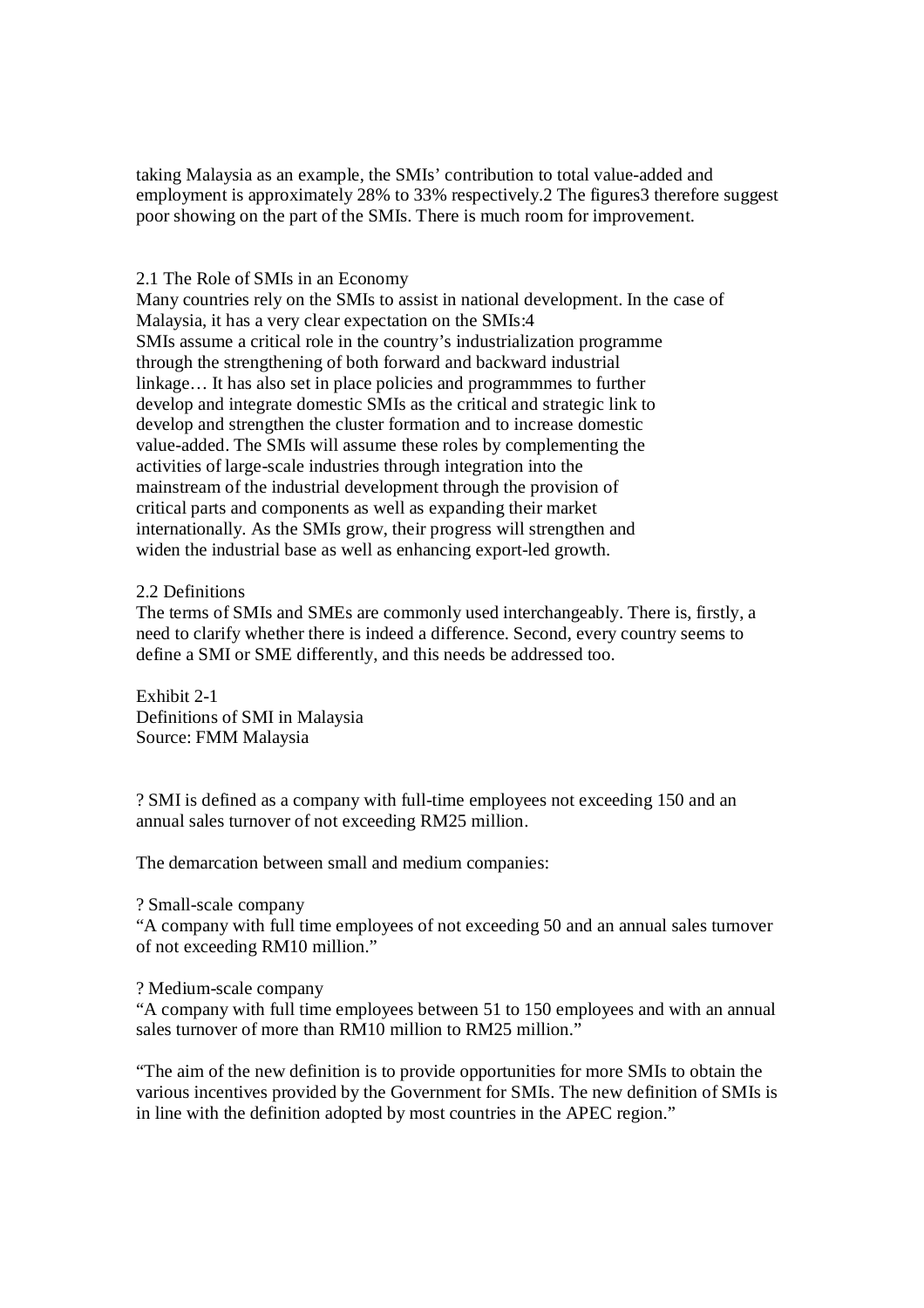taking Malaysia as an example, the SMIs' contribution to total value-added and employment is approximately 28% to 33% respectively.[2] The figures[3] therefore suggest poor showing on the part of the SMIs. There is much room for improvement.

## 2.1 The Role of SMIs in an Economy

Many countries rely on the SMIs to assist in national development. In the case of Malaysia, it has a very clear expectation on the SMIs:[4]

> SMIs assume a critical role in the country's industrialization programme through the strengthening of both forward and backward industrial linkage… It has also set in place policies and programmmes to further develop and integrate domestic SMIs as the critical and strategic link to develop and strengthen the cluster formation and to increase domestic value-added. The SMIs will assume these roles by complementing the activities of large-scale industries through integration into the mainstream of the industrial development through the provision of critical parts and components as well as expanding their market internationally. As the SMIs grow, their progress will strengthen and widen the industrial base as well as enhancing export-led growth.

## 2.2 Definitions

The terms of SMIs and SMEs are commonly used interchangeably. There is, firstly, a need to clarify whether there is indeed a difference. Second, every country seems to define a SMI or SME differently, and this needs be addressed too.

Exhibit 2-1
Definitions of SMI in Malaysia
Source: FMM Malaysia

? SMI is defined as a company with full-time employees not exceeding 150 and an annual sales turnover of not exceeding RM25 million.

The demarcation between small and medium companies:

? Small-scale company
"A company with full time employees of not exceeding 50 and an annual sales turnover of not exceeding RM10 million."

? Medium-scale company
"A company with full time employees between 51 to 150 employees and with an annual sales turnover of more than RM10 million to RM25 million."

"The aim of the new definition is to provide opportunities for more SMIs to obtain the various incentives provided by the Government for SMIs. The new definition of SMIs is in line with the definition adopted by most countries in the APEC region."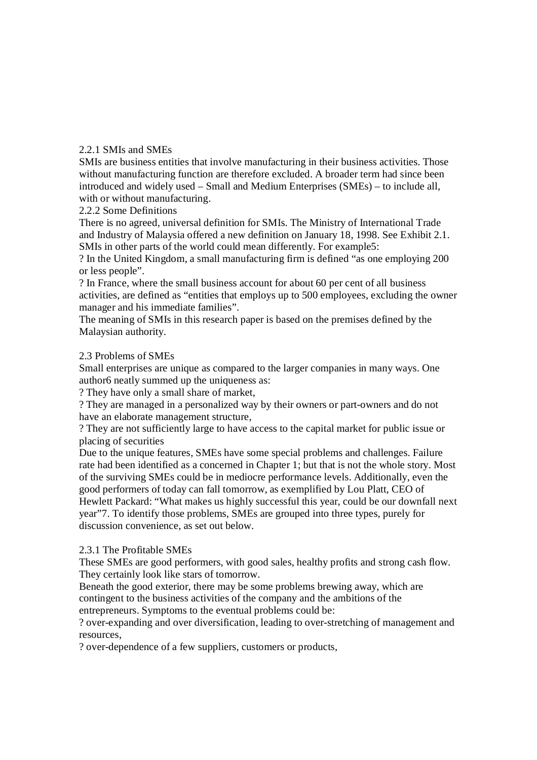### 2.2.1 SMIs and SMEs

SMIs are business entities that involve manufacturing in their business activities. Those without manufacturing function are therefore excluded. A broader term had since been introduced and widely used – Small and Medium Enterprises (SMEs) – to include all, with or without manufacturing.

### 2.2.2 Some Definitions

There is no agreed, universal definition for SMIs. The Ministry of International Trade and Industry of Malaysia offered a new definition on January 18, 1998. See Exhibit 2.1. SMIs in other parts of the world could mean differently. For example[5]:

- In the United Kingdom, a small manufacturing firm is defined "as one employing 200 or less people".
- In France, where the small business account for about 60 per cent of all business activities, are defined as "entities that employs up to 500 employees, excluding the owner manager and his immediate families".

The meaning of SMIs in this research paper is based on the premises defined by the Malaysian authority.

## 2.3 Problems of SMEs

Small enterprises are unique as compared to the larger companies in many ways. One author[6] neatly summed up the uniqueness as:

- They have only a small share of market,
- They are managed in a personalized way by their owners or part-owners and do not have an elaborate management structure,
- They are not sufficiently large to have access to the capital market for public issue or placing of securities

Due to the unique features, SMEs have some special problems and challenges. Failure rate had been identified as a concerned in Chapter 1; but that is not the whole story. Most of the surviving SMEs could be in mediocre performance levels. Additionally, even the good performers of today can fall tomorrow, as exemplified by Lou Platt, CEO of Hewlett Packard: "What makes us highly successful this year, could be our downfall next year"[7]. To identify those problems, SMEs are grouped into three types, purely for discussion convenience, as set out below.

### 2.3.1 The Profitable SMEs

These SMEs are good performers, with good sales, healthy profits and strong cash flow. They certainly look like stars of tomorrow.

Beneath the good exterior, there may be some problems brewing away, which are contingent to the business activities of the company and the ambitions of the entrepreneurs. Symptoms to the eventual problems could be:

- over-expanding and over diversification, leading to over-stretching of management and resources,
- over-dependence of a few suppliers, customers or products,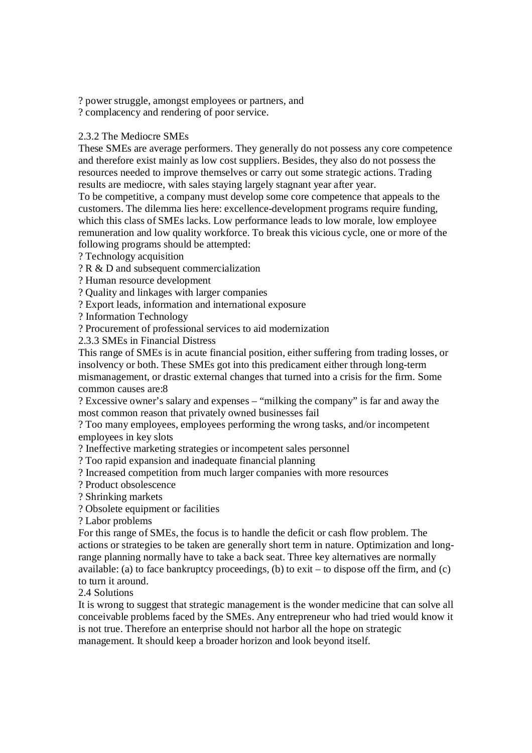? power struggle, amongst employees or partners, and
? complacency and rendering of poor service.

### 2.3.2 The Mediocre SMEs

These SMEs are average performers. They generally do not possess any core competence and therefore exist mainly as low cost suppliers. Besides, they also do not possess the resources needed to improve themselves or carry out some strategic actions. Trading results are mediocre, with sales staying largely stagnant year after year.

To be competitive, a company must develop some core competence that appeals to the customers. The dilemma lies here: excellence-development programs require funding, which this class of SMEs lacks. Low performance leads to low morale, low employee remuneration and low quality workforce. To break this vicious cycle, one or more of the following programs should be attempted:

? Technology acquisition
? R & D and subsequent commercialization
? Human resource development
? Quality and linkages with larger companies
? Export leads, information and international exposure
? Information Technology
? Procurement of professional services to aid modernization

### 2.3.3 SMEs in Financial Distress

This range of SMEs is in acute financial position, either suffering from trading losses, or insolvency or both. These SMEs got into this predicament either through long-term mismanagement, or drastic external changes that turned into a crisis for the firm. Some common causes are:8

? Excessive owner's salary and expenses – "milking the company" is far and away the most common reason that privately owned businesses fail
? Too many employees, employees performing the wrong tasks, and/or incompetent employees in key slots
? Ineffective marketing strategies or incompetent sales personnel
? Too rapid expansion and inadequate financial planning
? Increased competition from much larger companies with more resources
? Product obsolescence
? Shrinking markets
? Obsolete equipment or facilities
? Labor problems

For this range of SMEs, the focus is to handle the deficit or cash flow problem. The actions or strategies to be taken are generally short term in nature. Optimization and long-range planning normally have to take a back seat. Three key alternatives are normally available: (a) to face bankruptcy proceedings, (b) to exit – to dispose off the firm, and (c) to turn it around.

## 2.4 Solutions

It is wrong to suggest that strategic management is the wonder medicine that can solve all conceivable problems faced by the SMEs. Any entrepreneur who had tried would know it is not true. Therefore an enterprise should not harbor all the hope on strategic management. It should keep a broader horizon and look beyond itself.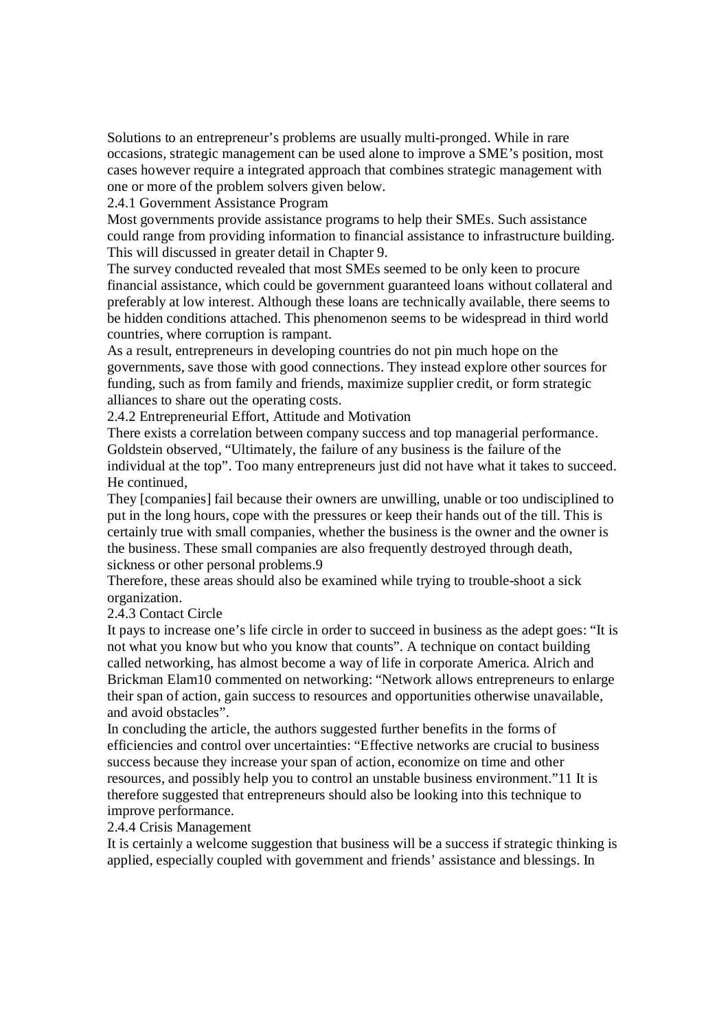Solutions to an entrepreneur's problems are usually multi-pronged. While in rare occasions, strategic management can be used alone to improve a SME's position, most cases however require a integrated approach that combines strategic management with one or more of the problem solvers given below.

### 2.4.1 Government Assistance Program

Most governments provide assistance programs to help their SMEs. Such assistance could range from providing information to financial assistance to infrastructure building. This will discussed in greater detail in Chapter 9.

The survey conducted revealed that most SMEs seemed to be only keen to procure financial assistance, which could be government guaranteed loans without collateral and preferably at low interest. Although these loans are technically available, there seems to be hidden conditions attached. This phenomenon seems to be widespread in third world countries, where corruption is rampant.

As a result, entrepreneurs in developing countries do not pin much hope on the governments, save those with good connections. They instead explore other sources for funding, such as from family and friends, maximize supplier credit, or form strategic alliances to share out the operating costs.

### 2.4.2 Entrepreneurial Effort, Attitude and Motivation

There exists a correlation between company success and top managerial performance. Goldstein observed, "Ultimately, the failure of any business is the failure of the individual at the top". Too many entrepreneurs just did not have what it takes to succeed. He continued,

They [companies] fail because their owners are unwilling, unable or too undisciplined to put in the long hours, cope with the pressures or keep their hands out of the till. This is certainly true with small companies, whether the business is the owner and the owner is the business. These small companies are also frequently destroyed through death, sickness or other personal problems.[9]

Therefore, these areas should also be examined while trying to trouble-shoot a sick organization.

### 2.4.3 Contact Circle

It pays to increase one's life circle in order to succeed in business as the adept goes: "It is not what you know but who you know that counts". A technique on contact building called networking, has almost become a way of life in corporate America. Alrich and Brickman Elam[10] commented on networking: "Network allows entrepreneurs to enlarge their span of action, gain success to resources and opportunities otherwise unavailable, and avoid obstacles".

In concluding the article, the authors suggested further benefits in the forms of efficiencies and control over uncertainties: "Effective networks are crucial to business success because they increase your span of action, economize on time and other resources, and possibly help you to control an unstable business environment."[11] It is therefore suggested that entrepreneurs should also be looking into this technique to improve performance.

### 2.4.4 Crisis Management

It is certainly a welcome suggestion that business will be a success if strategic thinking is applied, especially coupled with government and friends' assistance and blessings. In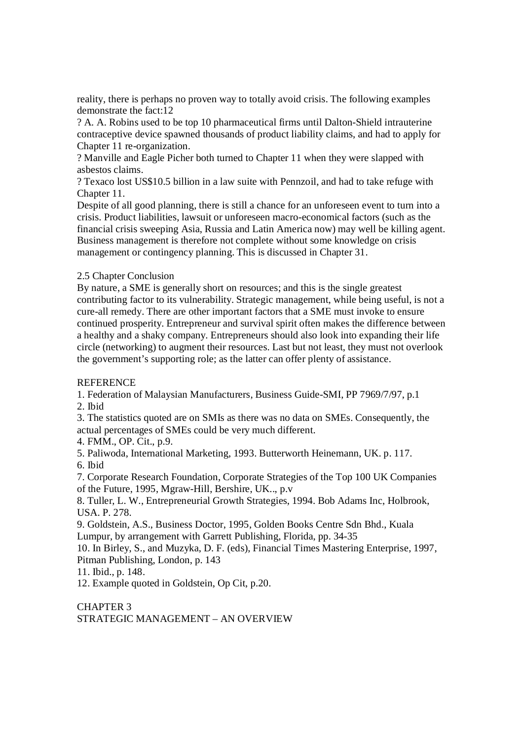reality, there is perhaps no proven way to totally avoid crisis. The following examples demonstrate the fact:12

? A. A. Robins used to be top 10 pharmaceutical firms until Dalton-Shield intrauterine contraceptive device spawned thousands of product liability claims, and had to apply for Chapter 11 re-organization.

? Manville and Eagle Picher both turned to Chapter 11 when they were slapped with asbestos claims.

? Texaco lost US$10.5 billion in a law suite with Pennzoil, and had to take refuge with Chapter 11.

Despite of all good planning, there is still a chance for an unforeseen event to turn into a crisis. Product liabilities, lawsuit or unforeseen macro-economical factors (such as the financial crisis sweeping Asia, Russia and Latin America now) may well be killing agent. Business management is therefore not complete without some knowledge on crisis management or contingency planning. This is discussed in Chapter 31.

## 2.5 Chapter Conclusion

By nature, a SME is generally short on resources; and this is the single greatest contributing factor to its vulnerability. Strategic management, while being useful, is not a cure-all remedy. There are other important factors that a SME must invoke to ensure continued prosperity. Entrepreneur and survival spirit often makes the difference between a healthy and a shaky company. Entrepreneurs should also look into expanding their life circle (networking) to augment their resources. Last but not least, they must not overlook the government's supporting role; as the latter can offer plenty of assistance.

## REFERENCE

1. Federation of Malaysian Manufacturers, Business Guide-SMI, PP 7969/7/97, p.1
2. Ibid
3. The statistics quoted are on SMIs as there was no data on SMEs. Consequently, the actual percentages of SMEs could be very much different.
4. FMM., OP. Cit., p.9.
5. Paliwoda, International Marketing, 1993. Butterworth Heinemann, UK. p. 117.
6. Ibid
7. Corporate Research Foundation, Corporate Strategies of the Top 100 UK Companies of the Future, 1995, Mgraw-Hill, Bershire, UK.., p.v
8. Tuller, L. W., Entrepreneurial Growth Strategies, 1994. Bob Adams Inc, Holbrook, USA. P. 278.
9. Goldstein, A.S., Business Doctor, 1995, Golden Books Centre Sdn Bhd., Kuala Lumpur, by arrangement with Garrett Publishing, Florida, pp. 34-35
10. In Birley, S., and Muzyka, D. F. (eds), Financial Times Mastering Enterprise, 1997, Pitman Publishing, London, p. 143
11. Ibid., p. 148.
12. Example quoted in Goldstein, Op Cit, p.20.

# CHAPTER 3
# STRATEGIC MANAGEMENT – AN OVERVIEW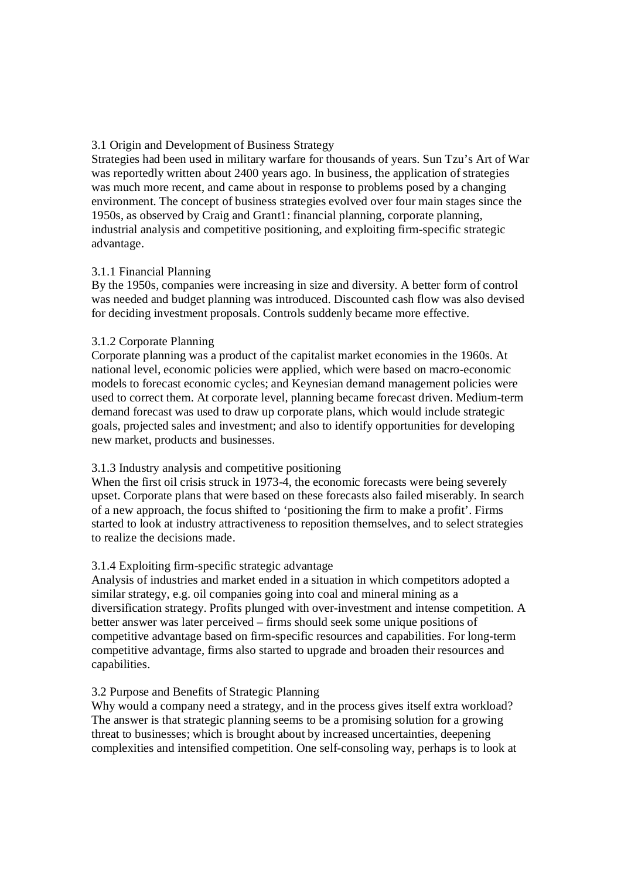## 3.1 Origin and Development of Business Strategy

Strategies had been used in military warfare for thousands of years. Sun Tzu's Art of War was reportedly written about 2400 years ago. In business, the application of strategies was much more recent, and came about in response to problems posed by a changing environment. The concept of business strategies evolved over four main stages since the 1950s, as observed by Craig and Grant[1]: financial planning, corporate planning, industrial analysis and competitive positioning, and exploiting firm-specific strategic advantage.

### 3.1.1 Financial Planning

By the 1950s, companies were increasing in size and diversity. A better form of control was needed and budget planning was introduced. Discounted cash flow was also devised for deciding investment proposals. Controls suddenly became more effective.

### 3.1.2 Corporate Planning

Corporate planning was a product of the capitalist market economies in the 1960s. At national level, economic policies were applied, which were based on macro-economic models to forecast economic cycles; and Keynesian demand management policies were used to correct them. At corporate level, planning became forecast driven. Medium-term demand forecast was used to draw up corporate plans, which would include strategic goals, projected sales and investment; and also to identify opportunities for developing new market, products and businesses.

### 3.1.3 Industry analysis and competitive positioning

When the first oil crisis struck in 1973-4, the economic forecasts were being severely upset. Corporate plans that were based on these forecasts also failed miserably. In search of a new approach, the focus shifted to 'positioning the firm to make a profit'. Firms started to look at industry attractiveness to reposition themselves, and to select strategies to realize the decisions made.

### 3.1.4 Exploiting firm-specific strategic advantage

Analysis of industries and market ended in a situation in which competitors adopted a similar strategy, e.g. oil companies going into coal and mineral mining as a diversification strategy. Profits plunged with over-investment and intense competition. A better answer was later perceived – firms should seek some unique positions of competitive advantage based on firm-specific resources and capabilities. For long-term competitive advantage, firms also started to upgrade and broaden their resources and capabilities.

## 3.2 Purpose and Benefits of Strategic Planning

Why would a company need a strategy, and in the process gives itself extra workload? The answer is that strategic planning seems to be a promising solution for a growing threat to businesses; which is brought about by increased uncertainties, deepening complexities and intensified competition. One self-consoling way, perhaps is to look at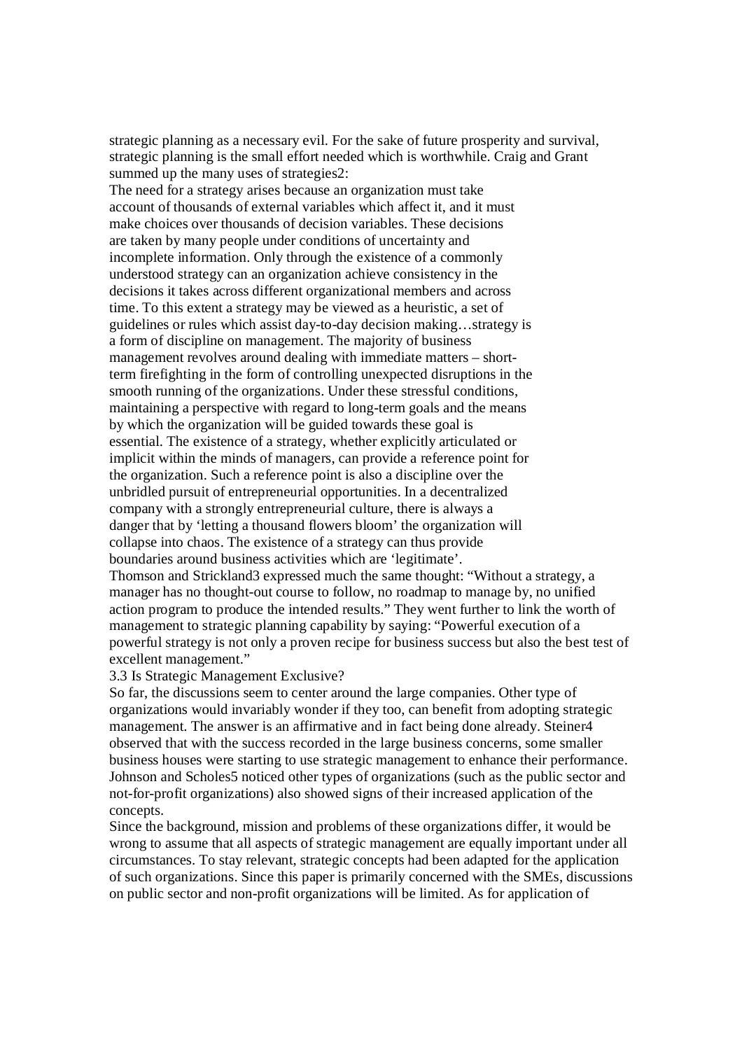strategic planning as a necessary evil. For the sake of future prosperity and survival, strategic planning is the small effort needed which is worthwhile. Craig and Grant summed up the many uses of strategies[2]:

> The need for a strategy arises because an organization must take account of thousands of external variables which affect it, and it must make choices over thousands of decision variables. These decisions are taken by many people under conditions of uncertainty and incomplete information. Only through the existence of a commonly understood strategy can an organization achieve consistency in the decisions it takes across different organizational members and across time. To this extent a strategy may be viewed as a heuristic, a set of guidelines or rules which assist day-to-day decision making…strategy is a form of discipline on management. The majority of business management revolves around dealing with immediate matters – short-term firefighting in the form of controlling unexpected disruptions in the smooth running of the organizations. Under these stressful conditions, maintaining a perspective with regard to long-term goals and the means by which the organization will be guided towards these goal is essential. The existence of a strategy, whether explicitly articulated or implicit within the minds of managers, can provide a reference point for the organization. Such a reference point is also a discipline over the unbridled pursuit of entrepreneurial opportunities. In a decentralized company with a strongly entrepreneurial culture, there is always a danger that by 'letting a thousand flowers bloom' the organization will collapse into chaos. The existence of a strategy can thus provide boundaries around business activities which are 'legitimate'.

Thomson and Strickland[3] expressed much the same thought: "Without a strategy, a manager has no thought-out course to follow, no roadmap to manage by, no unified action program to produce the intended results." They went further to link the worth of management to strategic planning capability by saying: "Powerful execution of a powerful strategy is not only a proven recipe for business success but also the best test of excellent management."

### 3.3 Is Strategic Management Exclusive?

So far, the discussions seem to center around the large companies. Other type of organizations would invariably wonder if they too, can benefit from adopting strategic management. The answer is an affirmative and in fact being done already. Steiner[4] observed that with the success recorded in the large business concerns, some smaller business houses were starting to use strategic management to enhance their performance. Johnson and Scholes[5] noticed other types of organizations (such as the public sector and not-for-profit organizations) also showed signs of their increased application of the concepts.

Since the background, mission and problems of these organizations differ, it would be wrong to assume that all aspects of strategic management are equally important under all circumstances. To stay relevant, strategic concepts had been adapted for the application of such organizations. Since this paper is primarily concerned with the SMEs, discussions on public sector and non-profit organizations will be limited. As for application of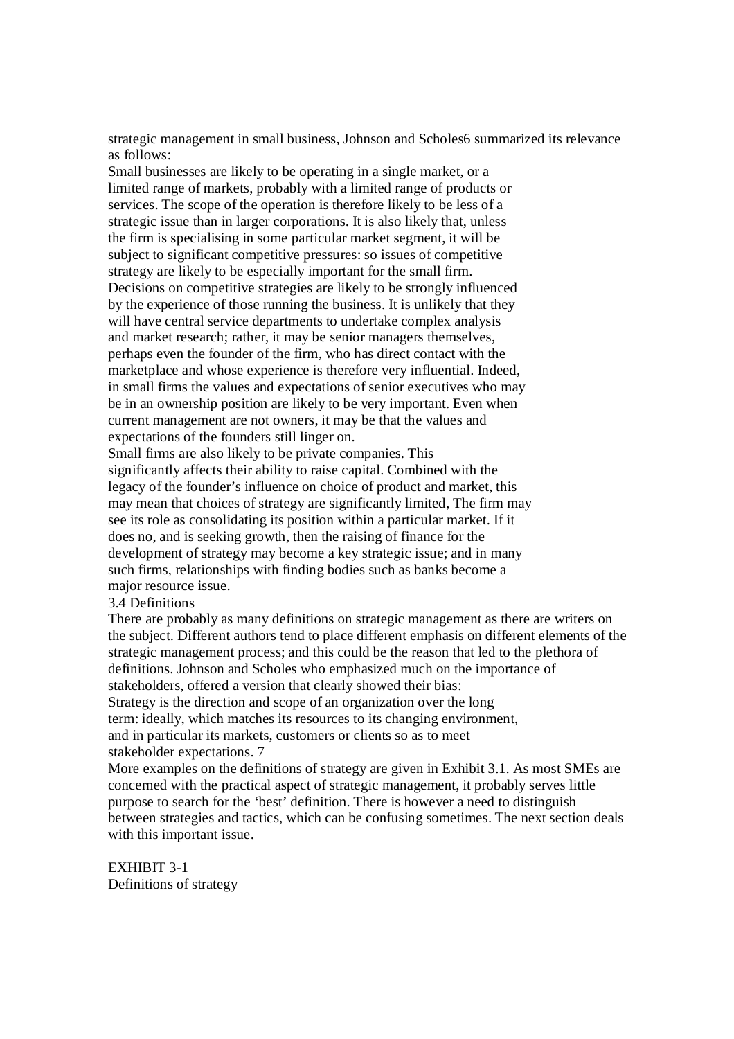strategic management in small business, Johnson and Scholes[6] summarized its relevance as follows:

> Small businesses are likely to be operating in a single market, or a limited range of markets, probably with a limited range of products or services. The scope of the operation is therefore likely to be less of a strategic issue than in larger corporations. It is also likely that, unless the firm is specialising in some particular market segment, it will be subject to significant competitive pressures: so issues of competitive strategy are likely to be especially important for the small firm.
>
> Decisions on competitive strategies are likely to be strongly influenced by the experience of those running the business. It is unlikely that they will have central service departments to undertake complex analysis and market research; rather, it may be senior managers themselves, perhaps even the founder of the firm, who has direct contact with the marketplace and whose experience is therefore very influential. Indeed, in small firms the values and expectations of senior executives who may be in an ownership position are likely to be very important. Even when current management are not owners, it may be that the values and expectations of the founders still linger on.
>
> Small firms are also likely to be private companies. This significantly affects their ability to raise capital. Combined with the legacy of the founder's influence on choice of product and market, this may mean that choices of strategy are significantly limited, The firm may see its role as consolidating its position within a particular market. If it does no, and is seeking growth, then the raising of finance for the development of strategy may become a key strategic issue; and in many such firms, relationships with finding bodies such as banks become a major resource issue.

## 3.4 Definitions

There are probably as many definitions on strategic management as there are writers on the subject. Different authors tend to place different emphasis on different elements of the strategic management process; and this could be the reason that led to the plethora of definitions. Johnson and Scholes who emphasized much on the importance of stakeholders, offered a version that clearly showed their bias:

> Strategy is the direction and scope of an organization over the long term: ideally, which matches its resources to its changing environment, and in particular its markets, customers or clients so as to meet stakeholder expectations. [7]

More examples on the definitions of strategy are given in Exhibit 3.1. As most SMEs are concerned with the practical aspect of strategic management, it probably serves little purpose to search for the 'best' definition. There is however a need to distinguish between strategies and tactics, which can be confusing sometimes. The next section deals with this important issue.

EXHIBIT 3-1
Definitions of strategy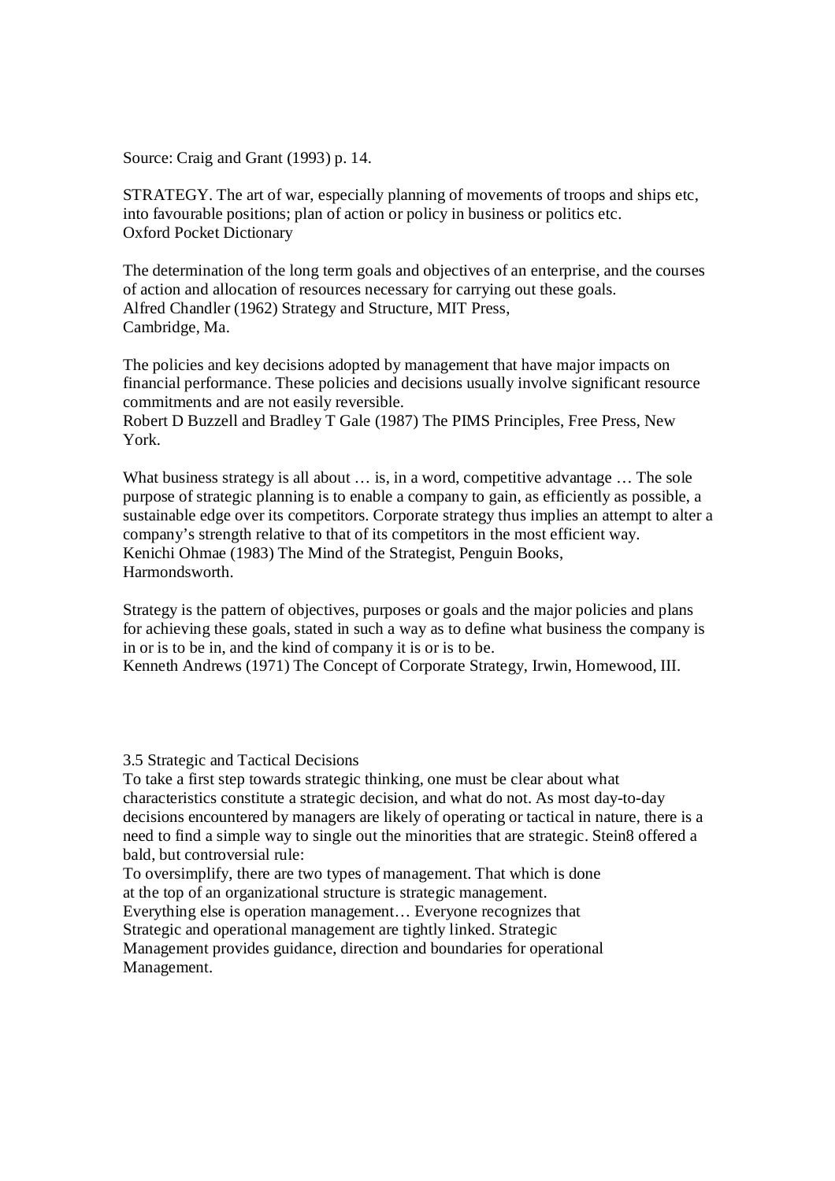Source: Craig and Grant (1993) p. 14.

STRATEGY. The art of war, especially planning of movements of troops and ships etc, into favourable positions; plan of action or policy in business or politics etc.
Oxford Pocket Dictionary

The determination of the long term goals and objectives of an enterprise, and the courses of action and allocation of resources necessary for carrying out these goals.
Alfred Chandler (1962) Strategy and Structure, MIT Press, Cambridge, Ma.

The policies and key decisions adopted by management that have major impacts on financial performance. These policies and decisions usually involve significant resource commitments and are not easily reversible.
Robert D Buzzell and Bradley T Gale (1987) The PIMS Principles, Free Press, New York.

What business strategy is all about … is, in a word, competitive advantage … The sole purpose of strategic planning is to enable a company to gain, as efficiently as possible, a sustainable edge over its competitors. Corporate strategy thus implies an attempt to alter a company's strength relative to that of its competitors in the most efficient way.
Kenichi Ohmae (1983) The Mind of the Strategist, Penguin Books, Harmondsworth.

Strategy is the pattern of objectives, purposes or goals and the major policies and plans for achieving these goals, stated in such a way as to define what business the company is in or is to be in, and the kind of company it is or is to be.
Kenneth Andrews (1971) The Concept of Corporate Strategy, Irwin, Homewood, III.

### 3.5 Strategic and Tactical Decisions

To take a first step towards strategic thinking, one must be clear about what characteristics constitute a strategic decision, and what do not. As most day-to-day decisions encountered by managers are likely of operating or tactical in nature, there is a need to find a simple way to single out the minorities that are strategic. Stein8 offered a bald, but controversial rule:

> To oversimplify, there are two types of management. That which is done at the top of an organizational structure is strategic management. Everything else is operation management… Everyone recognizes that Strategic and operational management are tightly linked. Strategic Management provides guidance, direction and boundaries for operational Management.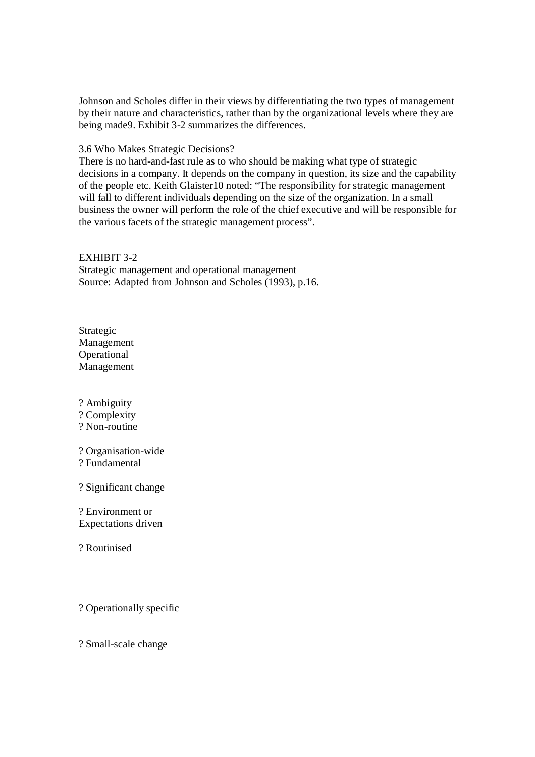Johnson and Scholes differ in their views by differentiating the two types of management by their nature and characteristics, rather than by the organizational levels where they are being made9. Exhibit 3-2 summarizes the differences.

### 3.6 Who Makes Strategic Decisions?

There is no hard-and-fast rule as to who should be making what type of strategic decisions in a company. It depends on the company in question, its size and the capability of the people etc. Keith Glaister10 noted: "The responsibility for strategic management will fall to different individuals depending on the size of the organization. In a small business the owner will perform the role of the chief executive and will be responsible for the various facets of the strategic management process".

EXHIBIT 3-2
Strategic management and operational management
Source: Adapted from Johnson and Scholes (1993), p.16.

Strategic
Management
Operational
Management

? Ambiguity
? Complexity
? Non-routine

? Organisation-wide
? Fundamental

? Significant change

? Environment or
Expectations driven

? Routinised

? Operationally specific

? Small-scale change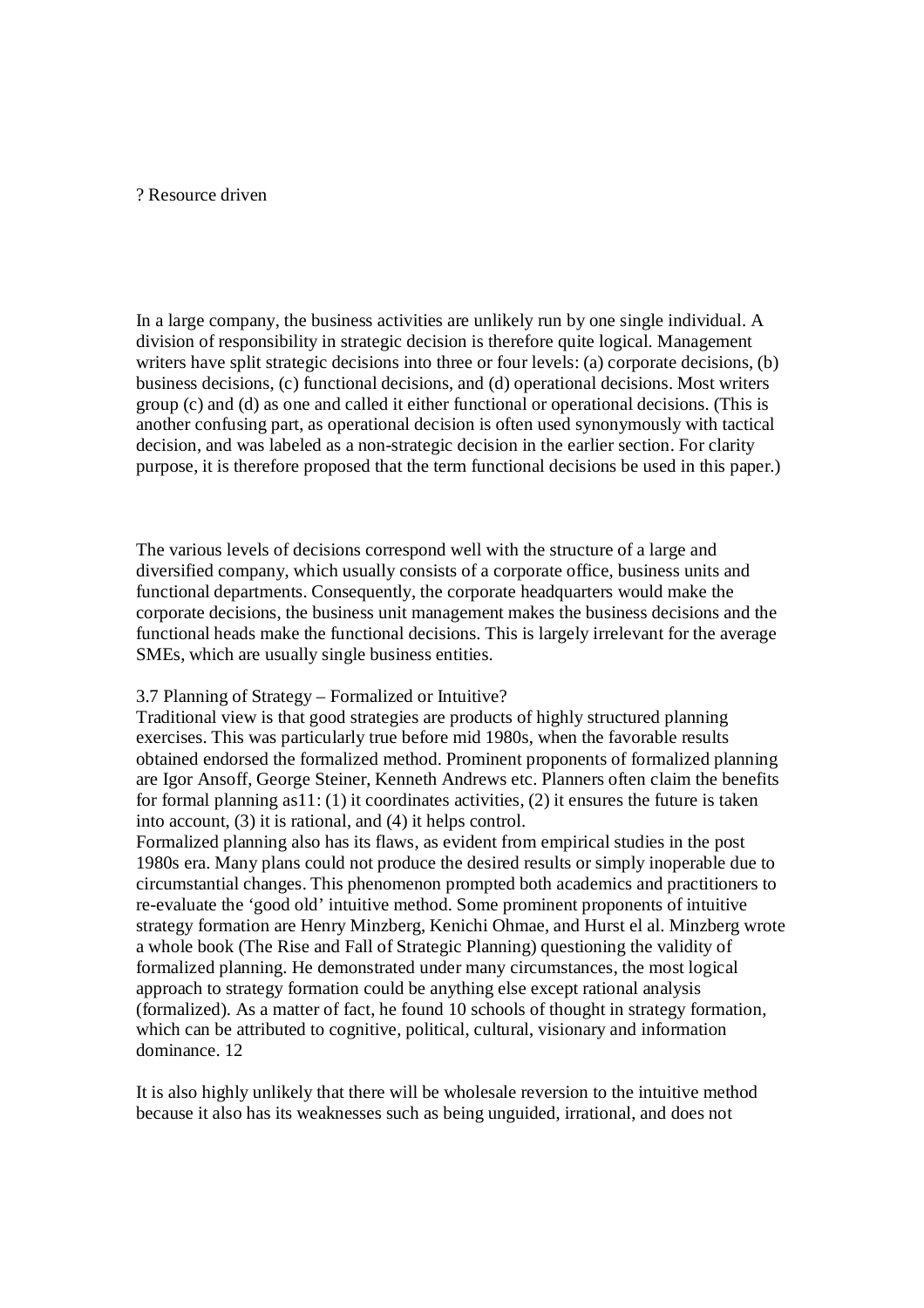? Resource driven

In a large company, the business activities are unlikely run by one single individual. A division of responsibility in strategic decision is therefore quite logical. Management writers have split strategic decisions into three or four levels: (a) corporate decisions, (b) business decisions, (c) functional decisions, and (d) operational decisions. Most writers group (c) and (d) as one and called it either functional or operational decisions. (This is another confusing part, as operational decision is often used synonymously with tactical decision, and was labeled as a non-strategic decision in the earlier section. For clarity purpose, it is therefore proposed that the term functional decisions be used in this paper.)

The various levels of decisions correspond well with the structure of a large and diversified company, which usually consists of a corporate office, business units and functional departments. Consequently, the corporate headquarters would make the corporate decisions, the business unit management makes the business decisions and the functional heads make the functional decisions. This is largely irrelevant for the average SMEs, which are usually single business entities.

3.7 Planning of Strategy – Formalized or Intuitive?

Traditional view is that good strategies are products of highly structured planning exercises. This was particularly true before mid 1980s, when the favorable results obtained endorsed the formalized method. Prominent proponents of formalized planning are Igor Ansoff, George Steiner, Kenneth Andrews etc. Planners often claim the benefits for formal planning as[11]: (1) it coordinates activities, (2) it ensures the future is taken into account, (3) it is rational, and (4) it helps control.

Formalized planning also has its flaws, as evident from empirical studies in the post 1980s era. Many plans could not produce the desired results or simply inoperable due to circumstantial changes. This phenomenon prompted both academics and practitioners to re-evaluate the 'good old' intuitive method. Some prominent proponents of intuitive strategy formation are Henry Minzberg, Kenichi Ohmae, and Hurst el al. Minzberg wrote a whole book (The Rise and Fall of Strategic Planning) questioning the validity of formalized planning. He demonstrated under many circumstances, the most logical approach to strategy formation could be anything else except rational analysis (formalized). As a matter of fact, he found 10 schools of thought in strategy formation, which can be attributed to cognitive, political, cultural, visionary and information dominance. [12]

It is also highly unlikely that there will be wholesale reversion to the intuitive method because it also has its weaknesses such as being unguided, irrational, and does not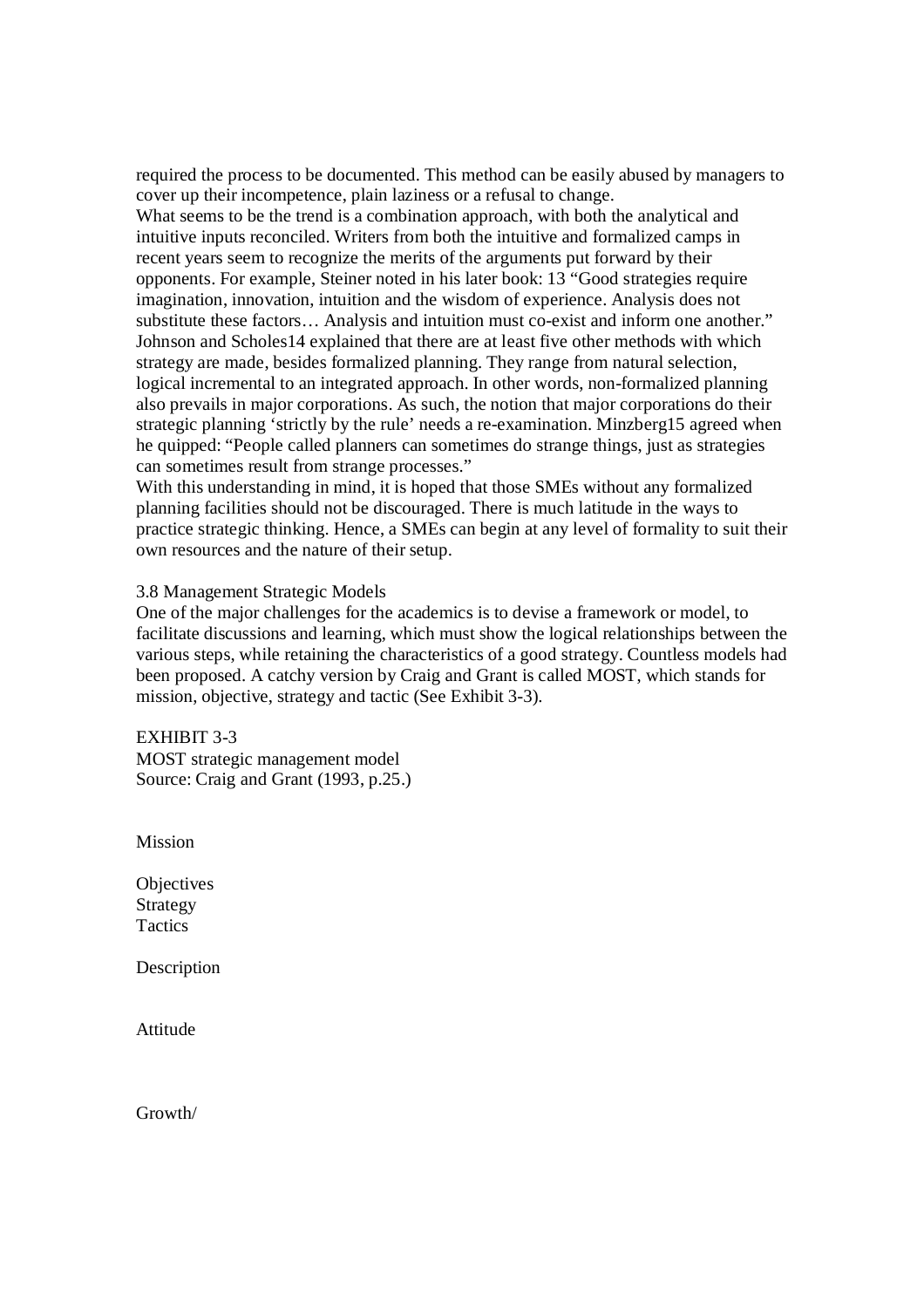required the process to be documented. This method can be easily abused by managers to cover up their incompetence, plain laziness or a refusal to change.

What seems to be the trend is a combination approach, with both the analytical and intuitive inputs reconciled. Writers from both the intuitive and formalized camps in recent years seem to recognize the merits of the arguments put forward by their opponents. For example, Steiner noted in his later book: 13 "Good strategies require imagination, innovation, intuition and the wisdom of experience. Analysis does not substitute these factors… Analysis and intuition must co-exist and inform one another." Johnson and Scholes14 explained that there are at least five other methods with which strategy are made, besides formalized planning. They range from natural selection, logical incremental to an integrated approach. In other words, non-formalized planning also prevails in major corporations. As such, the notion that major corporations do their strategic planning 'strictly by the rule' needs a re-examination. Minzberg15 agreed when he quipped: "People called planners can sometimes do strange things, just as strategies can sometimes result from strange processes."

With this understanding in mind, it is hoped that those SMEs without any formalized planning facilities should not be discouraged. There is much latitude in the ways to practice strategic thinking. Hence, a SMEs can begin at any level of formality to suit their own resources and the nature of their setup.

### 3.8 Management Strategic Models

One of the major challenges for the academics is to devise a framework or model, to facilitate discussions and learning, which must show the logical relationships between the various steps, while retaining the characteristics of a good strategy. Countless models had been proposed. A catchy version by Craig and Grant is called MOST, which stands for mission, objective, strategy and tactic (See Exhibit 3-3).

EXHIBIT 3-3
MOST strategic management model
Source: Craig and Grant (1993, p.25.)

Mission

Objectives
Strategy
Tactics

Description

Attitude

Growth/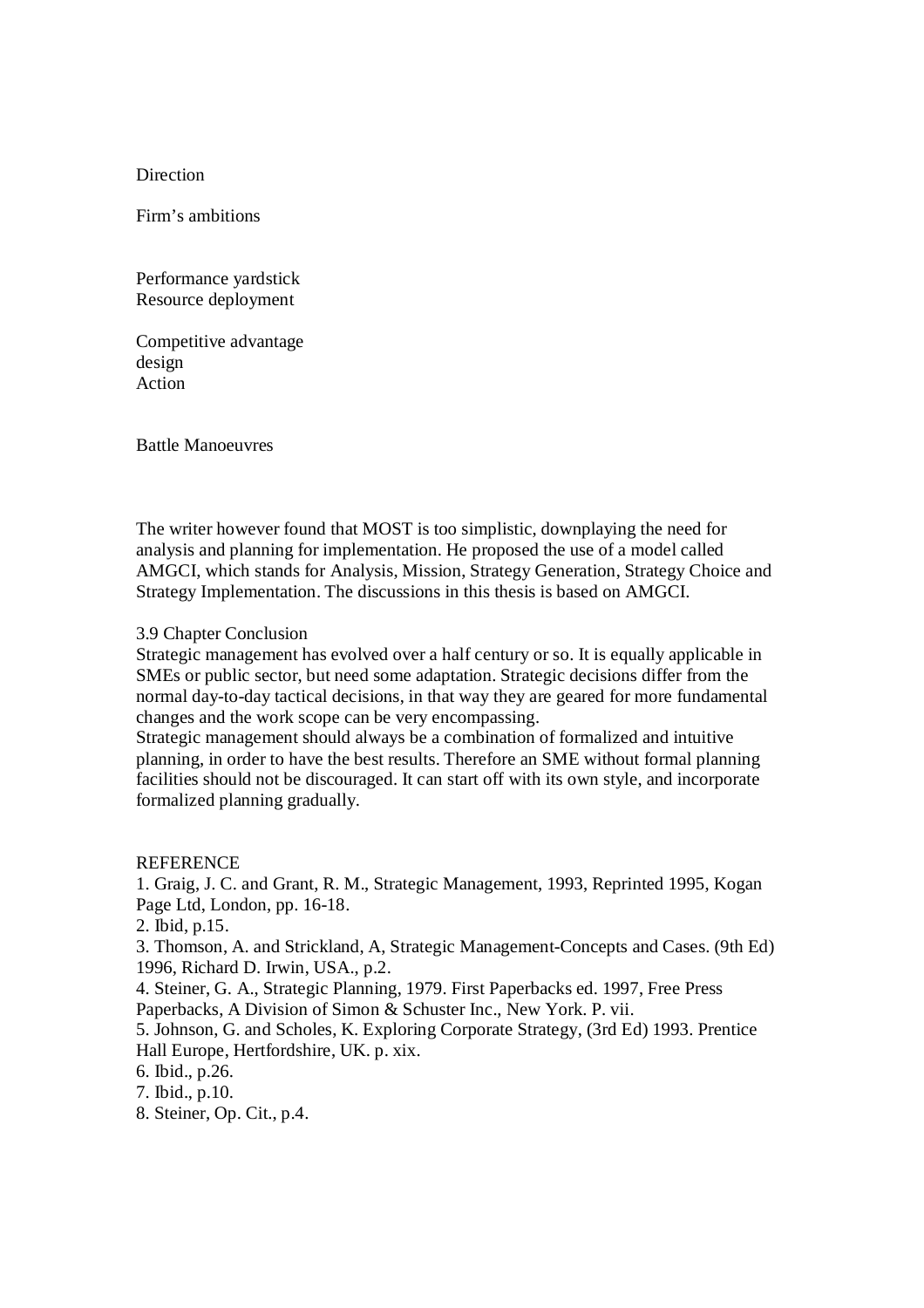Direction

Firm’s ambitions

Performance yardstick
Resource deployment

Competitive advantage
design
Action

Battle Manoeuvres

The writer however found that MOST is too simplistic, downplaying the need for analysis and planning for implementation. He proposed the use of a model called AMGCI, which stands for Analysis, Mission, Strategy Generation, Strategy Choice and Strategy Implementation. The discussions in this thesis is based on AMGCI.

### 3.9 Chapter Conclusion

Strategic management has evolved over a half century or so. It is equally applicable in SMEs or public sector, but need some adaptation. Strategic decisions differ from the normal day-to-day tactical decisions, in that way they are geared for more fundamental changes and the work scope can be very encompassing.
Strategic management should always be a combination of formalized and intuitive planning, in order to have the best results. Therefore an SME without formal planning facilities should not be discouraged. It can start off with its own style, and incorporate formalized planning gradually.

## REFERENCE

1. Graig, J. C. and Grant, R. M., Strategic Management, 1993, Reprinted 1995, Kogan Page Ltd, London, pp. 16-18.
2. Ibid, p.15.
3. Thomson, A. and Strickland, A, Strategic Management-Concepts and Cases. (9th Ed) 1996, Richard D. Irwin, USA., p.2.
4. Steiner, G. A., Strategic Planning, 1979. First Paperbacks ed. 1997, Free Press Paperbacks, A Division of Simon & Schuster Inc., New York. P. vii.
5. Johnson, G. and Scholes, K. Exploring Corporate Strategy, (3rd Ed) 1993. Prentice Hall Europe, Hertfordshire, UK. p. xix.
6. Ibid., p.26.
7. Ibid., p.10.
8. Steiner, Op. Cit., p.4.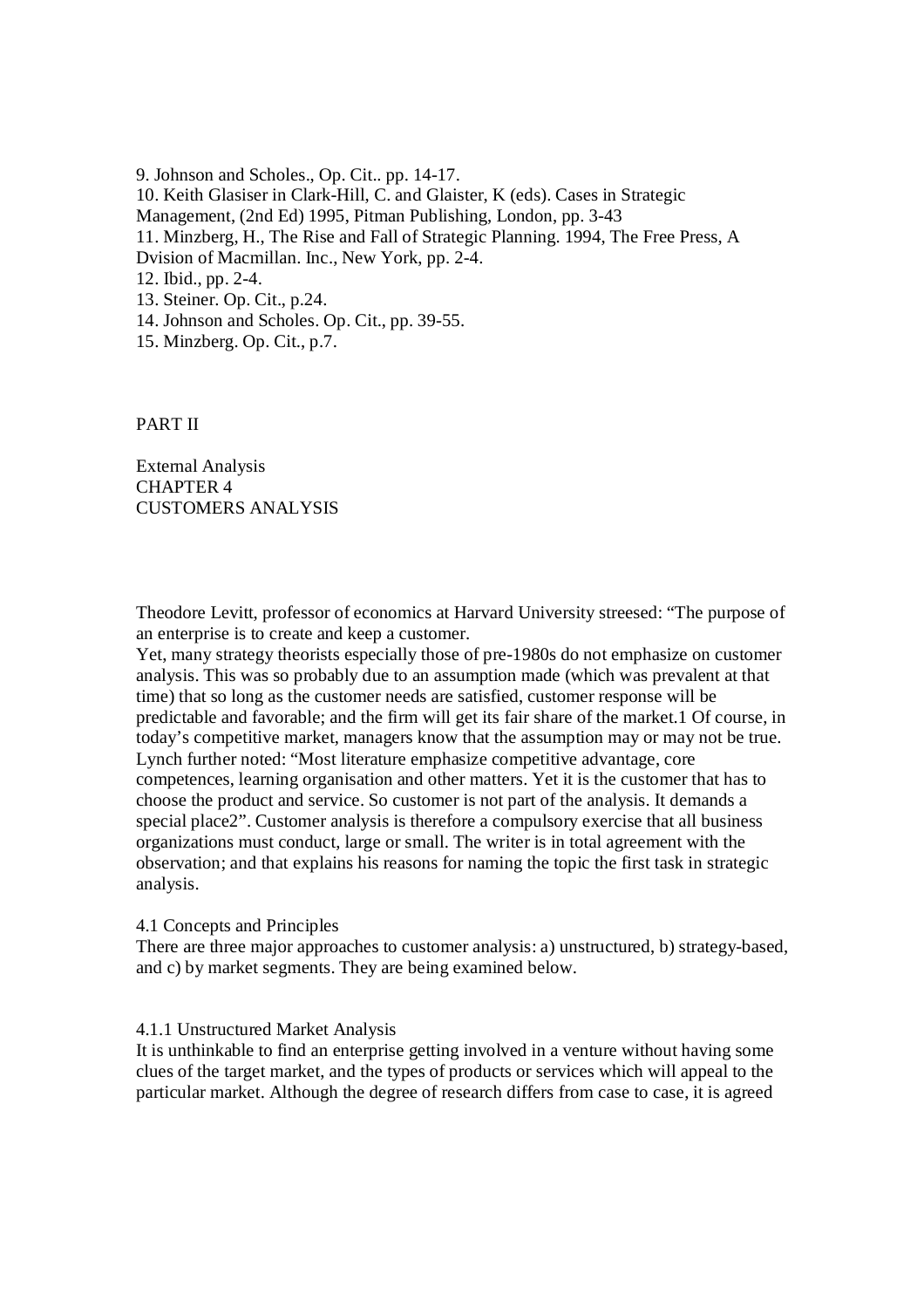9. Johnson and Scholes., Op. Cit.. pp. 14-17.
10. Keith Glasiser in Clark-Hill, C. and Glaister, K (eds). Cases in Strategic Management, (2nd Ed) 1995, Pitman Publishing, London, pp. 3-43
11. Minzberg, H., The Rise and Fall of Strategic Planning. 1994, The Free Press, A Dvision of Macmillan. Inc., New York, pp. 2-4.
12. Ibid., pp. 2-4.
13. Steiner. Op. Cit., p.24.
14. Johnson and Scholes. Op. Cit., pp. 39-55.
15. Minzberg. Op. Cit., p.7.

# PART II

## External Analysis
## CHAPTER 4
## CUSTOMERS ANALYSIS

Theodore Levitt, professor of economics at Harvard University streesed: "The purpose of an enterprise is to create and keep a customer.
Yet, many strategy theorists especially those of pre-1980s do not emphasize on customer analysis. This was so probably due to an assumption made (which was prevalent at that time) that so long as the customer needs are satisfied, customer response will be predictable and favorable; and the firm will get its fair share of the market.1 Of course, in today's competitive market, managers know that the assumption may or may not be true. Lynch further noted: "Most literature emphasize competitive advantage, core competences, learning organisation and other matters. Yet it is the customer that has to choose the product and service. So customer is not part of the analysis. It demands a special place2". Customer analysis is therefore a compulsory exercise that all business organizations must conduct, large or small. The writer is in total agreement with the observation; and that explains his reasons for naming the topic the first task in strategic analysis.

### 4.1 Concepts and Principles

There are three major approaches to customer analysis: a) unstructured, b) strategy-based, and c) by market segments. They are being examined below.

#### 4.1.1 Unstructured Market Analysis

It is unthinkable to find an enterprise getting involved in a venture without having some clues of the target market, and the types of products or services which will appeal to the particular market. Although the degree of research differs from case to case, it is agreed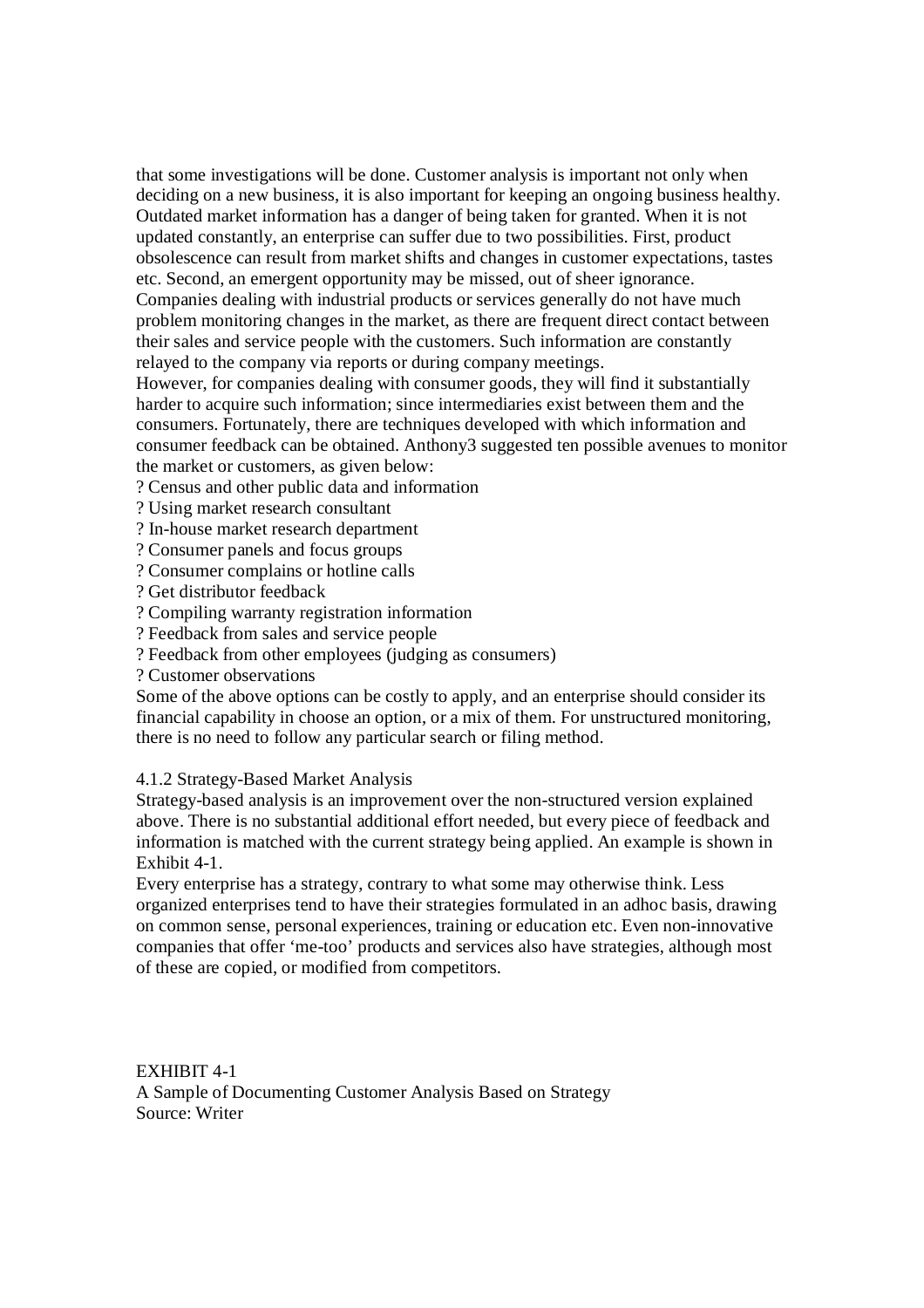that some investigations will be done. Customer analysis is important not only when deciding on a new business, it is also important for keeping an ongoing business healthy. Outdated market information has a danger of being taken for granted. When it is not updated constantly, an enterprise can suffer due to two possibilities. First, product obsolescence can result from market shifts and changes in customer expectations, tastes etc. Second, an emergent opportunity may be missed, out of sheer ignorance.
Companies dealing with industrial products or services generally do not have much problem monitoring changes in the market, as there are frequent direct contact between their sales and service people with the customers. Such information are constantly relayed to the company via reports or during company meetings.
However, for companies dealing with consumer goods, they will find it substantially harder to acquire such information; since intermediaries exist between them and the consumers. Fortunately, there are techniques developed with which information and consumer feedback can be obtained. Anthony3 suggested ten possible avenues to monitor the market or customers, as given below:

? Census and other public data and information
? Using market research consultant
? In-house market research department
? Consumer panels and focus groups
? Consumer complains or hotline calls
? Get distributor feedback
? Compiling warranty registration information
? Feedback from sales and service people
? Feedback from other employees (judging as consumers)
? Customer observations

Some of the above options can be costly to apply, and an enterprise should consider its financial capability in choose an option, or a mix of them. For unstructured monitoring, there is no need to follow any particular search or filing method.

### 4.1.2 Strategy-Based Market Analysis

Strategy-based analysis is an improvement over the non-structured version explained above. There is no substantial additional effort needed, but every piece of feedback and information is matched with the current strategy being applied. An example is shown in Exhibit 4-1.
Every enterprise has a strategy, contrary to what some may otherwise think. Less organized enterprises tend to have their strategies formulated in an adhoc basis, drawing on common sense, personal experiences, training or education etc. Even non-innovative companies that offer 'me-too' products and services also have strategies, although most of these are copied, or modified from competitors.

EXHIBIT 4-1
A Sample of Documenting Customer Analysis Based on Strategy
Source: Writer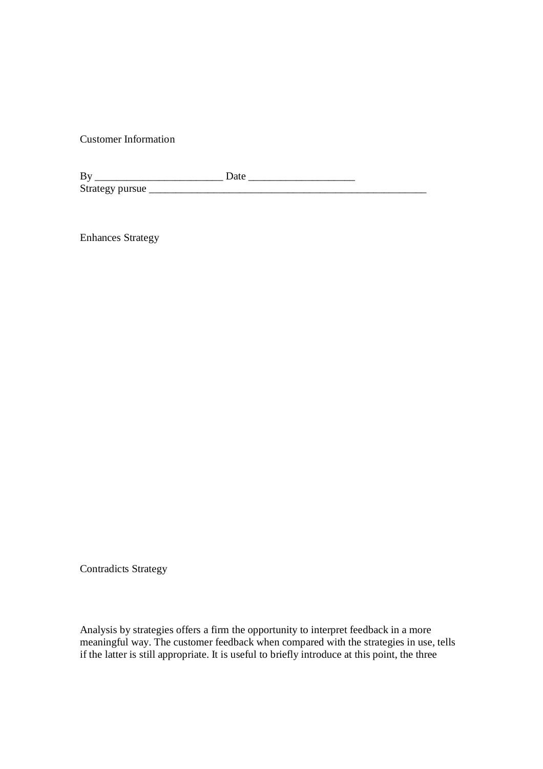Customer Information

By ________________________ Date ___________________
Strategy pursue _____________________________________________________

Enhances Strategy

Contradicts Strategy

Analysis by strategies offers a firm the opportunity to interpret feedback in a more meaningful way. The customer feedback when compared with the strategies in use, tells if the latter is still appropriate. It is useful to briefly introduce at this point, the three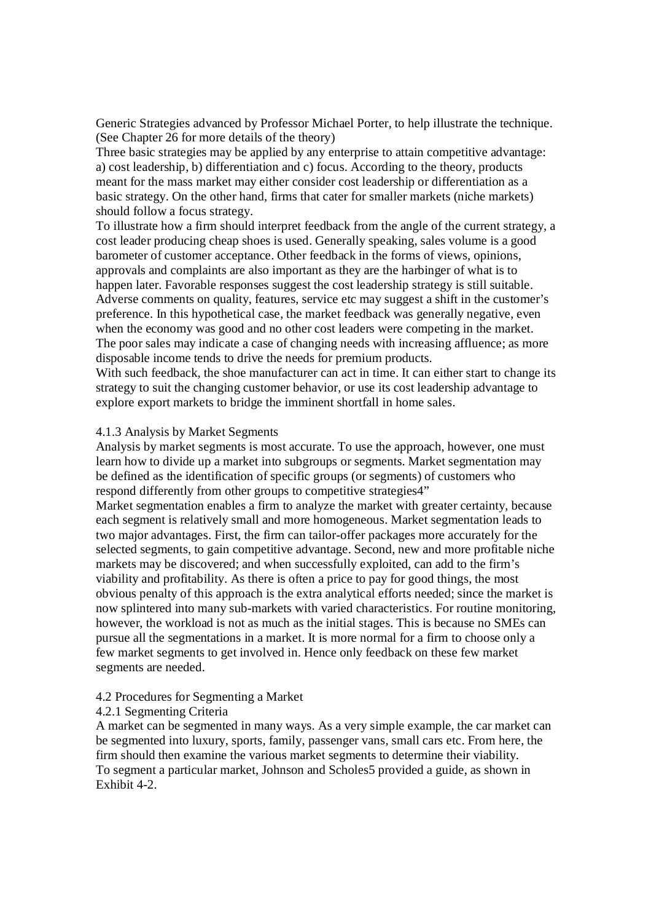Generic Strategies advanced by Professor Michael Porter, to help illustrate the technique. (See Chapter 26 for more details of the theory)

Three basic strategies may be applied by any enterprise to attain competitive advantage: a) cost leadership, b) differentiation and c) focus. According to the theory, products meant for the mass market may either consider cost leadership or differentiation as a basic strategy. On the other hand, firms that cater for smaller markets (niche markets) should follow a focus strategy.

To illustrate how a firm should interpret feedback from the angle of the current strategy, a cost leader producing cheap shoes is used. Generally speaking, sales volume is a good barometer of customer acceptance. Other feedback in the forms of views, opinions, approvals and complaints are also important as they are the harbinger of what is to happen later. Favorable responses suggest the cost leadership strategy is still suitable. Adverse comments on quality, features, service etc may suggest a shift in the customer's preference. In this hypothetical case, the market feedback was generally negative, even when the economy was good and no other cost leaders were competing in the market. The poor sales may indicate a case of changing needs with increasing affluence; as more disposable income tends to drive the needs for premium products.

With such feedback, the shoe manufacturer can act in time. It can either start to change its strategy to suit the changing customer behavior, or use its cost leadership advantage to explore export markets to bridge the imminent shortfall in home sales.

### 4.1.3 Analysis by Market Segments

Analysis by market segments is most accurate. To use the approach, however, one must learn how to divide up a market into subgroups or segments. Market segmentation may be defined as the identification of specific groups (or segments) of customers who respond differently from other groups to competitive strategies[4]"

Market segmentation enables a firm to analyze the market with greater certainty, because each segment is relatively small and more homogeneous. Market segmentation leads to two major advantages. First, the firm can tailor-offer packages more accurately for the selected segments, to gain competitive advantage. Second, new and more profitable niche markets may be discovered; and when successfully exploited, can add to the firm's viability and profitability. As there is often a price to pay for good things, the most obvious penalty of this approach is the extra analytical efforts needed; since the market is now splintered into many sub-markets with varied characteristics. For routine monitoring, however, the workload is not as much as the initial stages. This is because no SMEs can pursue all the segmentations in a market. It is more normal for a firm to choose only a few market segments to get involved in. Hence only feedback on these few market segments are needed.

## 4.2 Procedures for Segmenting a Market

### 4.2.1 Segmenting Criteria

A market can be segmented in many ways. As a very simple example, the car market can be segmented into luxury, sports, family, passenger vans, small cars etc. From here, the firm should then examine the various market segments to determine their viability.

To segment a particular market, Johnson and Scholes[5] provided a guide, as shown in Exhibit 4-2.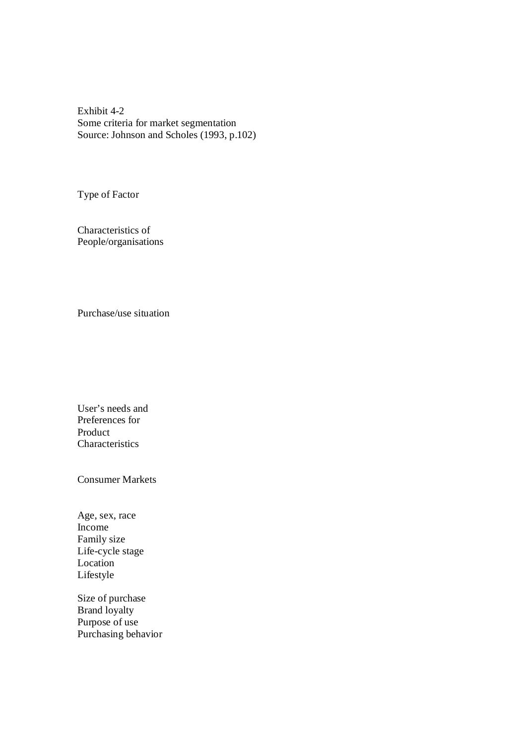Exhibit 4-2
Some criteria for market segmentation
Source: Johnson and Scholes (1993, p.102)

Type of Factor

Characteristics of
People/organisations

Purchase/use situation

User's needs and
Preferences for
Product
Characteristics

Consumer Markets

Age, sex, race
Income
Family size
Life-cycle stage
Location
Lifestyle

Size of purchase
Brand loyalty
Purpose of use
Purchasing behavior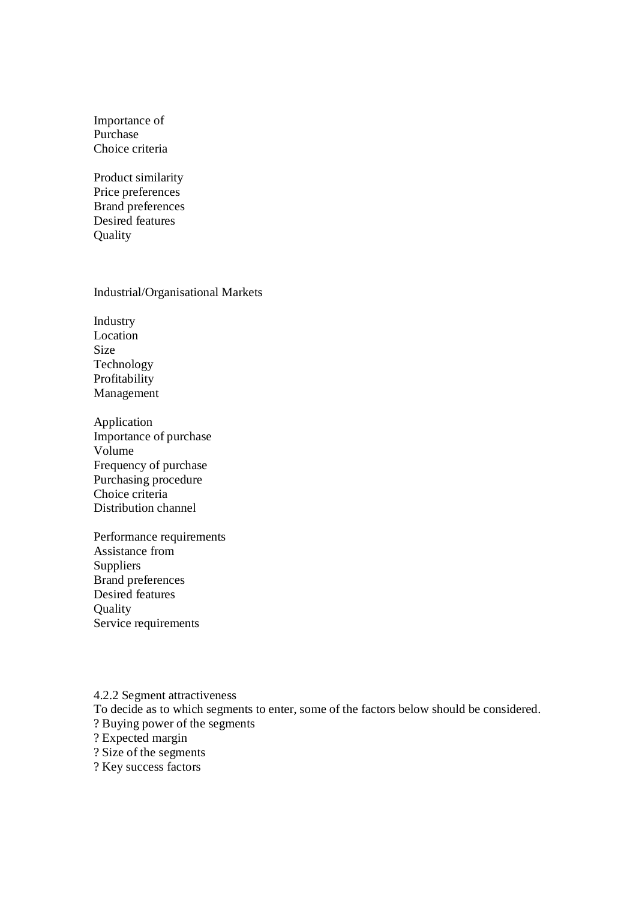Importance of
Purchase
Choice criteria

Product similarity
Price preferences
Brand preferences
Desired features
Quality

Industrial/Organisational Markets

Industry
Location
Size
Technology
Profitability
Management

Application
Importance of purchase
Volume
Frequency of purchase
Purchasing procedure
Choice criteria
Distribution channel

Performance requirements
Assistance from
Suppliers
Brand preferences
Desired features
Quality
Service requirements

4.2.2 Segment attractiveness

To decide as to which segments to enter, some of the factors below should be considered.

? Buying power of the segments
? Expected margin
? Size of the segments
? Key success factors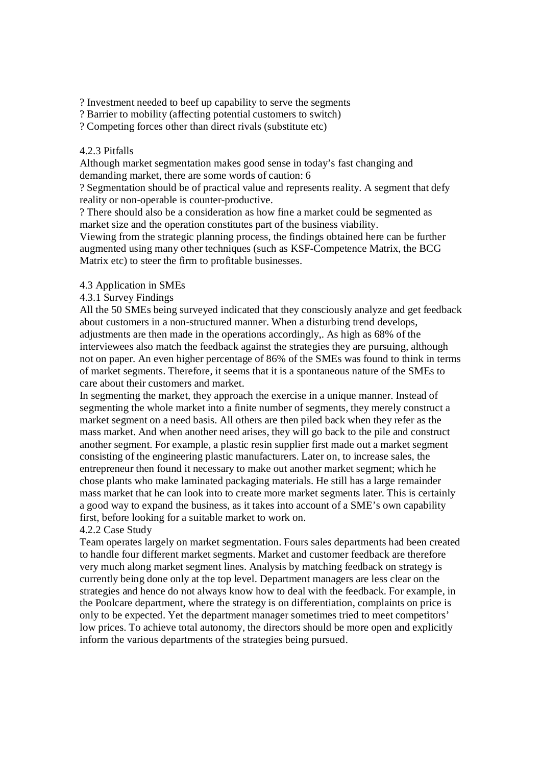? Investment needed to beef up capability to serve the segments
? Barrier to mobility (affecting potential customers to switch)
? Competing forces other than direct rivals (substitute etc)

### 4.2.3 Pitfalls

Although market segmentation makes good sense in today's fast changing and demanding market, there are some words of caution: 6

? Segmentation should be of practical value and represents reality. A segment that defy reality or non-operable is counter-productive.

? There should also be a consideration as how fine a market could be segmented as market size and the operation constitutes part of the business viability.

Viewing from the strategic planning process, the findings obtained here can be further augmented using many other techniques (such as KSF-Competence Matrix, the BCG Matrix etc) to steer the firm to profitable businesses.

## 4.3 Application in SMEs

### 4.3.1 Survey Findings

All the 50 SMEs being surveyed indicated that they consciously analyze and get feedback about customers in a non-structured manner. When a disturbing trend develops, adjustments are then made in the operations accordingly,. As high as 68% of the interviewees also match the feedback against the strategies they are pursuing, although not on paper. An even higher percentage of 86% of the SMEs was found to think in terms of market segments. Therefore, it seems that it is a spontaneous nature of the SMEs to care about their customers and market.

In segmenting the market, they approach the exercise in a unique manner. Instead of segmenting the whole market into a finite number of segments, they merely construct a market segment on a need basis. All others are then piled back when they refer as the mass market. And when another need arises, they will go back to the pile and construct another segment. For example, a plastic resin supplier first made out a market segment consisting of the engineering plastic manufacturers. Later on, to increase sales, the entrepreneur then found it necessary to make out another market segment; which he chose plants who make laminated packaging materials. He still has a large remainder mass market that he can look into to create more market segments later. This is certainly a good way to expand the business, as it takes into account of a SME's own capability first, before looking for a suitable market to work on.

### 4.2.2 Case Study

Team operates largely on market segmentation. Fours sales departments had been created to handle four different market segments. Market and customer feedback are therefore very much along market segment lines. Analysis by matching feedback on strategy is currently being done only at the top level. Department managers are less clear on the strategies and hence do not always know how to deal with the feedback. For example, in the Poolcare department, where the strategy is on differentiation, complaints on price is only to be expected. Yet the department manager sometimes tried to meet competitors' low prices. To achieve total autonomy, the directors should be more open and explicitly inform the various departments of the strategies being pursued.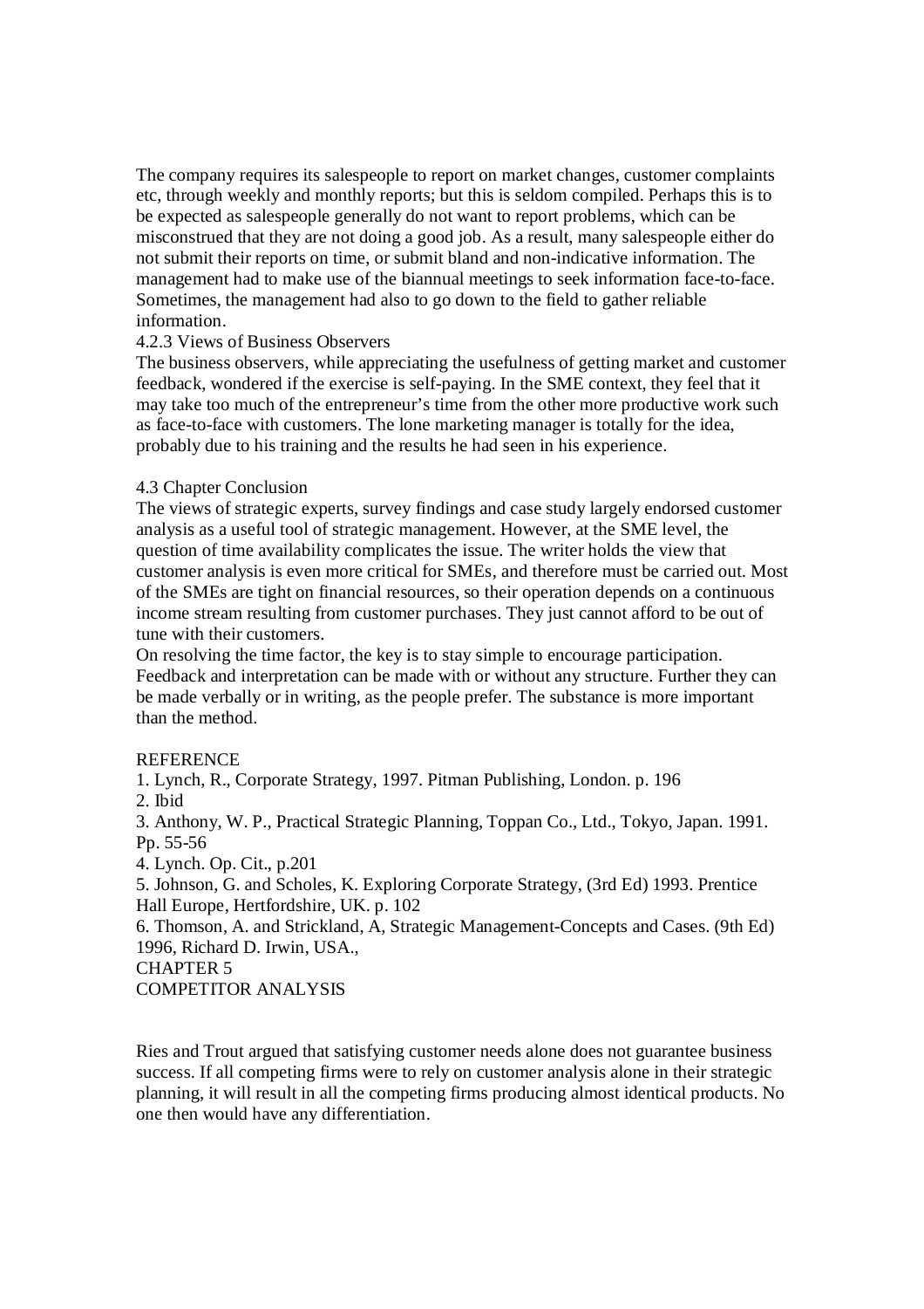The company requires its salespeople to report on market changes, customer complaints etc, through weekly and monthly reports; but this is seldom compiled. Perhaps this is to be expected as salespeople generally do not want to report problems, which can be misconstrued that they are not doing a good job. As a result, many salespeople either do not submit their reports on time, or submit bland and non-indicative information. The management had to make use of the biannual meetings to seek information face-to-face. Sometimes, the management had also to go down to the field to gather reliable information.

### 4.2.3 Views of Business Observers

The business observers, while appreciating the usefulness of getting market and customer feedback, wondered if the exercise is self-paying. In the SME context, they feel that it may take too much of the entrepreneur's time from the other more productive work such as face-to-face with customers. The lone marketing manager is totally for the idea, probably due to his training and the results he had seen in his experience.

## 4.3 Chapter Conclusion

The views of strategic experts, survey findings and case study largely endorsed customer analysis as a useful tool of strategic management. However, at the SME level, the question of time availability complicates the issue. The writer holds the view that customer analysis is even more critical for SMEs, and therefore must be carried out. Most of the SMEs are tight on financial resources, so their operation depends on a continuous income stream resulting from customer purchases. They just cannot afford to be out of tune with their customers.

On resolving the time factor, the key is to stay simple to encourage participation. Feedback and interpretation can be made with or without any structure. Further they can be made verbally or in writing, as the people prefer. The substance is more important than the method.

## REFERENCE

1. Lynch, R., Corporate Strategy, 1997. Pitman Publishing, London. p. 196
2. Ibid
3. Anthony, W. P., Practical Strategic Planning, Toppan Co., Ltd., Tokyo, Japan. 1991. Pp. 55-56
4. Lynch. Op. Cit., p.201
5. Johnson, G. and Scholes, K. Exploring Corporate Strategy, (3rd Ed) 1993. Prentice Hall Europe, Hertfordshire, UK. p. 102
6. Thomson, A. and Strickland, A, Strategic Management-Concepts and Cases. (9th Ed) 1996, Richard D. Irwin, USA.,

# CHAPTER 5
# COMPETITOR ANALYSIS

Ries and Trout argued that satisfying customer needs alone does not guarantee business success. If all competing firms were to rely on customer analysis alone in their strategic planning, it will result in all the competing firms producing almost identical products. No one then would have any differentiation.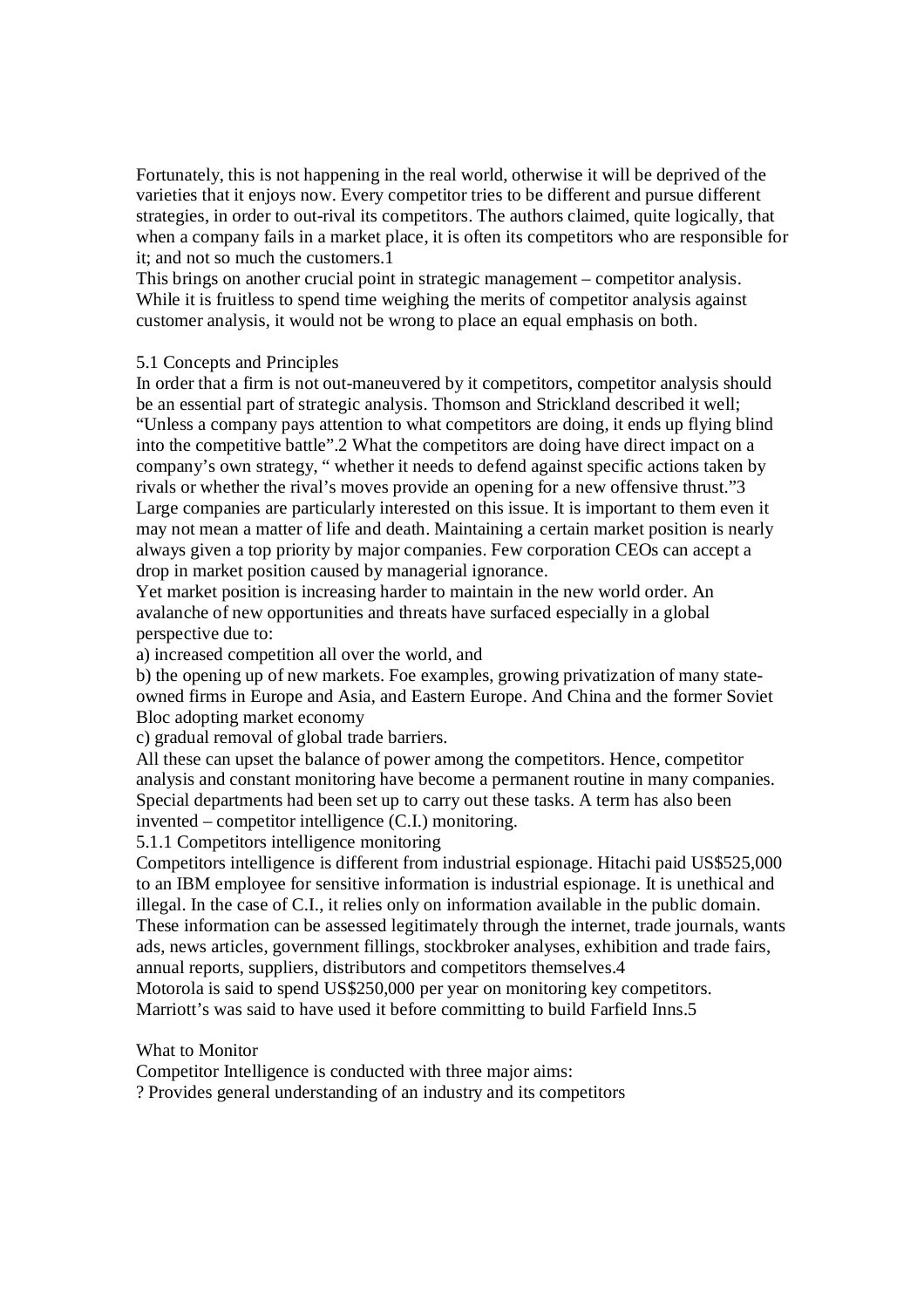Fortunately, this is not happening in the real world, otherwise it will be deprived of the varieties that it enjoys now. Every competitor tries to be different and pursue different strategies, in order to out-rival its competitors. The authors claimed, quite logically, that when a company fails in a market place, it is often its competitors who are responsible for it; and not so much the customers.1

This brings on another crucial point in strategic management – competitor analysis. While it is fruitless to spend time weighing the merits of competitor analysis against customer analysis, it would not be wrong to place an equal emphasis on both.

## 5.1 Concepts and Principles

In order that a firm is not out-maneuvered by it competitors, competitor analysis should be an essential part of strategic analysis. Thomson and Strickland described it well; "Unless a company pays attention to what competitors are doing, it ends up flying blind into the competitive battle".2 What the competitors are doing have direct impact on a company's own strategy, " whether it needs to defend against specific actions taken by rivals or whether the rival's moves provide an opening for a new offensive thrust."3

Large companies are particularly interested on this issue. It is important to them even it may not mean a matter of life and death. Maintaining a certain market position is nearly always given a top priority by major companies. Few corporation CEOs can accept a drop in market position caused by managerial ignorance.

Yet market position is increasing harder to maintain in the new world order. An avalanche of new opportunities and threats have surfaced especially in a global perspective due to:

a) increased competition all over the world, and

b) the opening up of new markets. Foe examples, growing privatization of many state-owned firms in Europe and Asia, and Eastern Europe. And China and the former Soviet Bloc adopting market economy

c) gradual removal of global trade barriers.

All these can upset the balance of power among the competitors. Hence, competitor analysis and constant monitoring have become a permanent routine in many companies. Special departments had been set up to carry out these tasks. A term has also been invented – competitor intelligence (C.I.) monitoring.

### 5.1.1 Competitors intelligence monitoring

Competitors intelligence is different from industrial espionage. Hitachi paid US$525,000 to an IBM employee for sensitive information is industrial espionage. It is unethical and illegal. In the case of C.I., it relies only on information available in the public domain. These information can be assessed legitimately through the internet, trade journals, wants ads, news articles, government fillings, stockbroker analyses, exhibition and trade fairs, annual reports, suppliers, distributors and competitors themselves.4

Motorola is said to spend US$250,000 per year on monitoring key competitors. Marriott's was said to have used it before committing to build Farfield Inns.5

#### What to Monitor

Competitor Intelligence is conducted with three major aims:

? Provides general understanding of an industry and its competitors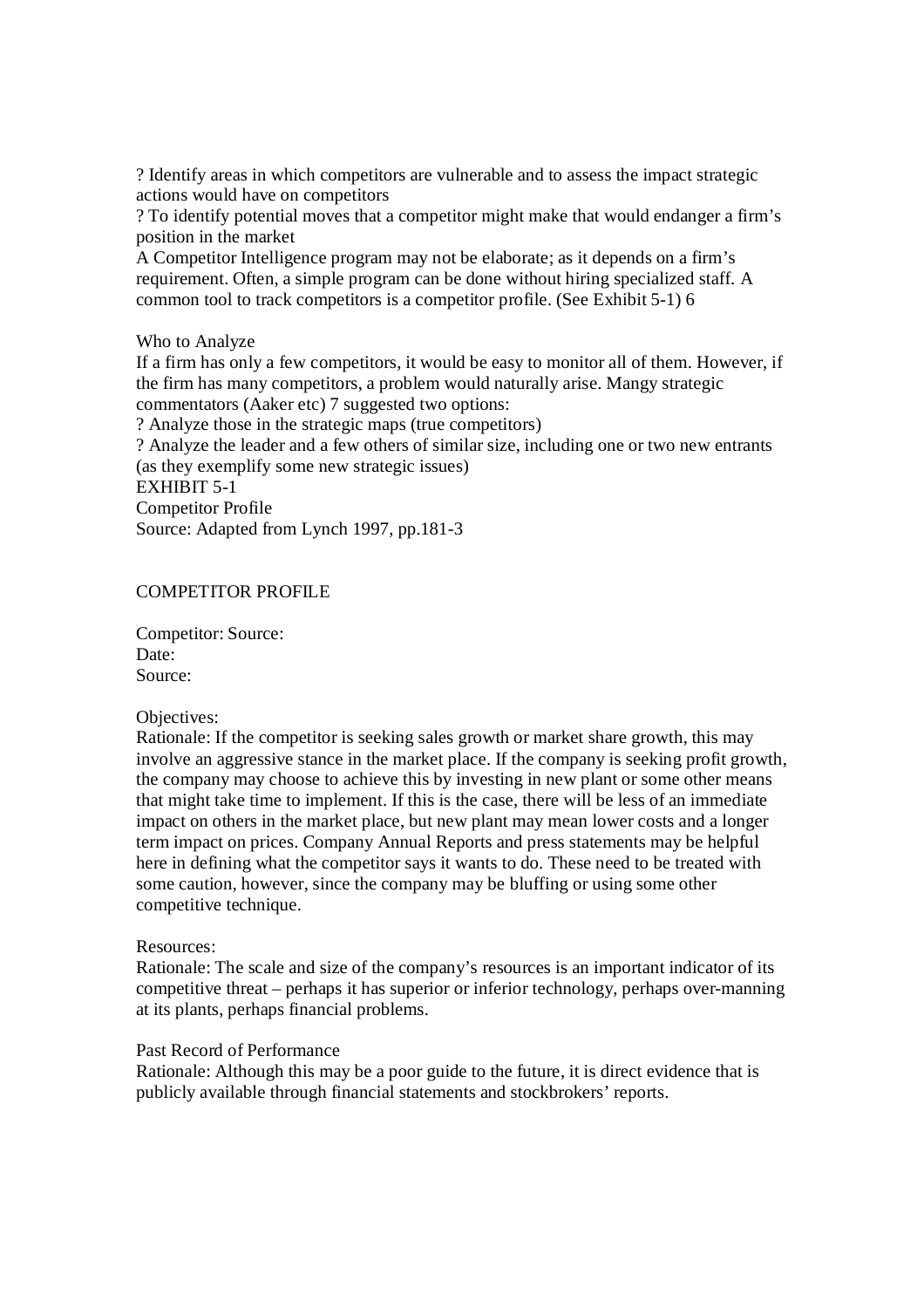? Identify areas in which competitors are vulnerable and to assess the impact strategic actions would have on competitors

? To identify potential moves that a competitor might make that would endanger a firm's position in the market

A Competitor Intelligence program may not be elaborate; as it depends on a firm's requirement. Often, a simple program can be done without hiring specialized staff. A common tool to track competitors is a competitor profile. (See Exhibit 5-1) 6

Who to Analyze

If a firm has only a few competitors, it would be easy to monitor all of them. However, if the firm has many competitors, a problem would naturally arise. Mangy strategic commentators (Aaker etc) 7 suggested two options:

? Analyze those in the strategic maps (true competitors)

? Analyze the leader and a few others of similar size, including one or two new entrants (as they exemplify some new strategic issues)

EXHIBIT 5-1

Competitor Profile

Source: Adapted from Lynch 1997, pp.181-3

COMPETITOR PROFILE

Competitor: Source:
Date:
Source:

Objectives:

Rationale: If the competitor is seeking sales growth or market share growth, this may involve an aggressive stance in the market place. If the company is seeking profit growth, the company may choose to achieve this by investing in new plant or some other means that might take time to implement. If this is the case, there will be less of an immediate impact on others in the market place, but new plant may mean lower costs and a longer term impact on prices. Company Annual Reports and press statements may be helpful here in defining what the competitor says it wants to do. These need to be treated with some caution, however, since the company may be bluffing or using some other competitive technique.

Resources:

Rationale: The scale and size of the company's resources is an important indicator of its competitive threat – perhaps it has superior or inferior technology, perhaps over-manning at its plants, perhaps financial problems.

Past Record of Performance

Rationale: Although this may be a poor guide to the future, it is direct evidence that is publicly available through financial statements and stockbrokers' reports.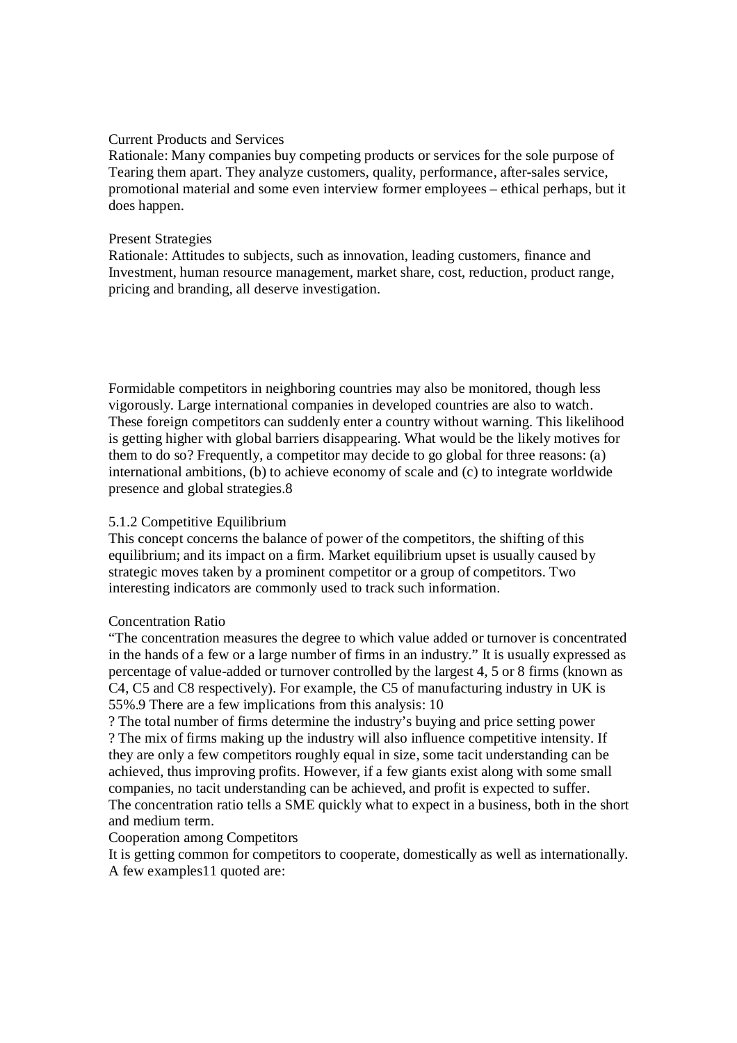Current Products and Services

Rationale: Many companies buy competing products or services for the sole purpose of Tearing them apart. They analyze customers, quality, performance, after-sales service, promotional material and some even interview former employees – ethical perhaps, but it does happen.

Present Strategies

Rationale: Attitudes to subjects, such as innovation, leading customers, finance and Investment, human resource management, market share, cost, reduction, product range, pricing and branding, all deserve investigation.

Formidable competitors in neighboring countries may also be monitored, though less vigorously. Large international companies in developed countries are also to watch. These foreign competitors can suddenly enter a country without warning. This likelihood is getting higher with global barriers disappearing. What would be the likely motives for them to do so? Frequently, a competitor may decide to go global for three reasons: (a) international ambitions, (b) to achieve economy of scale and (c) to integrate worldwide presence and global strategies.8

5.1.2 Competitive Equilibrium

This concept concerns the balance of power of the competitors, the shifting of this equilibrium; and its impact on a firm. Market equilibrium upset is usually caused by strategic moves taken by a prominent competitor or a group of competitors. Two interesting indicators are commonly used to track such information.

Concentration Ratio

"The concentration measures the degree to which value added or turnover is concentrated in the hands of a few or a large number of firms in an industry." It is usually expressed as percentage of value-added or turnover controlled by the largest 4, 5 or 8 firms (known as C4, C5 and C8 respectively). For example, the C5 of manufacturing industry in UK is 55%.9 There are a few implications from this analysis: 10

? The total number of firms determine the industry's buying and price setting power

? The mix of firms making up the industry will also influence competitive intensity. If they are only a few competitors roughly equal in size, some tacit understanding can be achieved, thus improving profits. However, if a few giants exist along with some small companies, no tacit understanding can be achieved, and profit is expected to suffer.

The concentration ratio tells a SME quickly what to expect in a business, both in the short and medium term.

Cooperation among Competitors

It is getting common for competitors to cooperate, domestically as well as internationally. A few examples11 quoted are: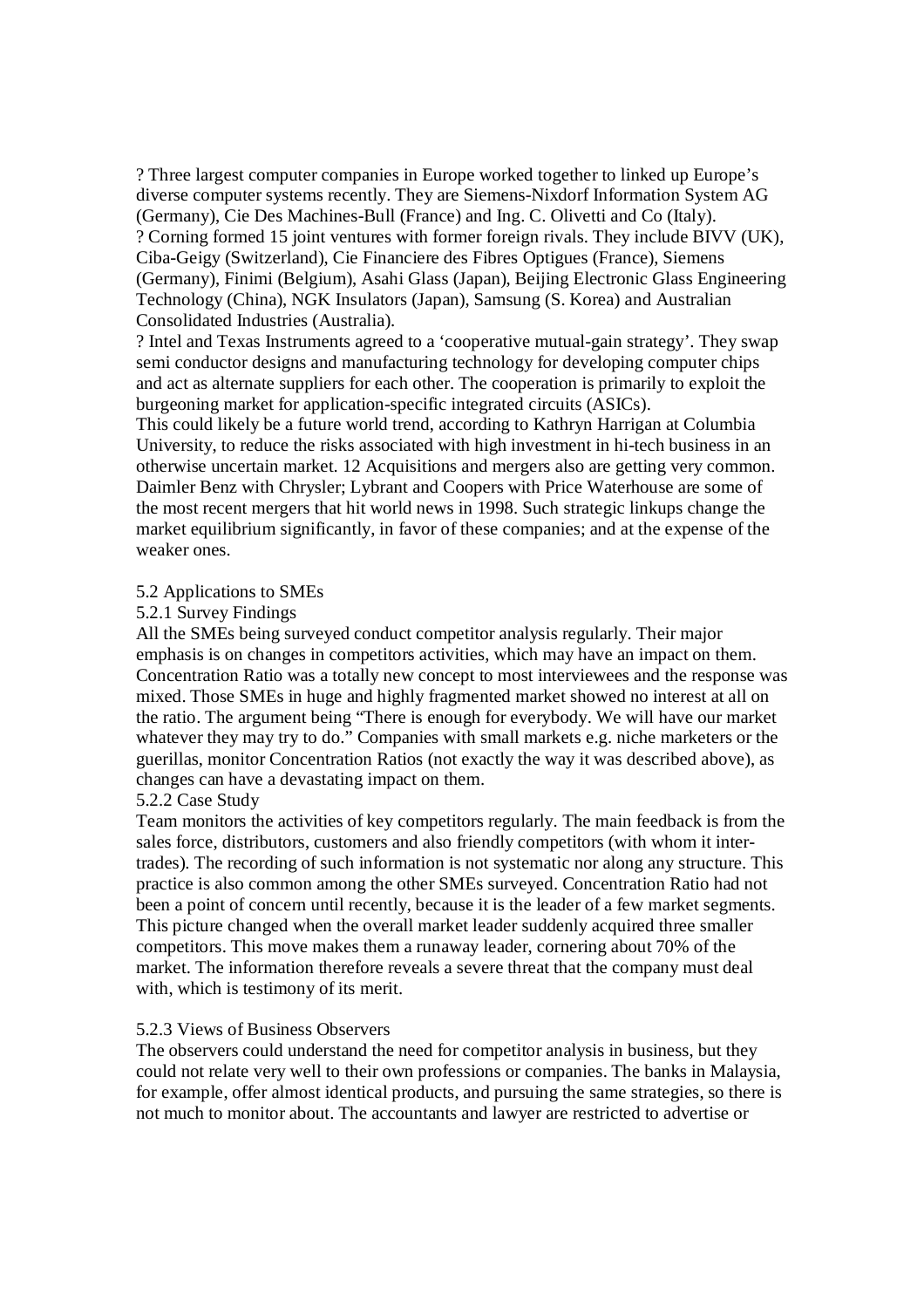? Three largest computer companies in Europe worked together to linked up Europe's diverse computer systems recently. They are Siemens-Nixdorf Information System AG (Germany), Cie Des Machines-Bull (France) and Ing. C. Olivetti and Co (Italy).
? Corning formed 15 joint ventures with former foreign rivals. They include BIVV (UK), Ciba-Geigy (Switzerland), Cie Financiere des Fibres Optigues (France), Siemens (Germany), Finimi (Belgium), Asahi Glass (Japan), Beijing Electronic Glass Engineering Technology (China), NGK Insulators (Japan), Samsung (S. Korea) and Australian Consolidated Industries (Australia).
? Intel and Texas Instruments agreed to a 'cooperative mutual-gain strategy'. They swap semi conductor designs and manufacturing technology for developing computer chips and act as alternate suppliers for each other. The cooperation is primarily to exploit the burgeoning market for application-specific integrated circuits (ASICs).
This could likely be a future world trend, according to Kathryn Harrigan at Columbia University, to reduce the risks associated with high investment in hi-tech business in an otherwise uncertain market. 12 Acquisitions and mergers also are getting very common. Daimler Benz with Chrysler; Lybrant and Coopers with Price Waterhouse are some of the most recent mergers that hit world news in 1998. Such strategic linkups change the market equilibrium significantly, in favor of these companies; and at the expense of the weaker ones.

5.2 Applications to SMEs

5.2.1 Survey Findings

All the SMEs being surveyed conduct competitor analysis regularly. Their major emphasis is on changes in competitors activities, which may have an impact on them. Concentration Ratio was a totally new concept to most interviewees and the response was mixed. Those SMEs in huge and highly fragmented market showed no interest at all on the ratio. The argument being "There is enough for everybody. We will have our market whatever they may try to do." Companies with small markets e.g. niche marketers or the guerillas, monitor Concentration Ratios (not exactly the way it was described above), as changes can have a devastating impact on them.

5.2.2 Case Study

Team monitors the activities of key competitors regularly. The main feedback is from the sales force, distributors, customers and also friendly competitors (with whom it inter-trades). The recording of such information is not systematic nor along any structure. This practice is also common among the other SMEs surveyed. Concentration Ratio had not been a point of concern until recently, because it is the leader of a few market segments. This picture changed when the overall market leader suddenly acquired three smaller competitors. This move makes them a runaway leader, cornering about 70% of the market. The information therefore reveals a severe threat that the company must deal with, which is testimony of its merit.

5.2.3 Views of Business Observers

The observers could understand the need for competitor analysis in business, but they could not relate very well to their own professions or companies. The banks in Malaysia, for example, offer almost identical products, and pursuing the same strategies, so there is not much to monitor about. The accountants and lawyer are restricted to advertise or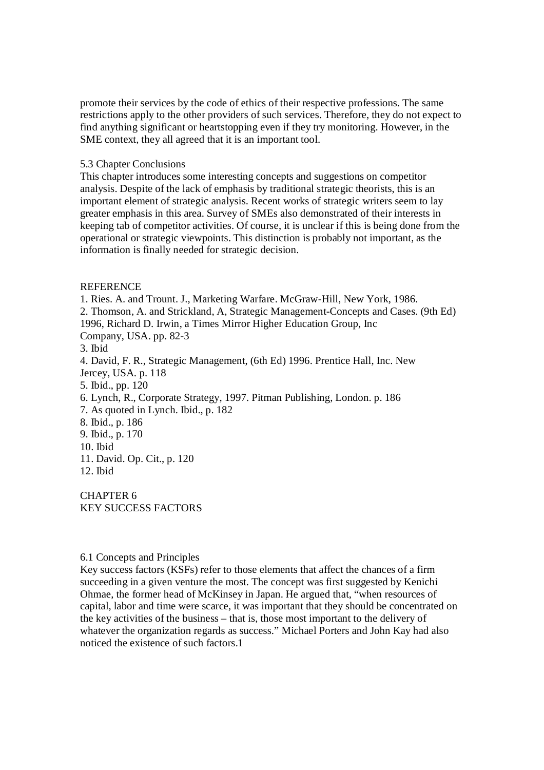promote their services by the code of ethics of their respective professions. The same restrictions apply to the other providers of such services. Therefore, they do not expect to find anything significant or heartstopping even if they try monitoring. However, in the SME context, they all agreed that it is an important tool.

### 5.3 Chapter Conclusions

This chapter introduces some interesting concepts and suggestions on competitor analysis. Despite of the lack of emphasis by traditional strategic theorists, this is an important element of strategic analysis. Recent works of strategic writers seem to lay greater emphasis in this area. Survey of SMEs also demonstrated of their interests in keeping tab of competitor activities. Of course, it is unclear if this is being done from the operational or strategic viewpoints. This distinction is probably not important, as the information is finally needed for strategic decision.

### REFERENCE

1. Ries. A. and Trount. J., Marketing Warfare. McGraw-Hill, New York, 1986.
2. Thomson, A. and Strickland, A, Strategic Management-Concepts and Cases. (9th Ed) 1996, Richard D. Irwin, a Times Mirror Higher Education Group, Inc Company, USA. pp. 82-3
3. Ibid
4. David, F. R., Strategic Management, (6th Ed) 1996. Prentice Hall, Inc. New Jercey, USA. p. 118
5. Ibid., pp. 120
6. Lynch, R., Corporate Strategy, 1997. Pitman Publishing, London. p. 186
7. As quoted in Lynch. Ibid., p. 182
8. Ibid., p. 186
9. Ibid., p. 170
10. Ibid
11. David. Op. Cit., p. 120
12. Ibid

# CHAPTER 6
# KEY SUCCESS FACTORS

### 6.1 Concepts and Principles

Key success factors (KSFs) refer to those elements that affect the chances of a firm succeeding in a given venture the most. The concept was first suggested by Kenichi Ohmae, the former head of McKinsey in Japan. He argued that, "when resources of capital, labor and time were scarce, it was important that they should be concentrated on the key activities of the business – that is, those most important to the delivery of whatever the organization regards as success." Michael Porters and John Kay had also noticed the existence of such factors.1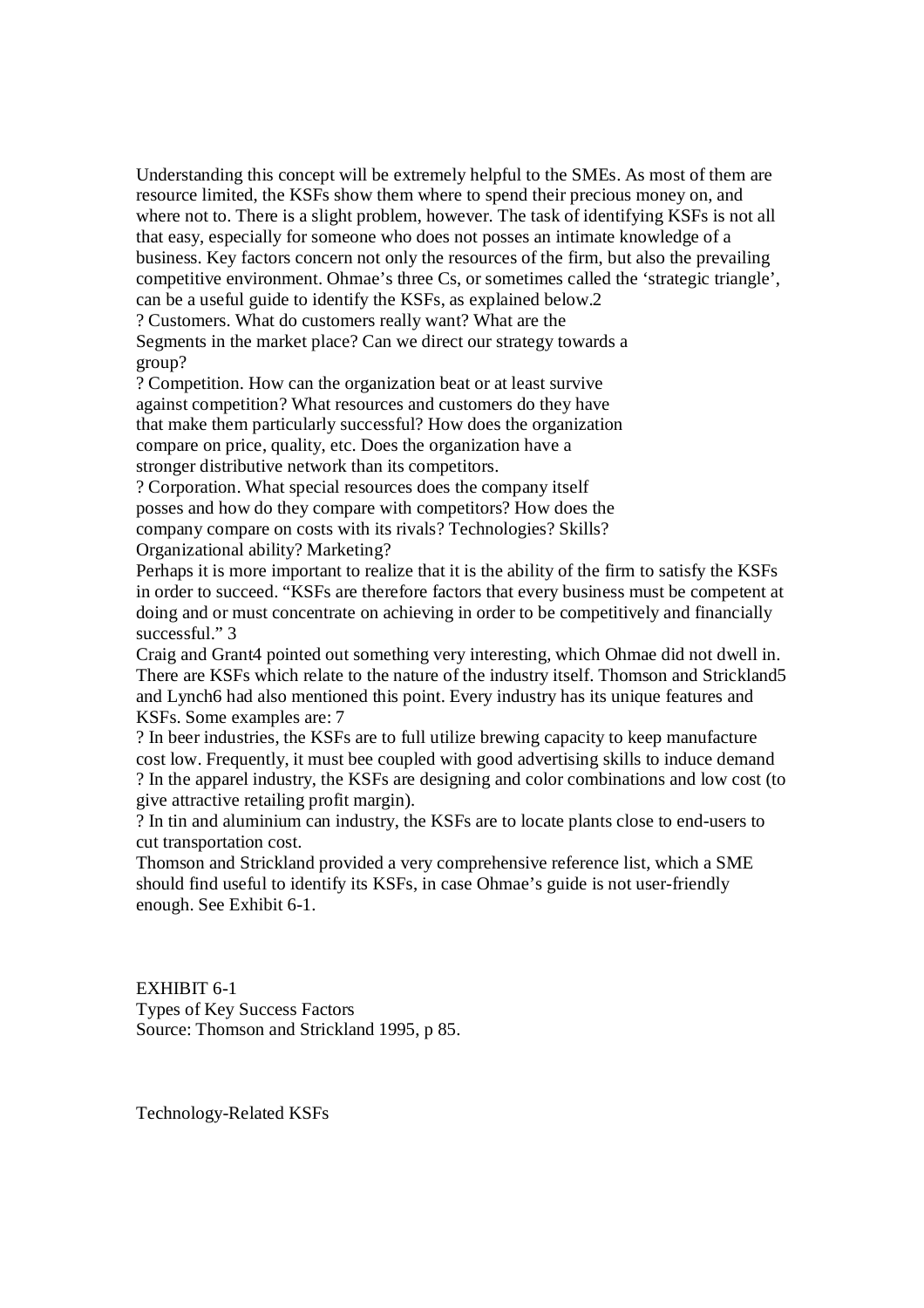Understanding this concept will be extremely helpful to the SMEs. As most of them are resource limited, the KSFs show them where to spend their precious money on, and where not to. There is a slight problem, however. The task of identifying KSFs is not all that easy, especially for someone who does not posses an intimate knowledge of a business. Key factors concern not only the resources of the firm, but also the prevailing competitive environment. Ohmae's three Cs, or sometimes called the 'strategic triangle', can be a useful guide to identify the KSFs, as explained below.[2]

? Customers. What do customers really want? What are the Segments in the market place? Can we direct our strategy towards a group?

? Competition. How can the organization beat or at least survive against competition? What resources and customers do they have that make them particularly successful? How does the organization compare on price, quality, etc. Does the organization have a stronger distributive network than its competitors.

? Corporation. What special resources does the company itself posses and how do they compare with competitors? How does the company compare on costs with its rivals? Technologies? Skills? Organizational ability? Marketing?

Perhaps it is more important to realize that it is the ability of the firm to satisfy the KSFs in order to succeed. "KSFs are therefore factors that every business must be competent at doing and or must concentrate on achieving in order to be competitively and financially successful." [3]

Craig and Grant[4] pointed out something very interesting, which Ohmae did not dwell in. There are KSFs which relate to the nature of the industry itself. Thomson and Strickland[5] and Lynch[6] had also mentioned this point. Every industry has its unique features and KSFs. Some examples are: [7]

? In beer industries, the KSFs are to full utilize brewing capacity to keep manufacture cost low. Frequently, it must bee coupled with good advertising skills to induce demand

? In the apparel industry, the KSFs are designing and color combinations and low cost (to give attractive retailing profit margin).

? In tin and aluminium can industry, the KSFs are to locate plants close to end-users to cut transportation cost.

Thomson and Strickland provided a very comprehensive reference list, which a SME should find useful to identify its KSFs, in case Ohmae's guide is not user-friendly enough. See Exhibit 6-1.

EXHIBIT 6-1
Types of Key Success Factors
Source: Thomson and Strickland 1995, p 85.

Technology-Related KSFs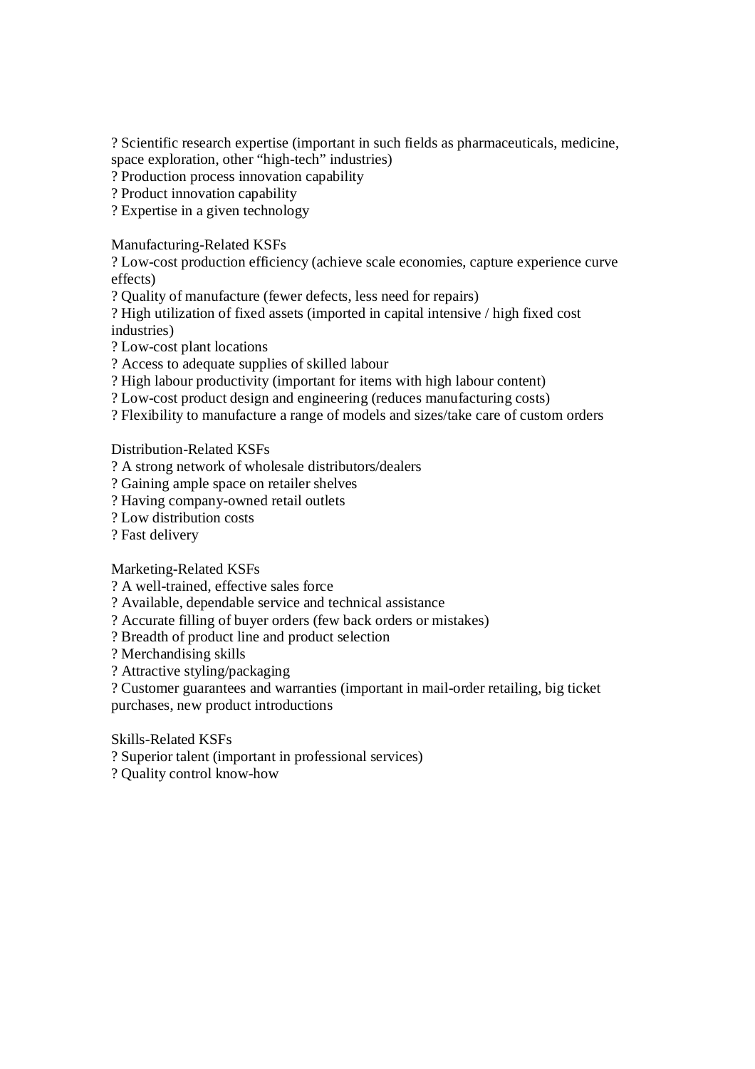? Scientific research expertise (important in such fields as pharmaceuticals, medicine, space exploration, other “high-tech” industries)
? Production process innovation capability
? Product innovation capability
? Expertise in a given technology

Manufacturing-Related KSFs
? Low-cost production efficiency (achieve scale economies, capture experience curve effects)
? Quality of manufacture (fewer defects, less need for repairs)
? High utilization of fixed assets (imported in capital intensive / high fixed cost industries)
? Low-cost plant locations
? Access to adequate supplies of skilled labour
? High labour productivity (important for items with high labour content)
? Low-cost product design and engineering (reduces manufacturing costs)
? Flexibility to manufacture a range of models and sizes/take care of custom orders

Distribution-Related KSFs
? A strong network of wholesale distributors/dealers
? Gaining ample space on retailer shelves
? Having company-owned retail outlets
? Low distribution costs
? Fast delivery

Marketing-Related KSFs
? A well-trained, effective sales force
? Available, dependable service and technical assistance
? Accurate filling of buyer orders (few back orders or mistakes)
? Breadth of product line and product selection
? Merchandising skills
? Attractive styling/packaging
? Customer guarantees and warranties (important in mail-order retailing, big ticket purchases, new product introductions

Skills-Related KSFs
? Superior talent (important in professional services)
? Quality control know-how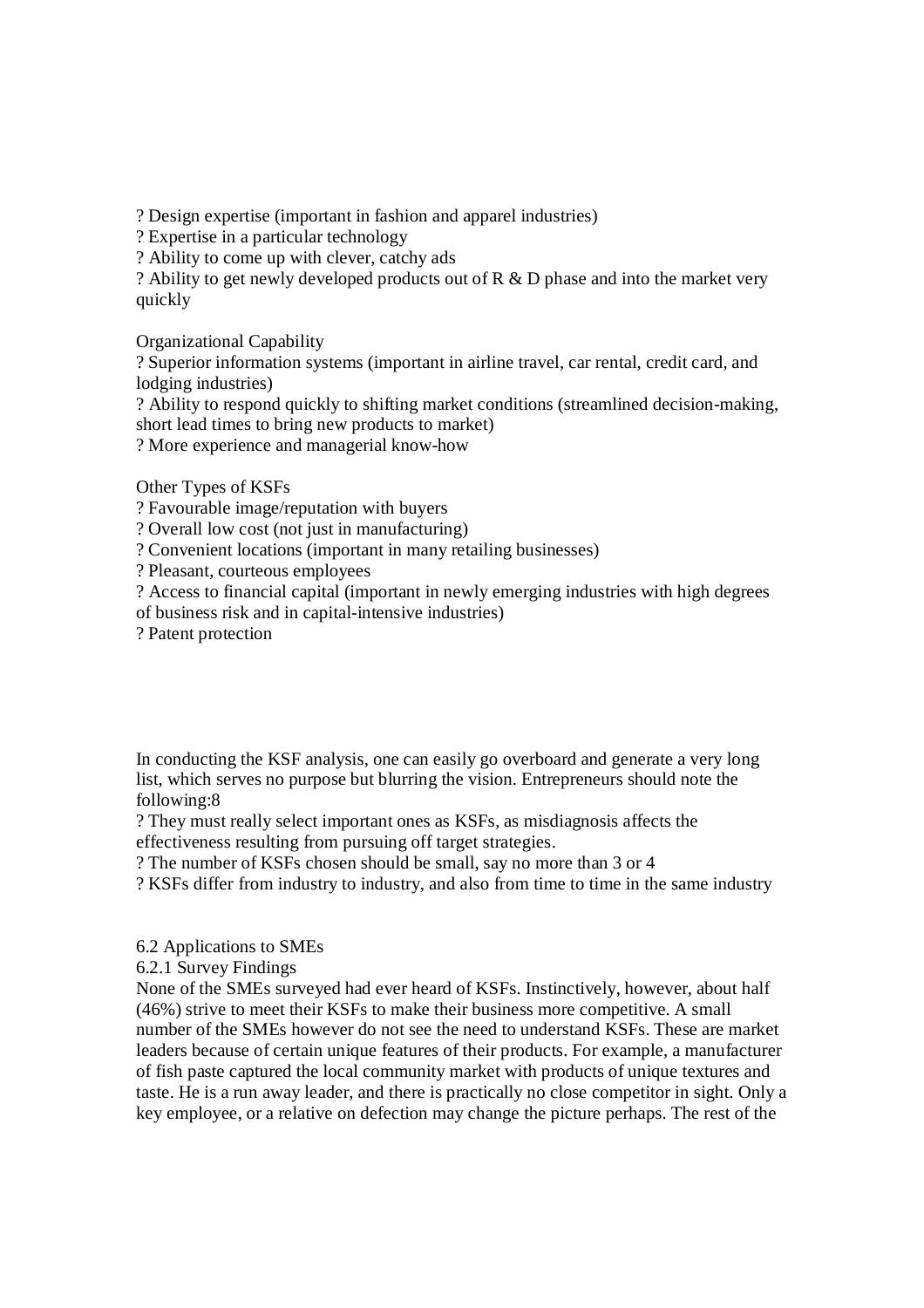? Design expertise (important in fashion and apparel industries)
? Expertise in a particular technology
? Ability to come up with clever, catchy ads
? Ability to get newly developed products out of R & D phase and into the market very quickly

Organizational Capability
? Superior information systems (important in airline travel, car rental, credit card, and lodging industries)
? Ability to respond quickly to shifting market conditions (streamlined decision-making, short lead times to bring new products to market)
? More experience and managerial know-how

Other Types of KSFs
? Favourable image/reputation with buyers
? Overall low cost (not just in manufacturing)
? Convenient locations (important in many retailing businesses)
? Pleasant, courteous employees
? Access to financial capital (important in newly emerging industries with high degrees of business risk and in capital-intensive industries)
? Patent protection

In conducting the KSF analysis, one can easily go overboard and generate a very long list, which serves no purpose but blurring the vision. Entrepreneurs should note the following:8
? They must really select important ones as KSFs, as misdiagnosis affects the effectiveness resulting from pursuing off target strategies.
? The number of KSFs chosen should be small, say no more than 3 or 4
? KSFs differ from industry to industry, and also from time to time in the same industry

6.2 Applications to SMEs
6.2.1 Survey Findings
None of the SMEs surveyed had ever heard of KSFs. Instinctively, however, about half (46%) strive to meet their KSFs to make their business more competitive. A small number of the SMEs however do not see the need to understand KSFs. These are market leaders because of certain unique features of their products. For example, a manufacturer of fish paste captured the local community market with products of unique textures and taste. He is a run away leader, and there is practically no close competitor in sight. Only a key employee, or a relative on defection may change the picture perhaps. The rest of the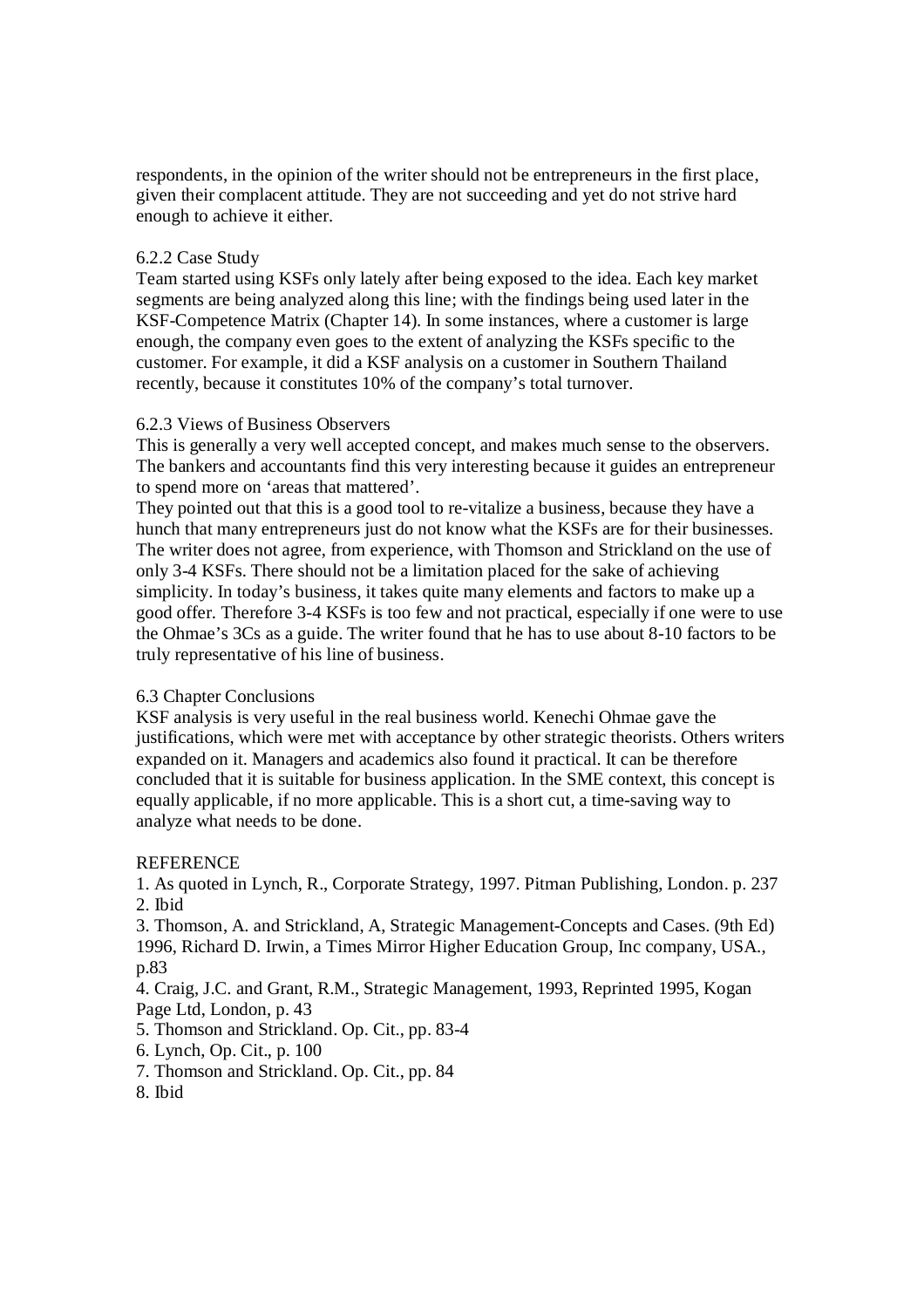respondents, in the opinion of the writer should not be entrepreneurs in the first place, given their complacent attitude. They are not succeeding and yet do not strive hard enough to achieve it either.

### 6.2.2 Case Study

Team started using KSFs only lately after being exposed to the idea. Each key market segments are being analyzed along this line; with the findings being used later in the KSF-Competence Matrix (Chapter 14). In some instances, where a customer is large enough, the company even goes to the extent of analyzing the KSFs specific to the customer. For example, it did a KSF analysis on a customer in Southern Thailand recently, because it constitutes 10% of the company's total turnover.

### 6.2.3 Views of Business Observers

This is generally a very well accepted concept, and makes much sense to the observers. The bankers and accountants find this very interesting because it guides an entrepreneur to spend more on 'areas that mattered'.

They pointed out that this is a good tool to re-vitalize a business, because they have a hunch that many entrepreneurs just do not know what the KSFs are for their businesses. The writer does not agree, from experience, with Thomson and Strickland on the use of only 3-4 KSFs. There should not be a limitation placed for the sake of achieving simplicity. In today's business, it takes quite many elements and factors to make up a good offer. Therefore 3-4 KSFs is too few and not practical, especially if one were to use the Ohmae's 3Cs as a guide. The writer found that he has to use about 8-10 factors to be truly representative of his line of business.

## 6.3 Chapter Conclusions

KSF analysis is very useful in the real business world. Kenechi Ohmae gave the justifications, which were met with acceptance by other strategic theorists. Others writers expanded on it. Managers and academics also found it practical. It can be therefore concluded that it is suitable for business application. In the SME context, this concept is equally applicable, if no more applicable. This is a short cut, a time-saving way to analyze what needs to be done.

## REFERENCE

1. As quoted in Lynch, R., Corporate Strategy, 1997. Pitman Publishing, London. p. 237
2. Ibid
3. Thomson, A. and Strickland, A, Strategic Management-Concepts and Cases. (9th Ed) 1996, Richard D. Irwin, a Times Mirror Higher Education Group, Inc company, USA., p.83
4. Craig, J.C. and Grant, R.M., Strategic Management, 1993, Reprinted 1995, Kogan Page Ltd, London, p. 43
5. Thomson and Strickland. Op. Cit., pp. 83-4
6. Lynch, Op. Cit., p. 100
7. Thomson and Strickland. Op. Cit., pp. 84
8. Ibid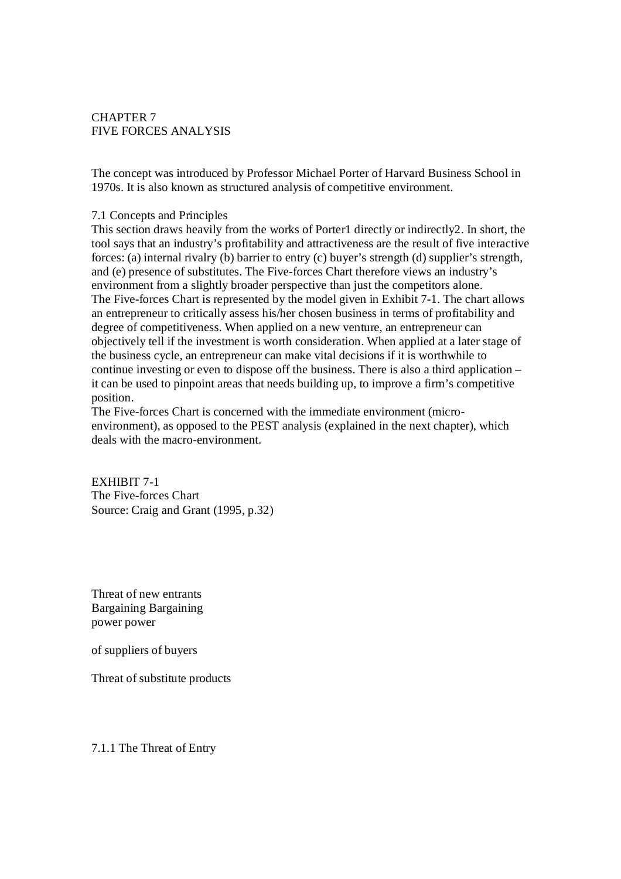# CHAPTER 7
# FIVE FORCES ANALYSIS

The concept was introduced by Professor Michael Porter of Harvard Business School in 1970s. It is also known as structured analysis of competitive environment.

## 7.1 Concepts and Principles

This section draws heavily from the works of Porter[1] directly or indirectly[2]. In short, the tool says that an industry's profitability and attractiveness are the result of five interactive forces: (a) internal rivalry (b) barrier to entry (c) buyer's strength (d) supplier's strength, and (e) presence of substitutes. The Five-forces Chart therefore views an industry's environment from a slightly broader perspective than just the competitors alone.

The Five-forces Chart is represented by the model given in Exhibit 7-1. The chart allows an entrepreneur to critically assess his/her chosen business in terms of profitability and degree of competitiveness. When applied on a new venture, an entrepreneur can objectively tell if the investment is worth consideration. When applied at a later stage of the business cycle, an entrepreneur can make vital decisions if it is worthwhile to continue investing or even to dispose off the business. There is also a third application – it can be used to pinpoint areas that needs building up, to improve a firm's competitive position.

The Five-forces Chart is concerned with the immediate environment (micro-environment), as opposed to the PEST analysis (explained in the next chapter), which deals with the macro-environment.

EXHIBIT 7-1
The Five-forces Chart
Source: Craig and Grant (1995, p.32)

Threat of new entrants
Bargaining Bargaining
power power

of suppliers of buyers

Threat of substitute products

### 7.1.1 The Threat of Entry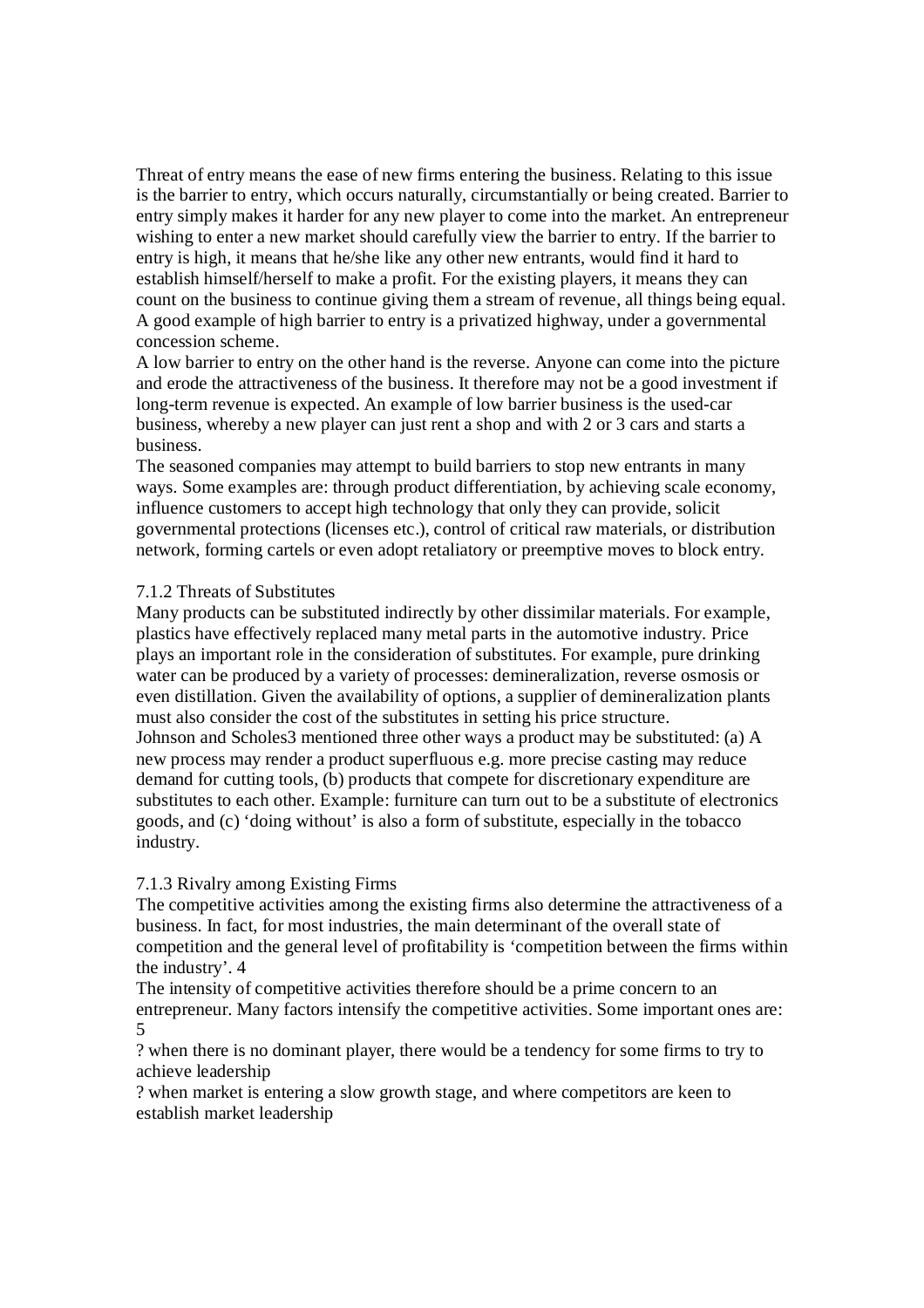Threat of entry means the ease of new firms entering the business. Relating to this issue is the barrier to entry, which occurs naturally, circumstantially or being created. Barrier to entry simply makes it harder for any new player to come into the market. An entrepreneur wishing to enter a new market should carefully view the barrier to entry. If the barrier to entry is high, it means that he/she like any other new entrants, would find it hard to establish himself/herself to make a profit. For the existing players, it means they can count on the business to continue giving them a stream of revenue, all things being equal. A good example of high barrier to entry is a privatized highway, under a governmental concession scheme.

A low barrier to entry on the other hand is the reverse. Anyone can come into the picture and erode the attractiveness of the business. It therefore may not be a good investment if long-term revenue is expected. An example of low barrier business is the used-car business, whereby a new player can just rent a shop and with 2 or 3 cars and starts a business.

The seasoned companies may attempt to build barriers to stop new entrants in many ways. Some examples are: through product differentiation, by achieving scale economy, influence customers to accept high technology that only they can provide, solicit governmental protections (licenses etc.), control of critical raw materials, or distribution network, forming cartels or even adopt retaliatory or preemptive moves to block entry.

### 7.1.2 Threats of Substitutes

Many products can be substituted indirectly by other dissimilar materials. For example, plastics have effectively replaced many metal parts in the automotive industry. Price plays an important role in the consideration of substitutes. For example, pure drinking water can be produced by a variety of processes: demineralization, reverse osmosis or even distillation. Given the availability of options, a supplier of demineralization plants must also consider the cost of the substitutes in setting his price structure.

Johnson and Scholes[3] mentioned three other ways a product may be substituted: (a) A new process may render a product superfluous e.g. more precise casting may reduce demand for cutting tools, (b) products that compete for discretionary expenditure are substitutes to each other. Example: furniture can turn out to be a substitute of electronics goods, and (c) 'doing without' is also a form of substitute, especially in the tobacco industry.

### 7.1.3 Rivalry among Existing Firms

The competitive activities among the existing firms also determine the attractiveness of a business. In fact, for most industries, the main determinant of the overall state of competition and the general level of profitability is 'competition between the firms within the industry'. [4]

The intensity of competitive activities therefore should be a prime concern to an entrepreneur. Many factors intensify the competitive activities. Some important ones are: [5]

- when there is no dominant player, there would be a tendency for some firms to try to achieve leadership
- when market is entering a slow growth stage, and where competitors are keen to establish market leadership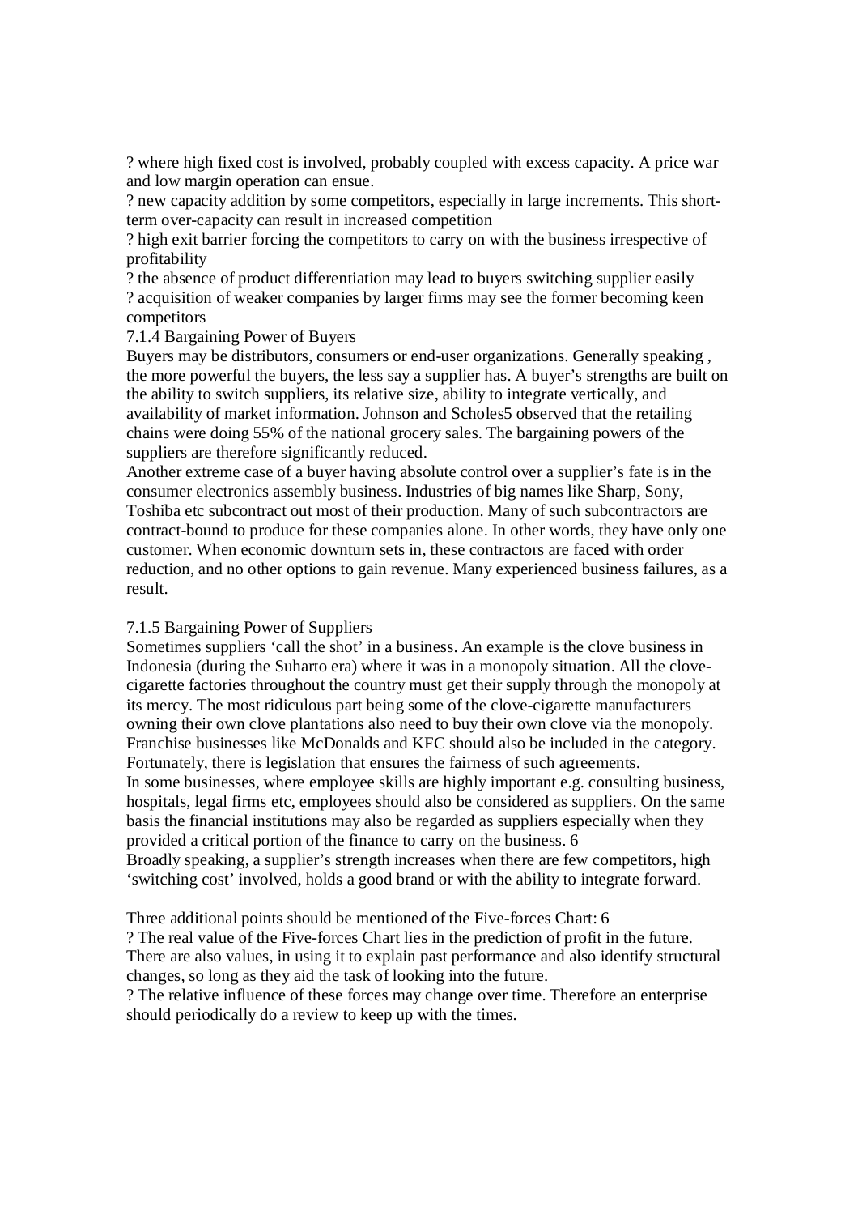? where high fixed cost is involved, probably coupled with excess capacity. A price war and low margin operation can ensue.

? new capacity addition by some competitors, especially in large increments. This short-term over-capacity can result in increased competition

? high exit barrier forcing the competitors to carry on with the business irrespective of profitability

? the absence of product differentiation may lead to buyers switching supplier easily

? acquisition of weaker companies by larger firms may see the former becoming keen competitors

### 7.1.4 Bargaining Power of Buyers

Buyers may be distributors, consumers or end-user organizations. Generally speaking , the more powerful the buyers, the less say a supplier has. A buyer's strengths are built on the ability to switch suppliers, its relative size, ability to integrate vertically, and availability of market information. Johnson and Scholes5 observed that the retailing chains were doing 55% of the national grocery sales. The bargaining powers of the suppliers are therefore significantly reduced.

Another extreme case of a buyer having absolute control over a supplier's fate is in the consumer electronics assembly business. Industries of big names like Sharp, Sony, Toshiba etc subcontract out most of their production. Many of such subcontractors are contract-bound to produce for these companies alone. In other words, they have only one customer. When economic downturn sets in, these contractors are faced with order reduction, and no other options to gain revenue. Many experienced business failures, as a result.

### 7.1.5 Bargaining Power of Suppliers

Sometimes suppliers 'call the shot' in a business. An example is the clove business in Indonesia (during the Suharto era) where it was in a monopoly situation. All the clove-cigarette factories throughout the country must get their supply through the monopoly at its mercy. The most ridiculous part being some of the clove-cigarette manufacturers owning their own clove plantations also need to buy their own clove via the monopoly. Franchise businesses like McDonalds and KFC should also be included in the category. Fortunately, there is legislation that ensures the fairness of such agreements.

In some businesses, where employee skills are highly important e.g. consulting business, hospitals, legal firms etc, employees should also be considered as suppliers. On the same basis the financial institutions may also be regarded as suppliers especially when they provided a critical portion of the finance to carry on the business. 6

Broadly speaking, a supplier's strength increases when there are few competitors, high 'switching cost' involved, holds a good brand or with the ability to integrate forward.

Three additional points should be mentioned of the Five-forces Chart: 6

? The real value of the Five-forces Chart lies in the prediction of profit in the future. There are also values, in using it to explain past performance and also identify structural changes, so long as they aid the task of looking into the future.

? The relative influence of these forces may change over time. Therefore an enterprise should periodically do a review to keep up with the times.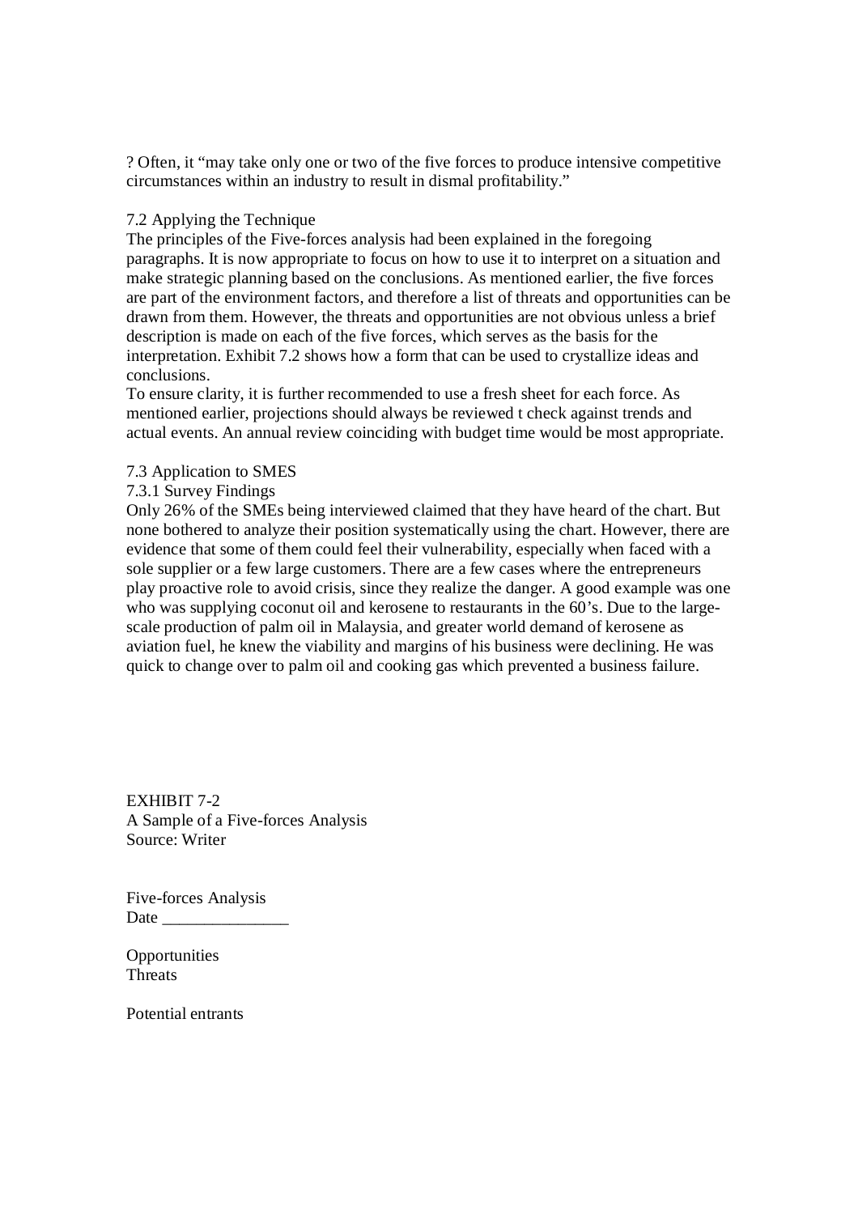? Often, it "may take only one or two of the five forces to produce intensive competitive circumstances within an industry to result in dismal profitability."

## 7.2 Applying the Technique

The principles of the Five-forces analysis had been explained in the foregoing paragraphs. It is now appropriate to focus on how to use it to interpret on a situation and make strategic planning based on the conclusions. As mentioned earlier, the five forces are part of the environment factors, and therefore a list of threats and opportunities can be drawn from them. However, the threats and opportunities are not obvious unless a brief description is made on each of the five forces, which serves as the basis for the interpretation. Exhibit 7.2 shows how a form that can be used to crystallize ideas and conclusions.

To ensure clarity, it is further recommended to use a fresh sheet for each force. As mentioned earlier, projections should always be reviewed t check against trends and actual events. An annual review coinciding with budget time would be most appropriate.

## 7.3 Application to SMES

### 7.3.1 Survey Findings

Only 26% of the SMEs being interviewed claimed that they have heard of the chart. But none bothered to analyze their position systematically using the chart. However, there are evidence that some of them could feel their vulnerability, especially when faced with a sole supplier or a few large customers. There are a few cases where the entrepreneurs play proactive role to avoid crisis, since they realize the danger. A good example was one who was supplying coconut oil and kerosene to restaurants in the 60's. Due to the large-scale production of palm oil in Malaysia, and greater world demand of kerosene as aviation fuel, he knew the viability and margins of his business were declining. He was quick to change over to palm oil and cooking gas which prevented a business failure.

EXHIBIT 7-2
A Sample of a Five-forces Analysis
Source: Writer

Five-forces Analysis
Date _______________

Opportunities
Threats

Potential entrants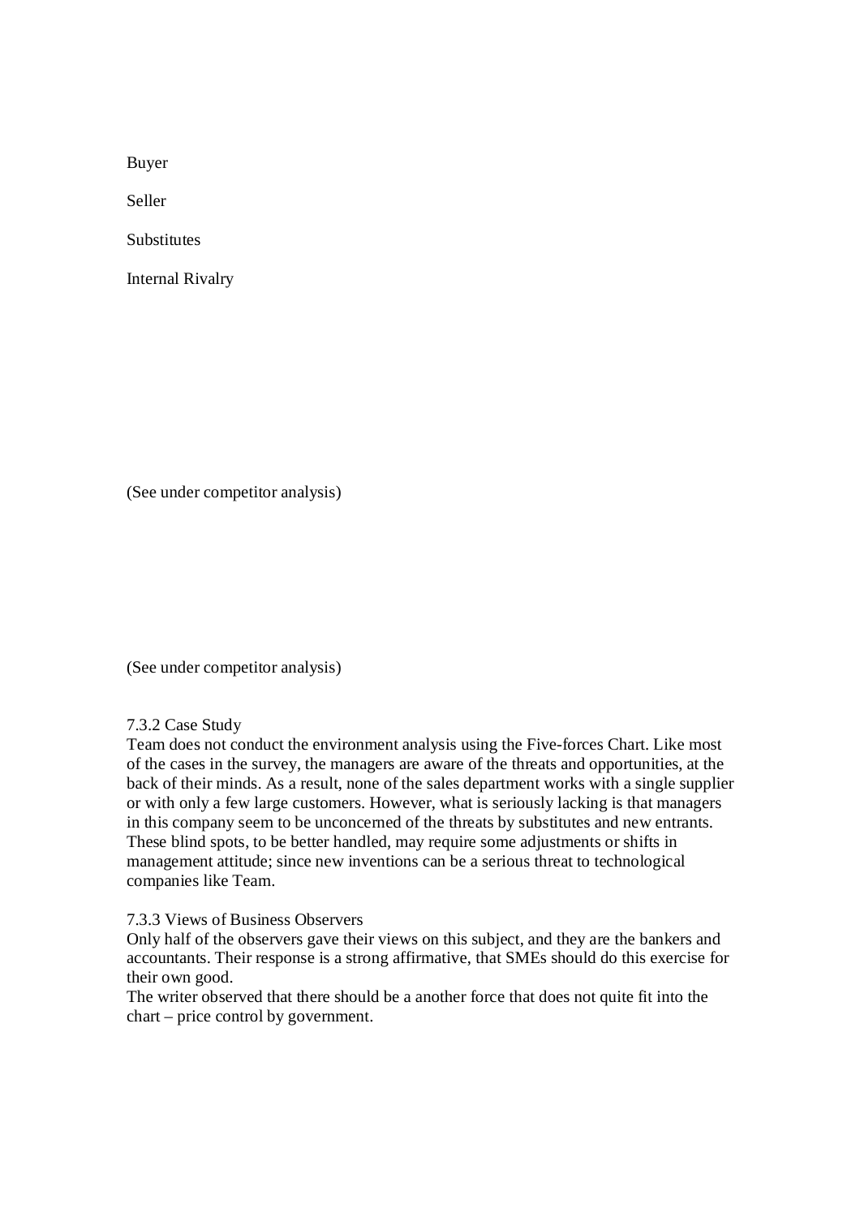Buyer

Seller

Substitutes

Internal Rivalry

(See under competitor analysis)

(See under competitor analysis)

7.3.2 Case Study

Team does not conduct the environment analysis using the Five-forces Chart. Like most of the cases in the survey, the managers are aware of the threats and opportunities, at the back of their minds. As a result, none of the sales department works with a single supplier or with only a few large customers. However, what is seriously lacking is that managers in this company seem to be unconcerned of the threats by substitutes and new entrants. These blind spots, to be better handled, may require some adjustments or shifts in management attitude; since new inventions can be a serious threat to technological companies like Team.

7.3.3 Views of Business Observers

Only half of the observers gave their views on this subject, and they are the bankers and accountants. Their response is a strong affirmative, that SMEs should do this exercise for their own good.

The writer observed that there should be a another force that does not quite fit into the chart – price control by government.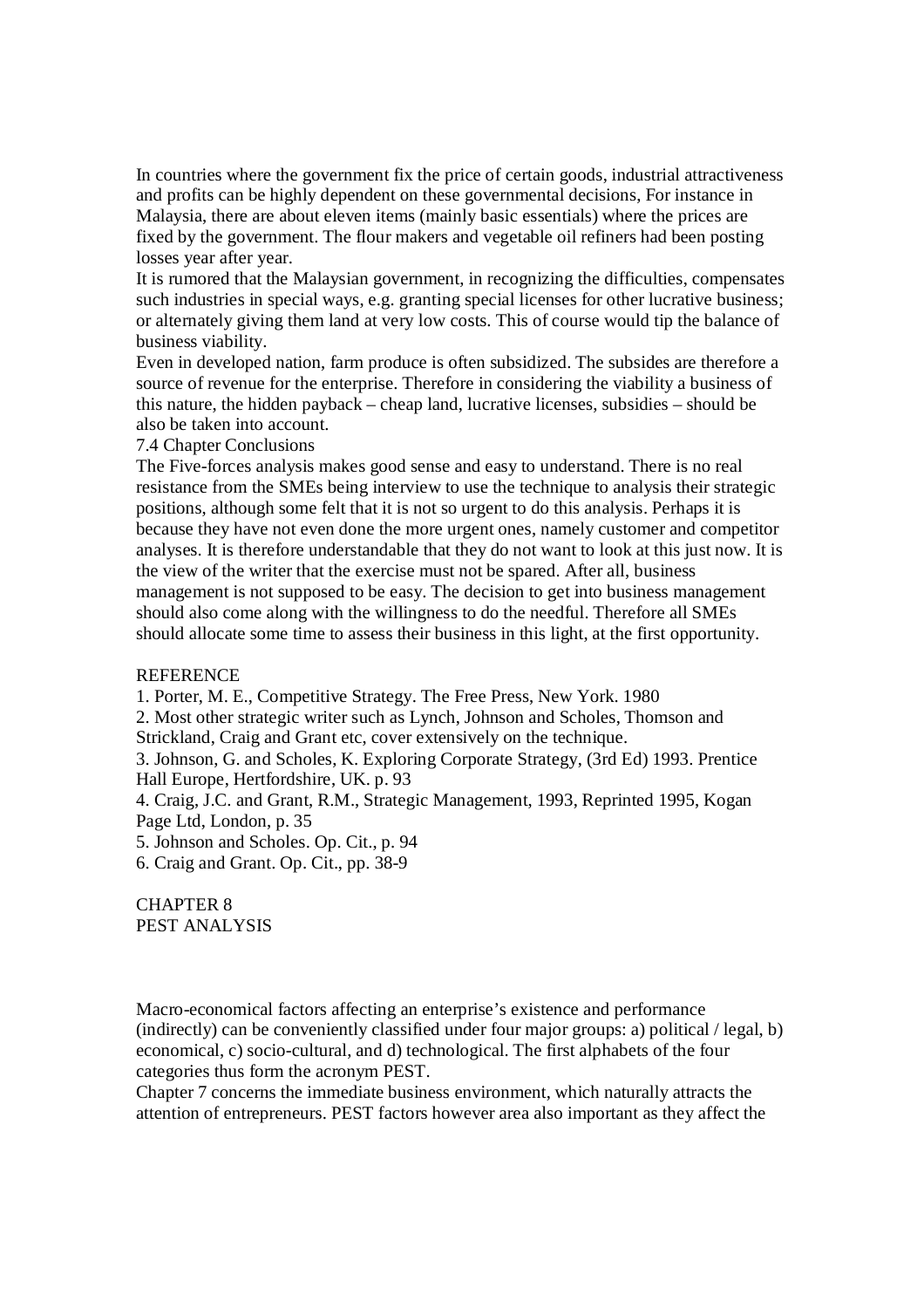In countries where the government fix the price of certain goods, industrial attractiveness and profits can be highly dependent on these governmental decisions, For instance in Malaysia, there are about eleven items (mainly basic essentials) where the prices are fixed by the government. The flour makers and vegetable oil refiners had been posting losses year after year.

It is rumored that the Malaysian government, in recognizing the difficulties, compensates such industries in special ways, e.g. granting special licenses for other lucrative business; or alternately giving them land at very low costs. This of course would tip the balance of business viability.

Even in developed nation, farm produce is often subsidized. The subsides are therefore a source of revenue for the enterprise. Therefore in considering the viability a business of this nature, the hidden payback – cheap land, lucrative licenses, subsidies – should be also be taken into account.

### 7.4 Chapter Conclusions

The Five-forces analysis makes good sense and easy to understand. There is no real resistance from the SMEs being interview to use the technique to analysis their strategic positions, although some felt that it is not so urgent to do this analysis. Perhaps it is because they have not even done the more urgent ones, namely customer and competitor analyses. It is therefore understandable that they do not want to look at this just now. It is the view of the writer that the exercise must not be spared. After all, business management is not supposed to be easy. The decision to get into business management should also come along with the willingness to do the needful. Therefore all SMEs should allocate some time to assess their business in this light, at the first opportunity.

### REFERENCE

1. Porter, M. E., Competitive Strategy. The Free Press, New York. 1980
2. Most other strategic writer such as Lynch, Johnson and Scholes, Thomson and Strickland, Craig and Grant etc, cover extensively on the technique.
3. Johnson, G. and Scholes, K. Exploring Corporate Strategy, (3rd Ed) 1993. Prentice Hall Europe, Hertfordshire, UK. p. 93
4. Craig, J.C. and Grant, R.M., Strategic Management, 1993, Reprinted 1995, Kogan Page Ltd, London, p. 35
5. Johnson and Scholes. Op. Cit., p. 94
6. Craig and Grant. Op. Cit., pp. 38-9

# CHAPTER 8
# PEST ANALYSIS

Macro-economical factors affecting an enterprise's existence and performance (indirectly) can be conveniently classified under four major groups: a) political / legal, b) economical, c) socio-cultural, and d) technological. The first alphabets of the four categories thus form the acronym PEST.

Chapter 7 concerns the immediate business environment, which naturally attracts the attention of entrepreneurs. PEST factors however area also important as they affect the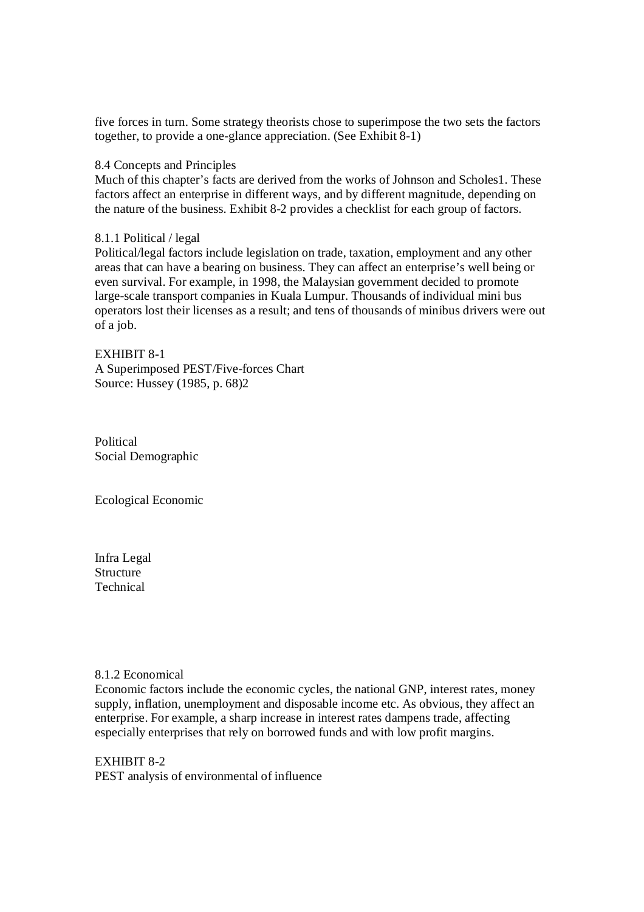five forces in turn. Some strategy theorists chose to superimpose the two sets the factors together, to provide a one-glance appreciation. (See Exhibit 8-1)

## 8.4 Concepts and Principles

Much of this chapter's facts are derived from the works of Johnson and Scholes[1]. These factors affect an enterprise in different ways, and by different magnitude, depending on the nature of the business. Exhibit 8-2 provides a checklist for each group of factors.

### 8.1.1 Political / legal

Political/legal factors include legislation on trade, taxation, employment and any other areas that can have a bearing on business. They can affect an enterprise's well being or even survival. For example, in 1998, the Malaysian government decided to promote large-scale transport companies in Kuala Lumpur. Thousands of individual mini bus operators lost their licenses as a result; and tens of thousands of minibus drivers were out of a job.

EXHIBIT 8-1
A Superimposed PEST/Five-forces Chart
Source: Hussey (1985, p. 68)[2]

Political
Social Demographic

Ecological Economic

Infra Legal
Structure
Technical

### 8.1.2 Economical

Economic factors include the economic cycles, the national GNP, interest rates, money supply, inflation, unemployment and disposable income etc. As obvious, they affect an enterprise. For example, a sharp increase in interest rates dampens trade, affecting especially enterprises that rely on borrowed funds and with low profit margins.

EXHIBIT 8-2
PEST analysis of environmental of influence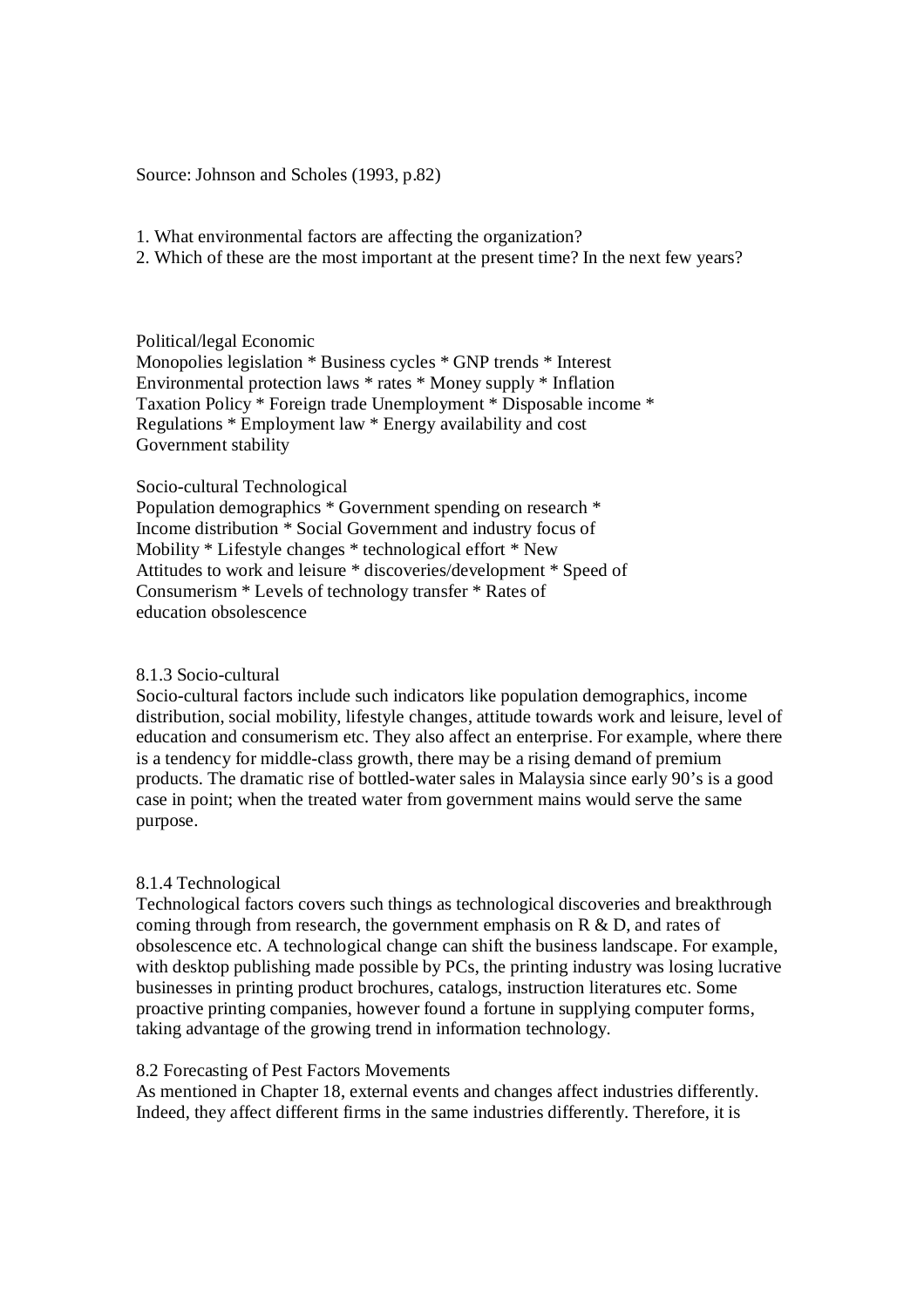Source: Johnson and Scholes (1993, p.82)

1. What environmental factors are affecting the organization?
2. Which of these are the most important at the present time? In the next few years?

Political/legal Economic
Monopolies legislation * Business cycles * GNP trends * Interest
Environmental protection laws * rates * Money supply * Inflation
Taxation Policy * Foreign trade Unemployment * Disposable income *
Regulations * Employment law * Energy availability and cost
Government stability

Socio-cultural Technological
Population demographics * Government spending on research *
Income distribution * Social Government and industry focus of
Mobility * Lifestyle changes * technological effort * New
Attitudes to work and leisure * discoveries/development * Speed of
Consumerism * Levels of technology transfer * Rates of
education obsolescence

### 8.1.3 Socio-cultural

Socio-cultural factors include such indicators like population demographics, income distribution, social mobility, lifestyle changes, attitude towards work and leisure, level of education and consumerism etc. They also affect an enterprise. For example, where there is a tendency for middle-class growth, there may be a rising demand of premium products. The dramatic rise of bottled-water sales in Malaysia since early 90's is a good case in point; when the treated water from government mains would serve the same purpose.

### 8.1.4 Technological

Technological factors covers such things as technological discoveries and breakthrough coming through from research, the government emphasis on R & D, and rates of obsolescence etc. A technological change can shift the business landscape. For example, with desktop publishing made possible by PCs, the printing industry was losing lucrative businesses in printing product brochures, catalogs, instruction literatures etc. Some proactive printing companies, however found a fortune in supplying computer forms, taking advantage of the growing trend in information technology.

## 8.2 Forecasting of Pest Factors Movements

As mentioned in Chapter 18, external events and changes affect industries differently. Indeed, they affect different firms in the same industries differently. Therefore, it is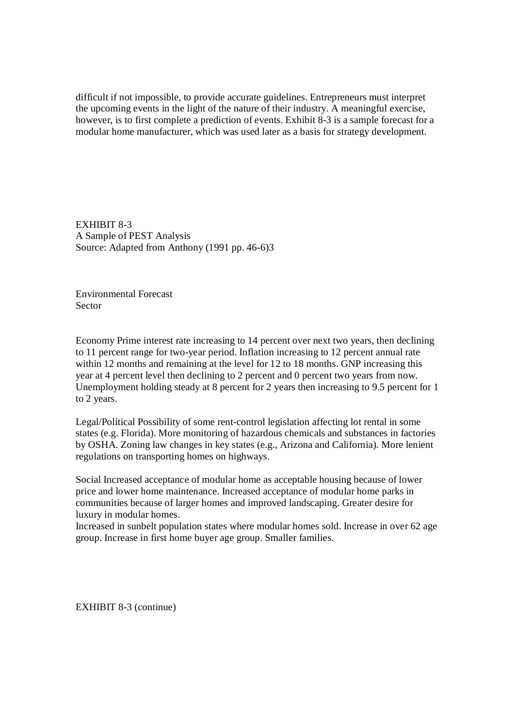difficult if not impossible, to provide accurate guidelines. Entrepreneurs must interpret the upcoming events in the light of the nature of their industry. A meaningful exercise, however, is to first complete a prediction of events. Exhibit 8-3 is a sample forecast for a modular home manufacturer, which was used later as a basis for strategy development.

EXHIBIT 8-3
A Sample of PEST Analysis
Source: Adapted from Anthony (1991 pp. 46-6)3

| Sector | Environmental Forecast |
|---|---|
| Economy | Prime interest rate increasing to 14 percent over next two years, then declining to 11 percent range for two-year period. Inflation increasing to 12 percent annual rate within 12 months and remaining at the level for 12 to 18 months. GNP increasing this year at 4 percent level then declining to 2 percent and 0 percent two years from now. Unemployment holding steady at 8 percent for 2 years then increasing to 9.5 percent for 1 to 2 years. |
| Legal/Political | Possibility of some rent-control legislation affecting lot rental in some states (e.g. Florida). More monitoring of hazardous chemicals and substances in factories by OSHA. Zoning law changes in key states (e.g., Arizona and California). More lenient regulations on transporting homes on highways. |
| Social | Increased acceptance of modular home as acceptable housing because of lower price and lower home maintenance. Increased acceptance of modular home parks in communities because of larger homes and improved landscaping. Greater desire for luxury in modular homes. Increased in sunbelt population states where modular homes sold. Increase in over 62 age group. Increase in first home buyer age group. Smaller families. |

EXHIBIT 8-3 (continue)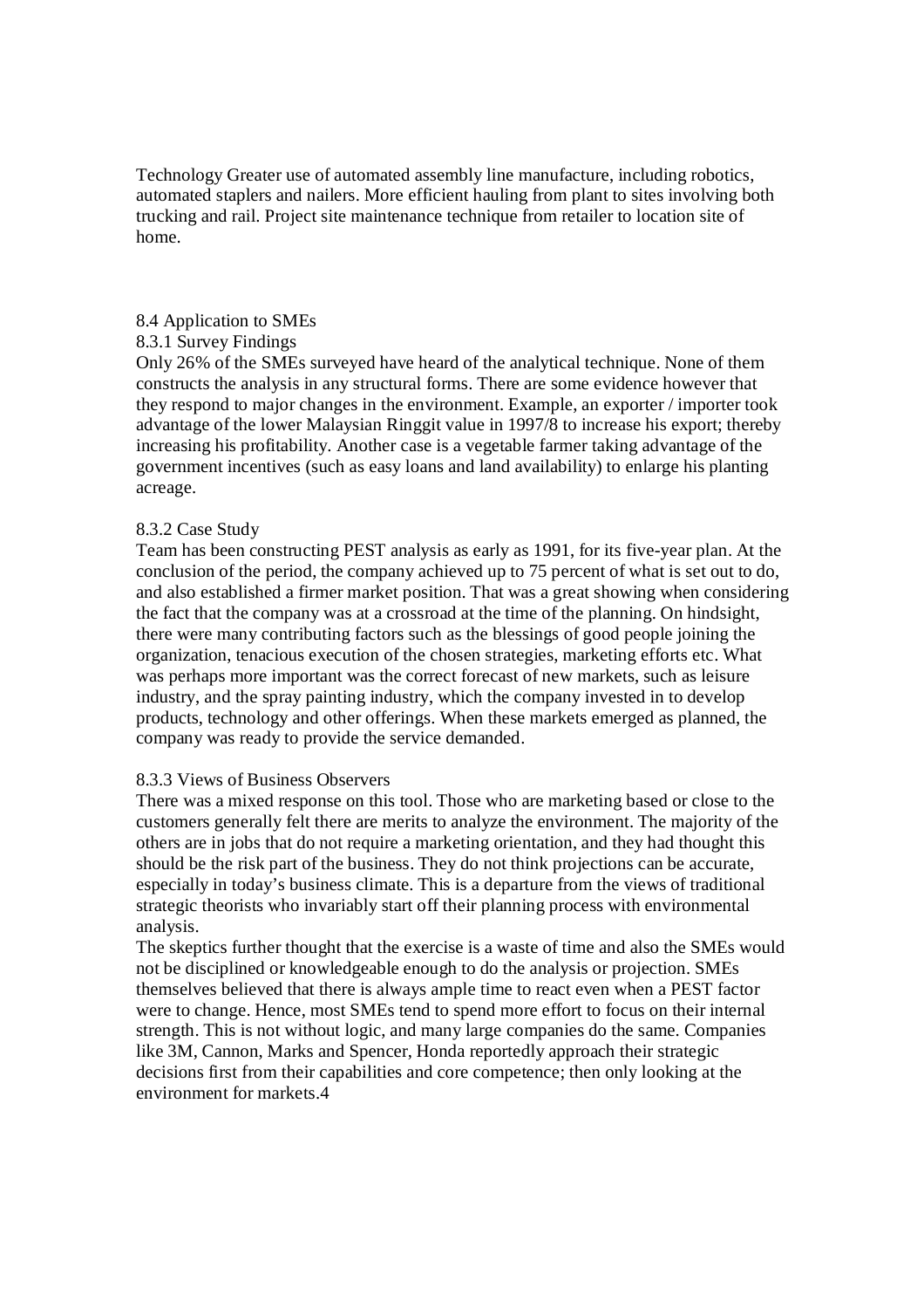Technology Greater use of automated assembly line manufacture, including robotics, automated staplers and nailers. More efficient hauling from plant to sites involving both trucking and rail. Project site maintenance technique from retailer to location site of home.

## 8.4 Application to SMEs

### 8.3.1 Survey Findings

Only 26% of the SMEs surveyed have heard of the analytical technique. None of them constructs the analysis in any structural forms. There are some evidence however that they respond to major changes in the environment. Example, an exporter / importer took advantage of the lower Malaysian Ringgit value in 1997/8 to increase his export; thereby increasing his profitability. Another case is a vegetable farmer taking advantage of the government incentives (such as easy loans and land availability) to enlarge his planting acreage.

### 8.3.2 Case Study

Team has been constructing PEST analysis as early as 1991, for its five-year plan. At the conclusion of the period, the company achieved up to 75 percent of what is set out to do, and also established a firmer market position. That was a great showing when considering the fact that the company was at a crossroad at the time of the planning. On hindsight, there were many contributing factors such as the blessings of good people joining the organization, tenacious execution of the chosen strategies, marketing efforts etc. What was perhaps more important was the correct forecast of new markets, such as leisure industry, and the spray painting industry, which the company invested in to develop products, technology and other offerings. When these markets emerged as planned, the company was ready to provide the service demanded.

### 8.3.3 Views of Business Observers

There was a mixed response on this tool. Those who are marketing based or close to the customers generally felt there are merits to analyze the environment. The majority of the others are in jobs that do not require a marketing orientation, and they had thought this should be the risk part of the business. They do not think projections can be accurate, especially in today's business climate. This is a departure from the views of traditional strategic theorists who invariably start off their planning process with environmental analysis.

The skeptics further thought that the exercise is a waste of time and also the SMEs would not be disciplined or knowledgeable enough to do the analysis or projection. SMEs themselves believed that there is always ample time to react even when a PEST factor were to change. Hence, most SMEs tend to spend more effort to focus on their internal strength. This is not without logic, and many large companies do the same. Companies like 3M, Cannon, Marks and Spencer, Honda reportedly approach their strategic decisions first from their capabilities and core competence; then only looking at the environment for markets.[4]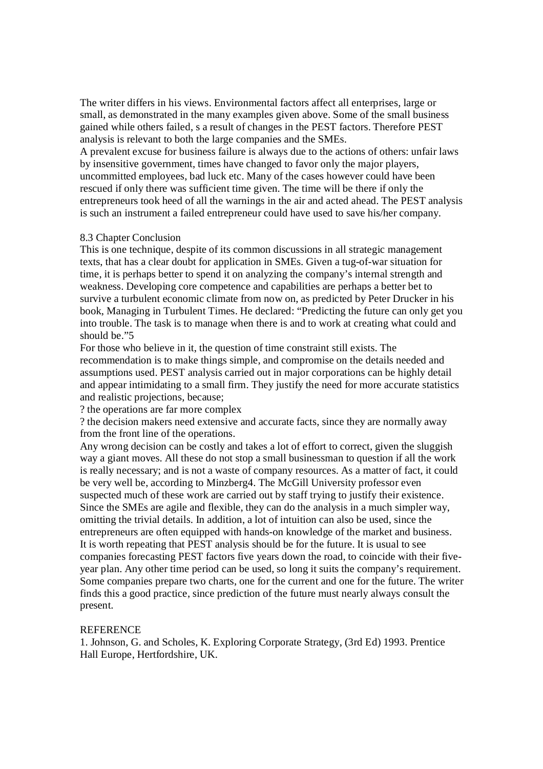The writer differs in his views. Environmental factors affect all enterprises, large or small, as demonstrated in the many examples given above. Some of the small business gained while others failed, s a result of changes in the PEST factors. Therefore PEST analysis is relevant to both the large companies and the SMEs.

A prevalent excuse for business failure is always due to the actions of others: unfair laws by insensitive government, times have changed to favor only the major players, uncommitted employees, bad luck etc. Many of the cases however could have been rescued if only there was sufficient time given. The time will be there if only the entrepreneurs took heed of all the warnings in the air and acted ahead. The PEST analysis is such an instrument a failed entrepreneur could have used to save his/her company.

## 8.3 Chapter Conclusion

This is one technique, despite of its common discussions in all strategic management texts, that has a clear doubt for application in SMEs. Given a tug-of-war situation for time, it is perhaps better to spend it on analyzing the company's internal strength and weakness. Developing core competence and capabilities are perhaps a better bet to survive a turbulent economic climate from now on, as predicted by Peter Drucker in his book, Managing in Turbulent Times. He declared: "Predicting the future can only get you into trouble. The task is to manage when there is and to work at creating what could and should be."[5]

For those who believe in it, the question of time constraint still exists. The recommendation is to make things simple, and compromise on the details needed and assumptions used. PEST analysis carried out in major corporations can be highly detail and appear intimidating to a small firm. They justify the need for more accurate statistics and realistic projections, because;

? the operations are far more complex

? the decision makers need extensive and accurate facts, since they are normally away from the front line of the operations.

Any wrong decision can be costly and takes a lot of effort to correct, given the sluggish way a giant moves. All these do not stop a small businessman to question if all the work is really necessary; and is not a waste of company resources. As a matter of fact, it could be very well be, according to Minzberg[4]. The McGill University professor even suspected much of these work are carried out by staff trying to justify their existence. Since the SMEs are agile and flexible, they can do the analysis in a much simpler way, omitting the trivial details. In addition, a lot of intuition can also be used, since the entrepreneurs are often equipped with hands-on knowledge of the market and business.

It is worth repeating that PEST analysis should be for the future. It is usual to see companies forecasting PEST factors five years down the road, to coincide with their five-year plan. Any other time period can be used, so long it suits the company's requirement. Some companies prepare two charts, one for the current and one for the future. The writer finds this a good practice, since prediction of the future must nearly always consult the present.

## REFERENCE

1. Johnson, G. and Scholes, K. Exploring Corporate Strategy, (3rd Ed) 1993. Prentice Hall Europe, Hertfordshire, UK.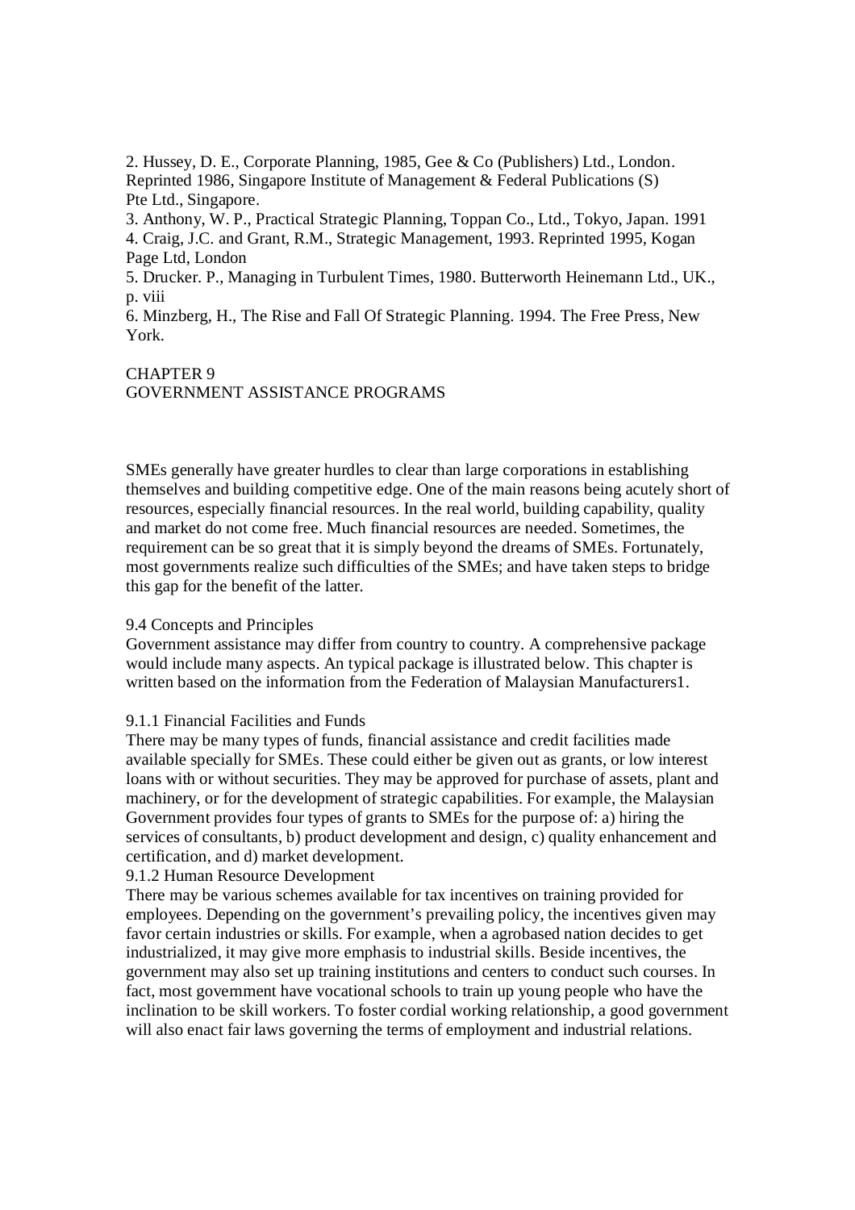2. Hussey, D. E., Corporate Planning, 1985, Gee & Co (Publishers) Ltd., London. Reprinted 1986, Singapore Institute of Management & Federal Publications (S) Pte Ltd., Singapore.
3. Anthony, W. P., Practical Strategic Planning, Toppan Co., Ltd., Tokyo, Japan. 1991
4. Craig, J.C. and Grant, R.M., Strategic Management, 1993. Reprinted 1995, Kogan Page Ltd, London
5. Drucker. P., Managing in Turbulent Times, 1980. Butterworth Heinemann Ltd., UK., p. viii
6. Minzberg, H., The Rise and Fall Of Strategic Planning. 1994. The Free Press, New York.

# CHAPTER 9
# GOVERNMENT ASSISTANCE PROGRAMS

SMEs generally have greater hurdles to clear than large corporations in establishing themselves and building competitive edge. One of the main reasons being acutely short of resources, especially financial resources. In the real world, building capability, quality and market do not come free. Much financial resources are needed. Sometimes, the requirement can be so great that it is simply beyond the dreams of SMEs. Fortunately, most governments realize such difficulties of the SMEs; and have taken steps to bridge this gap for the benefit of the latter.

## 9.4 Concepts and Principles

Government assistance may differ from country to country. A comprehensive package would include many aspects. An typical package is illustrated below. This chapter is written based on the information from the Federation of Malaysian Manufacturers[1].

### 9.1.1 Financial Facilities and Funds

There may be many types of funds, financial assistance and credit facilities made available specially for SMEs. These could either be given out as grants, or low interest loans with or without securities. They may be approved for purchase of assets, plant and machinery, or for the development of strategic capabilities. For example, the Malaysian Government provides four types of grants to SMEs for the purpose of: a) hiring the services of consultants, b) product development and design, c) quality enhancement and certification, and d) market development.

### 9.1.2 Human Resource Development

There may be various schemes available for tax incentives on training provided for employees. Depending on the government's prevailing policy, the incentives given may favor certain industries or skills. For example, when a agrobased nation decides to get industrialized, it may give more emphasis to industrial skills. Beside incentives, the government may also set up training institutions and centers to conduct such courses. In fact, most government have vocational schools to train up young people who have the inclination to be skill workers. To foster cordial working relationship, a good government will also enact fair laws governing the terms of employment and industrial relations.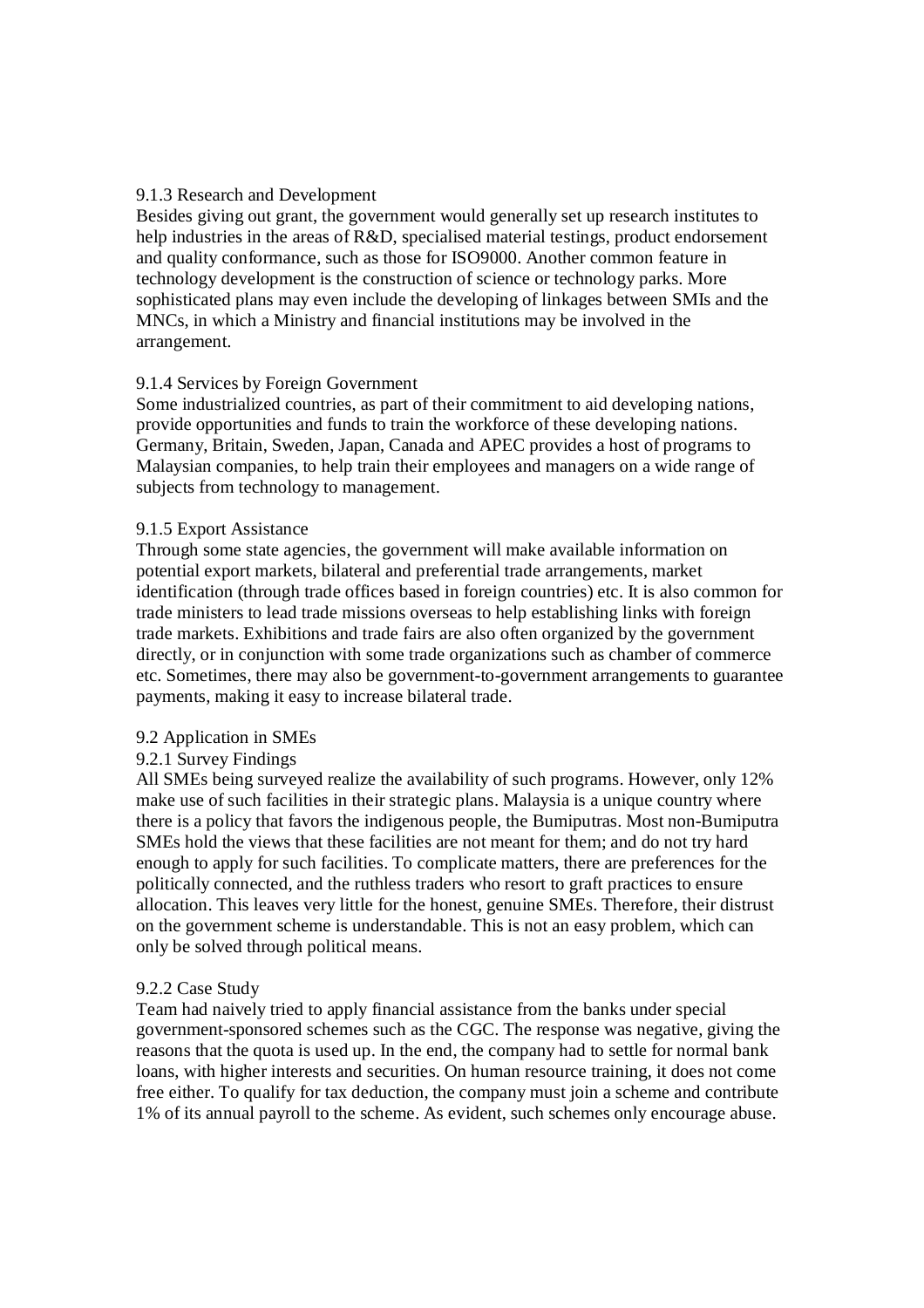### 9.1.3 Research and Development

Besides giving out grant, the government would generally set up research institutes to help industries in the areas of R&D, specialised material testings, product endorsement and quality conformance, such as those for ISO9000. Another common feature in technology development is the construction of science or technology parks. More sophisticated plans may even include the developing of linkages between SMIs and the MNCs, in which a Ministry and financial institutions may be involved in the arrangement.

### 9.1.4 Services by Foreign Government

Some industrialized countries, as part of their commitment to aid developing nations, provide opportunities and funds to train the workforce of these developing nations. Germany, Britain, Sweden, Japan, Canada and APEC provides a host of programs to Malaysian companies, to help train their employees and managers on a wide range of subjects from technology to management.

### 9.1.5 Export Assistance

Through some state agencies, the government will make available information on potential export markets, bilateral and preferential trade arrangements, market identification (through trade offices based in foreign countries) etc. It is also common for trade ministers to lead trade missions overseas to help establishing links with foreign trade markets. Exhibitions and trade fairs are also often organized by the government directly, or in conjunction with some trade organizations such as chamber of commerce etc. Sometimes, there may also be government-to-government arrangements to guarantee payments, making it easy to increase bilateral trade.

## 9.2 Application in SMEs

### 9.2.1 Survey Findings

All SMEs being surveyed realize the availability of such programs. However, only 12% make use of such facilities in their strategic plans. Malaysia is a unique country where there is a policy that favors the indigenous people, the Bumiputras. Most non-Bumiputra SMEs hold the views that these facilities are not meant for them; and do not try hard enough to apply for such facilities. To complicate matters, there are preferences for the politically connected, and the ruthless traders who resort to graft practices to ensure allocation. This leaves very little for the honest, genuine SMEs. Therefore, their distrust on the government scheme is understandable. This is not an easy problem, which can only be solved through political means.

### 9.2.2 Case Study

Team had naively tried to apply financial assistance from the banks under special government-sponsored schemes such as the CGC. The response was negative, giving the reasons that the quota is used up. In the end, the company had to settle for normal bank loans, with higher interests and securities. On human resource training, it does not come free either. To qualify for tax deduction, the company must join a scheme and contribute 1% of its annual payroll to the scheme. As evident, such schemes only encourage abuse.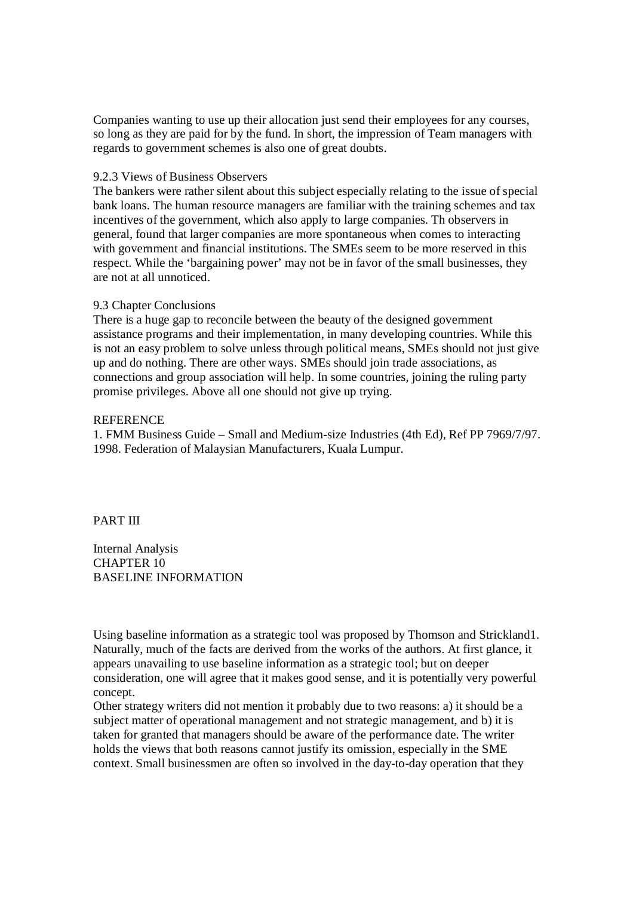Companies wanting to use up their allocation just send their employees for any courses, so long as they are paid for by the fund. In short, the impression of Team managers with regards to government schemes is also one of great doubts.

### 9.2.3 Views of Business Observers

The bankers were rather silent about this subject especially relating to the issue of special bank loans. The human resource managers are familiar with the training schemes and tax incentives of the government, which also apply to large companies. Th observers in general, found that larger companies are more spontaneous when comes to interacting with government and financial institutions. The SMEs seem to be more reserved in this respect. While the 'bargaining power' may not be in favor of the small businesses, they are not at all unnoticed.

## 9.3 Chapter Conclusions

There is a huge gap to reconcile between the beauty of the designed government assistance programs and their implementation, in many developing countries. While this is not an easy problem to solve unless through political means, SMEs should not just give up and do nothing. There are other ways. SMEs should join trade associations, as connections and group association will help. In some countries, joining the ruling party promise privileges. Above all one should not give up trying.

### REFERENCE

1. FMM Business Guide – Small and Medium-size Industries (4th Ed), Ref PP 7969/7/97. 1998. Federation of Malaysian Manufacturers, Kuala Lumpur.

# PART III

Internal Analysis

# CHAPTER 10
# BASELINE INFORMATION

Using baseline information as a strategic tool was proposed by Thomson and Strickland[1]. Naturally, much of the facts are derived from the works of the authors. At first glance, it appears unavailing to use baseline information as a strategic tool; but on deeper consideration, one will agree that it makes good sense, and it is potentially very powerful concept.

Other strategy writers did not mention it probably due to two reasons: a) it should be a subject matter of operational management and not strategic management, and b) it is taken for granted that managers should be aware of the performance date. The writer holds the views that both reasons cannot justify its omission, especially in the SME context. Small businessmen are often so involved in the day-to-day operation that they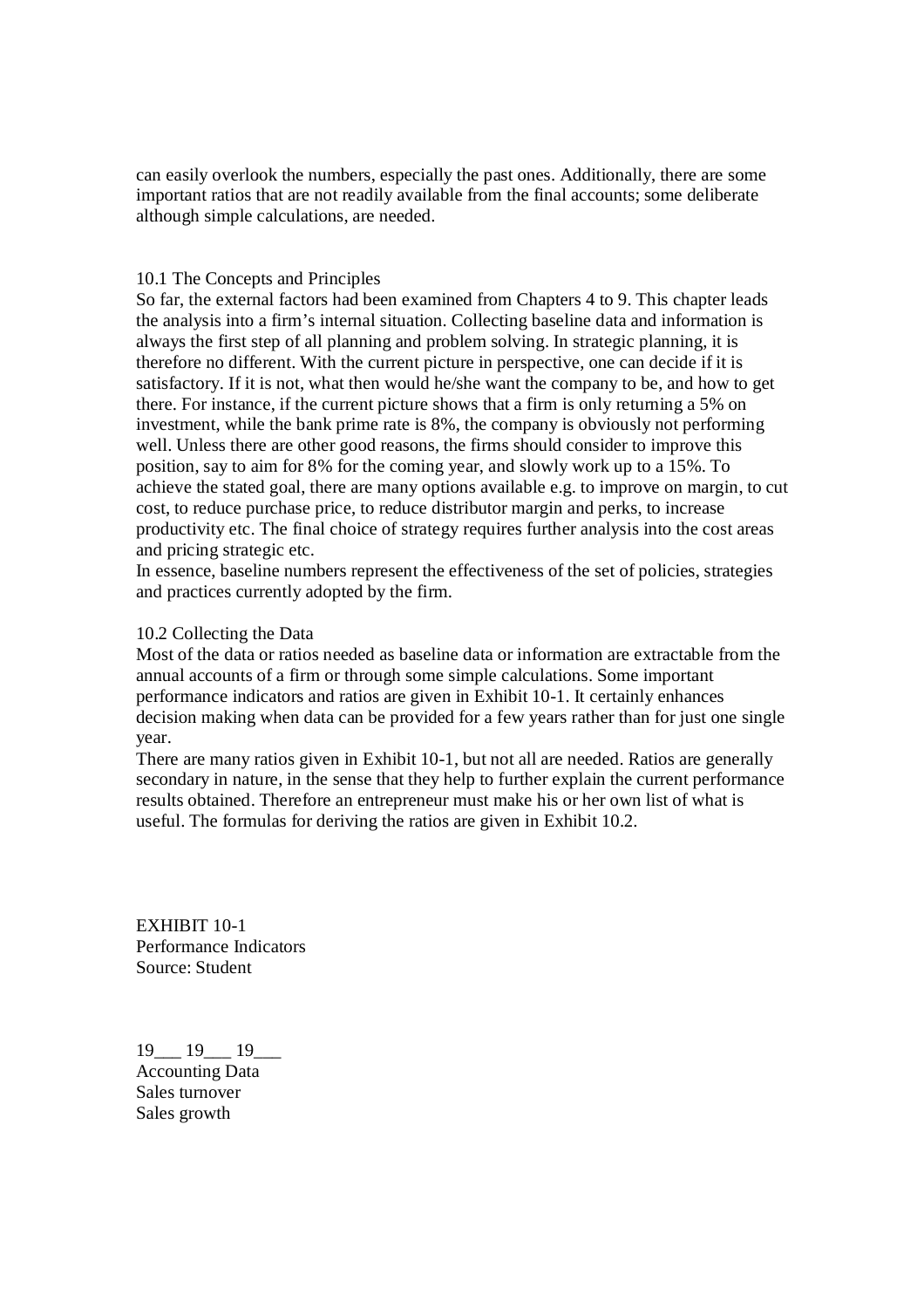can easily overlook the numbers, especially the past ones. Additionally, there are some important ratios that are not readily available from the final accounts; some deliberate although simple calculations, are needed.

## 10.1 The Concepts and Principles

So far, the external factors had been examined from Chapters 4 to 9. This chapter leads the analysis into a firm's internal situation. Collecting baseline data and information is always the first step of all planning and problem solving. In strategic planning, it is therefore no different. With the current picture in perspective, one can decide if it is satisfactory. If it is not, what then would he/she want the company to be, and how to get there. For instance, if the current picture shows that a firm is only returning a 5% on investment, while the bank prime rate is 8%, the company is obviously not performing well. Unless there are other good reasons, the firms should consider to improve this position, say to aim for 8% for the coming year, and slowly work up to a 15%. To achieve the stated goal, there are many options available e.g. to improve on margin, to cut cost, to reduce purchase price, to reduce distributor margin and perks, to increase productivity etc. The final choice of strategy requires further analysis into the cost areas and pricing strategic etc.

In essence, baseline numbers represent the effectiveness of the set of policies, strategies and practices currently adopted by the firm.

## 10.2 Collecting the Data

Most of the data or ratios needed as baseline data or information are extractable from the annual accounts of a firm or through some simple calculations. Some important performance indicators and ratios are given in Exhibit 10-1. It certainly enhances decision making when data can be provided for a few years rather than for just one single year.

There are many ratios given in Exhibit 10-1, but not all are needed. Ratios are generally secondary in nature, in the sense that they help to further explain the current performance results obtained. Therefore an entrepreneur must make his or her own list of what is useful. The formulas for deriving the ratios are given in Exhibit 10.2.

EXHIBIT 10-1
Performance Indicators
Source: Student

19___ 19___ 19___
Accounting Data
Sales turnover
Sales growth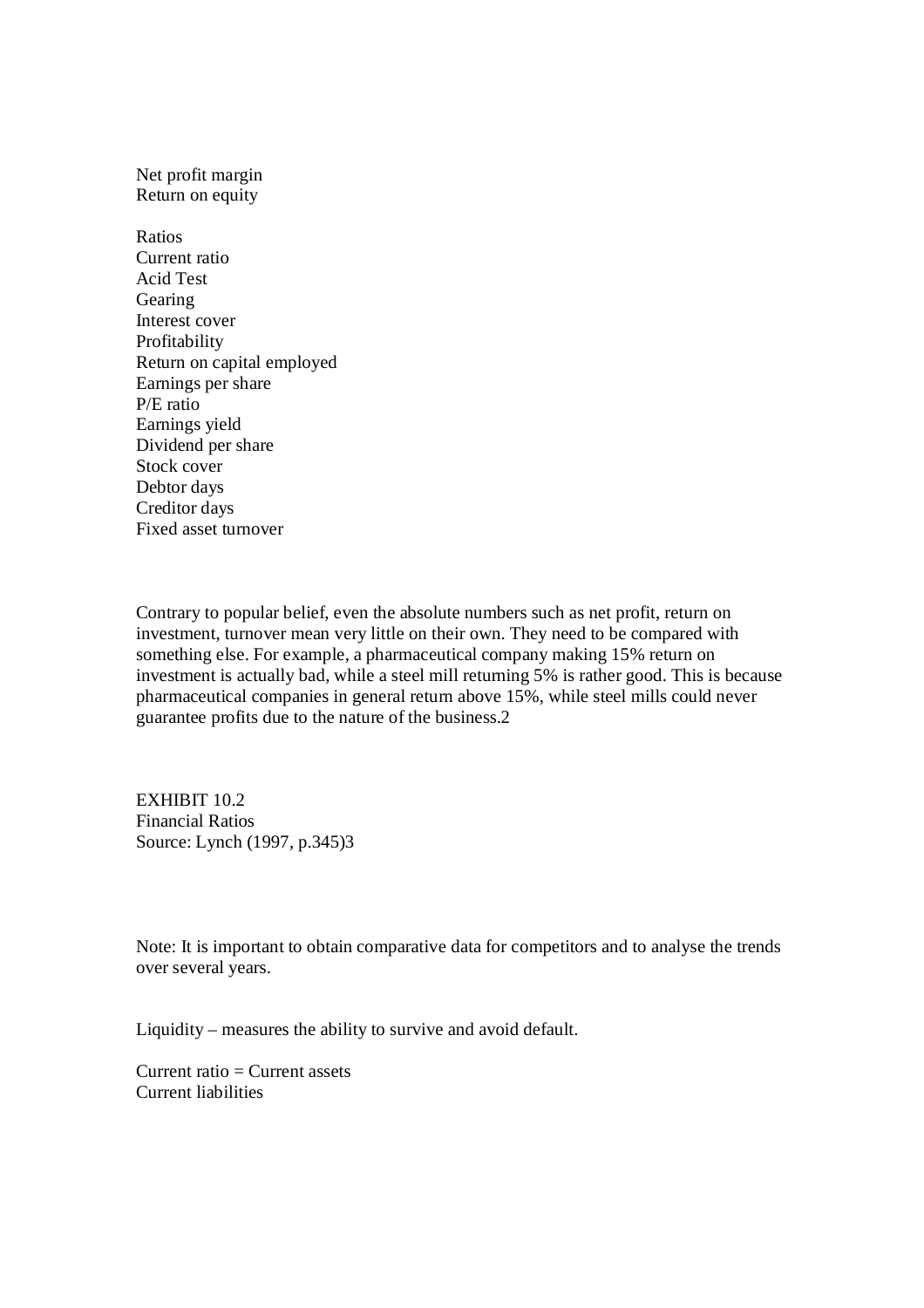Net profit margin
Return on equity

Ratios
Current ratio
Acid Test
Gearing
Interest cover
Profitability
Return on capital employed
Earnings per share
P/E ratio
Earnings yield
Dividend per share
Stock cover
Debtor days
Creditor days
Fixed asset turnover

Contrary to popular belief, even the absolute numbers such as net profit, return on investment, turnover mean very little on their own. They need to be compared with something else. For example, a pharmaceutical company making 15% return on investment is actually bad, while a steel mill returning 5% is rather good. This is because pharmaceutical companies in general return above 15%, while steel mills could never guarantee profits due to the nature of the business.[2]

EXHIBIT 10.2
Financial Ratios
Source: Lynch (1997, p.345)[3]

Note: It is important to obtain comparative data for competitors and to analyse the trends over several years.

Liquidity – measures the ability to survive and avoid default.

$$\text{Current ratio} = \frac{\text{Current assets}}{\text{Current liabilities}}$$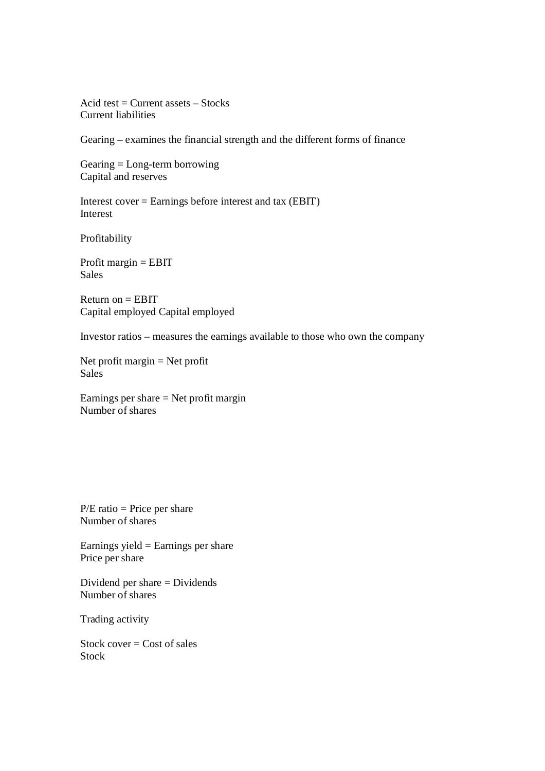Acid test = Current assets – Stocks
Current liabilities

Gearing – examines the financial strength and the different forms of finance

Gearing = Long-term borrowing
Capital and reserves

Interest cover = Earnings before interest and tax (EBIT)
Interest

Profitability

Profit margin = EBIT
Sales

Return on = EBIT
Capital employed Capital employed

Investor ratios – measures the earnings available to those who own the company

Net profit margin = Net profit
Sales

Earnings per share = Net profit margin
Number of shares

P/E ratio = Price per share
Number of shares

Earnings yield = Earnings per share
Price per share

Dividend per share = Dividends
Number of shares

Trading activity

Stock cover = Cost of sales
Stock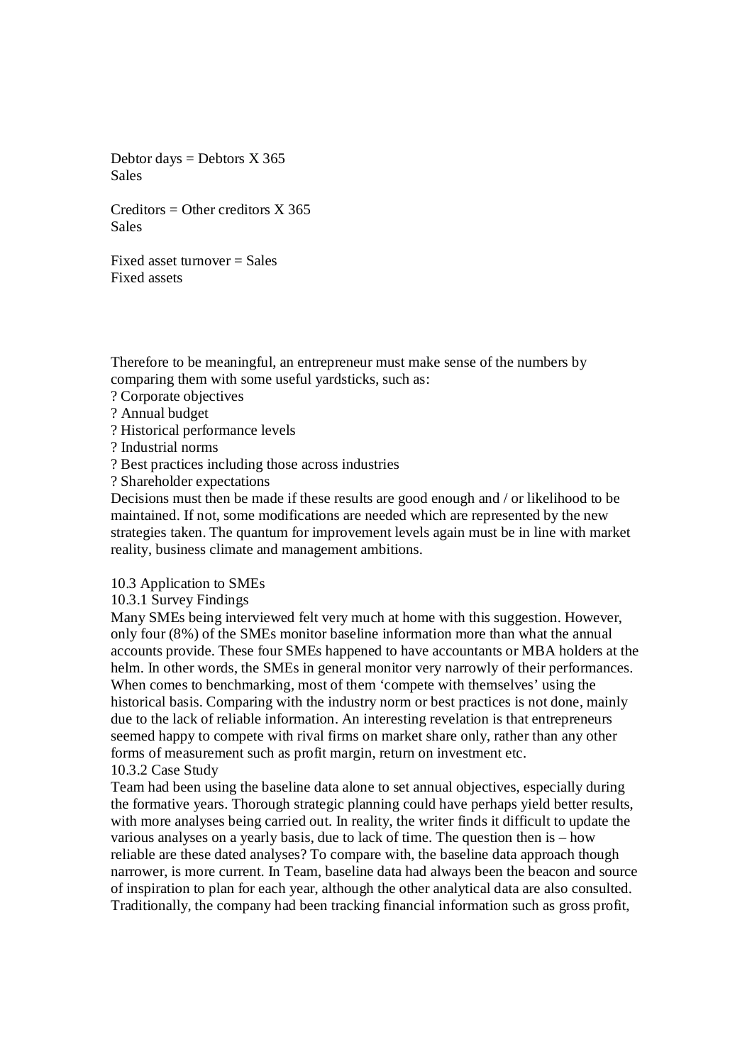Debtor days = Debtors X 365
Sales

Creditors = Other creditors X 365
Sales

Fixed asset turnover = Sales
Fixed assets

Therefore to be meaningful, an entrepreneur must make sense of the numbers by comparing them with some useful yardsticks, such as:

? Corporate objectives
? Annual budget
? Historical performance levels
? Industrial norms
? Best practices including those across industries
? Shareholder expectations

Decisions must then be made if these results are good enough and / or likelihood to be maintained. If not, some modifications are needed which are represented by the new strategies taken. The quantum for improvement levels again must be in line with market reality, business climate and management ambitions.

10.3 Application to SMEs

10.3.1 Survey Findings

Many SMEs being interviewed felt very much at home with this suggestion. However, only four (8%) of the SMEs monitor baseline information more than what the annual accounts provide. These four SMEs happened to have accountants or MBA holders at the helm. In other words, the SMEs in general monitor very narrowly of their performances. When comes to benchmarking, most of them 'compete with themselves' using the historical basis. Comparing with the industry norm or best practices is not done, mainly due to the lack of reliable information. An interesting revelation is that entrepreneurs seemed happy to compete with rival firms on market share only, rather than any other forms of measurement such as profit margin, return on investment etc.

10.3.2 Case Study

Team had been using the baseline data alone to set annual objectives, especially during the formative years. Thorough strategic planning could have perhaps yield better results, with more analyses being carried out. In reality, the writer finds it difficult to update the various analyses on a yearly basis, due to lack of time. The question then is – how reliable are these dated analyses? To compare with, the baseline data approach though narrower, is more current. In Team, baseline data had always been the beacon and source of inspiration to plan for each year, although the other analytical data are also consulted. Traditionally, the company had been tracking financial information such as gross profit,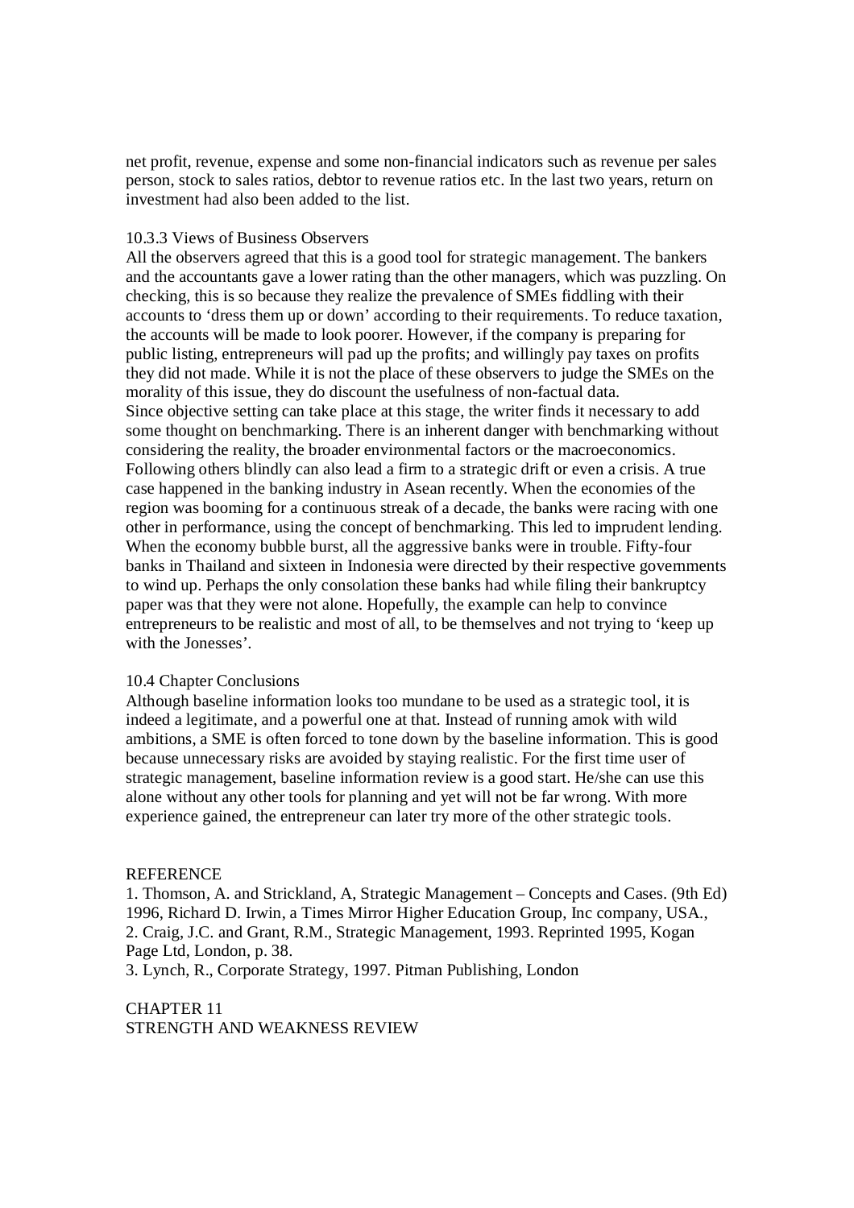net profit, revenue, expense and some non-financial indicators such as revenue per sales person, stock to sales ratios, debtor to revenue ratios etc. In the last two years, return on investment had also been added to the list.

### 10.3.3 Views of Business Observers

All the observers agreed that this is a good tool for strategic management. The bankers and the accountants gave a lower rating than the other managers, which was puzzling. On checking, this is so because they realize the prevalence of SMEs fiddling with their accounts to 'dress them up or down' according to their requirements. To reduce taxation, the accounts will be made to look poorer. However, if the company is preparing for public listing, entrepreneurs will pad up the profits; and willingly pay taxes on profits they did not made. While it is not the place of these observers to judge the SMEs on the morality of this issue, they do discount the usefulness of non-factual data.
Since objective setting can take place at this stage, the writer finds it necessary to add some thought on benchmarking. There is an inherent danger with benchmarking without considering the reality, the broader environmental factors or the macroeconomics. Following others blindly can also lead a firm to a strategic drift or even a crisis. A true case happened in the banking industry in Asean recently. When the economies of the region was booming for a continuous streak of a decade, the banks were racing with one other in performance, using the concept of benchmarking. This led to imprudent lending. When the economy bubble burst, all the aggressive banks were in trouble. Fifty-four banks in Thailand and sixteen in Indonesia were directed by their respective governments to wind up. Perhaps the only consolation these banks had while filing their bankruptcy paper was that they were not alone. Hopefully, the example can help to convince entrepreneurs to be realistic and most of all, to be themselves and not trying to 'keep up with the Jonesses'.

## 10.4 Chapter Conclusions

Although baseline information looks too mundane to be used as a strategic tool, it is indeed a legitimate, and a powerful one at that. Instead of running amok with wild ambitions, a SME is often forced to tone down by the baseline information. This is good because unnecessary risks are avoided by staying realistic. For the first time user of strategic management, baseline information review is a good start. He/she can use this alone without any other tools for planning and yet will not be far wrong. With more experience gained, the entrepreneur can later try more of the other strategic tools.

### REFERENCE

1. Thomson, A. and Strickland, A, Strategic Management – Concepts and Cases. (9th Ed) 1996, Richard D. Irwin, a Times Mirror Higher Education Group, Inc company, USA.,
2. Craig, J.C. and Grant, R.M., Strategic Management, 1993. Reprinted 1995, Kogan Page Ltd, London, p. 38.
3. Lynch, R., Corporate Strategy, 1997. Pitman Publishing, London

# CHAPTER 11
# STRENGTH AND WEAKNESS REVIEW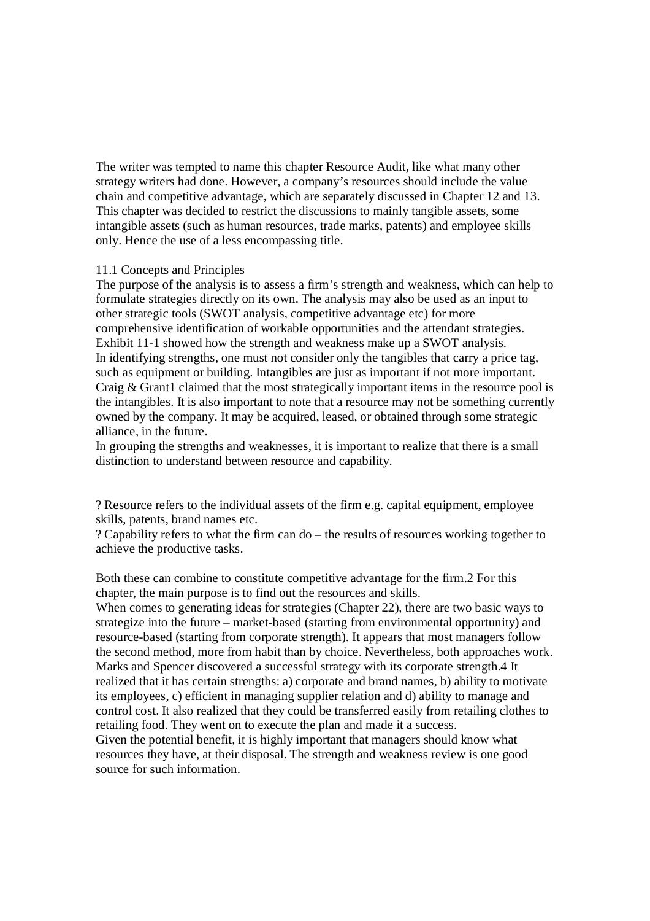The writer was tempted to name this chapter Resource Audit, like what many other strategy writers had done. However, a company's resources should include the value chain and competitive advantage, which are separately discussed in Chapter 12 and 13. This chapter was decided to restrict the discussions to mainly tangible assets, some intangible assets (such as human resources, trade marks, patents) and employee skills only. Hence the use of a less encompassing title.

## 11.1 Concepts and Principles

The purpose of the analysis is to assess a firm's strength and weakness, which can help to formulate strategies directly on its own. The analysis may also be used as an input to other strategic tools (SWOT analysis, competitive advantage etc) for more comprehensive identification of workable opportunities and the attendant strategies. Exhibit 11-1 showed how the strength and weakness make up a SWOT analysis.
In identifying strengths, one must not consider only the tangibles that carry a price tag, such as equipment or building. Intangibles are just as important if not more important. Craig & Grant[1] claimed that the most strategically important items in the resource pool is the intangibles. It is also important to note that a resource may not be something currently owned by the company. It may be acquired, leased, or obtained through some strategic alliance, in the future.
In grouping the strengths and weaknesses, it is important to realize that there is a small distinction to understand between resource and capability.

? Resource refers to the individual assets of the firm e.g. capital equipment, employee skills, patents, brand names etc.
? Capability refers to what the firm can do – the results of resources working together to achieve the productive tasks.

Both these can combine to constitute competitive advantage for the firm.[2] For this chapter, the main purpose is to find out the resources and skills.
When comes to generating ideas for strategies (Chapter 22), there are two basic ways to strategize into the future – market-based (starting from environmental opportunity) and resource-based (starting from corporate strength). It appears that most managers follow the second method, more from habit than by choice. Nevertheless, both approaches work. Marks and Spencer discovered a successful strategy with its corporate strength.[4] It realized that it has certain strengths: a) corporate and brand names, b) ability to motivate its employees, c) efficient in managing supplier relation and d) ability to manage and control cost. It also realized that they could be transferred easily from retailing clothes to retailing food. They went on to execute the plan and made it a success.
Given the potential benefit, it is highly important that managers should know what resources they have, at their disposal. The strength and weakness review is one good source for such information.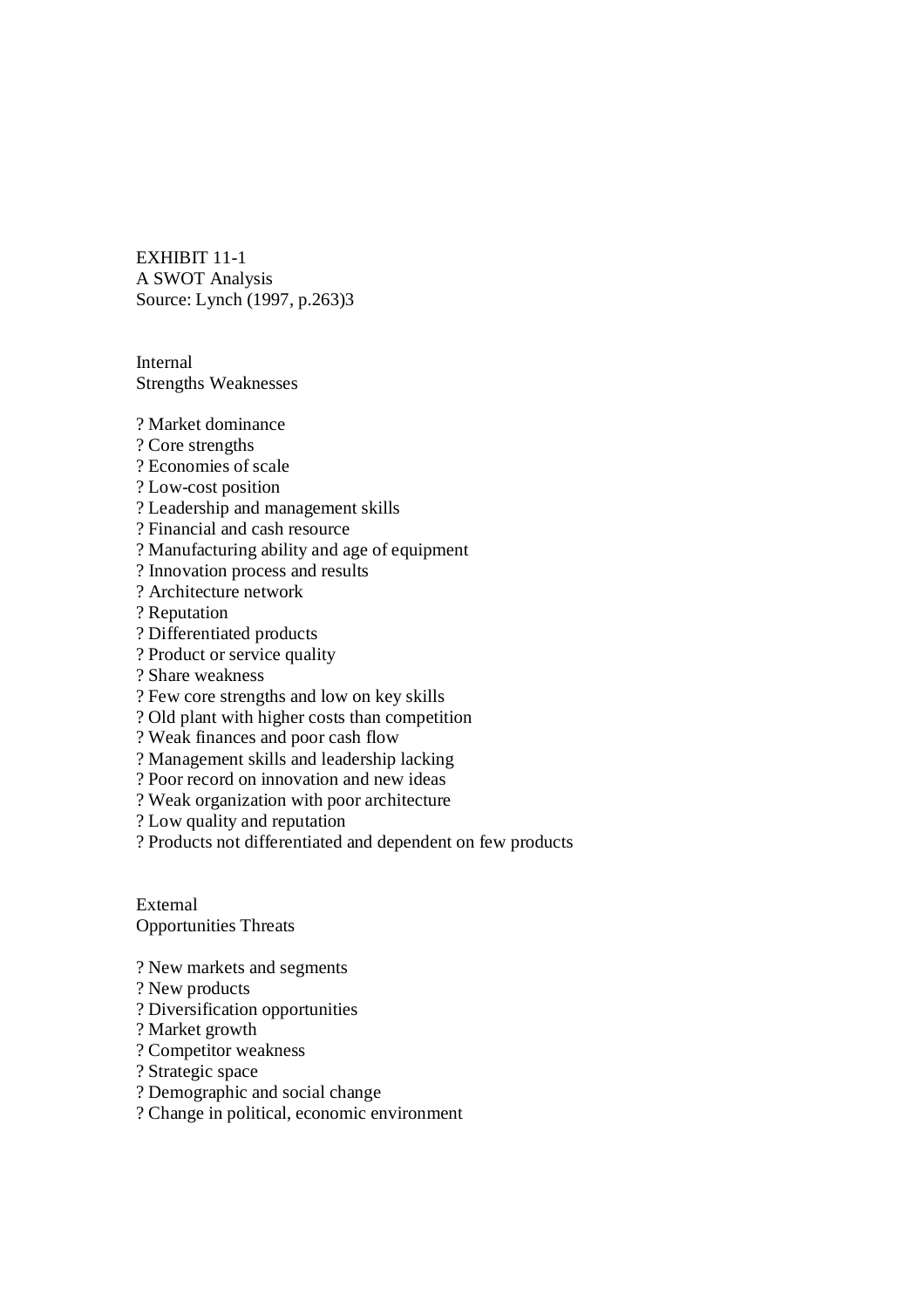EXHIBIT 11-1
A SWOT Analysis
Source: Lynch (1997, p.263)3

Internal
Strengths Weaknesses

? Market dominance
? Core strengths
? Economies of scale
? Low-cost position
? Leadership and management skills
? Financial and cash resource
? Manufacturing ability and age of equipment
? Innovation process and results
? Architecture network
? Reputation
? Differentiated products
? Product or service quality
? Share weakness
? Few core strengths and low on key skills
? Old plant with higher costs than competition
? Weak finances and poor cash flow
? Management skills and leadership lacking
? Poor record on innovation and new ideas
? Weak organization with poor architecture
? Low quality and reputation
? Products not differentiated and dependent on few products

External
Opportunities Threats

? New markets and segments
? New products
? Diversification opportunities
? Market growth
? Competitor weakness
? Strategic space
? Demographic and social change
? Change in political, economic environment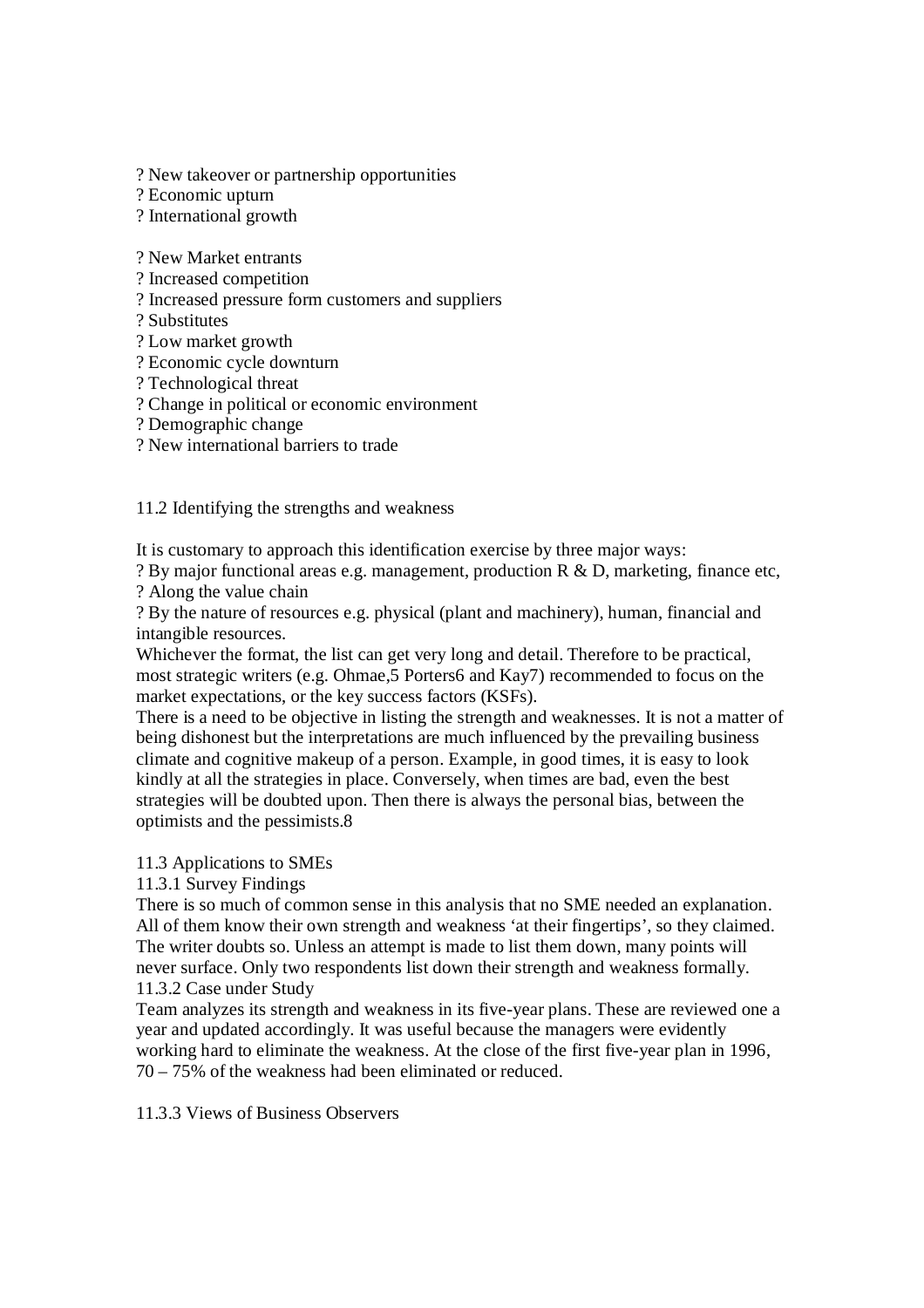- ? New takeover or partnership opportunities
- ? Economic upturn
- ? International growth

- ? New Market entrants
- ? Increased competition
- ? Increased pressure form customers and suppliers
- ? Substitutes
- ? Low market growth
- ? Economic cycle downturn
- ? Technological threat
- ? Change in political or economic environment
- ? Demographic change
- ? New international barriers to trade

## 11.2 Identifying the strengths and weakness

It is customary to approach this identification exercise by three major ways:

- ? By major functional areas e.g. management, production R & D, marketing, finance etc,
- ? Along the value chain
- ? By the nature of resources e.g. physical (plant and machinery), human, financial and intangible resources.

Whichever the format, the list can get very long and detail. Therefore to be practical, most strategic writers (e.g. Ohmae,5 Porters6 and Kay7) recommended to focus on the market expectations, or the key success factors (KSFs).

There is a need to be objective in listing the strength and weaknesses. It is not a matter of being dishonest but the interpretations are much influenced by the prevailing business climate and cognitive makeup of a person. Example, in good times, it is easy to look kindly at all the strategies in place. Conversely, when times are bad, even the best strategies will be doubted upon. Then there is always the personal bias, between the optimists and the pessimists.8

## 11.3 Applications to SMEs

### 11.3.1 Survey Findings

There is so much of common sense in this analysis that no SME needed an explanation. All of them know their own strength and weakness 'at their fingertips', so they claimed. The writer doubts so. Unless an attempt is made to list them down, many points will never surface. Only two respondents list down their strength and weakness formally.

### 11.3.2 Case under Study

Team analyzes its strength and weakness in its five-year plans. These are reviewed one a year and updated accordingly. It was useful because the managers were evidently working hard to eliminate the weakness. At the close of the first five-year plan in 1996, 70 – 75% of the weakness had been eliminated or reduced.

### 11.3.3 Views of Business Observers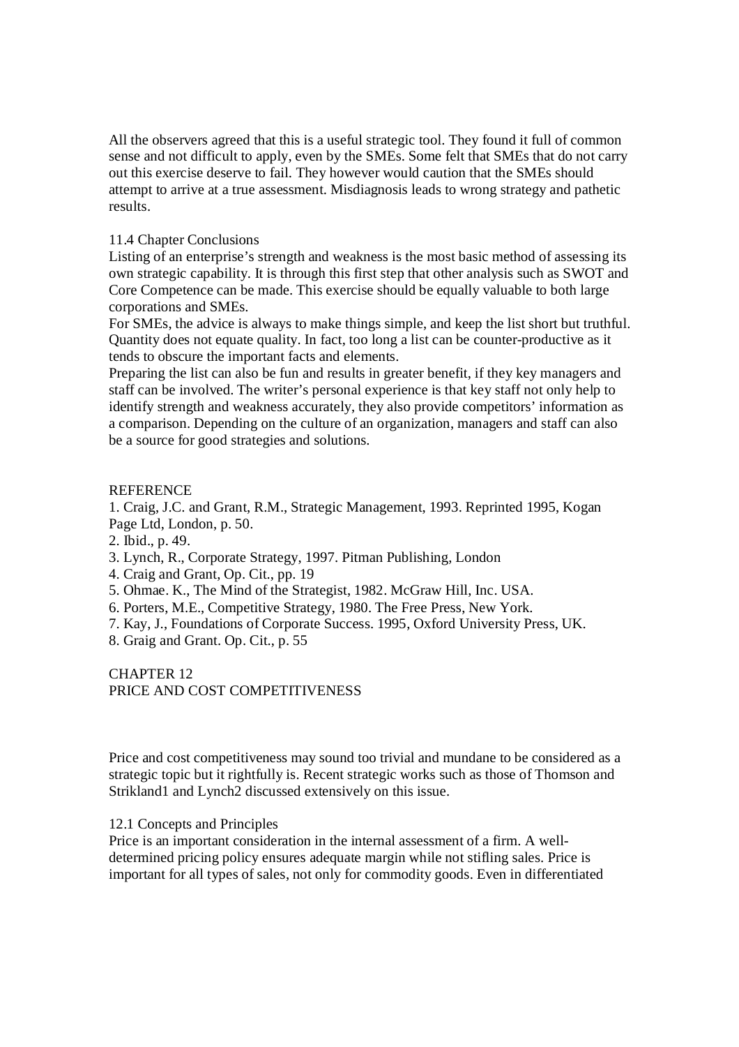All the observers agreed that this is a useful strategic tool. They found it full of common sense and not difficult to apply, even by the SMEs. Some felt that SMEs that do not carry out this exercise deserve to fail. They however would caution that the SMEs should attempt to arrive at a true assessment. Misdiagnosis leads to wrong strategy and pathetic results.

### 11.4 Chapter Conclusions

Listing of an enterprise's strength and weakness is the most basic method of assessing its own strategic capability. It is through this first step that other analysis such as SWOT and Core Competence can be made. This exercise should be equally valuable to both large corporations and SMEs.

For SMEs, the advice is always to make things simple, and keep the list short but truthful. Quantity does not equate quality. In fact, too long a list can be counter-productive as it tends to obscure the important facts and elements.

Preparing the list can also be fun and results in greater benefit, if they key managers and staff can be involved. The writer's personal experience is that key staff not only help to identify strength and weakness accurately, they also provide competitors' information as a comparison. Depending on the culture of an organization, managers and staff can also be a source for good strategies and solutions.

### REFERENCE

1. Craig, J.C. and Grant, R.M., Strategic Management, 1993. Reprinted 1995, Kogan Page Ltd, London, p. 50.
2. Ibid., p. 49.
3. Lynch, R., Corporate Strategy, 1997. Pitman Publishing, London
4. Craig and Grant, Op. Cit., pp. 19
5. Ohmae. K., The Mind of the Strategist, 1982. McGraw Hill, Inc. USA.
6. Porters, M.E., Competitive Strategy, 1980. The Free Press, New York.
7. Kay, J., Foundations of Corporate Success. 1995, Oxford University Press, UK.
8. Graig and Grant. Op. Cit., p. 55

# CHAPTER 12
# PRICE AND COST COMPETITIVENESS

Price and cost competitiveness may sound too trivial and mundane to be considered as a strategic topic but it rightfully is. Recent strategic works such as those of Thomson and Strikland[1] and Lynch[2] discussed extensively on this issue.

### 12.1 Concepts and Principles

Price is an important consideration in the internal assessment of a firm. A well-determined pricing policy ensures adequate margin while not stifling sales. Price is important for all types of sales, not only for commodity goods. Even in differentiated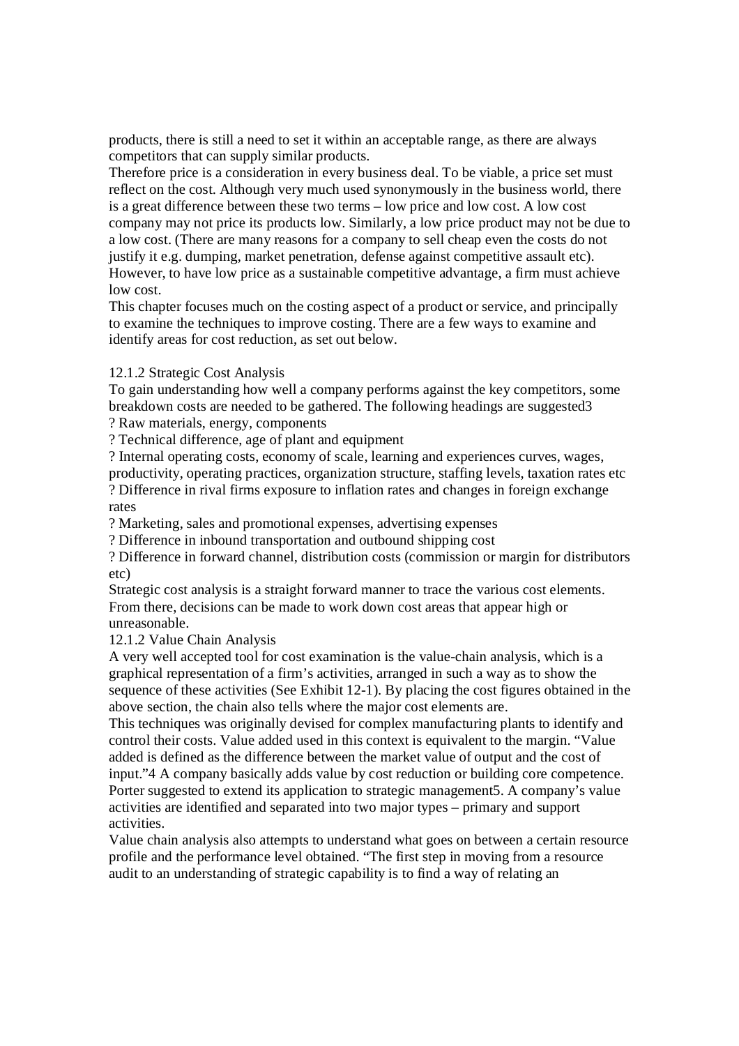products, there is still a need to set it within an acceptable range, as there are always competitors that can supply similar products.

Therefore price is a consideration in every business deal. To be viable, a price set must reflect on the cost. Although very much used synonymously in the business world, there is a great difference between these two terms – low price and low cost. A low cost company may not price its products low. Similarly, a low price product may not be due to a low cost. (There are many reasons for a company to sell cheap even the costs do not justify it e.g. dumping, market penetration, defense against competitive assault etc). However, to have low price as a sustainable competitive advantage, a firm must achieve low cost.

This chapter focuses much on the costing aspect of a product or service, and principally to examine the techniques to improve costing. There are a few ways to examine and identify areas for cost reduction, as set out below.

### 12.1.2 Strategic Cost Analysis

To gain understanding how well a company performs against the key competitors, some breakdown costs are needed to be gathered. The following headings are suggested[3]

? Raw materials, energy, components

? Technical difference, age of plant and equipment

? Internal operating costs, economy of scale, learning and experiences curves, wages, productivity, operating practices, organization structure, staffing levels, taxation rates etc

? Difference in rival firms exposure to inflation rates and changes in foreign exchange rates

? Marketing, sales and promotional expenses, advertising expenses

? Difference in inbound transportation and outbound shipping cost

? Difference in forward channel, distribution costs (commission or margin for distributors etc)

Strategic cost analysis is a straight forward manner to trace the various cost elements. From there, decisions can be made to work down cost areas that appear high or unreasonable.

### 12.1.2 Value Chain Analysis

A very well accepted tool for cost examination is the value-chain analysis, which is a graphical representation of a firm's activities, arranged in such a way as to show the sequence of these activities (See Exhibit 12-1). By placing the cost figures obtained in the above section, the chain also tells where the major cost elements are.

This techniques was originally devised for complex manufacturing plants to identify and control their costs. Value added used in this context is equivalent to the margin. "Value added is defined as the difference between the market value of output and the cost of input."[4] A company basically adds value by cost reduction or building core competence. Porter suggested to extend its application to strategic management[5]. A company's value activities are identified and separated into two major types – primary and support activities.

Value chain analysis also attempts to understand what goes on between a certain resource profile and the performance level obtained. "The first step in moving from a resource audit to an understanding of strategic capability is to find a way of relating an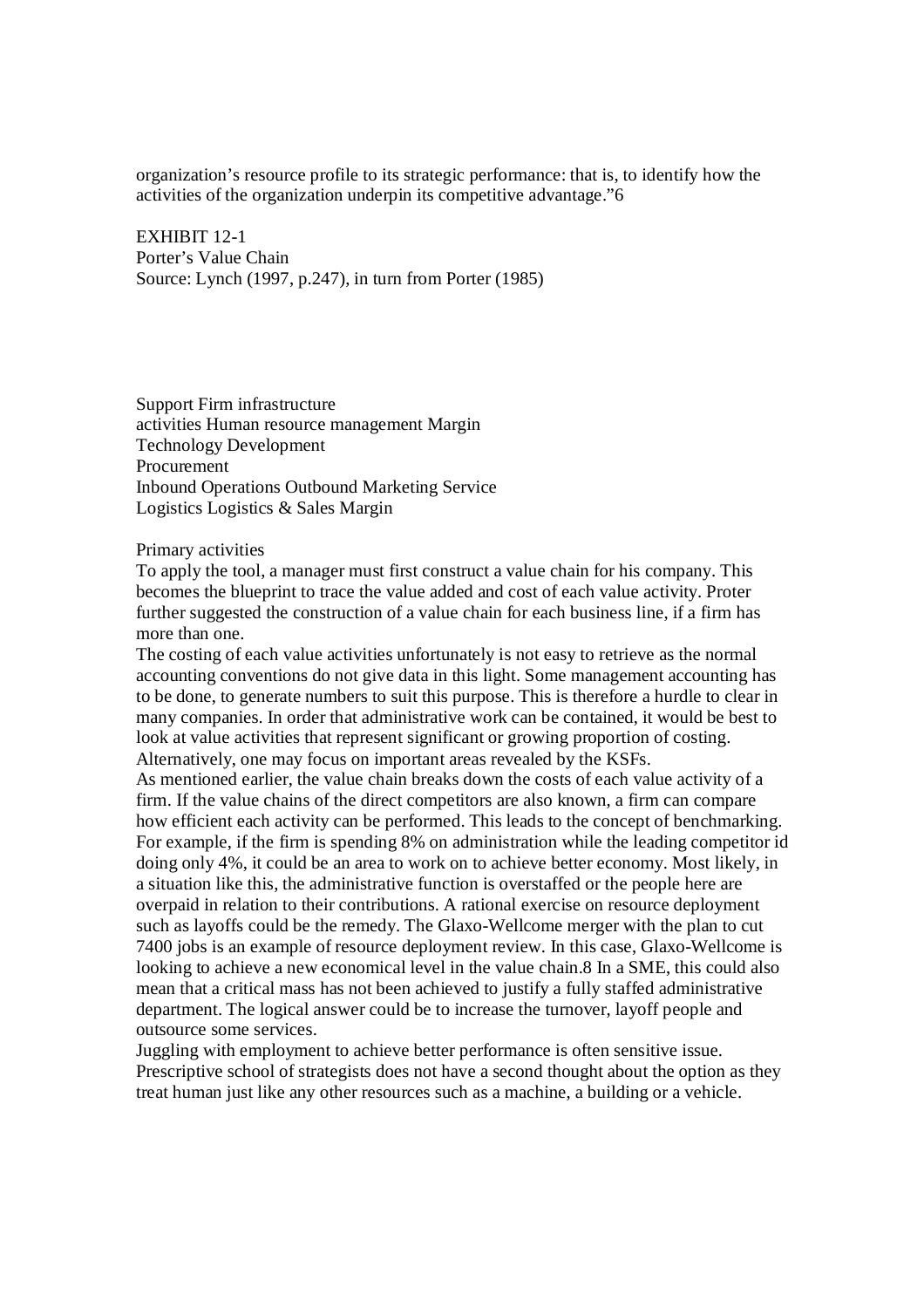organization's resource profile to its strategic performance: that is, to identify how the activities of the organization underpin its competitive advantage."6

EXHIBIT 12-1
Porter's Value Chain
Source: Lynch (1997, p.247), in turn from Porter (1985)

Support Firm infrastructure
activities Human resource management Margin
Technology Development
Procurement
Inbound Operations Outbound Marketing Service
Logistics Logistics & Sales Margin

Primary activities

To apply the tool, a manager must first construct a value chain for his company. This becomes the blueprint to trace the value added and cost of each value activity. Proter further suggested the construction of a value chain for each business line, if a firm has more than one.

The costing of each value activities unfortunately is not easy to retrieve as the normal accounting conventions do not give data in this light. Some management accounting has to be done, to generate numbers to suit this purpose. This is therefore a hurdle to clear in many companies. In order that administrative work can be contained, it would be best to look at value activities that represent significant or growing proportion of costing. Alternatively, one may focus on important areas revealed by the KSFs.

As mentioned earlier, the value chain breaks down the costs of each value activity of a firm. If the value chains of the direct competitors are also known, a firm can compare how efficient each activity can be performed. This leads to the concept of benchmarking. For example, if the firm is spending 8% on administration while the leading competitor id doing only 4%, it could be an area to work on to achieve better economy. Most likely, in a situation like this, the administrative function is overstaffed or the people here are overpaid in relation to their contributions. A rational exercise on resource deployment such as layoffs could be the remedy. The Glaxo-Wellcome merger with the plan to cut 7400 jobs is an example of resource deployment review. In this case, Glaxo-Wellcome is looking to achieve a new economical level in the value chain.8 In a SME, this could also mean that a critical mass has not been achieved to justify a fully staffed administrative department. The logical answer could be to increase the turnover, layoff people and outsource some services.

Juggling with employment to achieve better performance is often sensitive issue. Prescriptive school of strategists does not have a second thought about the option as they treat human just like any other resources such as a machine, a building or a vehicle.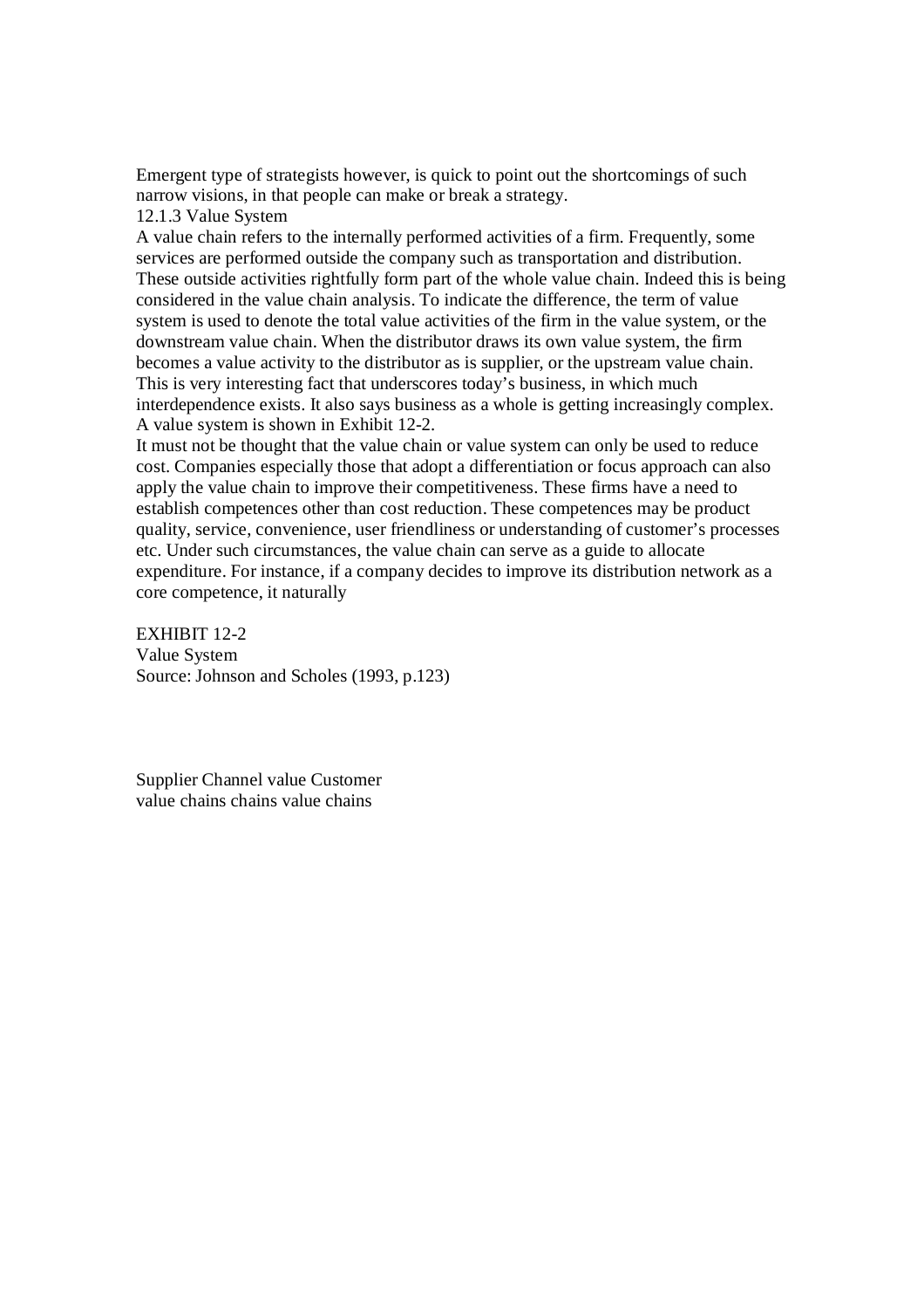Emergent type of strategists however, is quick to point out the shortcomings of such narrow visions, in that people can make or break a strategy.

### 12.1.3 Value System

A value chain refers to the internally performed activities of a firm. Frequently, some services are performed outside the company such as transportation and distribution. These outside activities rightfully form part of the whole value chain. Indeed this is being considered in the value chain analysis. To indicate the difference, the term of value system is used to denote the total value activities of the firm in the value system, or the downstream value chain. When the distributor draws its own value system, the firm becomes a value activity to the distributor as is supplier, or the upstream value chain. This is very interesting fact that underscores today's business, in which much interdependence exists. It also says business as a whole is getting increasingly complex. A value system is shown in Exhibit 12-2.

It must not be thought that the value chain or value system can only be used to reduce cost. Companies especially those that adopt a differentiation or focus approach can also apply the value chain to improve their competitiveness. These firms have a need to establish competences other than cost reduction. These competences may be product quality, service, convenience, user friendliness or understanding of customer's processes etc. Under such circumstances, the value chain can serve as a guide to allocate expenditure. For instance, if a company decides to improve its distribution network as a core competence, it naturally

EXHIBIT 12-2
Value System
Source: Johnson and Scholes (1993, p.123)

Supplier value chains | Channel value chains | Customer value chains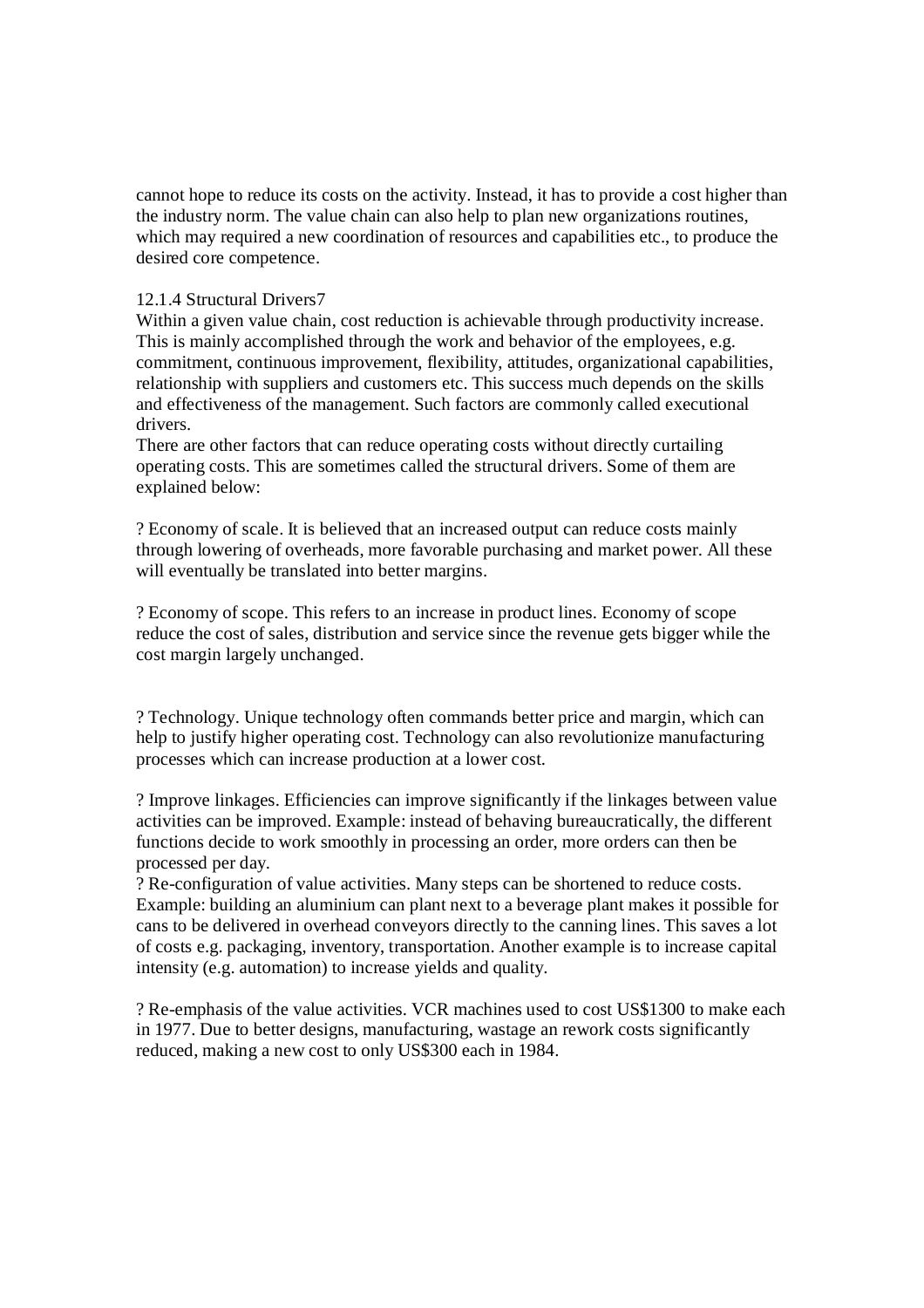cannot hope to reduce its costs on the activity. Instead, it has to provide a cost higher than the industry norm. The value chain can also help to plan new organizations routines, which may required a new coordination of resources and capabilities etc., to produce the desired core competence.

### 12.1.4 Structural Drivers7

Within a given value chain, cost reduction is achievable through productivity increase. This is mainly accomplished through the work and behavior of the employees, e.g. commitment, continuous improvement, flexibility, attitudes, organizational capabilities, relationship with suppliers and customers etc. This success much depends on the skills and effectiveness of the management. Such factors are commonly called executional drivers.

There are other factors that can reduce operating costs without directly curtailing operating costs. This are sometimes called the structural drivers. Some of them are explained below:

? Economy of scale. It is believed that an increased output can reduce costs mainly through lowering of overheads, more favorable purchasing and market power. All these will eventually be translated into better margins.

? Economy of scope. This refers to an increase in product lines. Economy of scope reduce the cost of sales, distribution and service since the revenue gets bigger while the cost margin largely unchanged.

? Technology. Unique technology often commands better price and margin, which can help to justify higher operating cost. Technology can also revolutionize manufacturing processes which can increase production at a lower cost.

? Improve linkages. Efficiencies can improve significantly if the linkages between value activities can be improved. Example: instead of behaving bureaucratically, the different functions decide to work smoothly in processing an order, more orders can then be processed per day.

? Re-configuration of value activities. Many steps can be shortened to reduce costs. Example: building an aluminium can plant next to a beverage plant makes it possible for cans to be delivered in overhead conveyors directly to the canning lines. This saves a lot of costs e.g. packaging, inventory, transportation. Another example is to increase capital intensity (e.g. automation) to increase yields and quality.

? Re-emphasis of the value activities. VCR machines used to cost US$1300 to make each in 1977. Due to better designs, manufacturing, wastage an rework costs significantly reduced, making a new cost to only US$300 each in 1984.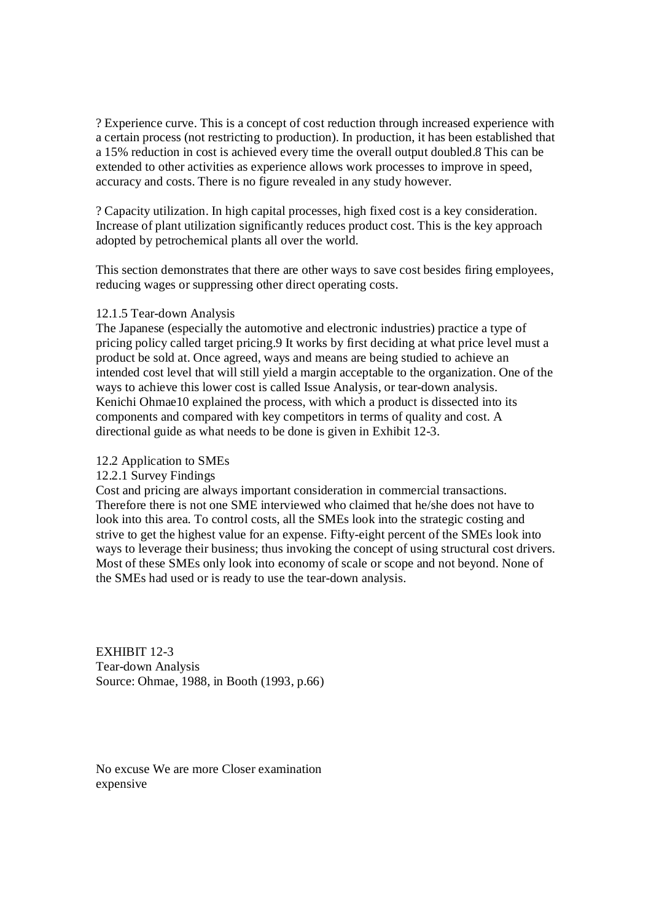? Experience curve. This is a concept of cost reduction through increased experience with a certain process (not restricting to production). In production, it has been established that a 15% reduction in cost is achieved every time the overall output doubled.8 This can be extended to other activities as experience allows work processes to improve in speed, accuracy and costs. There is no figure revealed in any study however.

? Capacity utilization. In high capital processes, high fixed cost is a key consideration. Increase of plant utilization significantly reduces product cost. This is the key approach adopted by petrochemical plants all over the world.

This section demonstrates that there are other ways to save cost besides firing employees, reducing wages or suppressing other direct operating costs.

### 12.1.5 Tear-down Analysis

The Japanese (especially the automotive and electronic industries) practice a type of pricing policy called target pricing.9 It works by first deciding at what price level must a product be sold at. Once agreed, ways and means are being studied to achieve an intended cost level that will still yield a margin acceptable to the organization. One of the ways to achieve this lower cost is called Issue Analysis, or tear-down analysis. Kenichi Ohmae10 explained the process, with which a product is dissected into its components and compared with key competitors in terms of quality and cost. A directional guide as what needs to be done is given in Exhibit 12-3.

## 12.2 Application to SMEs

### 12.2.1 Survey Findings

Cost and pricing are always important consideration in commercial transactions. Therefore there is not one SME interviewed who claimed that he/she does not have to look into this area. To control costs, all the SMEs look into the strategic costing and strive to get the highest value for an expense. Fifty-eight percent of the SMEs look into ways to leverage their business; thus invoking the concept of using structural cost drivers. Most of these SMEs only look into economy of scale or scope and not beyond. None of the SMEs had used or is ready to use the tear-down analysis.

EXHIBIT 12-3
Tear-down Analysis
Source: Ohmae, 1988, in Booth (1993, p.66)

No excuse We are more Closer examination
expensive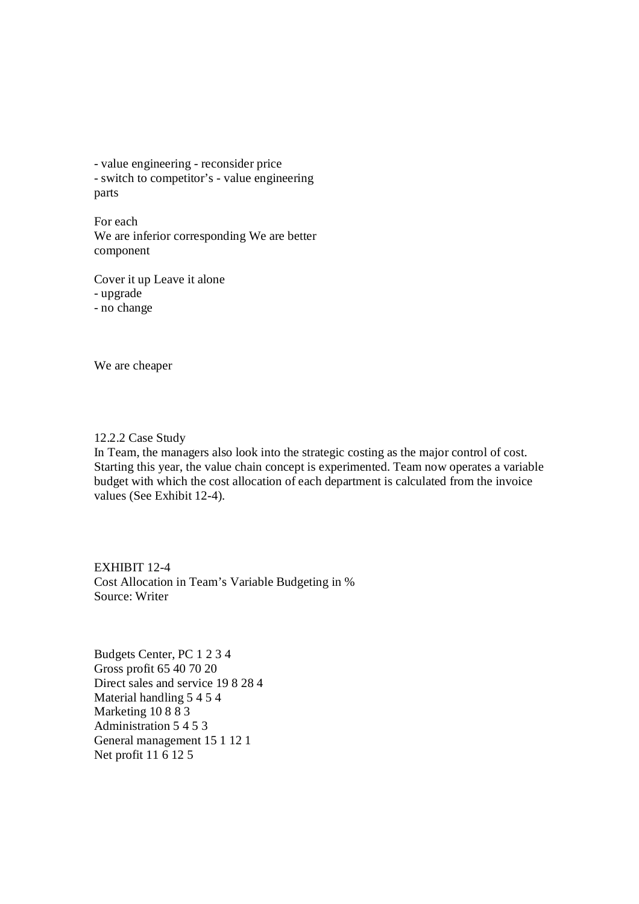- value engineering - reconsider price
- switch to competitor's - value engineering parts

For each
We are inferior corresponding We are better
component

Cover it up Leave it alone
- upgrade
- no change

We are cheaper

### 12.2.2 Case Study

In Team, the managers also look into the strategic costing as the major control of cost. Starting this year, the value chain concept is experimented. Team now operates a variable budget with which the cost allocation of each department is calculated from the invoice values (See Exhibit 12-4).

EXHIBIT 12-4
Cost Allocation in Team's Variable Budgeting in %
Source: Writer

| Budgets Center, PC | 1 | 2 | 3 | 4 |
|---|---|---|---|---|
| Gross profit | 65 | 40 | 70 | 20 |
| Direct sales and service | 19 | 8 | 28 | 4 |
| Material handling | 5 | 4 | 5 | 4 |
| Marketing | 10 | 8 | 8 | 3 |
| Administration | 5 | 4 | 5 | 3 |
| General management | 15 | 1 | 12 | 1 |
| Net profit | 11 | 6 | 12 | 5 |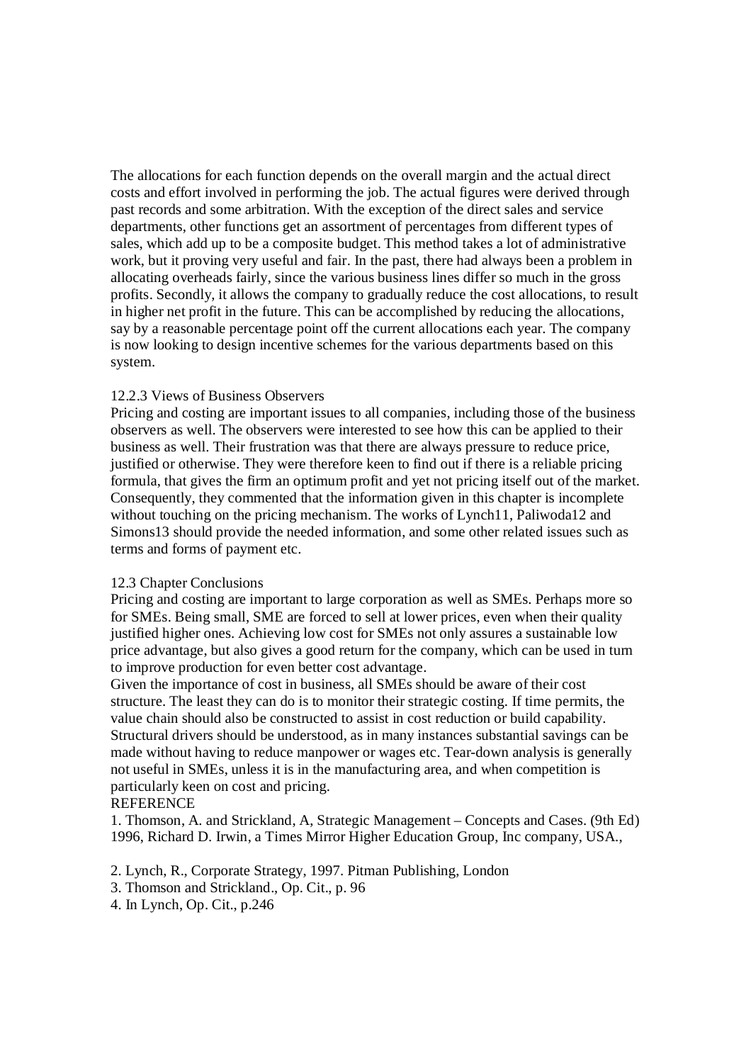The allocations for each function depends on the overall margin and the actual direct costs and effort involved in performing the job. The actual figures were derived through past records and some arbitration. With the exception of the direct sales and service departments, other functions get an assortment of percentages from different types of sales, which add up to be a composite budget. This method takes a lot of administrative work, but it proving very useful and fair. In the past, there had always been a problem in allocating overheads fairly, since the various business lines differ so much in the gross profits. Secondly, it allows the company to gradually reduce the cost allocations, to result in higher net profit in the future. This can be accomplished by reducing the allocations, say by a reasonable percentage point off the current allocations each year. The company is now looking to design incentive schemes for the various departments based on this system.

### 12.2.3 Views of Business Observers

Pricing and costing are important issues to all companies, including those of the business observers as well. The observers were interested to see how this can be applied to their business as well. Their frustration was that there are always pressure to reduce price, justified or otherwise. They were therefore keen to find out if there is a reliable pricing formula, that gives the firm an optimum profit and yet not pricing itself out of the market. Consequently, they commented that the information given in this chapter is incomplete without touching on the pricing mechanism. The works of Lynch[11], Paliwoda[12] and Simons[13] should provide the needed information, and some other related issues such as terms and forms of payment etc.

## 12.3 Chapter Conclusions

Pricing and costing are important to large corporation as well as SMEs. Perhaps more so for SMEs. Being small, SME are forced to sell at lower prices, even when their quality justified higher ones. Achieving low cost for SMEs not only assures a sustainable low price advantage, but also gives a good return for the company, which can be used in turn to improve production for even better cost advantage.

Given the importance of cost in business, all SMEs should be aware of their cost structure. The least they can do is to monitor their strategic costing. If time permits, the value chain should also be constructed to assist in cost reduction or build capability. Structural drivers should be understood, as in many instances substantial savings can be made without having to reduce manpower or wages etc. Tear-down analysis is generally not useful in SMEs, unless it is in the manufacturing area, and when competition is particularly keen on cost and pricing.

REFERENCE

1. Thomson, A. and Strickland, A, Strategic Management – Concepts and Cases. (9th Ed) 1996, Richard D. Irwin, a Times Mirror Higher Education Group, Inc company, USA.,
2. Lynch, R., Corporate Strategy, 1997. Pitman Publishing, London
3. Thomson and Strickland., Op. Cit., p. 96
4. In Lynch, Op. Cit., p.246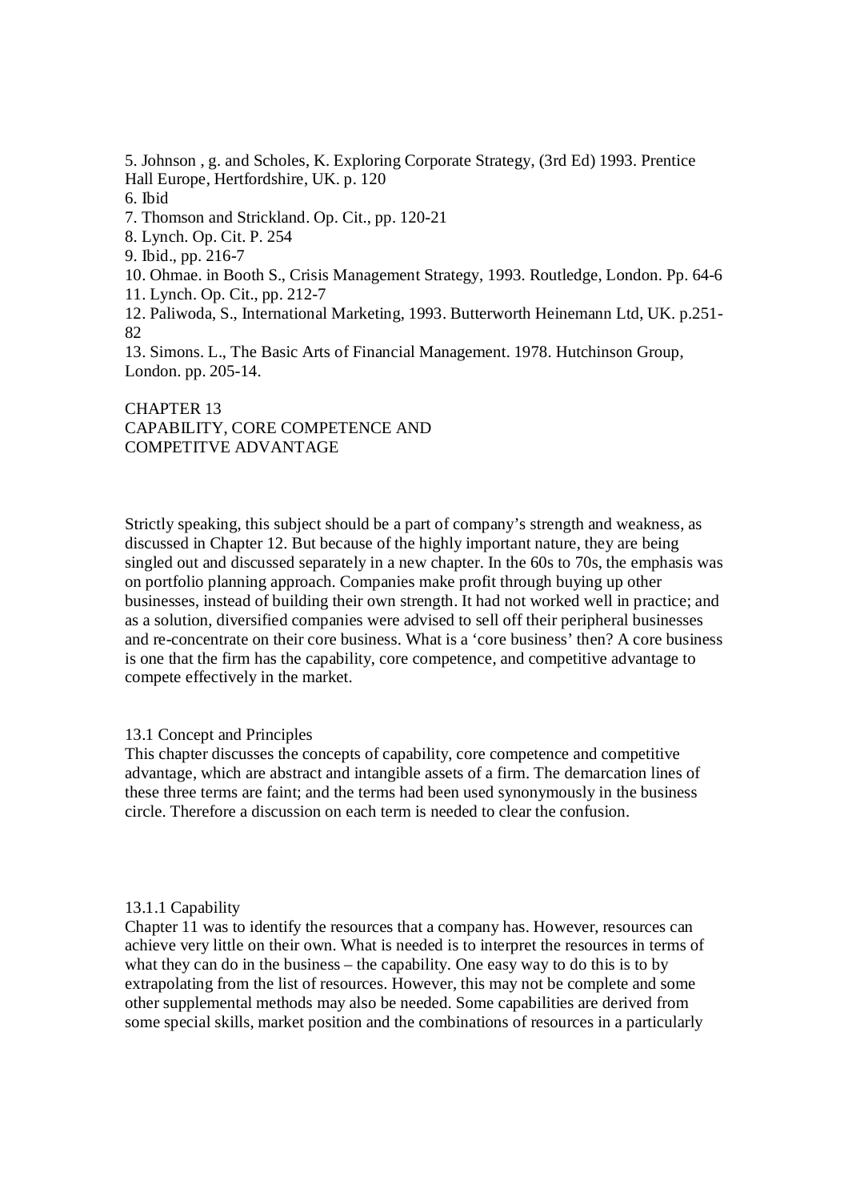5. Johnson , g. and Scholes, K. Exploring Corporate Strategy, (3rd Ed) 1993. Prentice Hall Europe, Hertfordshire, UK. p. 120
6. Ibid
7. Thomson and Strickland. Op. Cit., pp. 120-21
8. Lynch. Op. Cit. P. 254
9. Ibid., pp. 216-7
10. Ohmae. in Booth S., Crisis Management Strategy, 1993. Routledge, London. Pp. 64-6
11. Lynch. Op. Cit., pp. 212-7
12. Paliwoda, S., International Marketing, 1993. Butterworth Heinemann Ltd, UK. p.251-82
13. Simons. L., The Basic Arts of Financial Management. 1978. Hutchinson Group, London. pp. 205-14.

# CHAPTER 13
# CAPABILITY, CORE COMPETENCE AND COMPETITVE ADVANTAGE

Strictly speaking, this subject should be a part of company's strength and weakness, as discussed in Chapter 12. But because of the highly important nature, they are being singled out and discussed separately in a new chapter. In the 60s to 70s, the emphasis was on portfolio planning approach. Companies make profit through buying up other businesses, instead of building their own strength. It had not worked well in practice; and as a solution, diversified companies were advised to sell off their peripheral businesses and re-concentrate on their core business. What is a 'core business' then? A core business is one that the firm has the capability, core competence, and competitive advantage to compete effectively in the market.

## 13.1 Concept and Principles

This chapter discusses the concepts of capability, core competence and competitive advantage, which are abstract and intangible assets of a firm. The demarcation lines of these three terms are faint; and the terms had been used synonymously in the business circle. Therefore a discussion on each term is needed to clear the confusion.

### 13.1.1 Capability

Chapter 11 was to identify the resources that a company has. However, resources can achieve very little on their own. What is needed is to interpret the resources in terms of what they can do in the business – the capability. One easy way to do this is to by extrapolating from the list of resources. However, this may not be complete and some other supplemental methods may also be needed. Some capabilities are derived from some special skills, market position and the combinations of resources in a particularly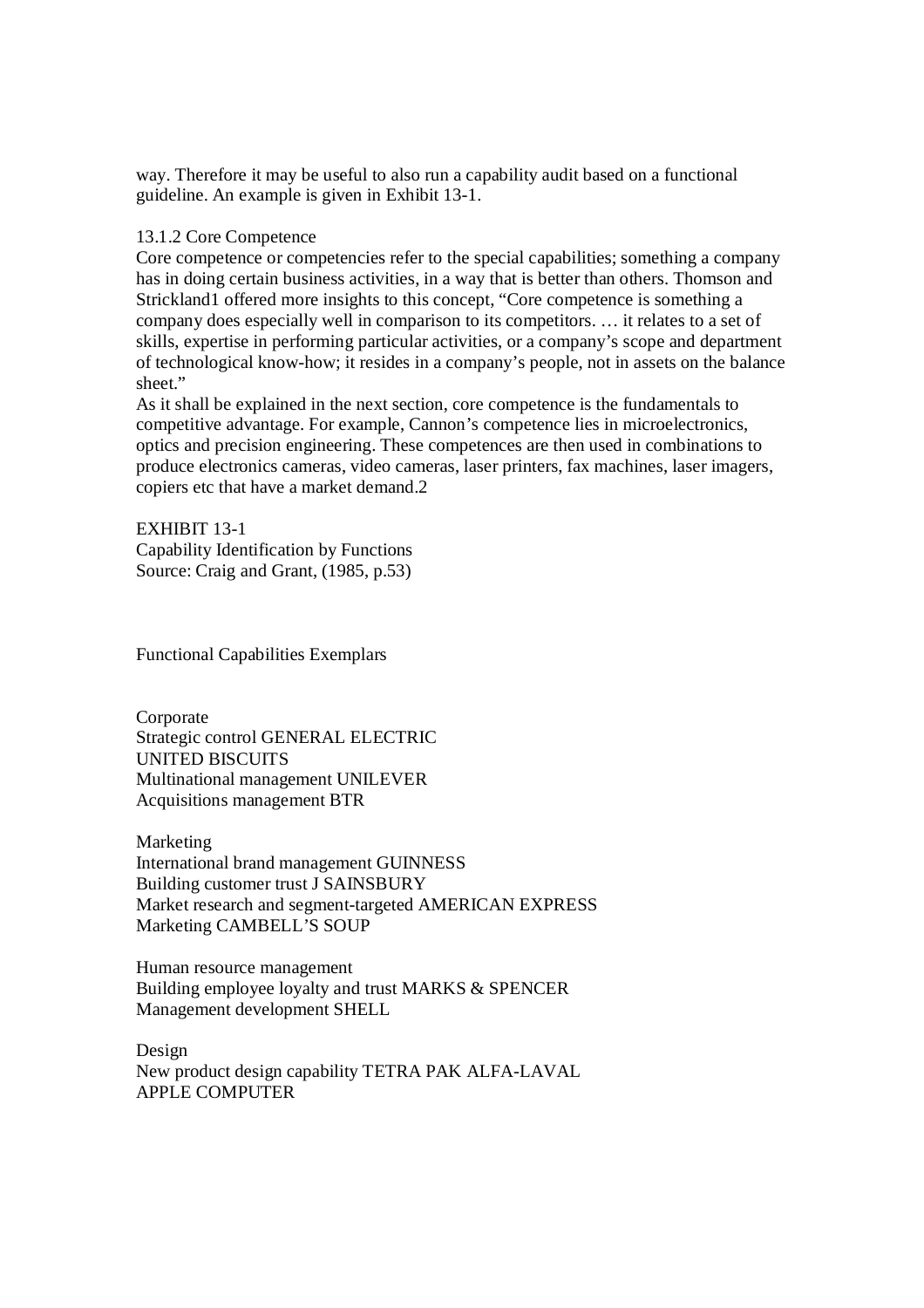way. Therefore it may be useful to also run a capability audit based on a functional guideline. An example is given in Exhibit 13-1.

### 13.1.2 Core Competence

Core competence or competencies refer to the special capabilities; something a company has in doing certain business activities, in a way that is better than others. Thomson and Strickland1 offered more insights to this concept, "Core competence is something a company does especially well in comparison to its competitors. … it relates to a set of skills, expertise in performing particular activities, or a company's scope and department of technological know-how; it resides in a company's people, not in assets on the balance sheet."

As it shall be explained in the next section, core competence is the fundamentals to competitive advantage. For example, Cannon's competence lies in microelectronics, optics and precision engineering. These competences are then used in combinations to produce electronics cameras, video cameras, laser printers, fax machines, laser imagers, copiers etc that have a market demand.2

EXHIBIT 13-1
Capability Identification by Functions
Source: Craig and Grant, (1985, p.53)

Functional Capabilities Exemplars

Corporate
Strategic control GENERAL ELECTRIC
UNITED BISCUITS
Multinational management UNILEVER
Acquisitions management BTR

Marketing
International brand management GUINNESS
Building customer trust J SAINSBURY
Market research and segment-targeted AMERICAN EXPRESS
Marketing CAMBELL'S SOUP

Human resource management
Building employee loyalty and trust MARKS & SPENCER
Management development SHELL

Design
New product design capability TETRA PAK ALFA-LAVAL
APPLE COMPUTER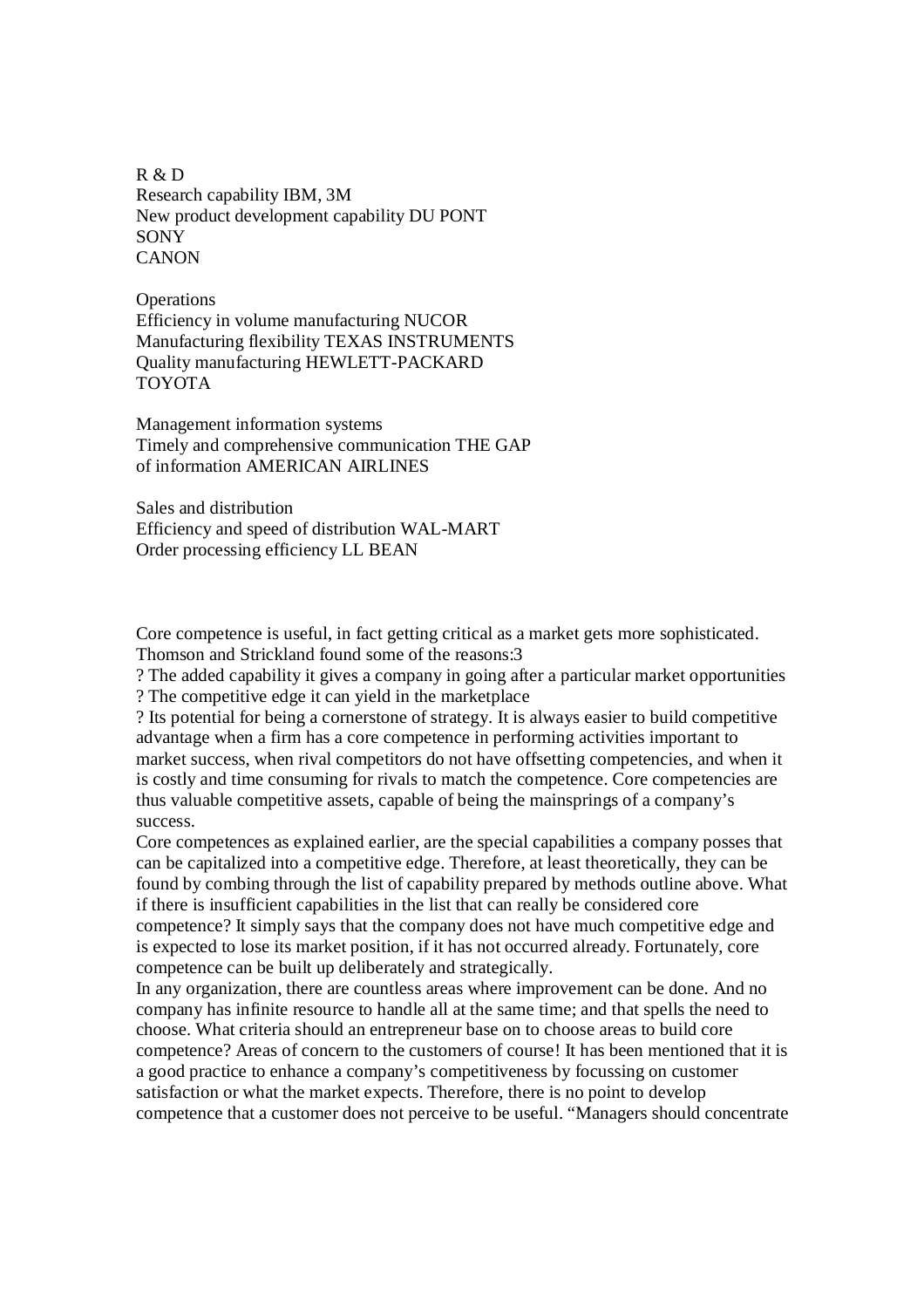R & D
Research capability IBM, 3M
New product development capability DU PONT
SONY
CANON

Operations
Efficiency in volume manufacturing NUCOR
Manufacturing flexibility TEXAS INSTRUMENTS
Quality manufacturing HEWLETT-PACKARD
TOYOTA

Management information systems
Timely and comprehensive communication THE GAP
of information AMERICAN AIRLINES

Sales and distribution
Efficiency and speed of distribution WAL-MART
Order processing efficiency LL BEAN

Core competence is useful, in fact getting critical as a market gets more sophisticated. Thomson and Strickland found some of the reasons:3

? The added capability it gives a company in going after a particular market opportunities
? The competitive edge it can yield in the marketplace
? Its potential for being a cornerstone of strategy. It is always easier to build competitive advantage when a firm has a core competence in performing activities important to market success, when rival competitors do not have offsetting competencies, and when it is costly and time consuming for rivals to match the competence. Core competencies are thus valuable competitive assets, capable of being the mainsprings of a company's success.

Core competences as explained earlier, are the special capabilities a company posses that can be capitalized into a competitive edge. Therefore, at least theoretically, they can be found by combing through the list of capability prepared by methods outline above. What if there is insufficient capabilities in the list that can really be considered core competence? It simply says that the company does not have much competitive edge and is expected to lose its market position, if it has not occurred already. Fortunately, core competence can be built up deliberately and strategically.

In any organization, there are countless areas where improvement can be done. And no company has infinite resource to handle all at the same time; and that spells the need to choose. What criteria should an entrepreneur base on to choose areas to build core competence? Areas of concern to the customers of course! It has been mentioned that it is a good practice to enhance a company's competitiveness by focussing on customer satisfaction or what the market expects. Therefore, there is no point to develop competence that a customer does not perceive to be useful. "Managers should concentrate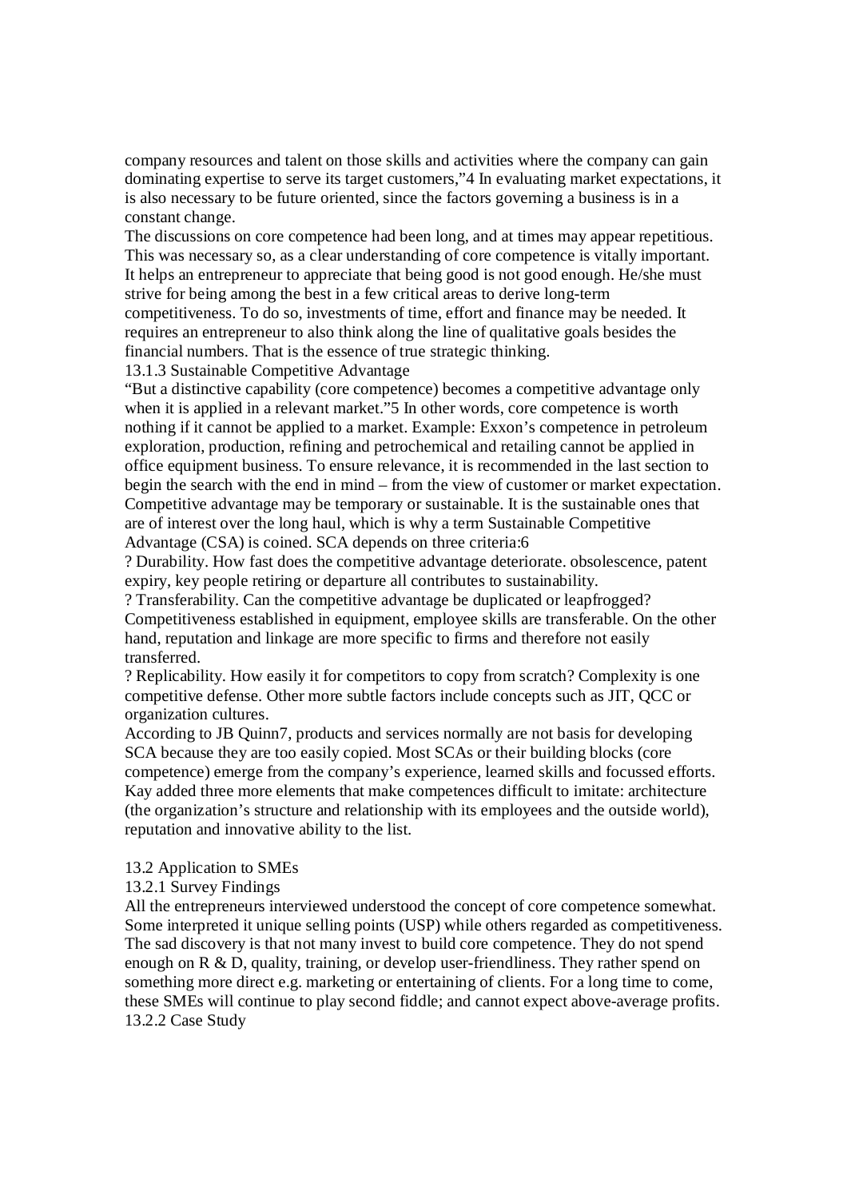company resources and talent on those skills and activities where the company can gain dominating expertise to serve its target customers,"4 In evaluating market expectations, it is also necessary to be future oriented, since the factors governing a business is in a constant change.

The discussions on core competence had been long, and at times may appear repetitious. This was necessary so, as a clear understanding of core competence is vitally important. It helps an entrepreneur to appreciate that being good is not good enough. He/she must strive for being among the best in a few critical areas to derive long-term competitiveness. To do so, investments of time, effort and finance may be needed. It requires an entrepreneur to also think along the line of qualitative goals besides the financial numbers. That is the essence of true strategic thinking.

### 13.1.3 Sustainable Competitive Advantage

"But a distinctive capability (core competence) becomes a competitive advantage only when it is applied in a relevant market."5 In other words, core competence is worth nothing if it cannot be applied to a market. Example: Exxon's competence in petroleum exploration, production, refining and petrochemical and retailing cannot be applied in office equipment business. To ensure relevance, it is recommended in the last section to begin the search with the end in mind – from the view of customer or market expectation. Competitive advantage may be temporary or sustainable. It is the sustainable ones that are of interest over the long haul, which is why a term Sustainable Competitive Advantage (CSA) is coined. SCA depends on three criteria:6

? Durability. How fast does the competitive advantage deteriorate. obsolescence, patent expiry, key people retiring or departure all contributes to sustainability.

? Transferability. Can the competitive advantage be duplicated or leapfrogged? Competitiveness established in equipment, employee skills are transferable. On the other hand, reputation and linkage are more specific to firms and therefore not easily transferred.

? Replicability. How easily it for competitors to copy from scratch? Complexity is one competitive defense. Other more subtle factors include concepts such as JIT, QCC or organization cultures.

According to JB Quinn7, products and services normally are not basis for developing SCA because they are too easily copied. Most SCAs or their building blocks (core competence) emerge from the company's experience, learned skills and focussed efforts. Kay added three more elements that make competences difficult to imitate: architecture (the organization's structure and relationship with its employees and the outside world), reputation and innovative ability to the list.

## 13.2 Application to SMEs

### 13.2.1 Survey Findings

All the entrepreneurs interviewed understood the concept of core competence somewhat. Some interpreted it unique selling points (USP) while others regarded as competitiveness. The sad discovery is that not many invest to build core competence. They do not spend enough on R & D, quality, training, or develop user-friendliness. They rather spend on something more direct e.g. marketing or entertaining of clients. For a long time to come, these SMEs will continue to play second fiddle; and cannot expect above-average profits.

### 13.2.2 Case Study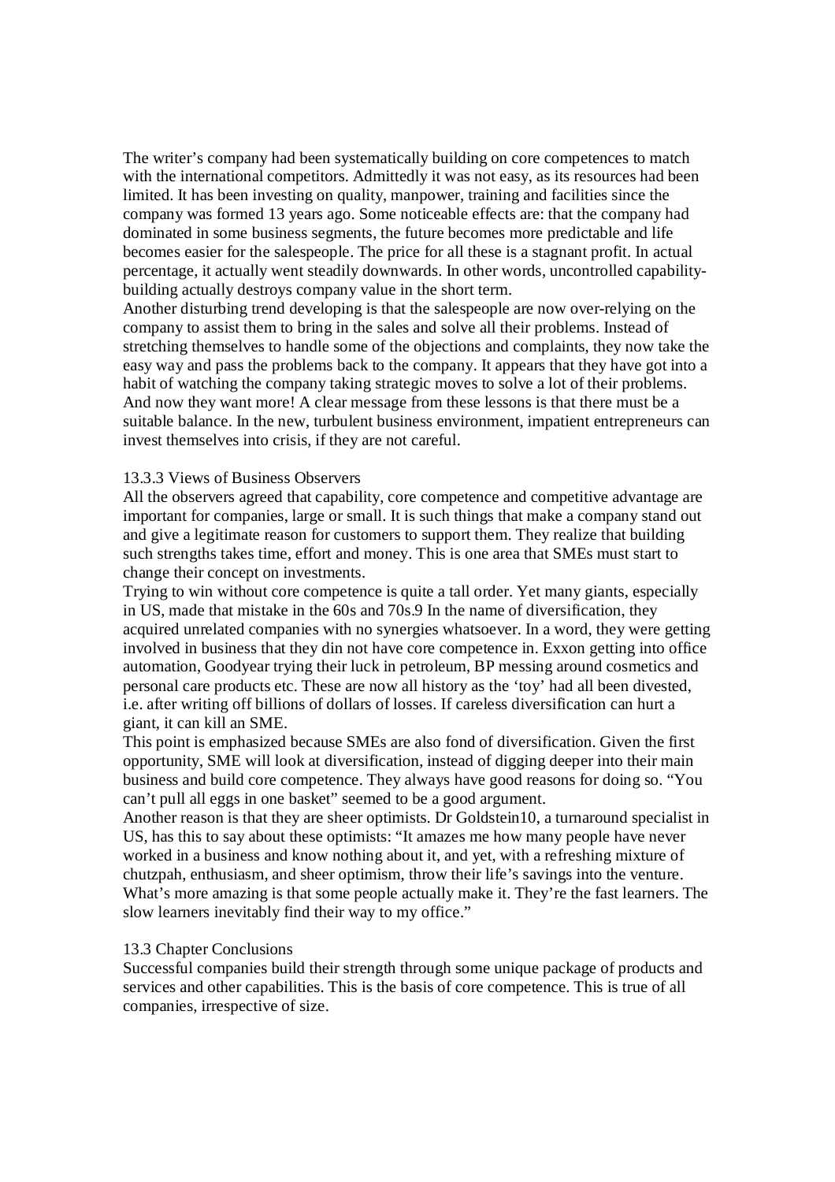The writer's company had been systematically building on core competences to match with the international competitors. Admittedly it was not easy, as its resources had been limited. It has been investing on quality, manpower, training and facilities since the company was formed 13 years ago. Some noticeable effects are: that the company had dominated in some business segments, the future becomes more predictable and life becomes easier for the salespeople. The price for all these is a stagnant profit. In actual percentage, it actually went steadily downwards. In other words, uncontrolled capability-building actually destroys company value in the short term.

Another disturbing trend developing is that the salespeople are now over-relying on the company to assist them to bring in the sales and solve all their problems. Instead of stretching themselves to handle some of the objections and complaints, they now take the easy way and pass the problems back to the company. It appears that they have got into a habit of watching the company taking strategic moves to solve a lot of their problems. And now they want more! A clear message from these lessons is that there must be a suitable balance. In the new, turbulent business environment, impatient entrepreneurs can invest themselves into crisis, if they are not careful.

### 13.3.3 Views of Business Observers

All the observers agreed that capability, core competence and competitive advantage are important for companies, large or small. It is such things that make a company stand out and give a legitimate reason for customers to support them. They realize that building such strengths takes time, effort and money. This is one area that SMEs must start to change their concept on investments.

Trying to win without core competence is quite a tall order. Yet many giants, especially in US, made that mistake in the 60s and 70s.[9] In the name of diversification, they acquired unrelated companies with no synergies whatsoever. In a word, they were getting involved in business that they din not have core competence in. Exxon getting into office automation, Goodyear trying their luck in petroleum, BP messing around cosmetics and personal care products etc. These are now all history as the 'toy' had all been divested, i.e. after writing off billions of dollars of losses. If careless diversification can hurt a giant, it can kill an SME.

This point is emphasized because SMEs are also fond of diversification. Given the first opportunity, SME will look at diversification, instead of digging deeper into their main business and build core competence. They always have good reasons for doing so. "You can't pull all eggs in one basket" seemed to be a good argument.

Another reason is that they are sheer optimists. Dr Goldstein[10], a turnaround specialist in US, has this to say about these optimists: "It amazes me how many people have never worked in a business and know nothing about it, and yet, with a refreshing mixture of chutzpah, enthusiasm, and sheer optimism, throw their life's savings into the venture. What's more amazing is that some people actually make it. They're the fast learners. The slow learners inevitably find their way to my office."

## 13.3 Chapter Conclusions

Successful companies build their strength through some unique package of products and services and other capabilities. This is the basis of core competence. This is true of all companies, irrespective of size.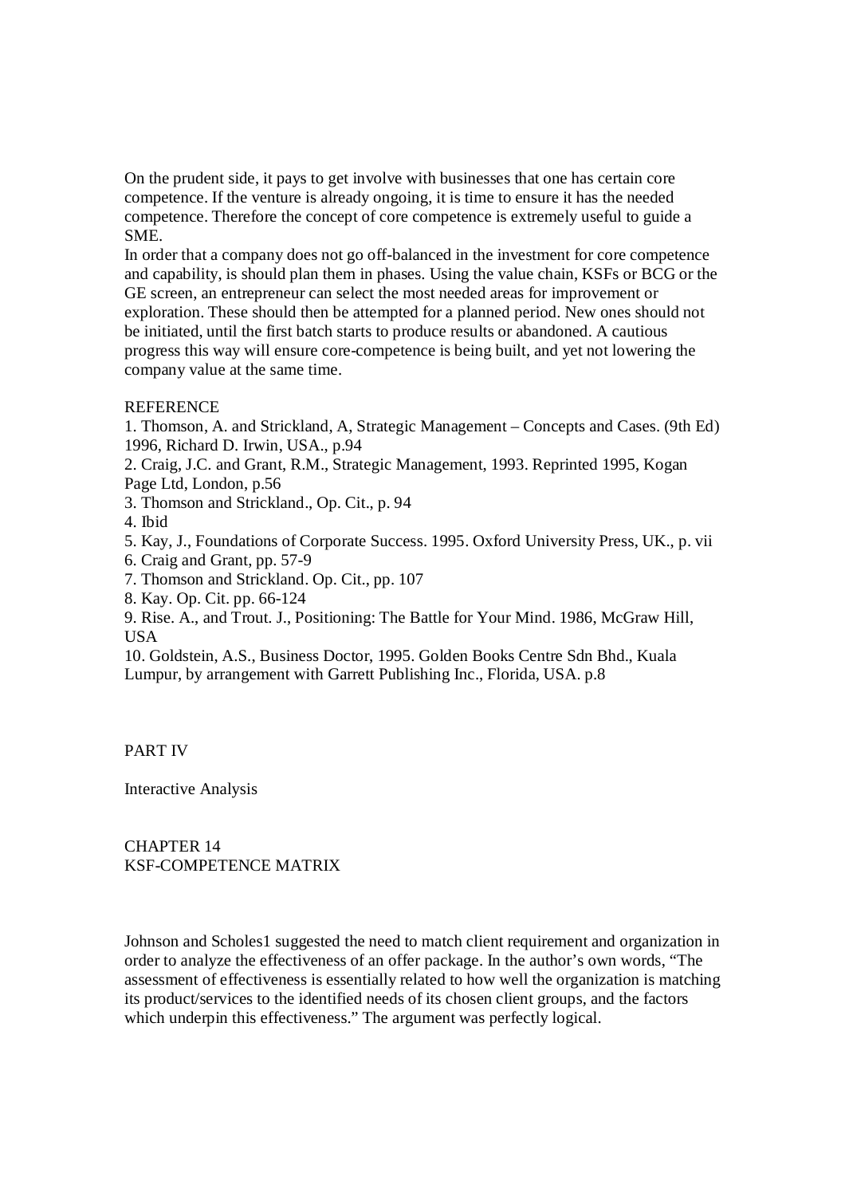On the prudent side, it pays to get involve with businesses that one has certain core competence. If the venture is already ongoing, it is time to ensure it has the needed competence. Therefore the concept of core competence is extremely useful to guide a SME.

In order that a company does not go off-balanced in the investment for core competence and capability, is should plan them in phases. Using the value chain, KSFs or BCG or the GE screen, an entrepreneur can select the most needed areas for improvement or exploration. These should then be attempted for a planned period. New ones should not be initiated, until the first batch starts to produce results or abandoned. A cautious progress this way will ensure core-competence is being built, and yet not lowering the company value at the same time.

REFERENCE

1. Thomson, A. and Strickland, A, Strategic Management – Concepts and Cases. (9th Ed) 1996, Richard D. Irwin, USA., p.94
2. Craig, J.C. and Grant, R.M., Strategic Management, 1993. Reprinted 1995, Kogan Page Ltd, London, p.56
3. Thomson and Strickland., Op. Cit., p. 94
4. Ibid
5. Kay, J., Foundations of Corporate Success. 1995. Oxford University Press, UK., p. vii
6. Craig and Grant, pp. 57-9
7. Thomson and Strickland. Op. Cit., pp. 107
8. Kay. Op. Cit. pp. 66-124
9. Rise. A., and Trout. J., Positioning: The Battle for Your Mind. 1986, McGraw Hill, USA
10. Goldstein, A.S., Business Doctor, 1995. Golden Books Centre Sdn Bhd., Kuala Lumpur, by arrangement with Garrett Publishing Inc., Florida, USA. p.8

# PART IV

Interactive Analysis

## CHAPTER 14
## KSF-COMPETENCE MATRIX

Johnson and Scholes1 suggested the need to match client requirement and organization in order to analyze the effectiveness of an offer package. In the author's own words, "The assessment of effectiveness is essentially related to how well the organization is matching its product/services to the identified needs of its chosen client groups, and the factors which underpin this effectiveness." The argument was perfectly logical.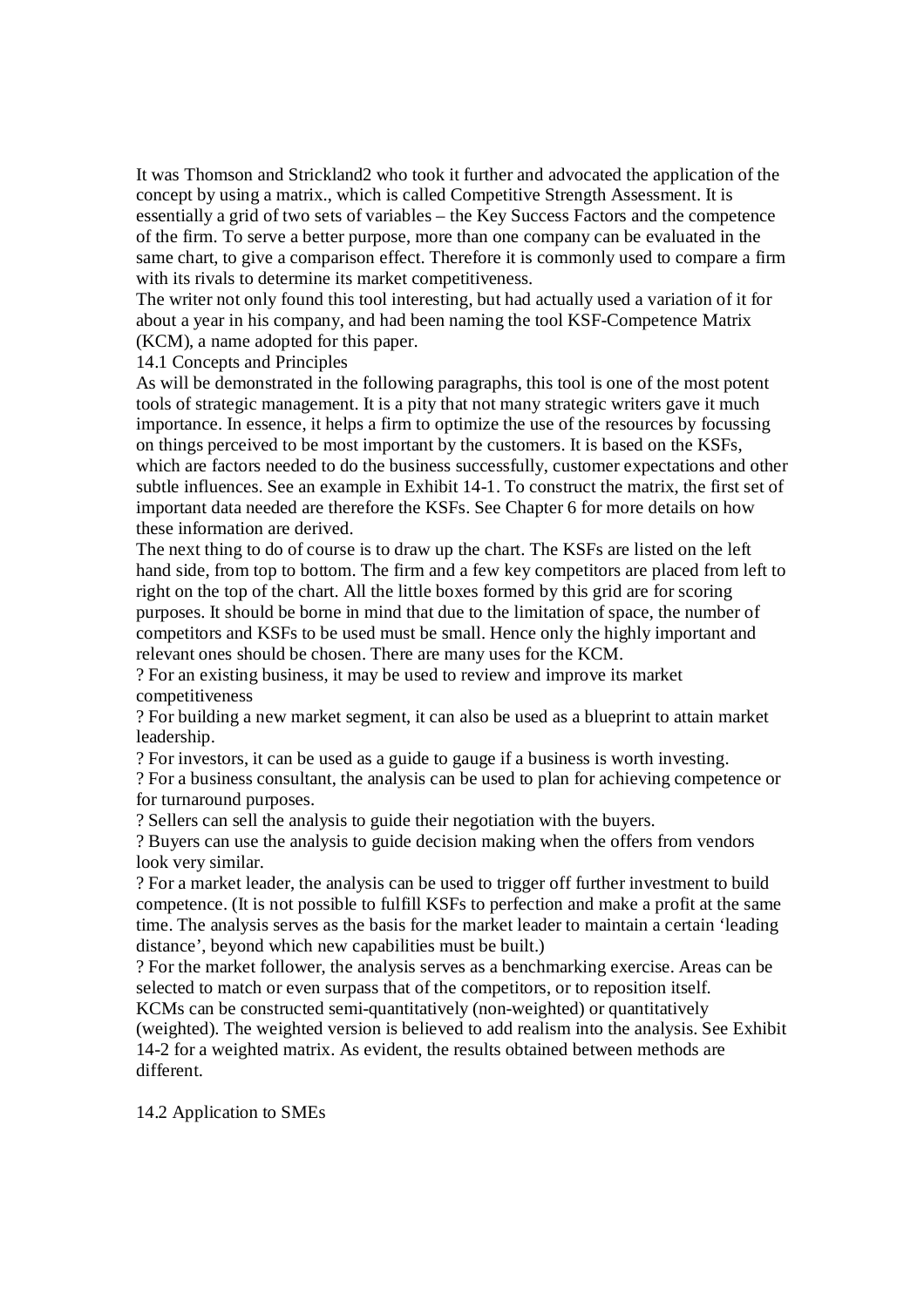It was Thomson and Strickland[2] who took it further and advocated the application of the concept by using a matrix., which is called Competitive Strength Assessment. It is essentially a grid of two sets of variables – the Key Success Factors and the competence of the firm. To serve a better purpose, more than one company can be evaluated in the same chart, to give a comparison effect. Therefore it is commonly used to compare a firm with its rivals to determine its market competitiveness.

The writer not only found this tool interesting, but had actually used a variation of it for about a year in his company, and had been naming the tool KSF-Competence Matrix (KCM), a name adopted for this paper.

## 14.1 Concepts and Principles

As will be demonstrated in the following paragraphs, this tool is one of the most potent tools of strategic management. It is a pity that not many strategic writers gave it much importance. In essence, it helps a firm to optimize the use of the resources by focussing on things perceived to be most important by the customers. It is based on the KSFs, which are factors needed to do the business successfully, customer expectations and other subtle influences. See an example in Exhibit 14-1. To construct the matrix, the first set of important data needed are therefore the KSFs. See Chapter 6 for more details on how these information are derived.

The next thing to do of course is to draw up the chart. The KSFs are listed on the left hand side, from top to bottom. The firm and a few key competitors are placed from left to right on the top of the chart. All the little boxes formed by this grid are for scoring purposes. It should be borne in mind that due to the limitation of space, the number of competitors and KSFs to be used must be small. Hence only the highly important and relevant ones should be chosen. There are many uses for the KCM.

- For an existing business, it may be used to review and improve its market competitiveness
- For building a new market segment, it can also be used as a blueprint to attain market leadership.
- For investors, it can be used as a guide to gauge if a business is worth investing.
- For a business consultant, the analysis can be used to plan for achieving competence or for turnaround purposes.
- Sellers can sell the analysis to guide their negotiation with the buyers.
- Buyers can use the analysis to guide decision making when the offers from vendors look very similar.
- For a market leader, the analysis can be used to trigger off further investment to build competence. (It is not possible to fulfill KSFs to perfection and make a profit at the same time. The analysis serves as the basis for the market leader to maintain a certain 'leading distance', beyond which new capabilities must be built.)
- For the market follower, the analysis serves as a benchmarking exercise. Areas can be selected to match or even surpass that of the competitors, or to reposition itself.

KCMs can be constructed semi-quantitatively (non-weighted) or quantitatively (weighted). The weighted version is believed to add realism into the analysis. See Exhibit 14-2 for a weighted matrix. As evident, the results obtained between methods are different.

## 14.2 Application to SMEs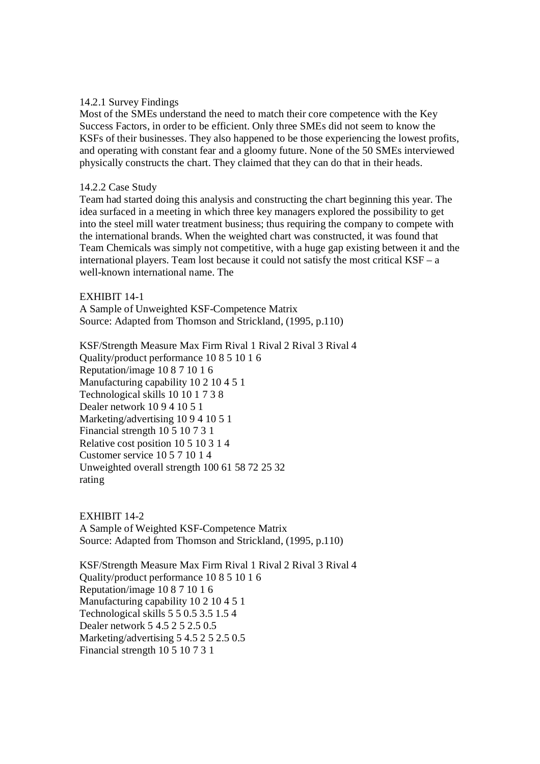### 14.2.1 Survey Findings

Most of the SMEs understand the need to match their core competence with the Key Success Factors, in order to be efficient. Only three SMEs did not seem to know the KSFs of their businesses. They also happened to be those experiencing the lowest profits, and operating with constant fear and a gloomy future. None of the 50 SMEs interviewed physically constructs the chart. They claimed that they can do that in their heads.

### 14.2.2 Case Study

Team had started doing this analysis and constructing the chart beginning this year. The idea surfaced in a meeting in which three key managers explored the possibility to get into the steel mill water treatment business; thus requiring the company to compete with the international brands. When the weighted chart was constructed, it was found that Team Chemicals was simply not competitive, with a huge gap existing between it and the international players. Team lost because it could not satisfy the most critical KSF – a well-known international name. The

EXHIBIT 14-1
A Sample of Unweighted KSF-Competence Matrix
Source: Adapted from Thomson and Strickland, (1995, p.110)

| KSF/Strength Measure | Max | Firm | Rival 1 | Rival 2 | Rival 3 | Rival 4 |
|---|---|---|---|---|---|---|
| Quality/product performance | 10 | 8 | 5 | 10 | 1 | 6 |
| Reputation/image | 10 | 8 | 7 | 10 | 1 | 6 |
| Manufacturing capability | 10 | 2 | 10 | 4 | 5 | 1 |
| Technological skills | 10 | 10 | 1 | 7 | 3 | 8 |
| Dealer network | 10 | 9 | 4 | 10 | 5 | 1 |
| Marketing/advertising | 10 | 9 | 4 | 10 | 5 | 1 |
| Financial strength | 10 | 5 | 10 | 7 | 3 | 1 |
| Relative cost position | 10 | 5 | 10 | 3 | 1 | 4 |
| Customer service | 10 | 5 | 7 | 10 | 1 | 4 |
| Unweighted overall strength rating | 100 | 61 | 58 | 72 | 25 | 32 |

EXHIBIT 14-2
A Sample of Weighted KSF-Competence Matrix
Source: Adapted from Thomson and Strickland, (1995, p.110)

| KSF/Strength Measure | Max | Firm | Rival 1 | Rival 2 | Rival 3 | Rival 4 |
|---|---|---|---|---|---|---|
| Quality/product performance | 10 | 8 | 5 | 10 | 1 | 6 |
| Reputation/image | 10 | 8 | 7 | 10 | 1 | 6 |
| Manufacturing capability | 10 | 2 | 10 | 4 | 5 | 1 |
| Technological skills | 5 | 5 | 0.5 | 3.5 | 1.5 | 4 |
| Dealer network | 5 | 4.5 | 2 | 5 | 2.5 | 0.5 |
| Marketing/advertising | 5 | 4.5 | 2 | 5 | 2.5 | 0.5 |
| Financial strength | 10 | 5 | 10 | 7 | 3 | 1 |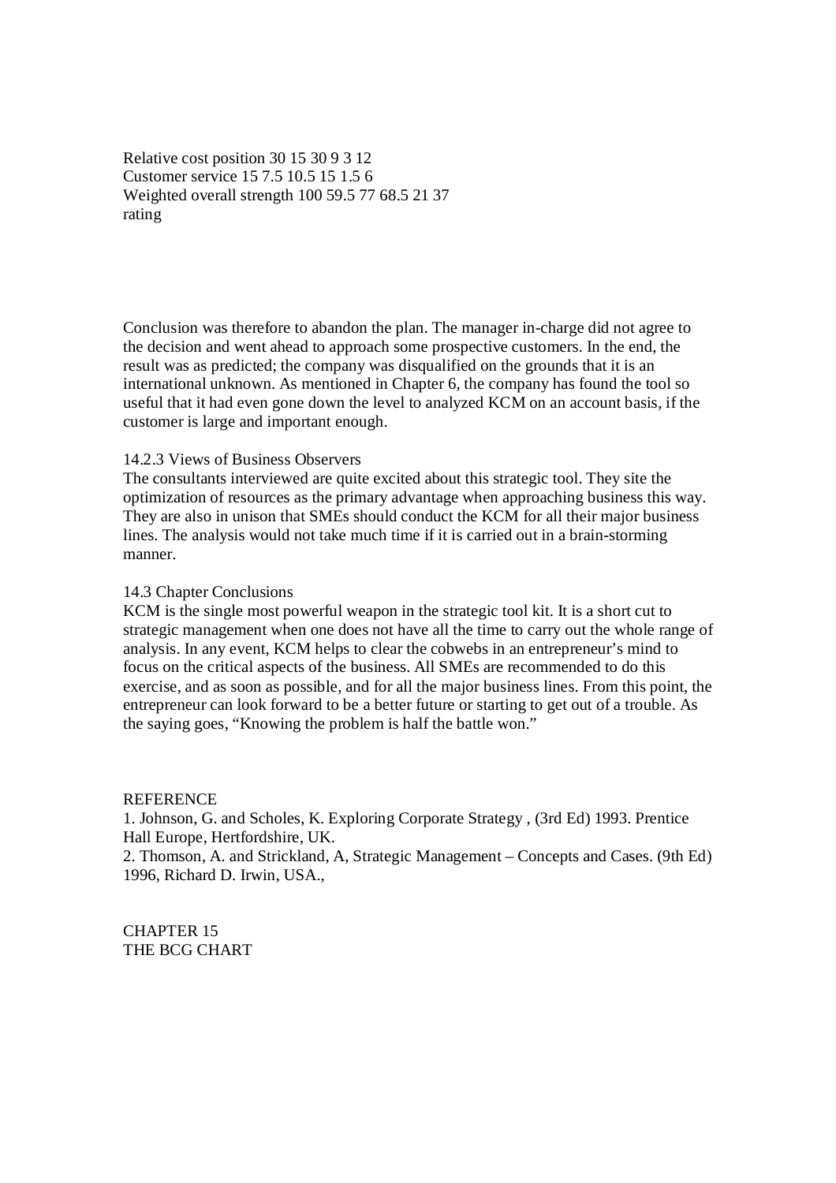Relative cost position 30 15 30 9 3 12
Customer service 15 7.5 10.5 15 1.5 6
Weighted overall strength 100 59.5 77 68.5 21 37
rating

Conclusion was therefore to abandon the plan. The manager in-charge did not agree to the decision and went ahead to approach some prospective customers. In the end, the result was as predicted; the company was disqualified on the grounds that it is an international unknown. As mentioned in Chapter 6, the company has found the tool so useful that it had even gone down the level to analyzed KCM on an account basis, if the customer is large and important enough.

### 14.2.3 Views of Business Observers

The consultants interviewed are quite excited about this strategic tool. They site the optimization of resources as the primary advantage when approaching business this way. They are also in unison that SMEs should conduct the KCM for all their major business lines. The analysis would not take much time if it is carried out in a brain-storming manner.

## 14.3 Chapter Conclusions

KCM is the single most powerful weapon in the strategic tool kit. It is a short cut to strategic management when one does not have all the time to carry out the whole range of analysis. In any event, KCM helps to clear the cobwebs in an entrepreneur's mind to focus on the critical aspects of the business. All SMEs are recommended to do this exercise, and as soon as possible, and for all the major business lines. From this point, the entrepreneur can look forward to be a better future or starting to get out of a trouble. As the saying goes, "Knowing the problem is half the battle won."

## REFERENCE

1. Johnson, G. and Scholes, K. Exploring Corporate Strategy , (3rd Ed) 1993. Prentice Hall Europe, Hertfordshire, UK.
2. Thomson, A. and Strickland, A, Strategic Management – Concepts and Cases. (9th Ed) 1996, Richard D. Irwin, USA.,

# CHAPTER 15
# THE BCG CHART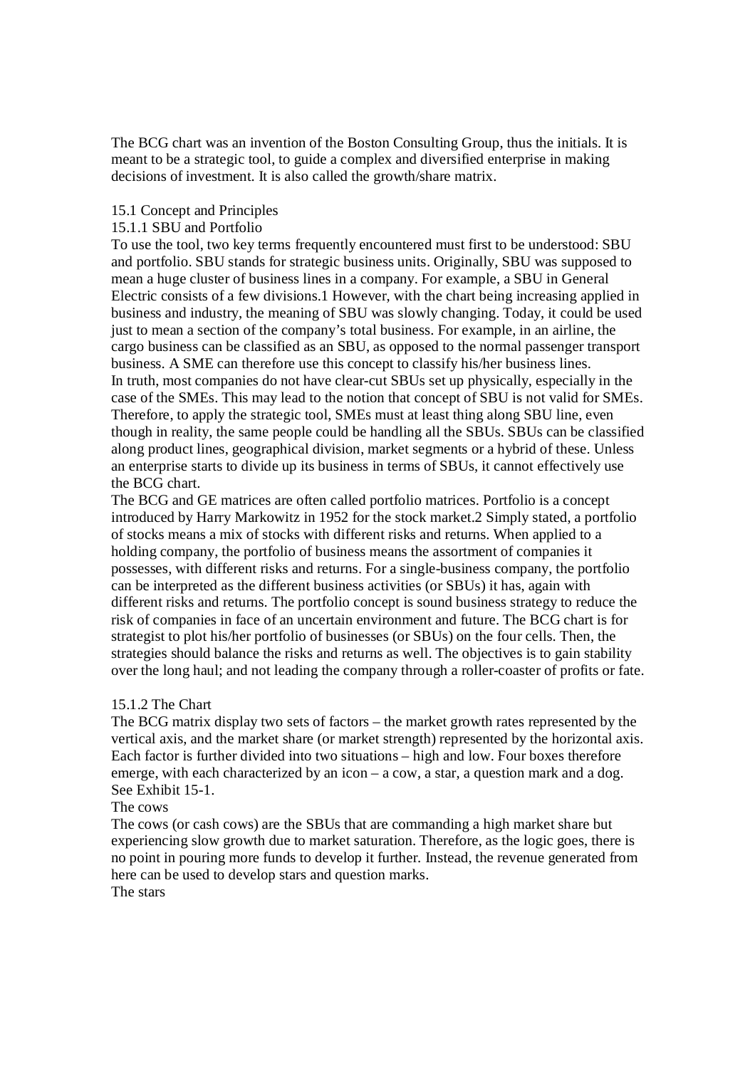The BCG chart was an invention of the Boston Consulting Group, thus the initials. It is meant to be a strategic tool, to guide a complex and diversified enterprise in making decisions of investment. It is also called the growth/share matrix.

## 15.1 Concept and Principles

### 15.1.1 SBU and Portfolio

To use the tool, two key terms frequently encountered must first to be understood: SBU and portfolio. SBU stands for strategic business units. Originally, SBU was supposed to mean a huge cluster of business lines in a company. For example, a SBU in General Electric consists of a few divisions.[1] However, with the chart being increasing applied in business and industry, the meaning of SBU was slowly changing. Today, it could be used just to mean a section of the company's total business. For example, in an airline, the cargo business can be classified as an SBU, as opposed to the normal passenger transport business. A SME can therefore use this concept to classify his/her business lines.

In truth, most companies do not have clear-cut SBUs set up physically, especially in the case of the SMEs. This may lead to the notion that concept of SBU is not valid for SMEs. Therefore, to apply the strategic tool, SMEs must at least thing along SBU line, even though in reality, the same people could be handling all the SBUs. SBUs can be classified along product lines, geographical division, market segments or a hybrid of these. Unless an enterprise starts to divide up its business in terms of SBUs, it cannot effectively use the BCG chart.

The BCG and GE matrices are often called portfolio matrices. Portfolio is a concept introduced by Harry Markowitz in 1952 for the stock market.[2] Simply stated, a portfolio of stocks means a mix of stocks with different risks and returns. When applied to a holding company, the portfolio of business means the assortment of companies it possesses, with different risks and returns. For a single-business company, the portfolio can be interpreted as the different business activities (or SBUs) it has, again with different risks and returns. The portfolio concept is sound business strategy to reduce the risk of companies in face of an uncertain environment and future. The BCG chart is for strategist to plot his/her portfolio of businesses (or SBUs) on the four cells. Then, the strategies should balance the risks and returns as well. The objectives is to gain stability over the long haul; and not leading the company through a roller-coaster of profits or fate.

### 15.1.2 The Chart

The BCG matrix display two sets of factors – the market growth rates represented by the vertical axis, and the market share (or market strength) represented by the horizontal axis. Each factor is further divided into two situations – high and low. Four boxes therefore emerge, with each characterized by an icon – a cow, a star, a question mark and a dog. See Exhibit 15-1.

The cows

The cows (or cash cows) are the SBUs that are commanding a high market share but experiencing slow growth due to market saturation. Therefore, as the logic goes, there is no point in pouring more funds to develop it further. Instead, the revenue generated from here can be used to develop stars and question marks.

The stars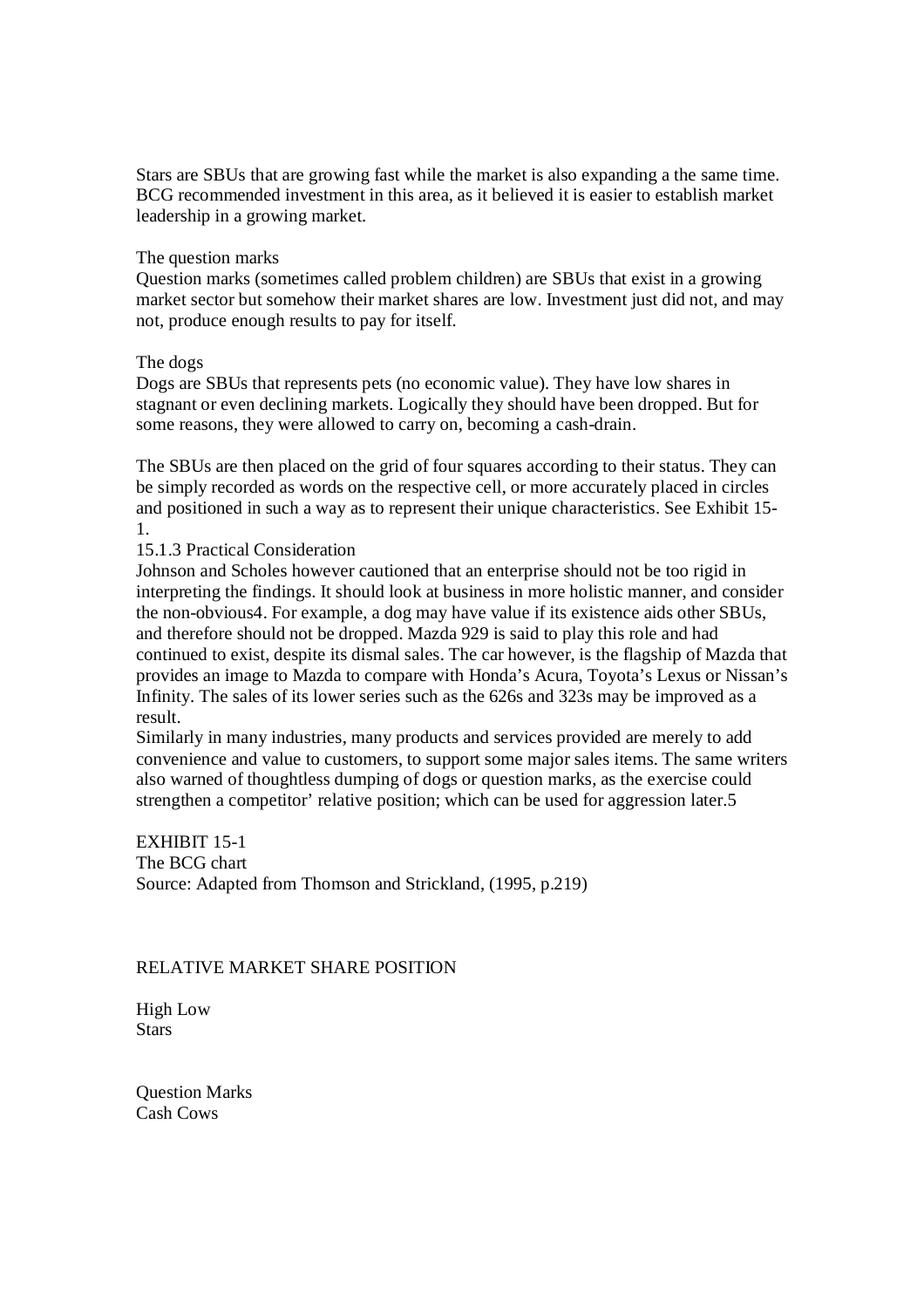Stars are SBUs that are growing fast while the market is also expanding a the same time. BCG recommended investment in this area, as it believed it is easier to establish market leadership in a growing market.

The question marks

Question marks (sometimes called problem children) are SBUs that exist in a growing market sector but somehow their market shares are low. Investment just did not, and may not, produce enough results to pay for itself.

The dogs

Dogs are SBUs that represents pets (no economic value). They have low shares in stagnant or even declining markets. Logically they should have been dropped. But for some reasons, they were allowed to carry on, becoming a cash-drain.

The SBUs are then placed on the grid of four squares according to their status. They can be simply recorded as words on the respective cell, or more accurately placed in circles and positioned in such a way as to represent their unique characteristics. See Exhibit 15-1.

15.1.3 Practical Consideration

Johnson and Scholes however cautioned that an enterprise should not be too rigid in interpreting the findings. It should look at business in more holistic manner, and consider the non-obvious4. For example, a dog may have value if its existence aids other SBUs, and therefore should not be dropped. Mazda 929 is said to play this role and had continued to exist, despite its dismal sales. The car however, is the flagship of Mazda that provides an image to Mazda to compare with Honda's Acura, Toyota's Lexus or Nissan's Infinity. The sales of its lower series such as the 626s and 323s may be improved as a result.

Similarly in many industries, many products and services provided are merely to add convenience and value to customers, to support some major sales items. The same writers also warned of thoughtless dumping of dogs or question marks, as the exercise could strengthen a competitor' relative position; which can be used for aggression later.5

EXHIBIT 15-1

The BCG chart

Source: Adapted from Thomson and Strickland, (1995, p.219)

RELATIVE MARKET SHARE POSITION

High Low

Stars

Question Marks

Cash Cows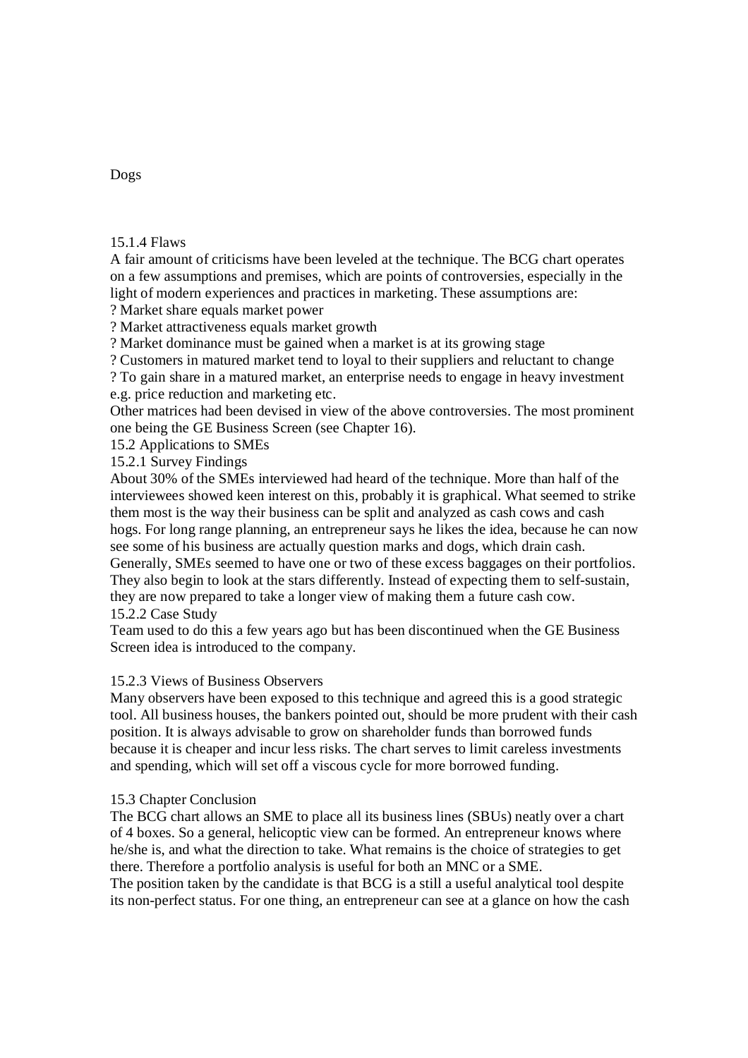Dogs

### 15.1.4 Flaws

A fair amount of criticisms have been leveled at the technique. The BCG chart operates on a few assumptions and premises, which are points of controversies, especially in the light of modern experiences and practices in marketing. These assumptions are:

- ? Market share equals market power
- ? Market attractiveness equals market growth
- ? Market dominance must be gained when a market is at its growing stage
- ? Customers in matured market tend to loyal to their suppliers and reluctant to change
- ? To gain share in a matured market, an enterprise needs to engage in heavy investment e.g. price reduction and marketing etc.

Other matrices had been devised in view of the above controversies. The most prominent one being the GE Business Screen (see Chapter 16).

## 15.2 Applications to SMEs

### 15.2.1 Survey Findings

About 30% of the SMEs interviewed had heard of the technique. More than half of the interviewees showed keen interest on this, probably it is graphical. What seemed to strike them most is the way their business can be split and analyzed as cash cows and cash hogs. For long range planning, an entrepreneur says he likes the idea, because he can now see some of his business are actually question marks and dogs, which drain cash. Generally, SMEs seemed to have one or two of these excess baggages on their portfolios. They also begin to look at the stars differently. Instead of expecting them to self-sustain, they are now prepared to take a longer view of making them a future cash cow.

### 15.2.2 Case Study

Team used to do this a few years ago but has been discontinued when the GE Business Screen idea is introduced to the company.

### 15.2.3 Views of Business Observers

Many observers have been exposed to this technique and agreed this is a good strategic tool. All business houses, the bankers pointed out, should be more prudent with their cash position. It is always advisable to grow on shareholder funds than borrowed funds because it is cheaper and incur less risks. The chart serves to limit careless investments and spending, which will set off a viscous cycle for more borrowed funding.

## 15.3 Chapter Conclusion

The BCG chart allows an SME to place all its business lines (SBUs) neatly over a chart of 4 boxes. So a general, helicoptic view can be formed. An entrepreneur knows where he/she is, and what the direction to take. What remains is the choice of strategies to get there. Therefore a portfolio analysis is useful for both an MNC or a SME.

The position taken by the candidate is that BCG is a still a useful analytical tool despite its non-perfect status. For one thing, an entrepreneur can see at a glance on how the cash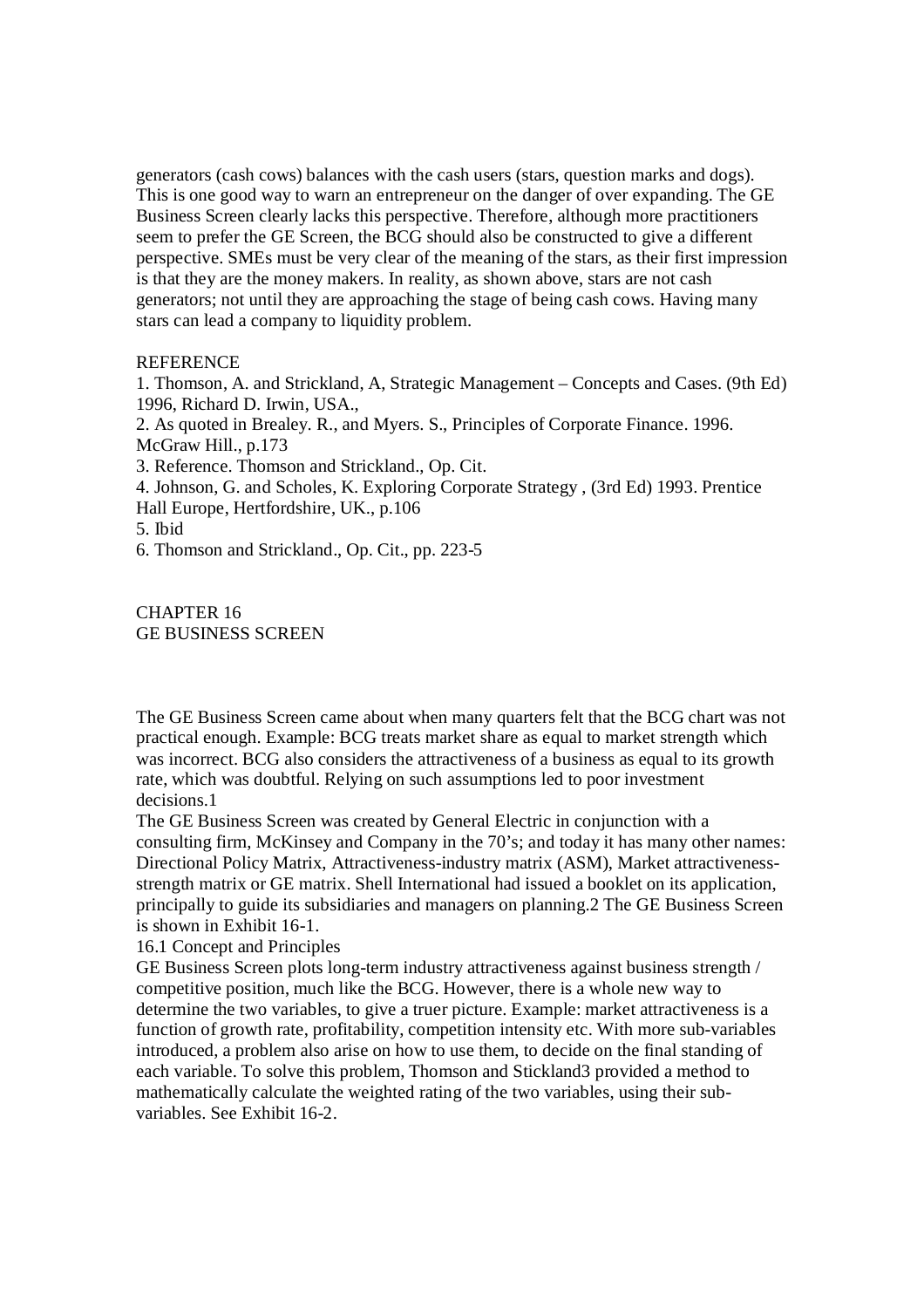generators (cash cows) balances with the cash users (stars, question marks and dogs). This is one good way to warn an entrepreneur on the danger of over expanding. The GE Business Screen clearly lacks this perspective. Therefore, although more practitioners seem to prefer the GE Screen, the BCG should also be constructed to give a different perspective. SMEs must be very clear of the meaning of the stars, as their first impression is that they are the money makers. In reality, as shown above, stars are not cash generators; not until they are approaching the stage of being cash cows. Having many stars can lead a company to liquidity problem.

REFERENCE

1. Thomson, A. and Strickland, A, Strategic Management – Concepts and Cases. (9th Ed) 1996, Richard D. Irwin, USA.,
2. As quoted in Brealey. R., and Myers. S., Principles of Corporate Finance. 1996. McGraw Hill., p.173
3. Reference. Thomson and Strickland., Op. Cit.
4. Johnson, G. and Scholes, K. Exploring Corporate Strategy , (3rd Ed) 1993. Prentice Hall Europe, Hertfordshire, UK., p.106
5. Ibid
6. Thomson and Strickland., Op. Cit., pp. 223-5

# CHAPTER 16
# GE BUSINESS SCREEN

The GE Business Screen came about when many quarters felt that the BCG chart was not practical enough. Example: BCG treats market share as equal to market strength which was incorrect. BCG also considers the attractiveness of a business as equal to its growth rate, which was doubtful. Relying on such assumptions led to poor investment decisions.[1]

The GE Business Screen was created by General Electric in conjunction with a consulting firm, McKinsey and Company in the 70's; and today it has many other names: Directional Policy Matrix, Attractiveness-industry matrix (ASM), Market attractiveness-strength matrix or GE matrix. Shell International had issued a booklet on its application, principally to guide its subsidiaries and managers on planning.[2] The GE Business Screen is shown in Exhibit 16-1.

## 16.1 Concept and Principles

GE Business Screen plots long-term industry attractiveness against business strength / competitive position, much like the BCG. However, there is a whole new way to determine the two variables, to give a truer picture. Example: market attractiveness is a function of growth rate, profitability, competition intensity etc. With more sub-variables introduced, a problem also arise on how to use them, to decide on the final standing of each variable. To solve this problem, Thomson and Stickland[3] provided a method to mathematically calculate the weighted rating of the two variables, using their sub-variables. See Exhibit 16-2.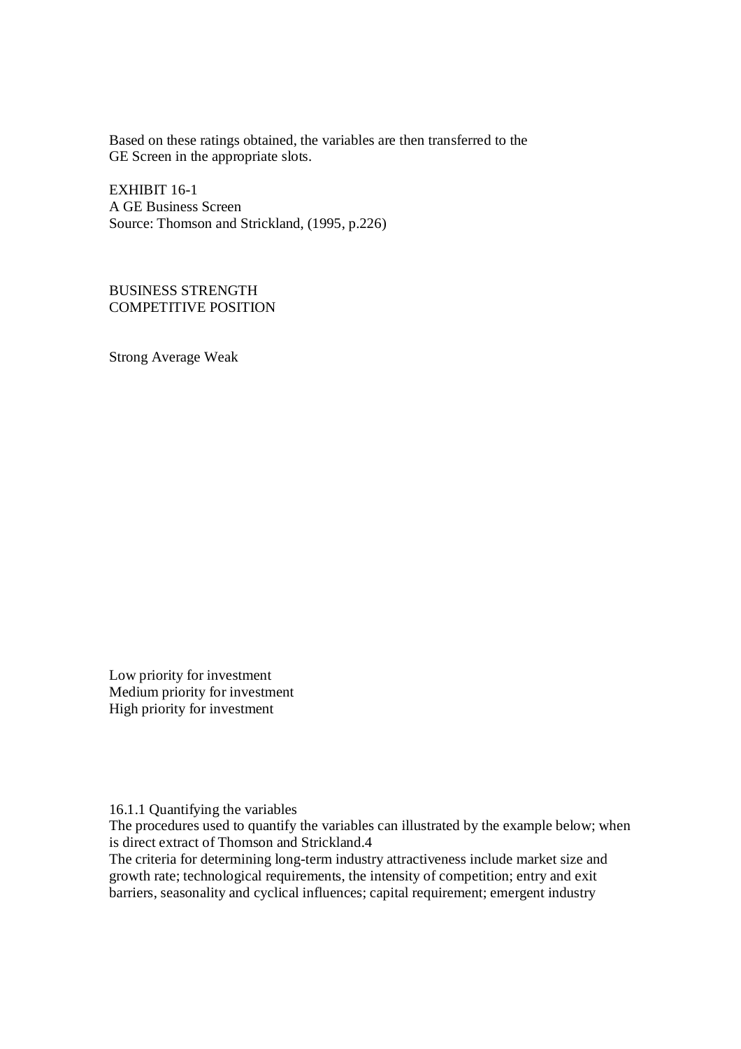Based on these ratings obtained, the variables are then transferred to the GE Screen in the appropriate slots.

EXHIBIT 16-1
A GE Business Screen
Source: Thomson and Strickland, (1995, p.226)

BUSINESS STRENGTH
COMPETITIVE POSITION

Strong Average Weak

Low priority for investment
Medium priority for investment
High priority for investment

16.1.1 Quantifying the variables

The procedures used to quantify the variables can illustrated by the example below; when is direct extract of Thomson and Strickland.4

The criteria for determining long-term industry attractiveness include market size and growth rate; technological requirements, the intensity of competition; entry and exit barriers, seasonality and cyclical influences; capital requirement; emergent industry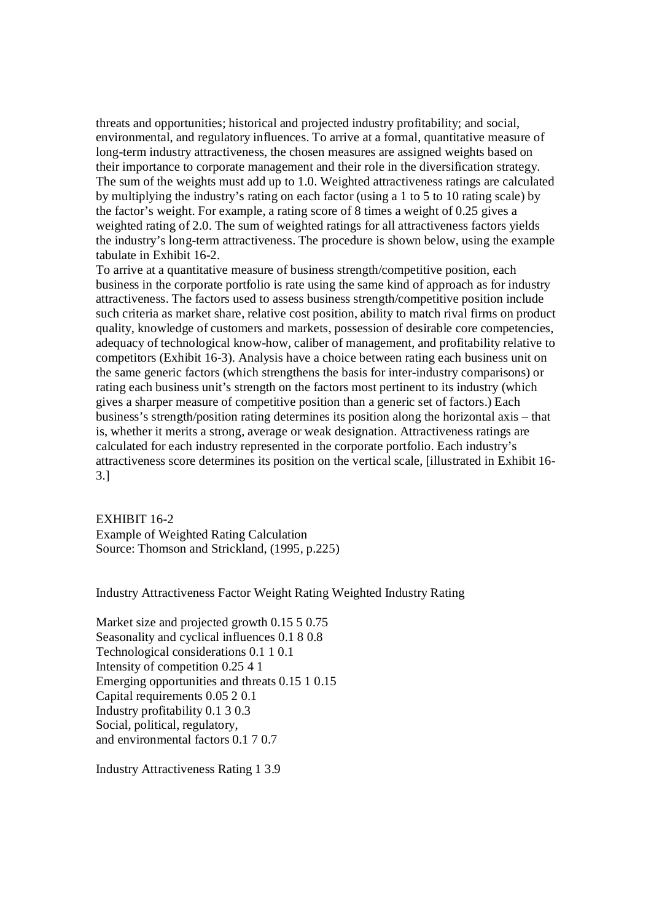threats and opportunities; historical and projected industry profitability; and social, environmental, and regulatory influences. To arrive at a formal, quantitative measure of long-term industry attractiveness, the chosen measures are assigned weights based on their importance to corporate management and their role in the diversification strategy. The sum of the weights must add up to 1.0. Weighted attractiveness ratings are calculated by multiplying the industry's rating on each factor (using a 1 to 5 to 10 rating scale) by the factor's weight. For example, a rating score of 8 times a weight of 0.25 gives a weighted rating of 2.0. The sum of weighted ratings for all attractiveness factors yields the industry's long-term attractiveness. The procedure is shown below, using the example tabulate in Exhibit 16-2.

To arrive at a quantitative measure of business strength/competitive position, each business in the corporate portfolio is rate using the same kind of approach as for industry attractiveness. The factors used to assess business strength/competitive position include such criteria as market share, relative cost position, ability to match rival firms on product quality, knowledge of customers and markets, possession of desirable core competencies, adequacy of technological know-how, caliber of management, and profitability relative to competitors (Exhibit 16-3). Analysis have a choice between rating each business unit on the same generic factors (which strengthens the basis for inter-industry comparisons) or rating each business unit's strength on the factors most pertinent to its industry (which gives a sharper measure of competitive position than a generic set of factors.) Each business's strength/position rating determines its position along the horizontal axis – that is, whether it merits a strong, average or weak designation. Attractiveness ratings are calculated for each industry represented in the corporate portfolio. Each industry's attractiveness score determines its position on the vertical scale, [illustrated in Exhibit 16-3.]

EXHIBIT 16-2
Example of Weighted Rating Calculation
Source: Thomson and Strickland, (1995, p.225)

| Industry Attractiveness Factor | Weight | Rating | Weighted Industry Rating |
|---|---|---|---|
| Market size and projected growth | 0.15 | 5 | 0.75 |
| Seasonality and cyclical influences | 0.1 | 8 | 0.8 |
| Technological considerations | 0.1 | 1 | 0.1 |
| Intensity of competition | 0.25 | 4 | 1 |
| Emerging opportunities and threats | 0.15 | 1 | 0.15 |
| Capital requirements | 0.05 | 2 | 0.1 |
| Industry profitability | 0.1 | 3 | 0.3 |
| Social, political, regulatory, and environmental factors | 0.1 | 7 | 0.7 |
| Industry Attractiveness Rating | 1 | | 3.9 |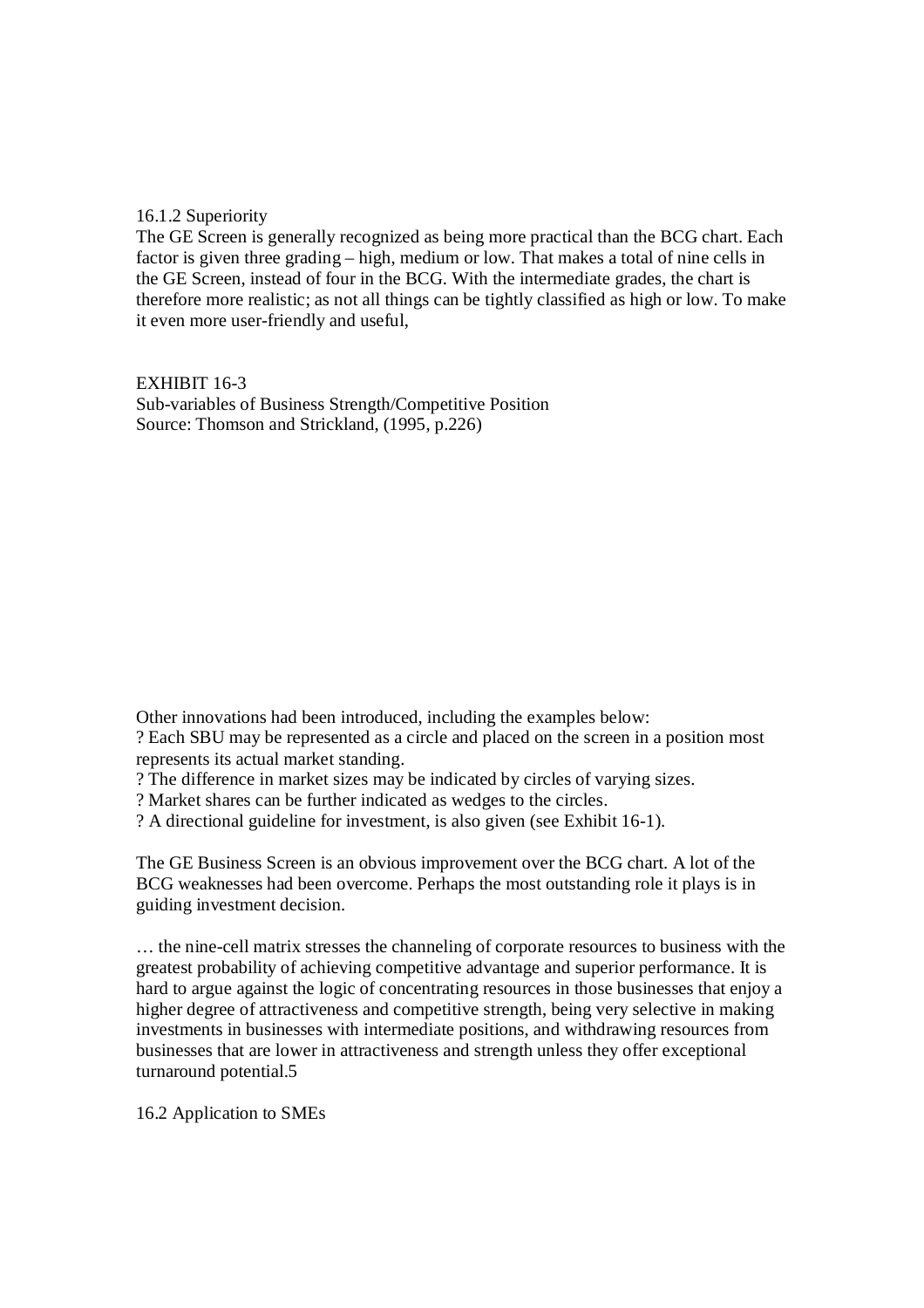### 16.1.2 Superiority

The GE Screen is generally recognized as being more practical than the BCG chart. Each factor is given three grading – high, medium or low. That makes a total of nine cells in the GE Screen, instead of four in the BCG. With the intermediate grades, the chart is therefore more realistic; as not all things can be tightly classified as high or low. To make it even more user-friendly and useful,

EXHIBIT 16-3
Sub-variables of Business Strength/Competitive Position
Source: Thomson and Strickland, (1995, p.226)

Other innovations had been introduced, including the examples below:

? Each SBU may be represented as a circle and placed on the screen in a position most represents its actual market standing.
? The difference in market sizes may be indicated by circles of varying sizes.
? Market shares can be further indicated as wedges to the circles.
? A directional guideline for investment, is also given (see Exhibit 16-1).

The GE Business Screen is an obvious improvement over the BCG chart. A lot of the BCG weaknesses had been overcome. Perhaps the most outstanding role it plays is in guiding investment decision.

… the nine-cell matrix stresses the channeling of corporate resources to business with the greatest probability of achieving competitive advantage and superior performance. It is hard to argue against the logic of concentrating resources in those businesses that enjoy a higher degree of attractiveness and competitive strength, being very selective in making investments in businesses with intermediate positions, and withdrawing resources from businesses that are lower in attractiveness and strength unless they offer exceptional turnaround potential.5

## 16.2 Application to SMEs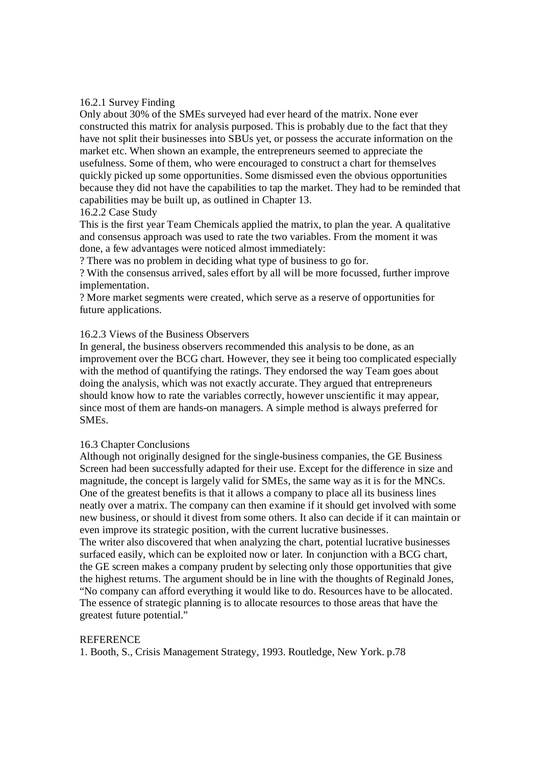### 16.2.1 Survey Finding

Only about 30% of the SMEs surveyed had ever heard of the matrix. None ever constructed this matrix for analysis purposed. This is probably due to the fact that they have not split their businesses into SBUs yet, or possess the accurate information on the market etc. When shown an example, the entrepreneurs seemed to appreciate the usefulness. Some of them, who were encouraged to construct a chart for themselves quickly picked up some opportunities. Some dismissed even the obvious opportunities because they did not have the capabilities to tap the market. They had to be reminded that capabilities may be built up, as outlined in Chapter 13.

### 16.2.2 Case Study

This is the first year Team Chemicals applied the matrix, to plan the year. A qualitative and consensus approach was used to rate the two variables. From the moment it was done, a few advantages were noticed almost immediately:

? There was no problem in deciding what type of business to go for.

? With the consensus arrived, sales effort by all will be more focussed, further improve implementation.

? More market segments were created, which serve as a reserve of opportunities for future applications.

### 16.2.3 Views of the Business Observers

In general, the business observers recommended this analysis to be done, as an improvement over the BCG chart. However, they see it being too complicated especially with the method of quantifying the ratings. They endorsed the way Team goes about doing the analysis, which was not exactly accurate. They argued that entrepreneurs should know how to rate the variables correctly, however unscientific it may appear, since most of them are hands-on managers. A simple method is always preferred for SMEs.

## 16.3 Chapter Conclusions

Although not originally designed for the single-business companies, the GE Business Screen had been successfully adapted for their use. Except for the difference in size and magnitude, the concept is largely valid for SMEs, the same way as it is for the MNCs. One of the greatest benefits is that it allows a company to place all its business lines neatly over a matrix. The company can then examine if it should get involved with some new business, or should it divest from some others. It also can decide if it can maintain or even improve its strategic position, with the current lucrative businesses.

The writer also discovered that when analyzing the chart, potential lucrative businesses surfaced easily, which can be exploited now or later. In conjunction with a BCG chart, the GE screen makes a company prudent by selecting only those opportunities that give the highest returns. The argument should be in line with the thoughts of Reginald Jones, "No company can afford everything it would like to do. Resources have to be allocated. The essence of strategic planning is to allocate resources to those areas that have the greatest future potential."

## REFERENCE

1. Booth, S., Crisis Management Strategy, 1993. Routledge, New York. p.78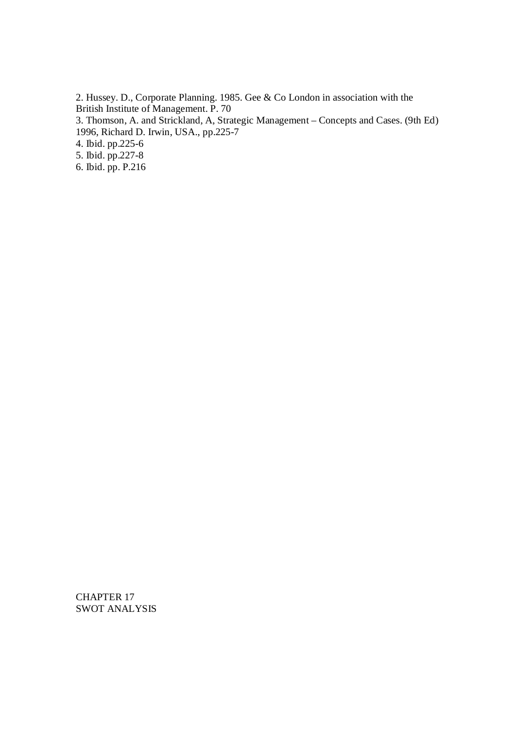2. Hussey. D., Corporate Planning. 1985. Gee & Co London in association with the British Institute of Management. P. 70
3. Thomson, A. and Strickland, A, Strategic Management – Concepts and Cases. (9th Ed) 1996, Richard D. Irwin, USA., pp.225-7
4. Ibid. pp.225-6
5. Ibid. pp.227-8
6. Ibid. pp. P.216

# CHAPTER 17
# SWOT ANALYSIS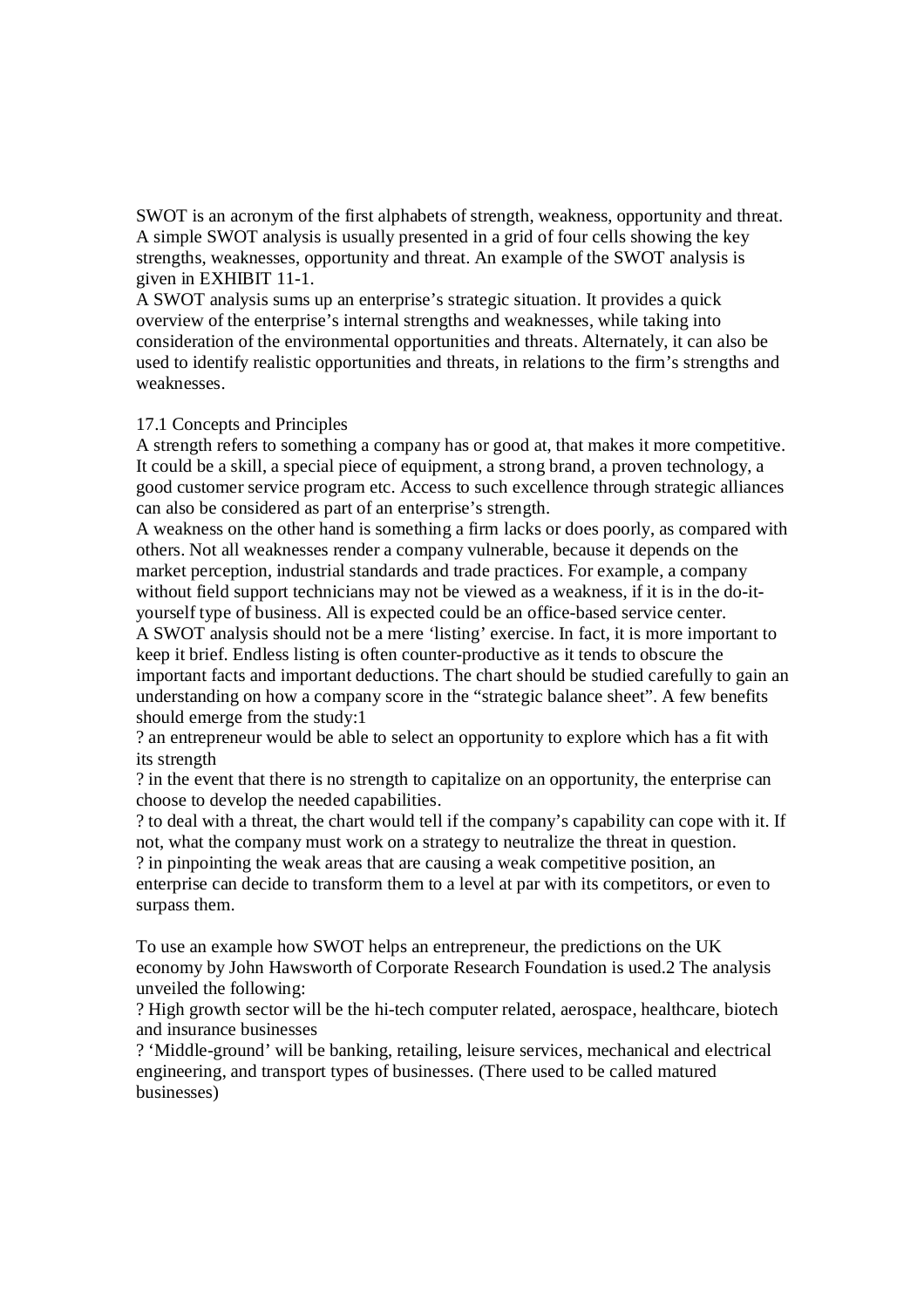SWOT is an acronym of the first alphabets of strength, weakness, opportunity and threat. A simple SWOT analysis is usually presented in a grid of four cells showing the key strengths, weaknesses, opportunity and threat. An example of the SWOT analysis is given in EXHIBIT 11-1.

A SWOT analysis sums up an enterprise's strategic situation. It provides a quick overview of the enterprise's internal strengths and weaknesses, while taking into consideration of the environmental opportunities and threats. Alternately, it can also be used to identify realistic opportunities and threats, in relations to the firm's strengths and weaknesses.

## 17.1 Concepts and Principles

A strength refers to something a company has or good at, that makes it more competitive. It could be a skill, a special piece of equipment, a strong brand, a proven technology, a good customer service program etc. Access to such excellence through strategic alliances can also be considered as part of an enterprise's strength.

A weakness on the other hand is something a firm lacks or does poorly, as compared with others. Not all weaknesses render a company vulnerable, because it depends on the market perception, industrial standards and trade practices. For example, a company without field support technicians may not be viewed as a weakness, if it is in the do-it-yourself type of business. All is expected could be an office-based service center.

A SWOT analysis should not be a mere 'listing' exercise. In fact, it is more important to keep it brief. Endless listing is often counter-productive as it tends to obscure the important facts and important deductions. The chart should be studied carefully to gain an understanding on how a company score in the "strategic balance sheet". A few benefits should emerge from the study:1

? an entrepreneur would be able to select an opportunity to explore which has a fit with its strength

? in the event that there is no strength to capitalize on an opportunity, the enterprise can choose to develop the needed capabilities.

? to deal with a threat, the chart would tell if the company's capability can cope with it. If not, what the company must work on a strategy to neutralize the threat in question.

? in pinpointing the weak areas that are causing a weak competitive position, an enterprise can decide to transform them to a level at par with its competitors, or even to surpass them.

To use an example how SWOT helps an entrepreneur, the predictions on the UK economy by John Hawsworth of Corporate Research Foundation is used.2 The analysis unveiled the following:

? High growth sector will be the hi-tech computer related, aerospace, healthcare, biotech and insurance businesses

? 'Middle-ground' will be banking, retailing, leisure services, mechanical and electrical engineering, and transport types of businesses. (There used to be called matured businesses)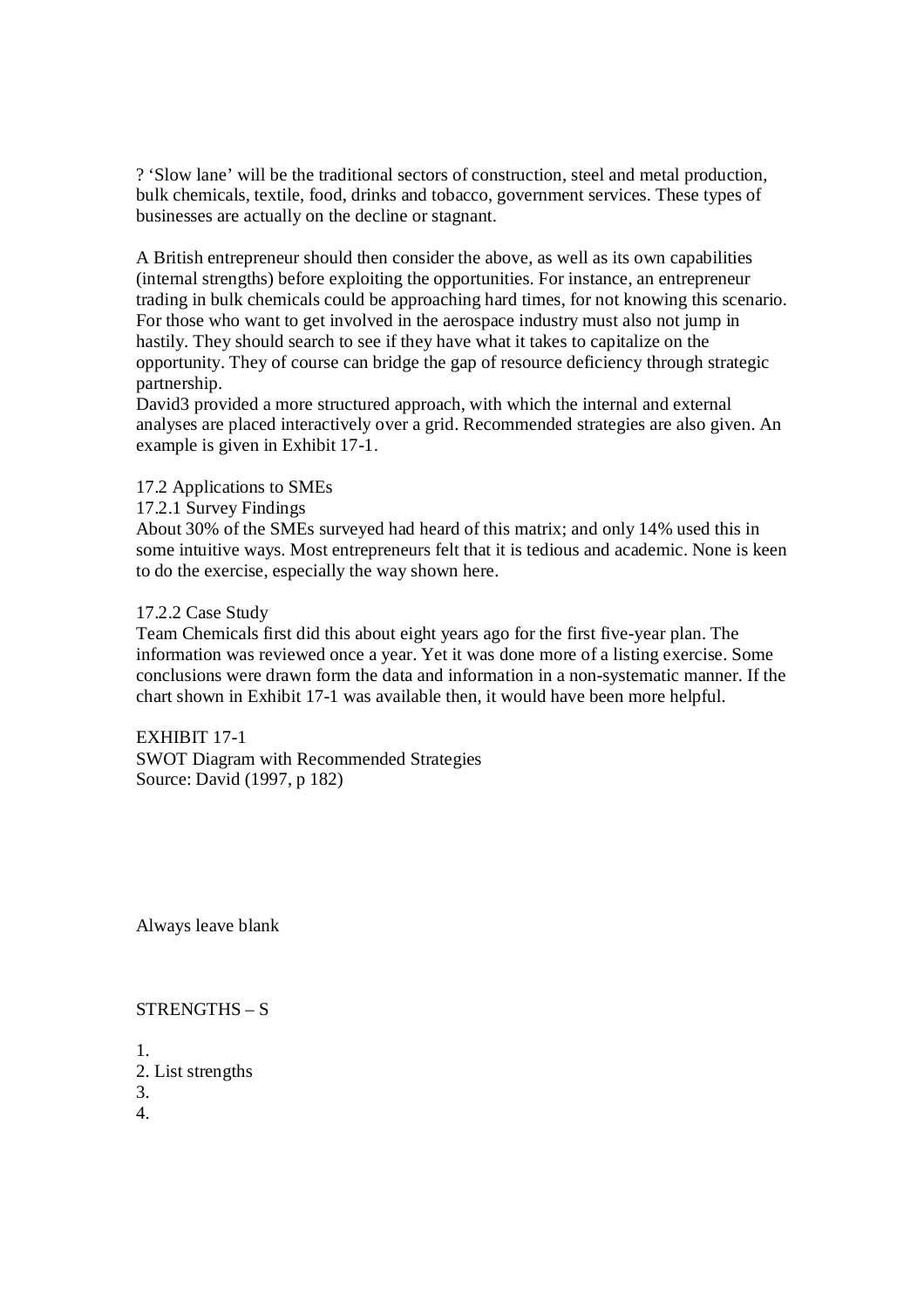? 'Slow lane' will be the traditional sectors of construction, steel and metal production, bulk chemicals, textile, food, drinks and tobacco, government services. These types of businesses are actually on the decline or stagnant.

A British entrepreneur should then consider the above, as well as its own capabilities (internal strengths) before exploiting the opportunities. For instance, an entrepreneur trading in bulk chemicals could be approaching hard times, for not knowing this scenario. For those who want to get involved in the aerospace industry must also not jump in hastily. They should search to see if they have what it takes to capitalize on the opportunity. They of course can bridge the gap of resource deficiency through strategic partnership.
David3 provided a more structured approach, with which the internal and external analyses are placed interactively over a grid. Recommended strategies are also given. An example is given in Exhibit 17-1.

17.2 Applications to SMEs
17.2.1 Survey Findings
About 30% of the SMEs surveyed had heard of this matrix; and only 14% used this in some intuitive ways. Most entrepreneurs felt that it is tedious and academic. None is keen to do the exercise, especially the way shown here.

17.2.2 Case Study
Team Chemicals first did this about eight years ago for the first five-year plan. The information was reviewed once a year. Yet it was done more of a listing exercise. Some conclusions were drawn form the data and information in a non-systematic manner. If the chart shown in Exhibit 17-1 was available then, it would have been more helpful.

EXHIBIT 17-1
SWOT Diagram with Recommended Strategies
Source: David (1997, p 182)

Always leave blank

STRENGTHS – S

1.
2. List strengths
3.
4.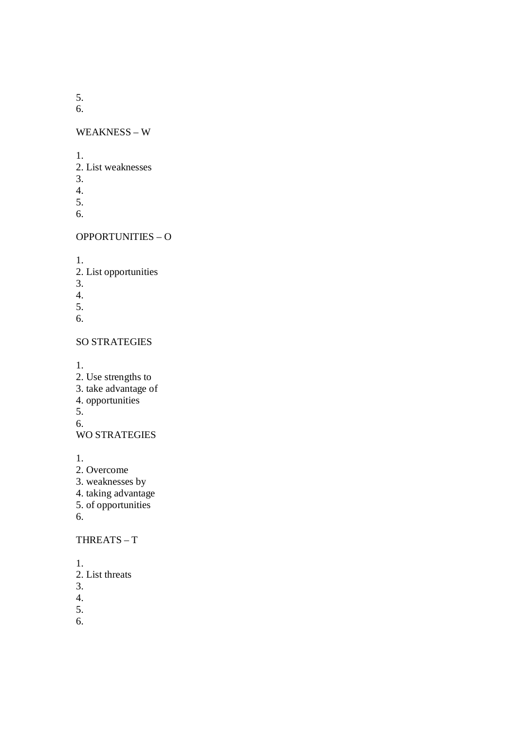5.
6.

WEAKNESS – W

1.
2. List weaknesses
3.
4.
5.
6.

OPPORTUNITIES – O

1.
2. List opportunities
3.
4.
5.
6.

SO STRATEGIES

1.
2. Use strengths to
3. take advantage of
4. opportunities
5.
6.

WO STRATEGIES

1.
2. Overcome
3. weaknesses by
4. taking advantage
5. of opportunities
6.

THREATS – T

1.
2. List threats
3.
4.
5.
6.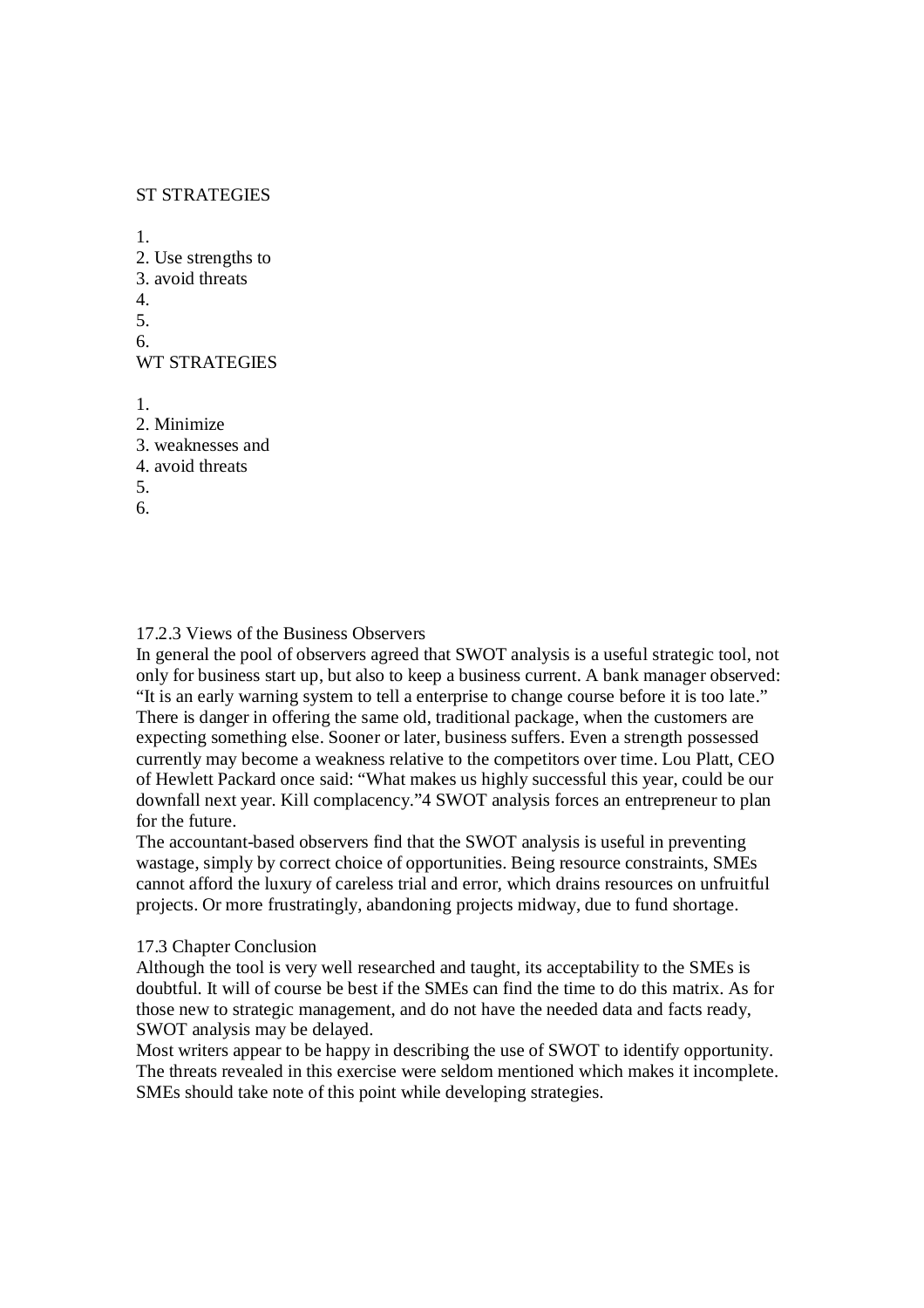ST STRATEGIES

1.
2. Use strengths to
3. avoid threats
4.
5.
6.

WT STRATEGIES

1.
2. Minimize
3. weaknesses and
4. avoid threats
5.
6.

### 17.2.3 Views of the Business Observers

In general the pool of observers agreed that SWOT analysis is a useful strategic tool, not only for business start up, but also to keep a business current. A bank manager observed: "It is an early warning system to tell a enterprise to change course before it is too late." There is danger in offering the same old, traditional package, when the customers are expecting something else. Sooner or later, business suffers. Even a strength possessed currently may become a weakness relative to the competitors over time. Lou Platt, CEO of Hewlett Packard once said: "What makes us highly successful this year, could be our downfall next year. Kill complacency."[4] SWOT analysis forces an entrepreneur to plan for the future.

The accountant-based observers find that the SWOT analysis is useful in preventing wastage, simply by correct choice of opportunities. Being resource constraints, SMEs cannot afford the luxury of careless trial and error, which drains resources on unfruitful projects. Or more frustratingly, abandoning projects midway, due to fund shortage.

## 17.3 Chapter Conclusion

Although the tool is very well researched and taught, its acceptability to the SMEs is doubtful. It will of course be best if the SMEs can find the time to do this matrix. As for those new to strategic management, and do not have the needed data and facts ready, SWOT analysis may be delayed.

Most writers appear to be happy in describing the use of SWOT to identify opportunity. The threats revealed in this exercise were seldom mentioned which makes it incomplete. SMEs should take note of this point while developing strategies.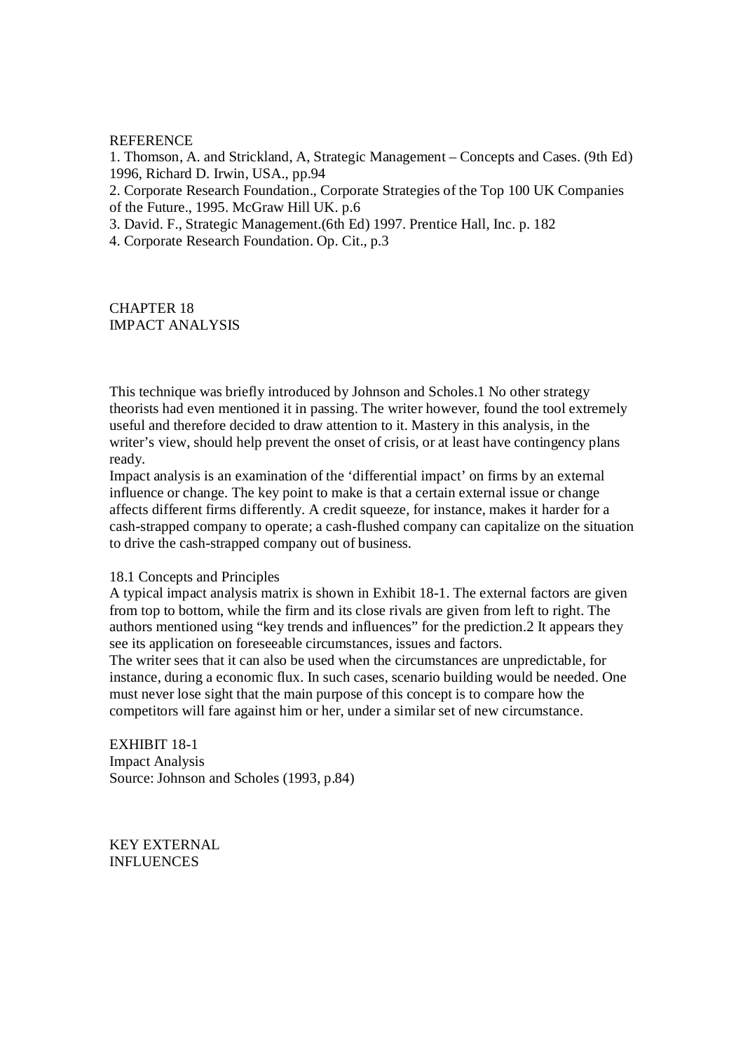REFERENCE

1. Thomson, A. and Strickland, A, Strategic Management – Concepts and Cases. (9th Ed) 1996, Richard D. Irwin, USA., pp.94
2. Corporate Research Foundation., Corporate Strategies of the Top 100 UK Companies of the Future., 1995. McGraw Hill UK. p.6
3. David. F., Strategic Management.(6th Ed) 1997. Prentice Hall, Inc. p. 182
4. Corporate Research Foundation. Op. Cit., p.3

# CHAPTER 18
# IMPACT ANALYSIS

This technique was briefly introduced by Johnson and Scholes.[1] No other strategy theorists had even mentioned it in passing. The writer however, found the tool extremely useful and therefore decided to draw attention to it. Mastery in this analysis, in the writer's view, should help prevent the onset of crisis, or at least have contingency plans ready.

Impact analysis is an examination of the 'differential impact' on firms by an external influence or change. The key point to make is that a certain external issue or change affects different firms differently. A credit squeeze, for instance, makes it harder for a cash-strapped company to operate; a cash-flushed company can capitalize on the situation to drive the cash-strapped company out of business.

## 18.1 Concepts and Principles

A typical impact analysis matrix is shown in Exhibit 18-1. The external factors are given from top to bottom, while the firm and its close rivals are given from left to right. The authors mentioned using "key trends and influences" for the prediction.[2] It appears they see its application on foreseeable circumstances, issues and factors.

The writer sees that it can also be used when the circumstances are unpredictable, for instance, during a economic flux. In such cases, scenario building would be needed. One must never lose sight that the main purpose of this concept is to compare how the competitors will fare against him or her, under a similar set of new circumstance.

EXHIBIT 18-1
Impact Analysis
Source: Johnson and Scholes (1993, p.84)

KEY EXTERNAL
INFLUENCES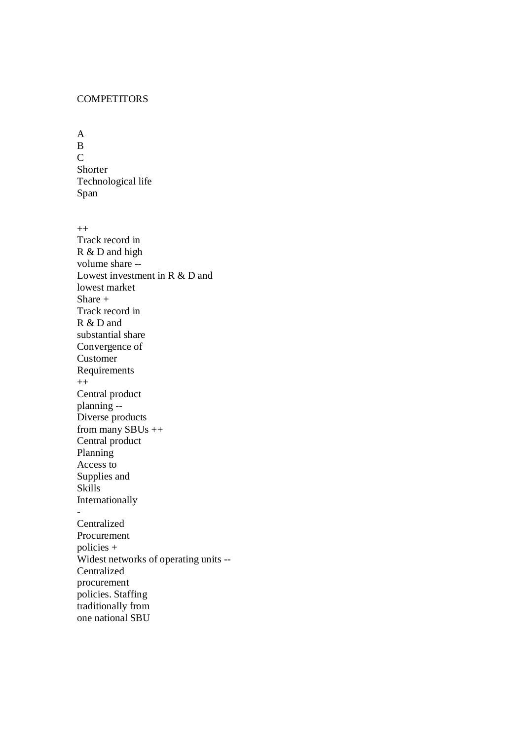| | COMPETITORS | | |
|---|---|---|---|
| | A | B | C |
| Shorter Technological life Span | ++ Track record in R & D and high volume share | -- Lowest investment in R & D and lowest market Share | + Track record in R & D and substantial share |
| Convergence of Customer Requirements | ++ Central product planning | -- Diverse products from many SBUs | ++ Central product Planning |
| Access to Supplies and Skills Internationally | - Centralized Procurement policies | + Widest networks of operating units | -- Centralized procurement policies. Staffing traditionally from one national SBU |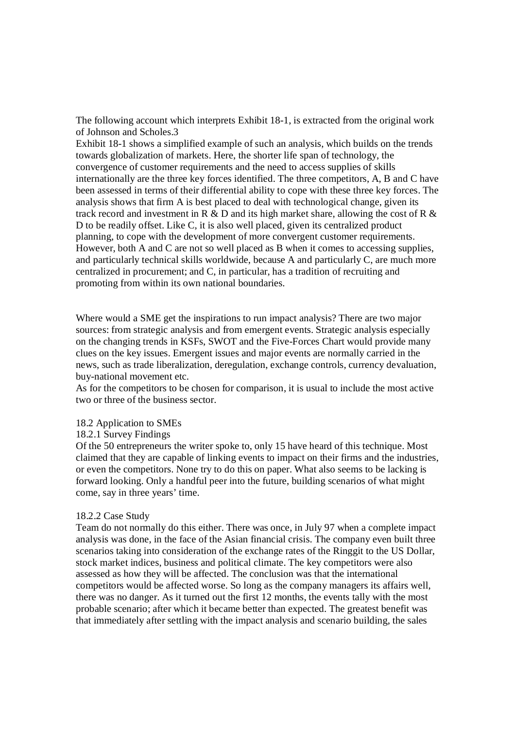The following account which interprets Exhibit 18-1, is extracted from the original work of Johnson and Scholes.3

Exhibit 18-1 shows a simplified example of such an analysis, which builds on the trends towards globalization of markets. Here, the shorter life span of technology, the convergence of customer requirements and the need to access supplies of skills internationally are the three key forces identified. The three competitors, A, B and C have been assessed in terms of their differential ability to cope with these three key forces. The analysis shows that firm A is best placed to deal with technological change, given its track record and investment in R & D and its high market share, allowing the cost of R & D to be readily offset. Like C, it is also well placed, given its centralized product planning, to cope with the development of more convergent customer requirements. However, both A and C are not so well placed as B when it comes to accessing supplies, and particularly technical skills worldwide, because A and particularly C, are much more centralized in procurement; and C, in particular, has a tradition of recruiting and promoting from within its own national boundaries.

Where would a SME get the inspirations to run impact analysis? There are two major sources: from strategic analysis and from emergent events. Strategic analysis especially on the changing trends in KSFs, SWOT and the Five-Forces Chart would provide many clues on the key issues. Emergent issues and major events are normally carried in the news, such as trade liberalization, deregulation, exchange controls, currency devaluation, buy-national movement etc.

As for the competitors to be chosen for comparison, it is usual to include the most active two or three of the business sector.

## 18.2 Application to SMEs

### 18.2.1 Survey Findings

Of the 50 entrepreneurs the writer spoke to, only 15 have heard of this technique. Most claimed that they are capable of linking events to impact on their firms and the industries, or even the competitors. None try to do this on paper. What also seems to be lacking is forward looking. Only a handful peer into the future, building scenarios of what might come, say in three years' time.

### 18.2.2 Case Study

Team do not normally do this either. There was once, in July 97 when a complete impact analysis was done, in the face of the Asian financial crisis. The company even built three scenarios taking into consideration of the exchange rates of the Ringgit to the US Dollar, stock market indices, business and political climate. The key competitors were also assessed as how they will be affected. The conclusion was that the international competitors would be affected worse. So long as the company managers its affairs well, there was no danger. As it turned out the first 12 months, the events tally with the most probable scenario; after which it became better than expected. The greatest benefit was that immediately after settling with the impact analysis and scenario building, the sales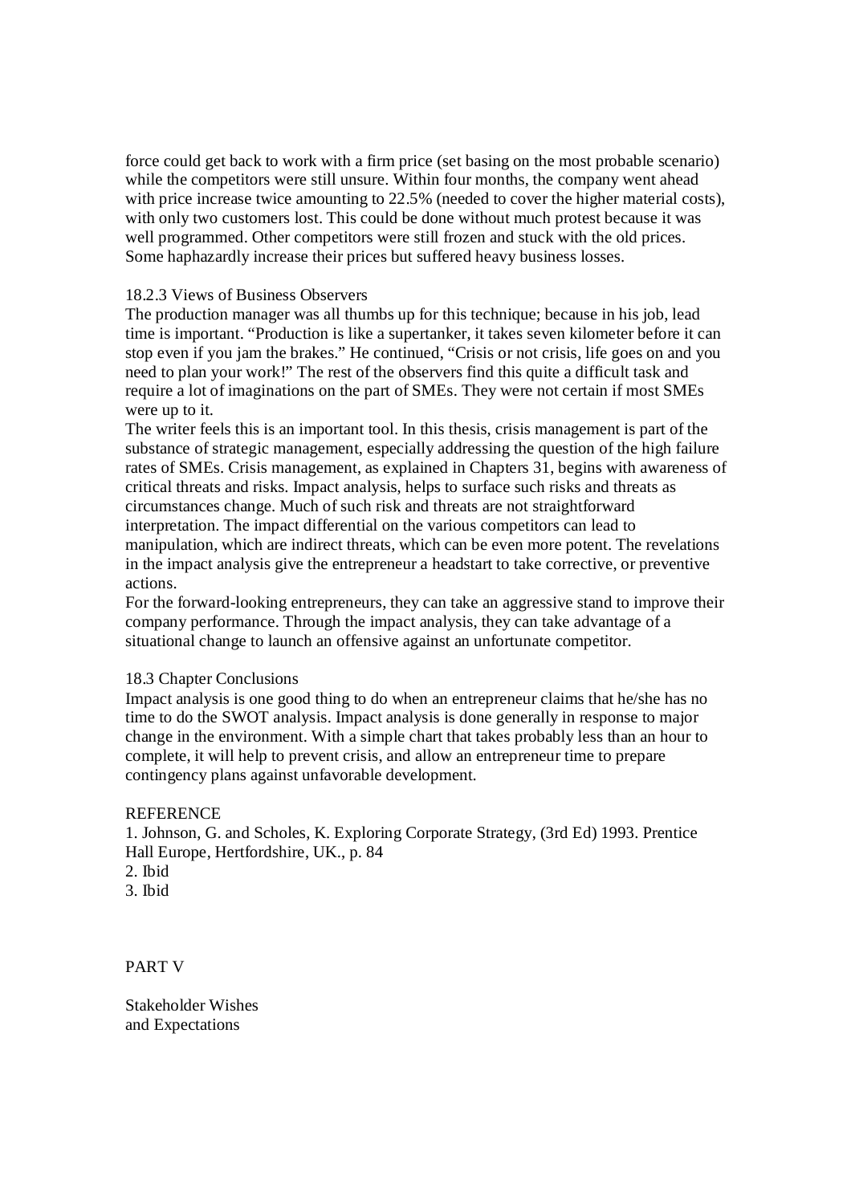force could get back to work with a firm price (set basing on the most probable scenario) while the competitors were still unsure. Within four months, the company went ahead with price increase twice amounting to 22.5% (needed to cover the higher material costs), with only two customers lost. This could be done without much protest because it was well programmed. Other competitors were still frozen and stuck with the old prices. Some haphazardly increase their prices but suffered heavy business losses.

### 18.2.3 Views of Business Observers

The production manager was all thumbs up for this technique; because in his job, lead time is important. "Production is like a supertanker, it takes seven kilometer before it can stop even if you jam the brakes." He continued, "Crisis or not crisis, life goes on and you need to plan your work!" The rest of the observers find this quite a difficult task and require a lot of imaginations on the part of SMEs. They were not certain if most SMEs were up to it.

The writer feels this is an important tool. In this thesis, crisis management is part of the substance of strategic management, especially addressing the question of the high failure rates of SMEs. Crisis management, as explained in Chapters 31, begins with awareness of critical threats and risks. Impact analysis, helps to surface such risks and threats as circumstances change. Much of such risk and threats are not straightforward interpretation. The impact differential on the various competitors can lead to manipulation, which are indirect threats, which can be even more potent. The revelations in the impact analysis give the entrepreneur a headstart to take corrective, or preventive actions.

For the forward-looking entrepreneurs, they can take an aggressive stand to improve their company performance. Through the impact analysis, they can take advantage of a situational change to launch an offensive against an unfortunate competitor.

## 18.3 Chapter Conclusions

Impact analysis is one good thing to do when an entrepreneur claims that he/she has no time to do the SWOT analysis. Impact analysis is done generally in response to major change in the environment. With a simple chart that takes probably less than an hour to complete, it will help to prevent crisis, and allow an entrepreneur time to prepare contingency plans against unfavorable development.

### REFERENCE

1. Johnson, G. and Scholes, K. Exploring Corporate Strategy, (3rd Ed) 1993. Prentice Hall Europe, Hertfordshire, UK., p. 84
2. Ibid
3. Ibid

# PART V

# Stakeholder Wishes and Expectations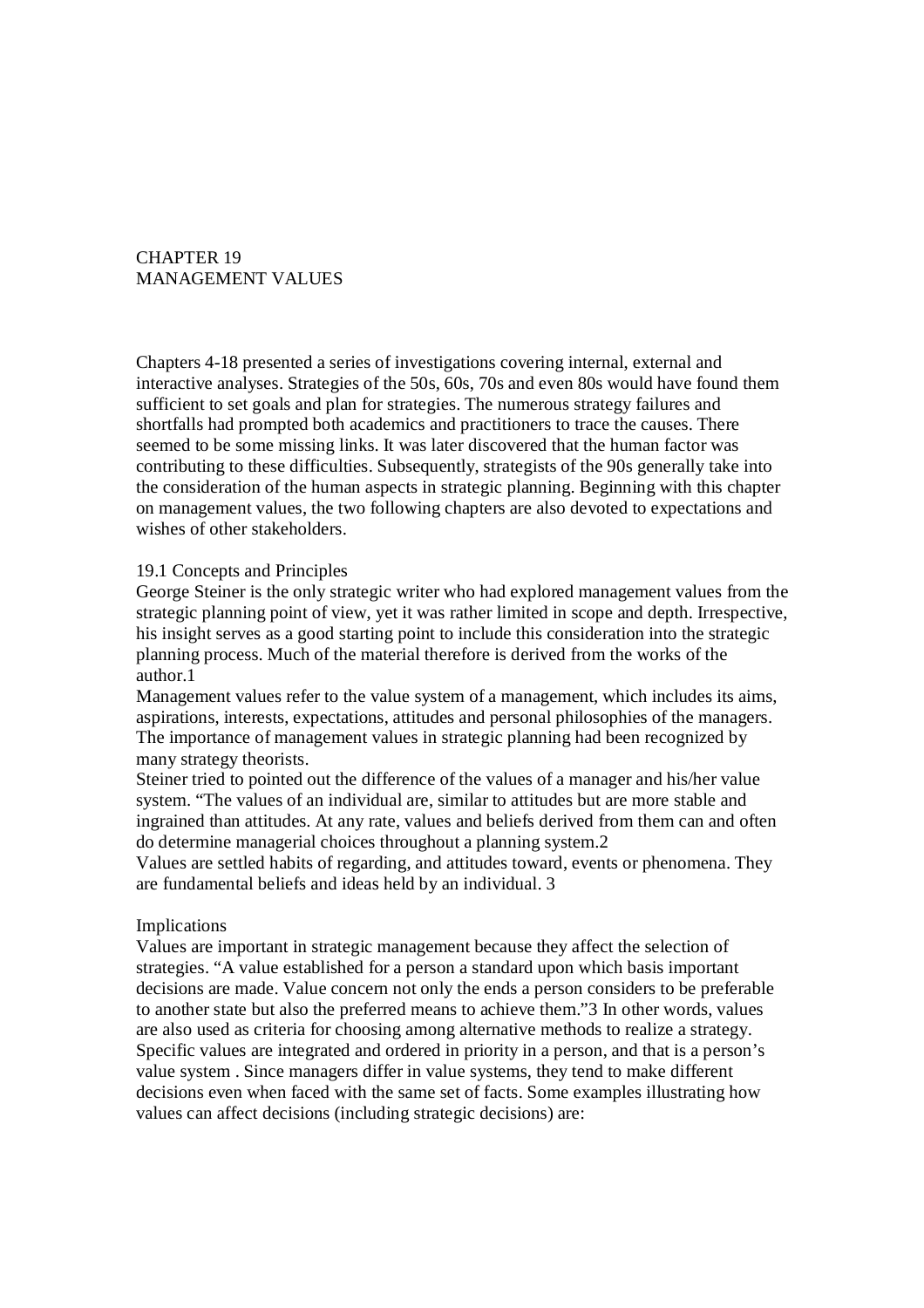# CHAPTER 19
# MANAGEMENT VALUES

Chapters 4-18 presented a series of investigations covering internal, external and interactive analyses. Strategies of the 50s, 60s, 70s and even 80s would have found them sufficient to set goals and plan for strategies. The numerous strategy failures and shortfalls had prompted both academics and practitioners to trace the causes. There seemed to be some missing links. It was later discovered that the human factor was contributing to these difficulties. Subsequently, strategists of the 90s generally take into the consideration of the human aspects in strategic planning. Beginning with this chapter on management values, the two following chapters are also devoted to expectations and wishes of other stakeholders.

## 19.1 Concepts and Principles

George Steiner is the only strategic writer who had explored management values from the strategic planning point of view, yet it was rather limited in scope and depth. Irrespective, his insight serves as a good starting point to include this consideration into the strategic planning process. Much of the material therefore is derived from the works of the author.1

Management values refer to the value system of a management, which includes its aims, aspirations, interests, expectations, attitudes and personal philosophies of the managers. The importance of management values in strategic planning had been recognized by many strategy theorists.

Steiner tried to pointed out the difference of the values of a manager and his/her value system. "The values of an individual are, similar to attitudes but are more stable and ingrained than attitudes. At any rate, values and beliefs derived from them can and often do determine managerial choices throughout a planning system.2

Values are settled habits of regarding, and attitudes toward, events or phenomena. They are fundamental beliefs and ideas held by an individual. 3

### Implications

Values are important in strategic management because they affect the selection of strategies. "A value established for a person a standard upon which basis important decisions are made. Value concern not only the ends a person considers to be preferable to another state but also the preferred means to achieve them."3 In other words, values are also used as criteria for choosing among alternative methods to realize a strategy. Specific values are integrated and ordered in priority in a person, and that is a person's value system . Since managers differ in value systems, they tend to make different decisions even when faced with the same set of facts. Some examples illustrating how values can affect decisions (including strategic decisions) are: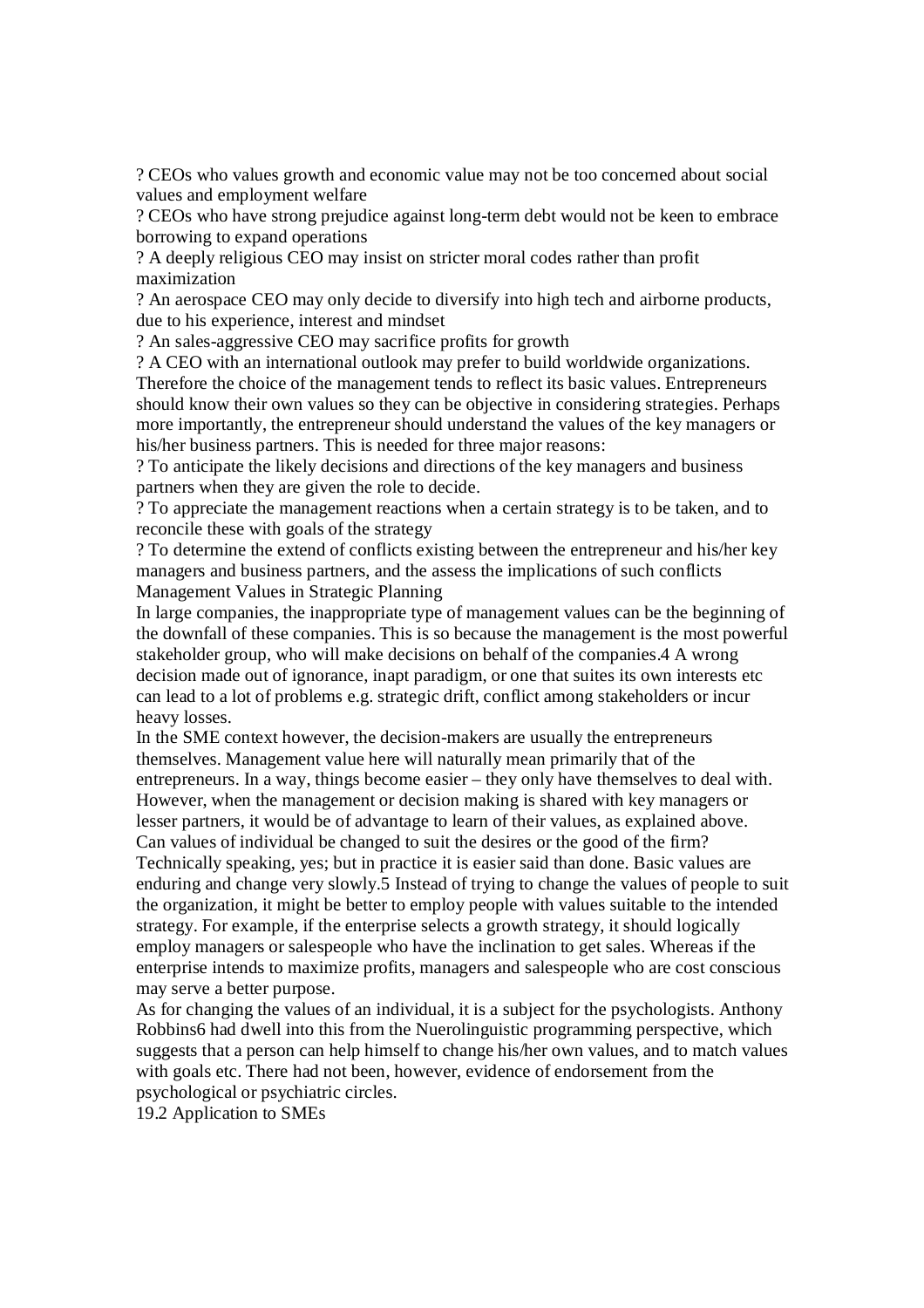? CEOs who values growth and economic value may not be too concerned about social values and employment welfare

? CEOs who have strong prejudice against long-term debt would not be keen to embrace borrowing to expand operations

? A deeply religious CEO may insist on stricter moral codes rather than profit maximization

? An aerospace CEO may only decide to diversify into high tech and airborne products, due to his experience, interest and mindset

? An sales-aggressive CEO may sacrifice profits for growth

? A CEO with an international outlook may prefer to build worldwide organizations.

Therefore the choice of the management tends to reflect its basic values. Entrepreneurs should know their own values so they can be objective in considering strategies. Perhaps more importantly, the entrepreneur should understand the values of the key managers or his/her business partners. This is needed for three major reasons:

? To anticipate the likely decisions and directions of the key managers and business partners when they are given the role to decide.

? To appreciate the management reactions when a certain strategy is to be taken, and to reconcile these with goals of the strategy

? To determine the extend of conflicts existing between the entrepreneur and his/her key managers and business partners, and the assess the implications of such conflicts

## Management Values in Strategic Planning

In large companies, the inappropriate type of management values can be the beginning of the downfall of these companies. This is so because the management is the most powerful stakeholder group, who will make decisions on behalf of the companies.4 A wrong decision made out of ignorance, inapt paradigm, or one that suites its own interests etc can lead to a lot of problems e.g. strategic drift, conflict among stakeholders or incur heavy losses.

In the SME context however, the decision-makers are usually the entrepreneurs themselves. Management value here will naturally mean primarily that of the entrepreneurs. In a way, things become easier – they only have themselves to deal with. However, when the management or decision making is shared with key managers or lesser partners, it would be of advantage to learn of their values, as explained above.

Can values of individual be changed to suit the desires or the good of the firm? Technically speaking, yes; but in practice it is easier said than done. Basic values are enduring and change very slowly.5 Instead of trying to change the values of people to suit the organization, it might be better to employ people with values suitable to the intended strategy. For example, if the enterprise selects a growth strategy, it should logically employ managers or salespeople who have the inclination to get sales. Whereas if the enterprise intends to maximize profits, managers and salespeople who are cost conscious may serve a better purpose.

As for changing the values of an individual, it is a subject for the psychologists. Anthony Robbins6 had dwell into this from the Nuerolinguistic programming perspective, which suggests that a person can help himself to change his/her own values, and to match values with goals etc. There had not been, however, evidence of endorsement from the psychological or psychiatric circles.

## 19.2 Application to SMEs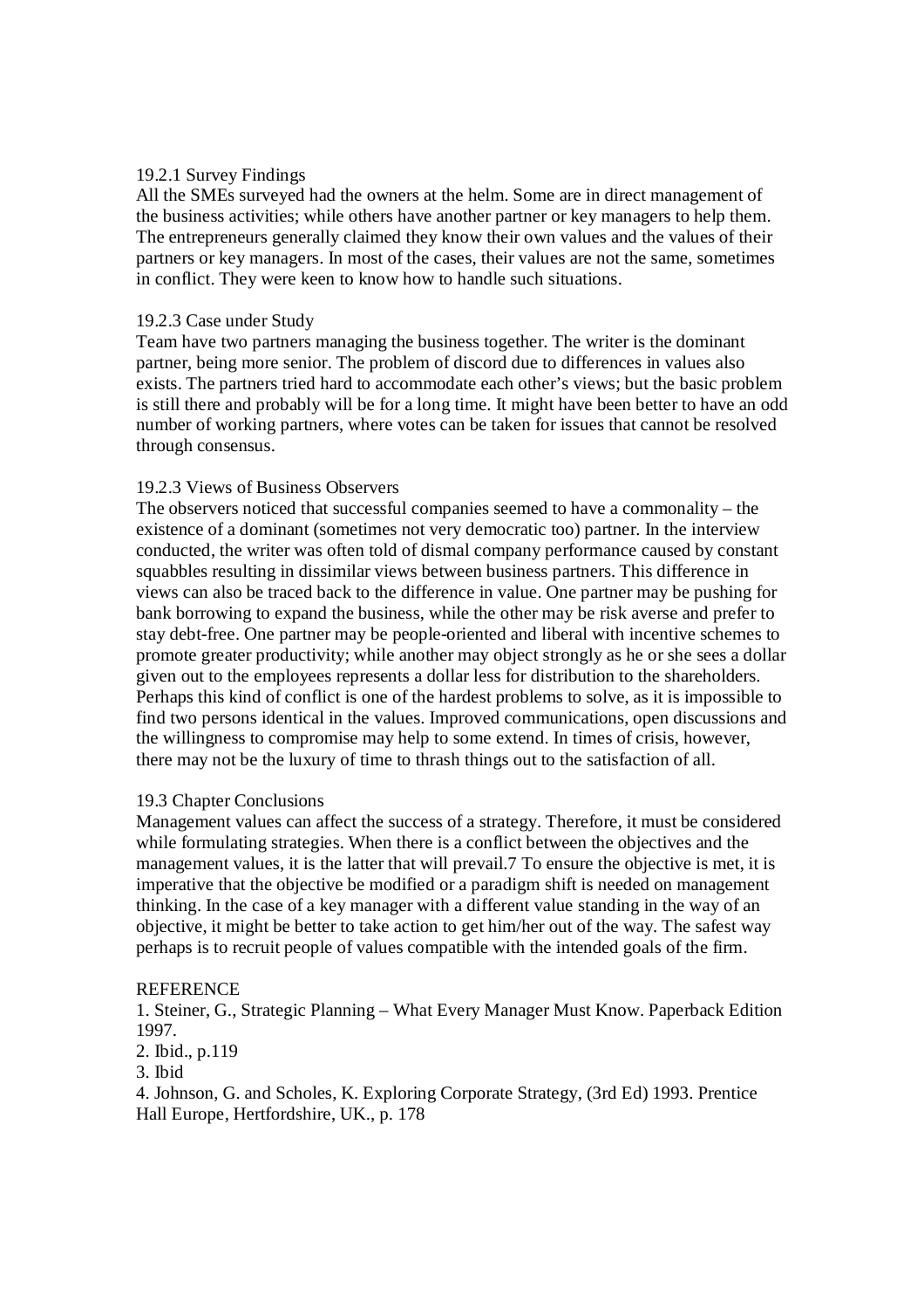### 19.2.1 Survey Findings

All the SMEs surveyed had the owners at the helm. Some are in direct management of the business activities; while others have another partner or key managers to help them. The entrepreneurs generally claimed they know their own values and the values of their partners or key managers. In most of the cases, their values are not the same, sometimes in conflict. They were keen to know how to handle such situations.

### 19.2.3 Case under Study

Team have two partners managing the business together. The writer is the dominant partner, being more senior. The problem of discord due to differences in values also exists. The partners tried hard to accommodate each other's views; but the basic problem is still there and probably will be for a long time. It might have been better to have an odd number of working partners, where votes can be taken for issues that cannot be resolved through consensus.

### 19.2.3 Views of Business Observers

The observers noticed that successful companies seemed to have a commonality – the existence of a dominant (sometimes not very democratic too) partner. In the interview conducted, the writer was often told of dismal company performance caused by constant squabbles resulting in dissimilar views between business partners. This difference in views can also be traced back to the difference in value. One partner may be pushing for bank borrowing to expand the business, while the other may be risk averse and prefer to stay debt-free. One partner may be people-oriented and liberal with incentive schemes to promote greater productivity; while another may object strongly as he or she sees a dollar given out to the employees represents a dollar less for distribution to the shareholders. Perhaps this kind of conflict is one of the hardest problems to solve, as it is impossible to find two persons identical in the values. Improved communications, open discussions and the willingness to compromise may help to some extend. In times of crisis, however, there may not be the luxury of time to thrash things out to the satisfaction of all.

## 19.3 Chapter Conclusions

Management values can affect the success of a strategy. Therefore, it must be considered while formulating strategies. When there is a conflict between the objectives and the management values, it is the latter that will prevail.[7] To ensure the objective is met, it is imperative that the objective be modified or a paradigm shift is needed on management thinking. In the case of a key manager with a different value standing in the way of an objective, it might be better to take action to get him/her out of the way. The safest way perhaps is to recruit people of values compatible with the intended goals of the firm.

## REFERENCE

1. Steiner, G., Strategic Planning – What Every Manager Must Know. Paperback Edition 1997.
2. Ibid., p.119
3. Ibid
4. Johnson, G. and Scholes, K. Exploring Corporate Strategy, (3rd Ed) 1993. Prentice Hall Europe, Hertfordshire, UK., p. 178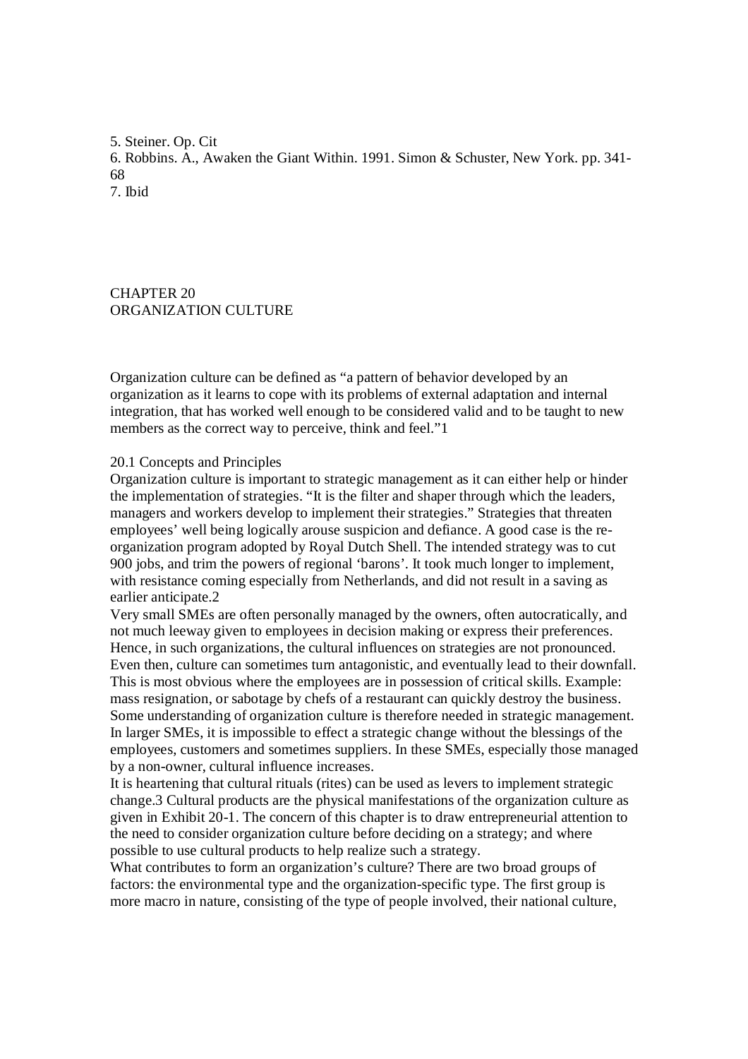5. Steiner. Op. Cit
6. Robbins. A., Awaken the Giant Within. 1991. Simon & Schuster, New York. pp. 341-68
7. Ibid

# CHAPTER 20
# ORGANIZATION CULTURE

Organization culture can be defined as "a pattern of behavior developed by an organization as it learns to cope with its problems of external adaptation and internal integration, that has worked well enough to be considered valid and to be taught to new members as the correct way to perceive, think and feel."[1]

## 20.1 Concepts and Principles

Organization culture is important to strategic management as it can either help or hinder the implementation of strategies. "It is the filter and shaper through which the leaders, managers and workers develop to implement their strategies." Strategies that threaten employees' well being logically arouse suspicion and defiance. A good case is the re-organization program adopted by Royal Dutch Shell. The intended strategy was to cut 900 jobs, and trim the powers of regional 'barons'. It took much longer to implement, with resistance coming especially from Netherlands, and did not result in a saving as earlier anticipate.[2]

Very small SMEs are often personally managed by the owners, often autocratically, and not much leeway given to employees in decision making or express their preferences. Hence, in such organizations, the cultural influences on strategies are not pronounced. Even then, culture can sometimes turn antagonistic, and eventually lead to their downfall. This is most obvious where the employees are in possession of critical skills. Example: mass resignation, or sabotage by chefs of a restaurant can quickly destroy the business. Some understanding of organization culture is therefore needed in strategic management. In larger SMEs, it is impossible to effect a strategic change without the blessings of the employees, customers and sometimes suppliers. In these SMEs, especially those managed by a non-owner, cultural influence increases.

It is heartening that cultural rituals (rites) can be used as levers to implement strategic change.[3] Cultural products are the physical manifestations of the organization culture as given in Exhibit 20-1. The concern of this chapter is to draw entrepreneurial attention to the need to consider organization culture before deciding on a strategy; and where possible to use cultural products to help realize such a strategy.

What contributes to form an organization's culture? There are two broad groups of factors: the environmental type and the organization-specific type. The first group is more macro in nature, consisting of the type of people involved, their national culture,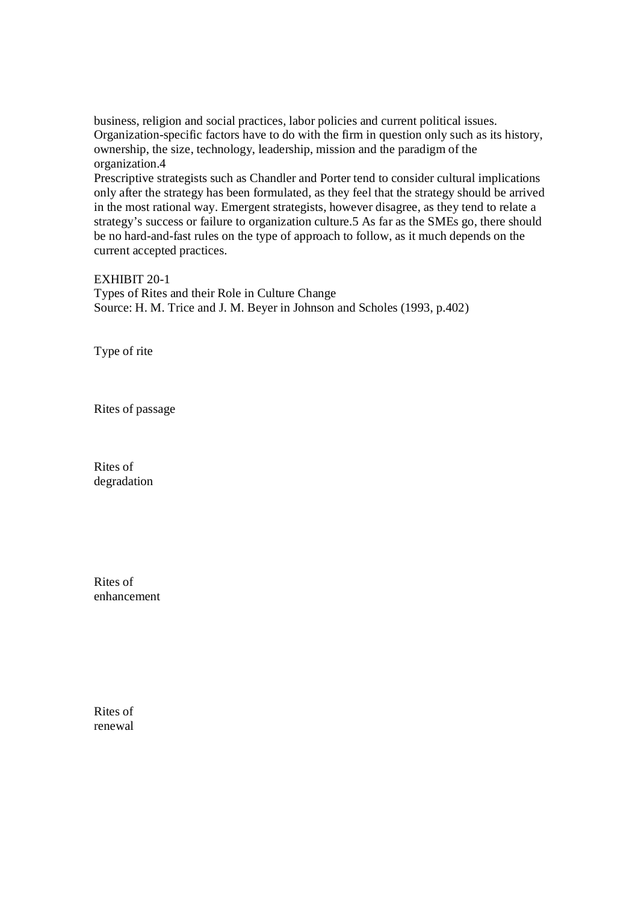business, religion and social practices, labor policies and current political issues. Organization-specific factors have to do with the firm in question only such as its history, ownership, the size, technology, leadership, mission and the paradigm of the organization.4

Prescriptive strategists such as Chandler and Porter tend to consider cultural implications only after the strategy has been formulated, as they feel that the strategy should be arrived in the most rational way. Emergent strategists, however disagree, as they tend to relate a strategy's success or failure to organization culture.5 As far as the SMEs go, there should be no hard-and-fast rules on the type of approach to follow, as it much depends on the current accepted practices.

EXHIBIT 20-1

Types of Rites and their Role in Culture Change

Source: H. M. Trice and J. M. Beyer in Johnson and Scholes (1993, p.402)

Type of rite

Rites of passage

Rites of degradation

Rites of enhancement

Rites of renewal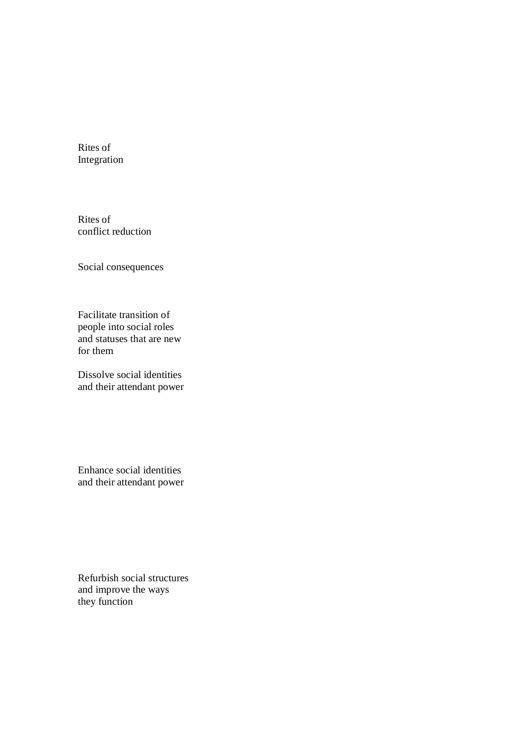Rites of
Integration

Rites of
conflict reduction

Social consequences

Facilitate transition of
people into social roles
and statuses that are new
for them

Dissolve social identities
and their attendant power

Enhance social identities
and their attendant power

Refurbish social structures
and improve the ways
they function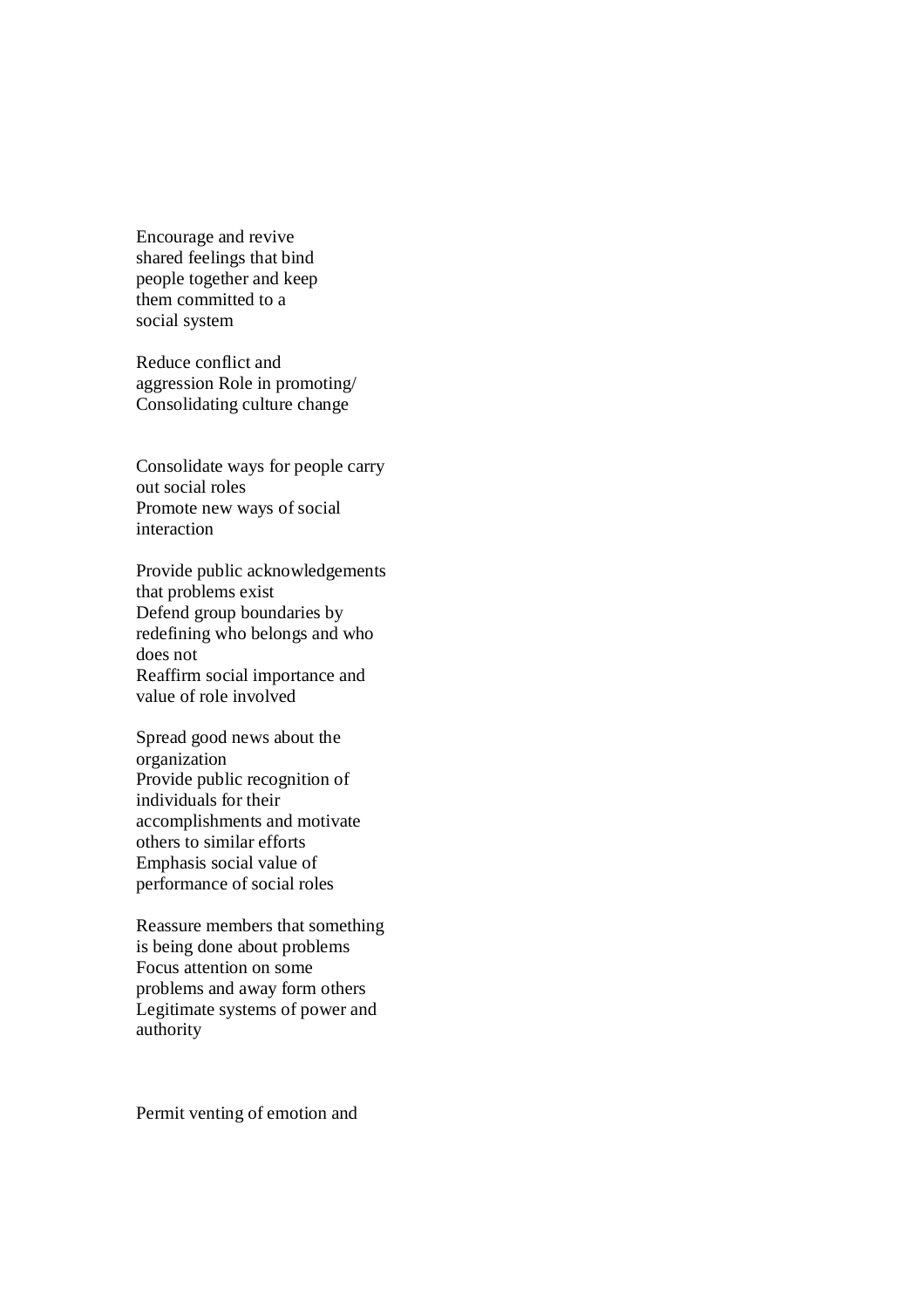Encourage and revive shared feelings that bind people together and keep them committed to a social system

Reduce conflict and aggression Role in promoting/ Consolidating culture change

Consolidate ways for people carry out social roles
Promote new ways of social interaction

Provide public acknowledgements that problems exist
Defend group boundaries by redefining who belongs and who does not
Reaffirm social importance and value of role involved

Spread good news about the organization
Provide public recognition of individuals for their accomplishments and motivate others to similar efforts
Emphasis social value of performance of social roles

Reassure members that something is being done about problems
Focus attention on some problems and away form others
Legitimate systems of power and authority

Permit venting of emotion and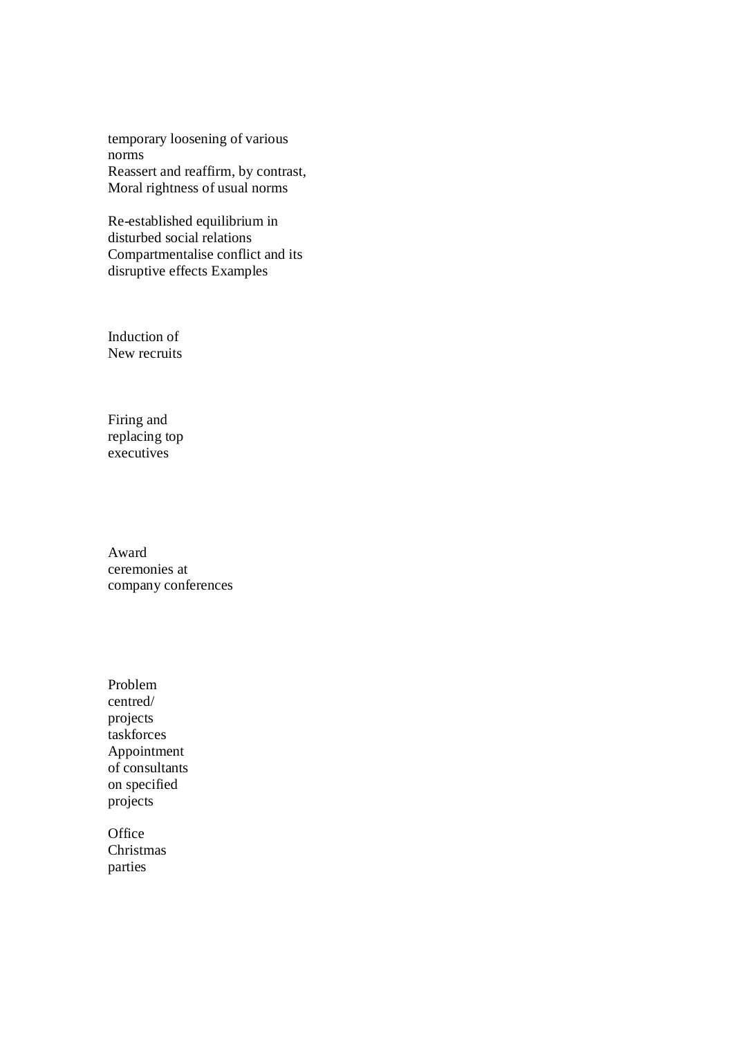temporary loosening of various norms
Reassert and reaffirm, by contrast, Moral rightness of usual norms

Re-established equilibrium in disturbed social relations
Compartmentalise conflict and its disruptive effects Examples

Induction of New recruits

Firing and replacing top executives

Award ceremonies at company conferences

Problem centred/ projects taskforces
Appointment of consultants on specified projects

Office Christmas parties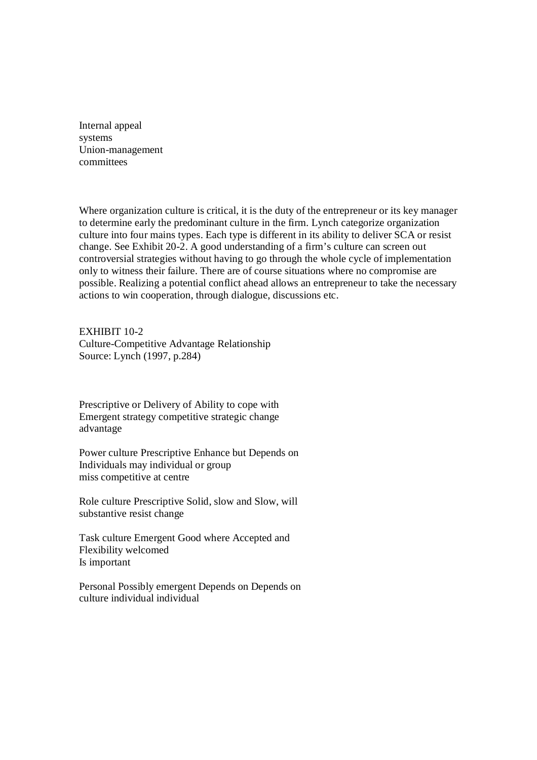Internal appeal
systems
Union-management
committees

Where organization culture is critical, it is the duty of the entrepreneur or its key manager to determine early the predominant culture in the firm. Lynch categorize organization culture into four mains types. Each type is different in its ability to deliver SCA or resist change. See Exhibit 20-2. A good understanding of a firm's culture can screen out controversial strategies without having to go through the whole cycle of implementation only to witness their failure. There are of course situations where no compromise are possible. Realizing a potential conflict ahead allows an entrepreneur to take the necessary actions to win cooperation, through dialogue, discussions etc.

EXHIBIT 10-2
Culture-Competitive Advantage Relationship
Source: Lynch (1997, p.284)

| | Prescriptive or Emergent strategy | Delivery of competitive advantage | Ability to cope with strategic change |
|---|---|---|---|
| Power culture | Prescriptive | Enhance but Individuals may miss competitive | Depends on individual or group at centre |
| Role culture | Prescriptive | Solid, slow and substantive | Slow, will resist change |
| Task culture | Emergent | Good where Flexibility Is important | Accepted and welcomed |
| Personal culture | Possibly emergent | Depends on individual | Depends on individual |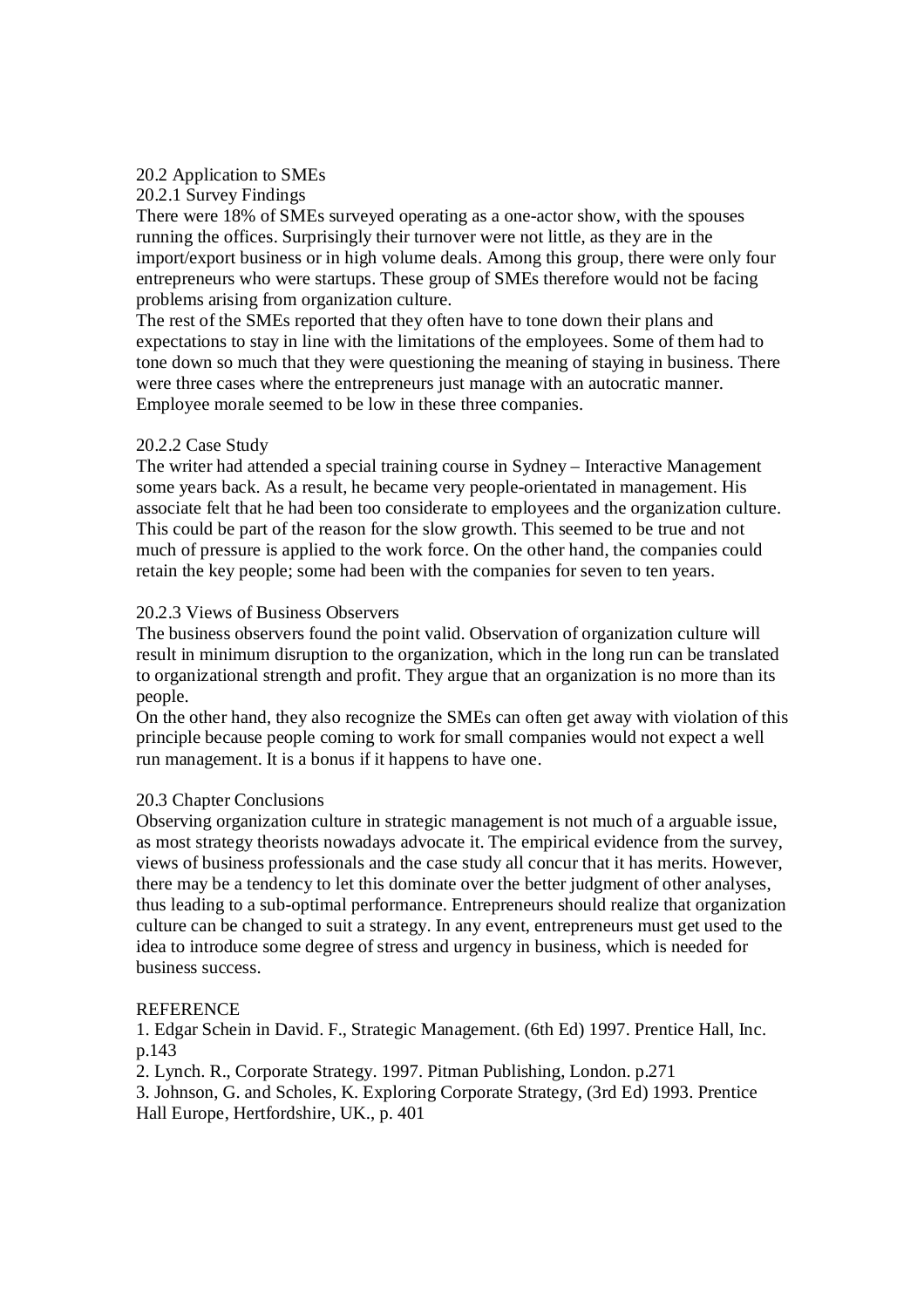## 20.2 Application to SMEs

### 20.2.1 Survey Findings

There were 18% of SMEs surveyed operating as a one-actor show, with the spouses running the offices. Surprisingly their turnover were not little, as they are in the import/export business or in high volume deals. Among this group, there were only four entrepreneurs who were startups. These group of SMEs therefore would not be facing problems arising from organization culture.

The rest of the SMEs reported that they often have to tone down their plans and expectations to stay in line with the limitations of the employees. Some of them had to tone down so much that they were questioning the meaning of staying in business. There were three cases where the entrepreneurs just manage with an autocratic manner. Employee morale seemed to be low in these three companies.

### 20.2.2 Case Study

The writer had attended a special training course in Sydney – Interactive Management some years back. As a result, he became very people-orientated in management. His associate felt that he had been too considerate to employees and the organization culture. This could be part of the reason for the slow growth. This seemed to be true and not much of pressure is applied to the work force. On the other hand, the companies could retain the key people; some had been with the companies for seven to ten years.

### 20.2.3 Views of Business Observers

The business observers found the point valid. Observation of organization culture will result in minimum disruption to the organization, which in the long run can be translated to organizational strength and profit. They argue that an organization is no more than its people.

On the other hand, they also recognize the SMEs can often get away with violation of this principle because people coming to work for small companies would not expect a well run management. It is a bonus if it happens to have one.

## 20.3 Chapter Conclusions

Observing organization culture in strategic management is not much of a arguable issue, as most strategy theorists nowadays advocate it. The empirical evidence from the survey, views of business professionals and the case study all concur that it has merits. However, there may be a tendency to let this dominate over the better judgment of other analyses, thus leading to a sub-optimal performance. Entrepreneurs should realize that organization culture can be changed to suit a strategy. In any event, entrepreneurs must get used to the idea to introduce some degree of stress and urgency in business, which is needed for business success.

## REFERENCE

1. Edgar Schein in David. F., Strategic Management. (6th Ed) 1997. Prentice Hall, Inc. p.143
2. Lynch. R., Corporate Strategy. 1997. Pitman Publishing, London. p.271
3. Johnson, G. and Scholes, K. Exploring Corporate Strategy, (3rd Ed) 1993. Prentice Hall Europe, Hertfordshire, UK., p. 401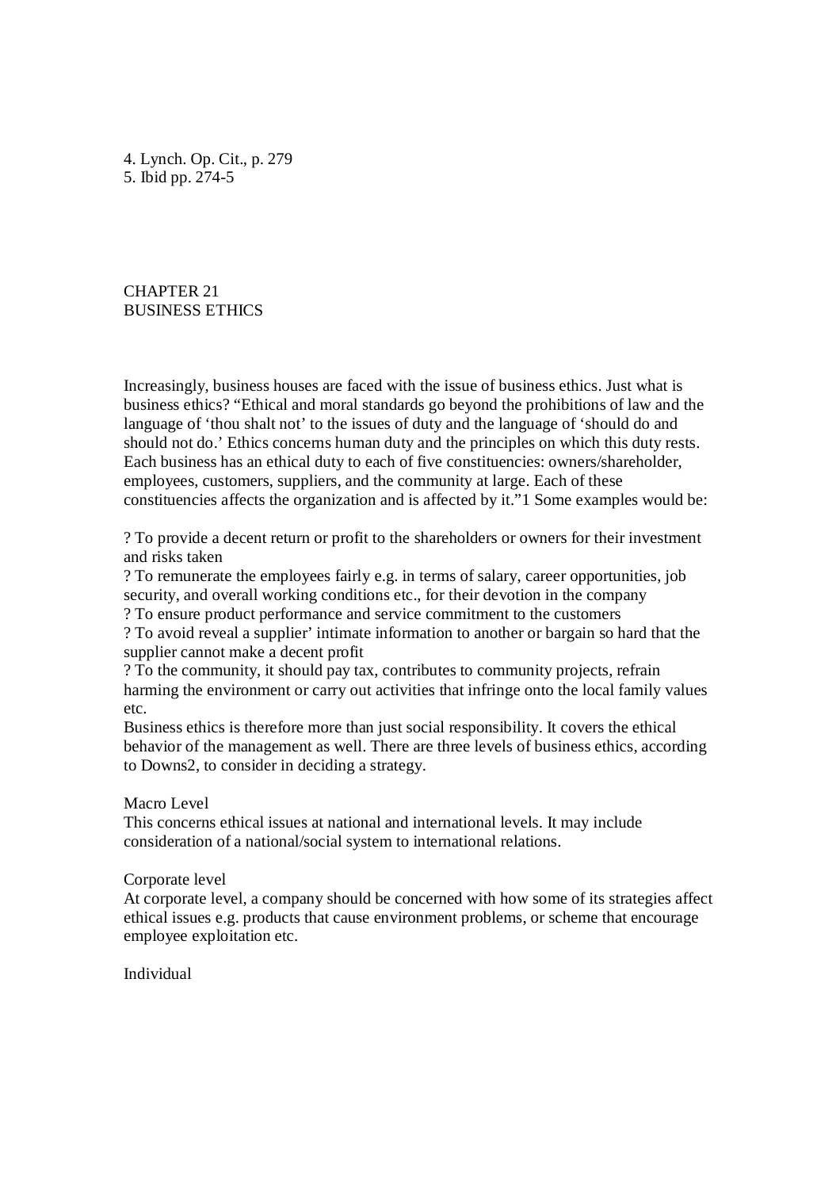4. Lynch. Op. Cit., p. 279
5. Ibid pp. 274-5

# CHAPTER 21
# BUSINESS ETHICS

Increasingly, business houses are faced with the issue of business ethics. Just what is business ethics? "Ethical and moral standards go beyond the prohibitions of law and the language of 'thou shalt not' to the issues of duty and the language of 'should do and should not do.' Ethics concerns human duty and the principles on which this duty rests. Each business has an ethical duty to each of five constituencies: owners/shareholder, employees, customers, suppliers, and the community at large. Each of these constituencies affects the organization and is affected by it."1 Some examples would be:

? To provide a decent return or profit to the shareholders or owners for their investment and risks taken
? To remunerate the employees fairly e.g. in terms of salary, career opportunities, job security, and overall working conditions etc., for their devotion in the company
? To ensure product performance and service commitment to the customers
? To avoid reveal a supplier' intimate information to another or bargain so hard that the supplier cannot make a decent profit
? To the community, it should pay tax, contributes to community projects, refrain harming the environment or carry out activities that infringe onto the local family values etc.

Business ethics is therefore more than just social responsibility. It covers the ethical behavior of the management as well. There are three levels of business ethics, according to Downs2, to consider in deciding a strategy.

## Macro Level

This concerns ethical issues at national and international levels. It may include consideration of a national/social system to international relations.

## Corporate level

At corporate level, a company should be concerned with how some of its strategies affect ethical issues e.g. products that cause environment problems, or scheme that encourage employee exploitation etc.

## Individual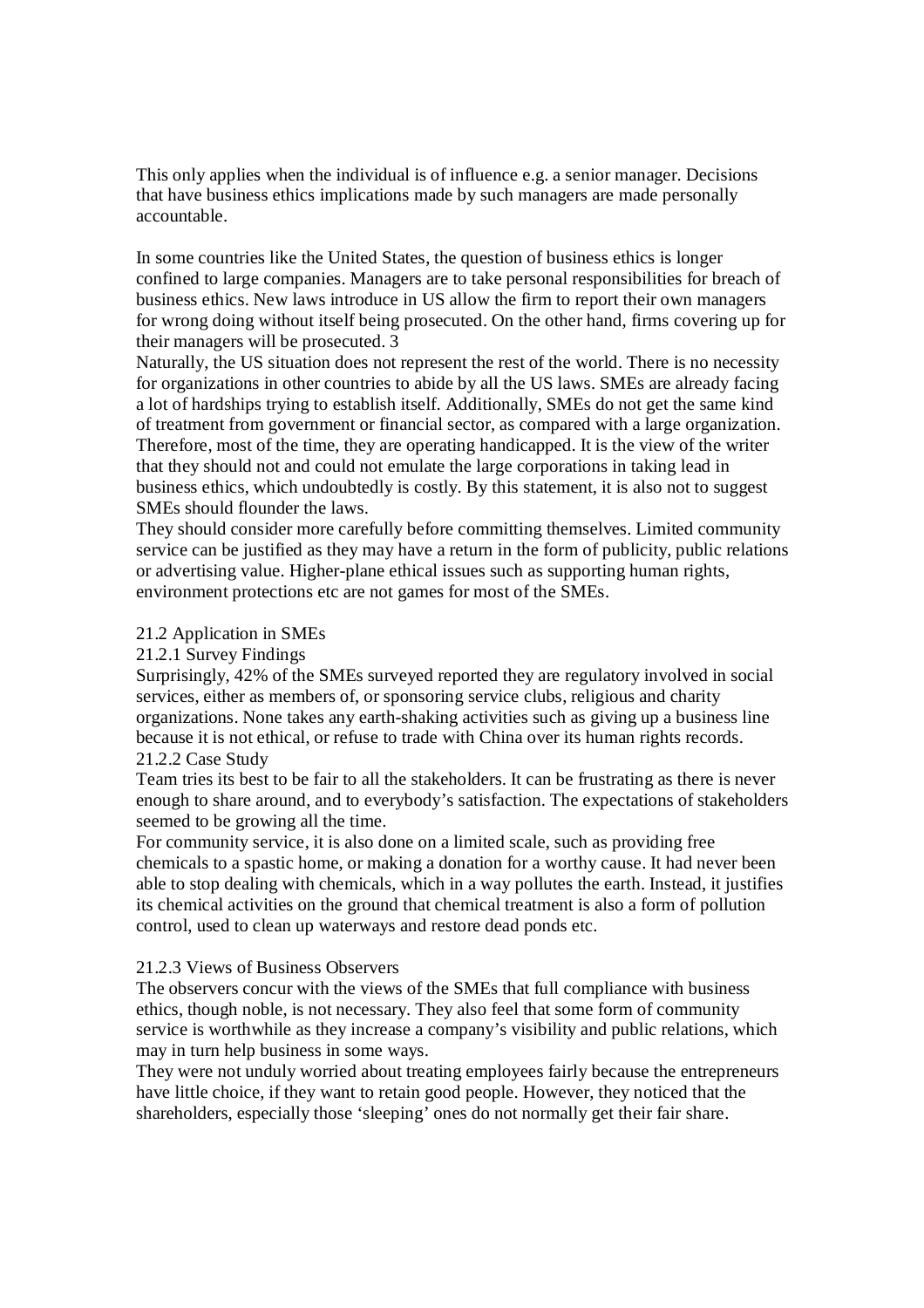This only applies when the individual is of influence e.g. a senior manager. Decisions that have business ethics implications made by such managers are made personally accountable.

In some countries like the United States, the question of business ethics is longer confined to large companies. Managers are to take personal responsibilities for breach of business ethics. New laws introduce in US allow the firm to report their own managers for wrong doing without itself being prosecuted. On the other hand, firms covering up for their managers will be prosecuted. 3

Naturally, the US situation does not represent the rest of the world. There is no necessity for organizations in other countries to abide by all the US laws. SMEs are already facing a lot of hardships trying to establish itself. Additionally, SMEs do not get the same kind of treatment from government or financial sector, as compared with a large organization. Therefore, most of the time, they are operating handicapped. It is the view of the writer that they should not and could not emulate the large corporations in taking lead in business ethics, which undoubtedly is costly. By this statement, it is also not to suggest SMEs should flounder the laws.

They should consider more carefully before committing themselves. Limited community service can be justified as they may have a return in the form of publicity, public relations or advertising value. Higher-plane ethical issues such as supporting human rights, environment protections etc are not games for most of the SMEs.

### 21.2 Application in SMEs

#### 21.2.1 Survey Findings

Surprisingly, 42% of the SMEs surveyed reported they are regulatory involved in social services, either as members of, or sponsoring service clubs, religious and charity organizations. None takes any earth-shaking activities such as giving up a business line because it is not ethical, or refuse to trade with China over its human rights records.

#### 21.2.2 Case Study

Team tries its best to be fair to all the stakeholders. It can be frustrating as there is never enough to share around, and to everybody's satisfaction. The expectations of stakeholders seemed to be growing all the time.

For community service, it is also done on a limited scale, such as providing free chemicals to a spastic home, or making a donation for a worthy cause. It had never been able to stop dealing with chemicals, which in a way pollutes the earth. Instead, it justifies its chemical activities on the ground that chemical treatment is also a form of pollution control, used to clean up waterways and restore dead ponds etc.

#### 21.2.3 Views of Business Observers

The observers concur with the views of the SMEs that full compliance with business ethics, though noble, is not necessary. They also feel that some form of community service is worthwhile as they increase a company's visibility and public relations, which may in turn help business in some ways.

They were not unduly worried about treating employees fairly because the entrepreneurs have little choice, if they want to retain good people. However, they noticed that the shareholders, especially those 'sleeping' ones do not normally get their fair share.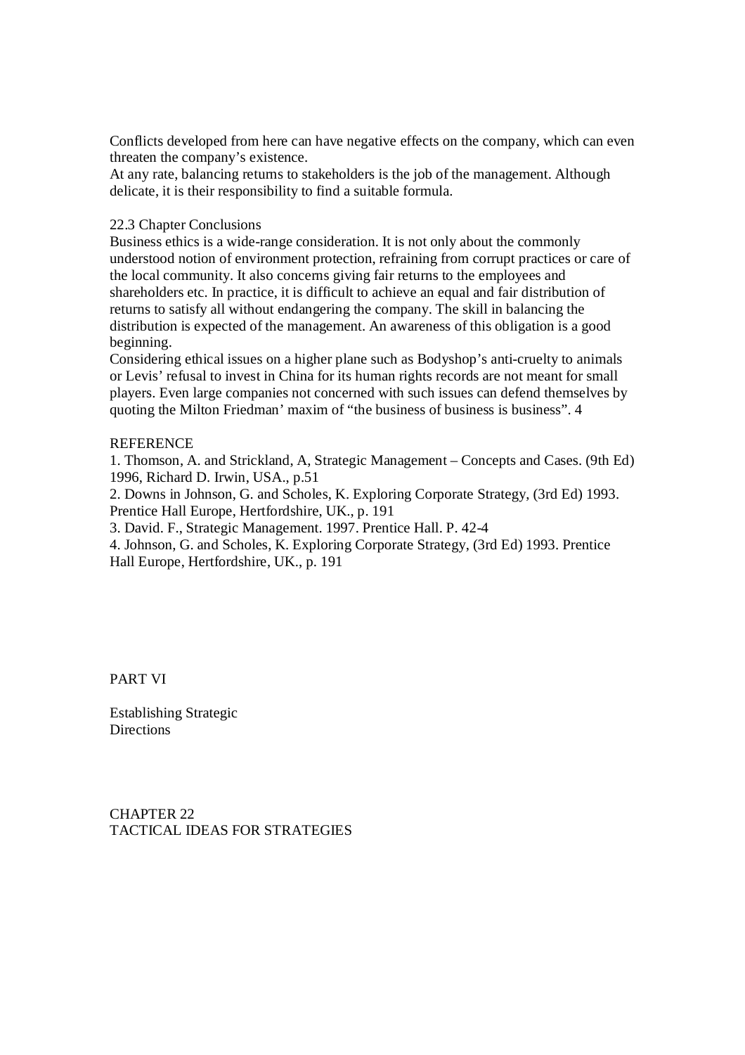Conflicts developed from here can have negative effects on the company, which can even threaten the company's existence.
At any rate, balancing returns to stakeholders is the job of the management. Although delicate, it is their responsibility to find a suitable formula.

### 22.3 Chapter Conclusions

Business ethics is a wide-range consideration. It is not only about the commonly understood notion of environment protection, refraining from corrupt practices or care of the local community. It also concerns giving fair returns to the employees and shareholders etc. In practice, it is difficult to achieve an equal and fair distribution of returns to satisfy all without endangering the company. The skill in balancing the distribution is expected of the management. An awareness of this obligation is a good beginning.
Considering ethical issues on a higher plane such as Bodyshop's anti-cruelty to animals or Levis' refusal to invest in China for its human rights records are not meant for small players. Even large companies not concerned with such issues can defend themselves by quoting the Milton Friedman' maxim of "the business of business is business". 4

### REFERENCE

1. Thomson, A. and Strickland, A, Strategic Management – Concepts and Cases. (9th Ed) 1996, Richard D. Irwin, USA., p.51
2. Downs in Johnson, G. and Scholes, K. Exploring Corporate Strategy, (3rd Ed) 1993. Prentice Hall Europe, Hertfordshire, UK., p. 191
3. David. F., Strategic Management. 1997. Prentice Hall. P. 42-4
4. Johnson, G. and Scholes, K. Exploring Corporate Strategy, (3rd Ed) 1993. Prentice Hall Europe, Hertfordshire, UK., p. 191

# PART VI

# Establishing Strategic Directions

## CHAPTER 22
## TACTICAL IDEAS FOR STRATEGIES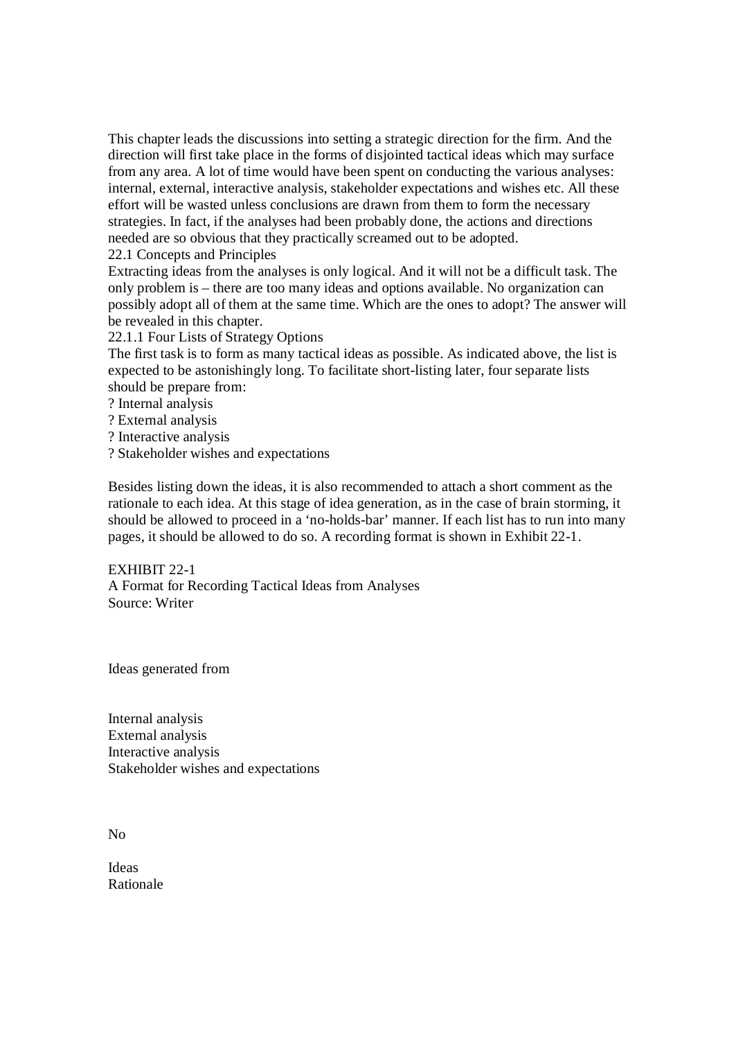This chapter leads the discussions into setting a strategic direction for the firm. And the direction will first take place in the forms of disjointed tactical ideas which may surface from any area. A lot of time would have been spent on conducting the various analyses: internal, external, interactive analysis, stakeholder expectations and wishes etc. All these effort will be wasted unless conclusions are drawn from them to form the necessary strategies. In fact, if the analyses had been probably done, the actions and directions needed are so obvious that they practically screamed out to be adopted.

## 22.1 Concepts and Principles

Extracting ideas from the analyses is only logical. And it will not be a difficult task. The only problem is – there are too many ideas and options available. No organization can possibly adopt all of them at the same time. Which are the ones to adopt? The answer will be revealed in this chapter.

### 22.1.1 Four Lists of Strategy Options

The first task is to form as many tactical ideas as possible. As indicated above, the list is expected to be astonishingly long. To facilitate short-listing later, four separate lists should be prepare from:

? Internal analysis
? External analysis
? Interactive analysis
? Stakeholder wishes and expectations

Besides listing down the ideas, it is also recommended to attach a short comment as the rationale to each idea. At this stage of idea generation, as in the case of brain storming, it should be allowed to proceed in a 'no-holds-bar' manner. If each list has to run into many pages, it should be allowed to do so. A recording format is shown in Exhibit 22-1.

EXHIBIT 22-1
A Format for Recording Tactical Ideas from Analyses
Source: Writer

Ideas generated from

Internal analysis
External analysis
Interactive analysis
Stakeholder wishes and expectations

No

Ideas
Rationale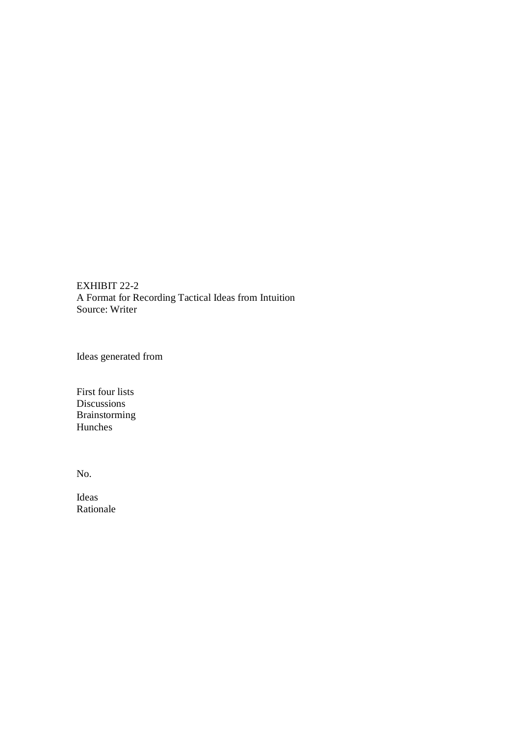EXHIBIT 22-2
A Format for Recording Tactical Ideas from Intuition
Source: Writer

Ideas generated from

First four lists
Discussions
Brainstorming
Hunches

No.

Ideas
Rationale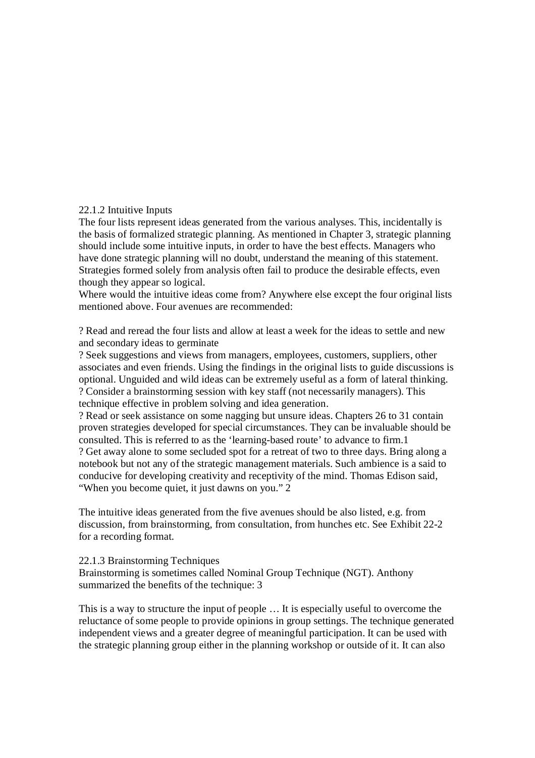### 22.1.2 Intuitive Inputs

The four lists represent ideas generated from the various analyses. This, incidentally is the basis of formalized strategic planning. As mentioned in Chapter 3, strategic planning should include some intuitive inputs, in order to have the best effects. Managers who have done strategic planning will no doubt, understand the meaning of this statement. Strategies formed solely from analysis often fail to produce the desirable effects, even though they appear so logical.

Where would the intuitive ideas come from? Anywhere else except the four original lists mentioned above. Four avenues are recommended:

- Read and reread the four lists and allow at least a week for the ideas to settle and new and secondary ideas to germinate
- Seek suggestions and views from managers, employees, customers, suppliers, other associates and even friends. Using the findings in the original lists to guide discussions is optional. Unguided and wild ideas can be extremely useful as a form of lateral thinking.
- Consider a brainstorming session with key staff (not necessarily managers). This technique effective in problem solving and idea generation.
- Read or seek assistance on some nagging but unsure ideas. Chapters 26 to 31 contain proven strategies developed for special circumstances. They can be invaluable should be consulted. This is referred to as the 'learning-based route' to advance to firm.[1]
- Get away alone to some secluded spot for a retreat of two to three days. Bring along a notebook but not any of the strategic management materials. Such ambience is a said to conducive for developing creativity and receptivity of the mind. Thomas Edison said, "When you become quiet, it just dawns on you." [2]

The intuitive ideas generated from the five avenues should be also listed, e.g. from discussion, from brainstorming, from consultation, from hunches etc. See Exhibit 22-2 for a recording format.

### 22.1.3 Brainstorming Techniques

Brainstorming is sometimes called Nominal Group Technique (NGT). Anthony summarized the benefits of the technique: [3]

This is a way to structure the input of people … It is especially useful to overcome the reluctance of some people to provide opinions in group settings. The technique generated independent views and a greater degree of meaningful participation. It can be used with the strategic planning group either in the planning workshop or outside of it. It can also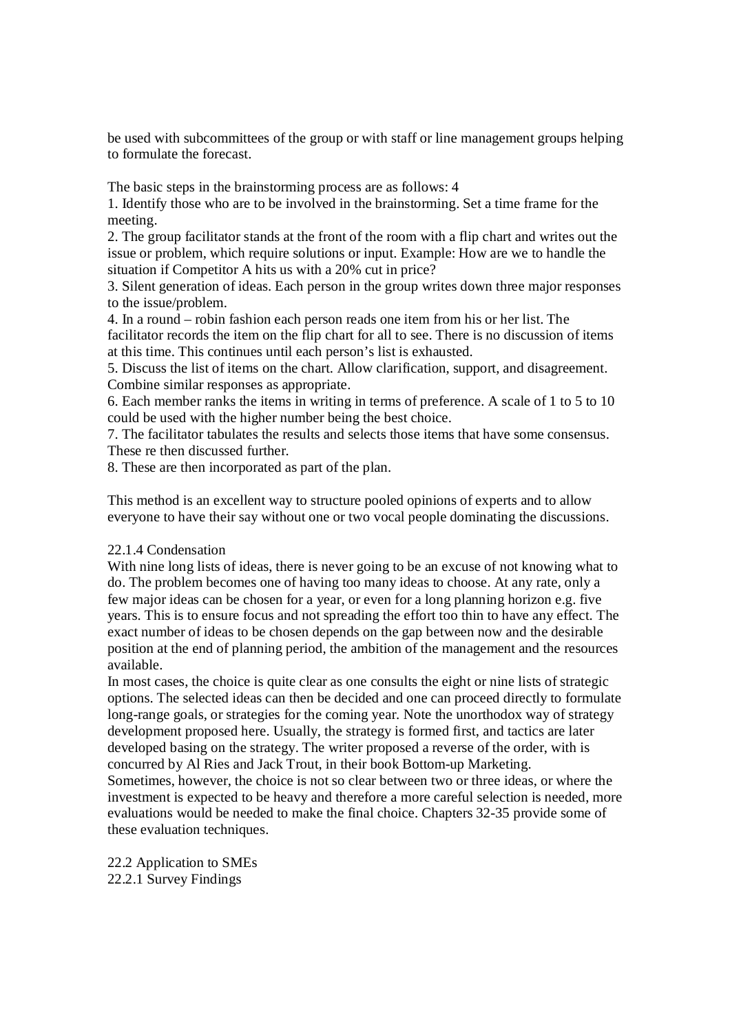be used with subcommittees of the group or with staff or line management groups helping to formulate the forecast.

The basic steps in the brainstorming process are as follows: 4

1. Identify those who are to be involved in the brainstorming. Set a time frame for the meeting.
2. The group facilitator stands at the front of the room with a flip chart and writes out the issue or problem, which require solutions or input. Example: How are we to handle the situation if Competitor A hits us with a 20% cut in price?
3. Silent generation of ideas. Each person in the group writes down three major responses to the issue/problem.
4. In a round – robin fashion each person reads one item from his or her list. The facilitator records the item on the flip chart for all to see. There is no discussion of items at this time. This continues until each person's list is exhausted.
5. Discuss the list of items on the chart. Allow clarification, support, and disagreement. Combine similar responses as appropriate.
6. Each member ranks the items in writing in terms of preference. A scale of 1 to 5 to 10 could be used with the higher number being the best choice.
7. The facilitator tabulates the results and selects those items that have some consensus. These re then discussed further.
8. These are then incorporated as part of the plan.

This method is an excellent way to structure pooled opinions of experts and to allow everyone to have their say without one or two vocal people dominating the discussions.

### 22.1.4 Condensation

With nine long lists of ideas, there is never going to be an excuse of not knowing what to do. The problem becomes one of having too many ideas to choose. At any rate, only a few major ideas can be chosen for a year, or even for a long planning horizon e.g. five years. This is to ensure focus and not spreading the effort too thin to have any effect. The exact number of ideas to be chosen depends on the gap between now and the desirable position at the end of planning period, the ambition of the management and the resources available.

In most cases, the choice is quite clear as one consults the eight or nine lists of strategic options. The selected ideas can then be decided and one can proceed directly to formulate long-range goals, or strategies for the coming year. Note the unorthodox way of strategy development proposed here. Usually, the strategy is formed first, and tactics are later developed basing on the strategy. The writer proposed a reverse of the order, with is concurred by Al Ries and Jack Trout, in their book Bottom-up Marketing.

Sometimes, however, the choice is not so clear between two or three ideas, or where the investment is expected to be heavy and therefore a more careful selection is needed, more evaluations would be needed to make the final choice. Chapters 32-35 provide some of these evaluation techniques.

## 22.2 Application to SMEs

### 22.2.1 Survey Findings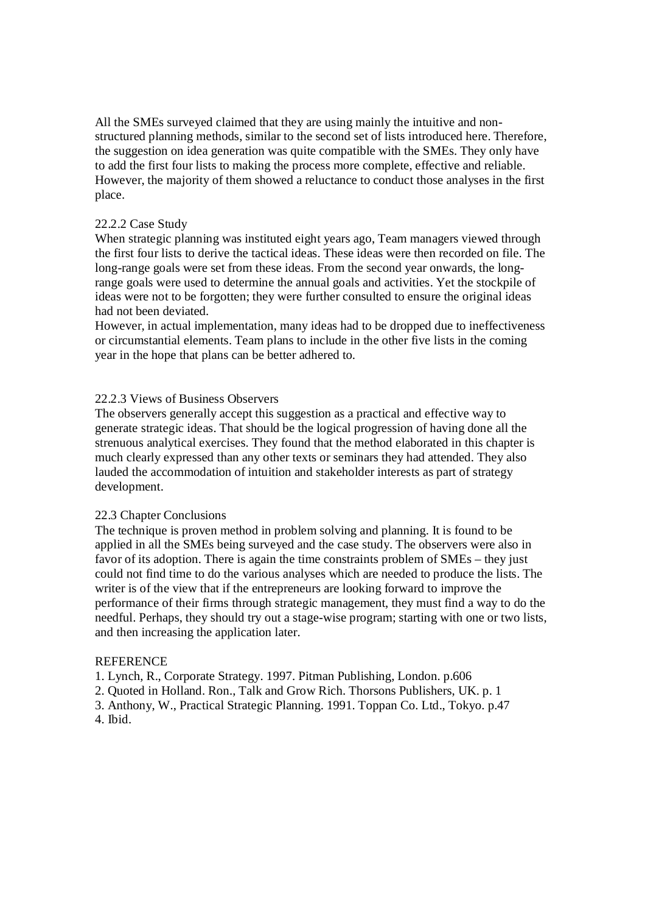All the SMEs surveyed claimed that they are using mainly the intuitive and non-structured planning methods, similar to the second set of lists introduced here. Therefore, the suggestion on idea generation was quite compatible with the SMEs. They only have to add the first four lists to making the process more complete, effective and reliable. However, the majority of them showed a reluctance to conduct those analyses in the first place.

### 22.2.2 Case Study

When strategic planning was instituted eight years ago, Team managers viewed through the first four lists to derive the tactical ideas. These ideas were then recorded on file. The long-range goals were set from these ideas. From the second year onwards, the long-range goals were used to determine the annual goals and activities. Yet the stockpile of ideas were not to be forgotten; they were further consulted to ensure the original ideas had not been deviated.

However, in actual implementation, many ideas had to be dropped due to ineffectiveness or circumstantial elements. Team plans to include in the other five lists in the coming year in the hope that plans can be better adhered to.

### 22.2.3 Views of Business Observers

The observers generally accept this suggestion as a practical and effective way to generate strategic ideas. That should be the logical progression of having done all the strenuous analytical exercises. They found that the method elaborated in this chapter is much clearly expressed than any other texts or seminars they had attended. They also lauded the accommodation of intuition and stakeholder interests as part of strategy development.

## 22.3 Chapter Conclusions

The technique is proven method in problem solving and planning. It is found to be applied in all the SMEs being surveyed and the case study. The observers were also in favor of its adoption. There is again the time constraints problem of SMEs – they just could not find time to do the various analyses which are needed to produce the lists. The writer is of the view that if the entrepreneurs are looking forward to improve the performance of their firms through strategic management, they must find a way to do the needful. Perhaps, they should try out a stage-wise program; starting with one or two lists, and then increasing the application later.

## REFERENCE

1. Lynch, R., Corporate Strategy. 1997. Pitman Publishing, London. p.606
2. Quoted in Holland. Ron., Talk and Grow Rich. Thorsons Publishers, UK. p. 1
3. Anthony, W., Practical Strategic Planning. 1991. Toppan Co. Ltd., Tokyo. p.47
4. Ibid.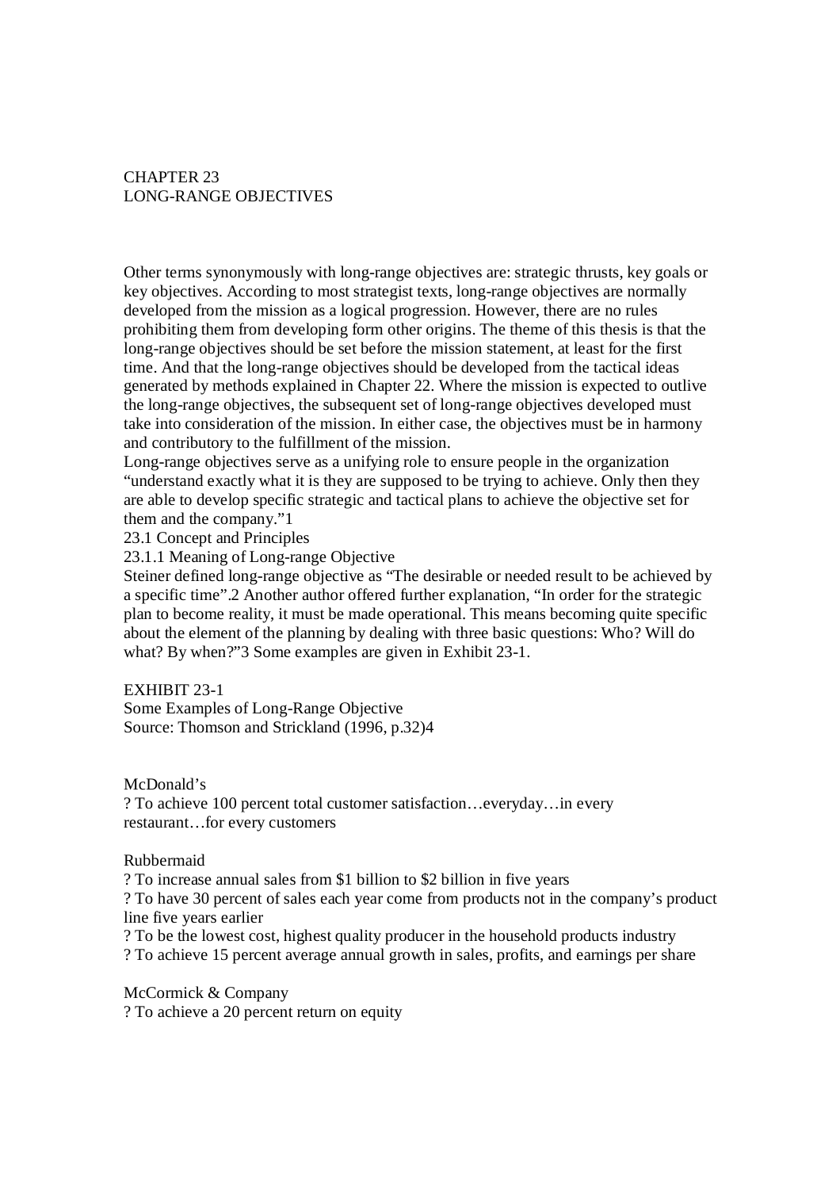# CHAPTER 23
# LONG-RANGE OBJECTIVES

Other terms synonymously with long-range objectives are: strategic thrusts, key goals or key objectives. According to most strategist texts, long-range objectives are normally developed from the mission as a logical progression. However, there are no rules prohibiting them from developing form other origins. The theme of this thesis is that the long-range objectives should be set before the mission statement, at least for the first time. And that the long-range objectives should be developed from the tactical ideas generated by methods explained in Chapter 22. Where the mission is expected to outlive the long-range objectives, the subsequent set of long-range objectives developed must take into consideration of the mission. In either case, the objectives must be in harmony and contributory to the fulfillment of the mission.

Long-range objectives serve as a unifying role to ensure people in the organization "understand exactly what it is they are supposed to be trying to achieve. Only then they are able to develop specific strategic and tactical plans to achieve the objective set for them and the company."1

## 23.1 Concept and Principles

### 23.1.1 Meaning of Long-range Objective

Steiner defined long-range objective as "The desirable or needed result to be achieved by a specific time".2 Another author offered further explanation, "In order for the strategic plan to become reality, it must be made operational. This means becoming quite specific about the element of the planning by dealing with three basic questions: Who? Will do what? By when?"3 Some examples are given in Exhibit 23-1.

EXHIBIT 23-1
Some Examples of Long-Range Objective
Source: Thomson and Strickland (1996, p.32)4

McDonald's

? To achieve 100 percent total customer satisfaction…everyday…in every restaurant…for every customers

Rubbermaid

? To increase annual sales from $1 billion to $2 billion in five years
? To have 30 percent of sales each year come from products not in the company's product line five years earlier
? To be the lowest cost, highest quality producer in the household products industry
? To achieve 15 percent average annual growth in sales, profits, and earnings per share

McCormick & Company

? To achieve a 20 percent return on equity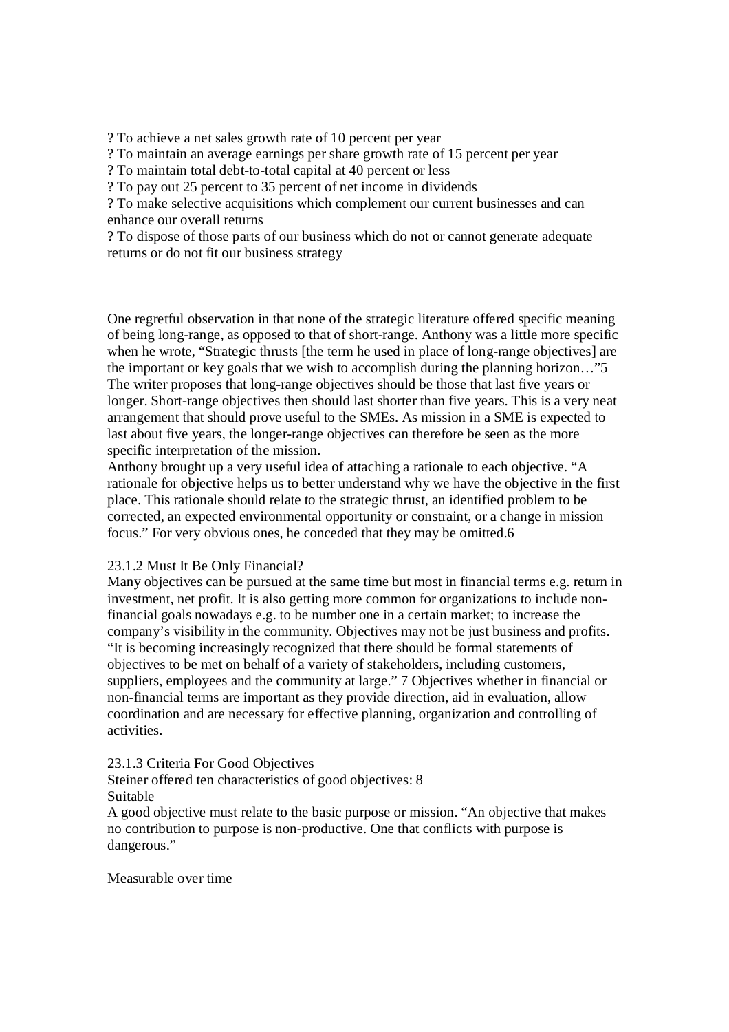? To achieve a net sales growth rate of 10 percent per year
? To maintain an average earnings per share growth rate of 15 percent per year
? To maintain total debt-to-total capital at 40 percent or less
? To pay out 25 percent to 35 percent of net income in dividends
? To make selective acquisitions which complement our current businesses and can enhance our overall returns
? To dispose of those parts of our business which do not or cannot generate adequate returns or do not fit our business strategy

One regretful observation in that none of the strategic literature offered specific meaning of being long-range, as opposed to that of short-range. Anthony was a little more specific when he wrote, "Strategic thrusts [the term he used in place of long-range objectives] are the important or key goals that we wish to accomplish during the planning horizon…"5 The writer proposes that long-range objectives should be those that last five years or longer. Short-range objectives then should last shorter than five years. This is a very neat arrangement that should prove useful to the SMEs. As mission in a SME is expected to last about five years, the longer-range objectives can therefore be seen as the more specific interpretation of the mission.
Anthony brought up a very useful idea of attaching a rationale to each objective. "A rationale for objective helps us to better understand why we have the objective in the first place. This rationale should relate to the strategic thrust, an identified problem to be corrected, an expected environmental opportunity or constraint, or a change in mission focus." For very obvious ones, he conceded that they may be omitted.6

23.1.2 Must It Be Only Financial?
Many objectives can be pursued at the same time but most in financial terms e.g. return in investment, net profit. It is also getting more common for organizations to include non-financial goals nowadays e.g. to be number one in a certain market; to increase the company's visibility in the community. Objectives may not be just business and profits. "It is becoming increasingly recognized that there should be formal statements of objectives to be met on behalf of a variety of stakeholders, including customers, suppliers, employees and the community at large." 7 Objectives whether in financial or non-financial terms are important as they provide direction, aid in evaluation, allow coordination and are necessary for effective planning, organization and controlling of activities.

23.1.3 Criteria For Good Objectives
Steiner offered ten characteristics of good objectives: 8
Suitable
A good objective must relate to the basic purpose or mission. "An objective that makes no contribution to purpose is non-productive. One that conflicts with purpose is dangerous."

Measurable over time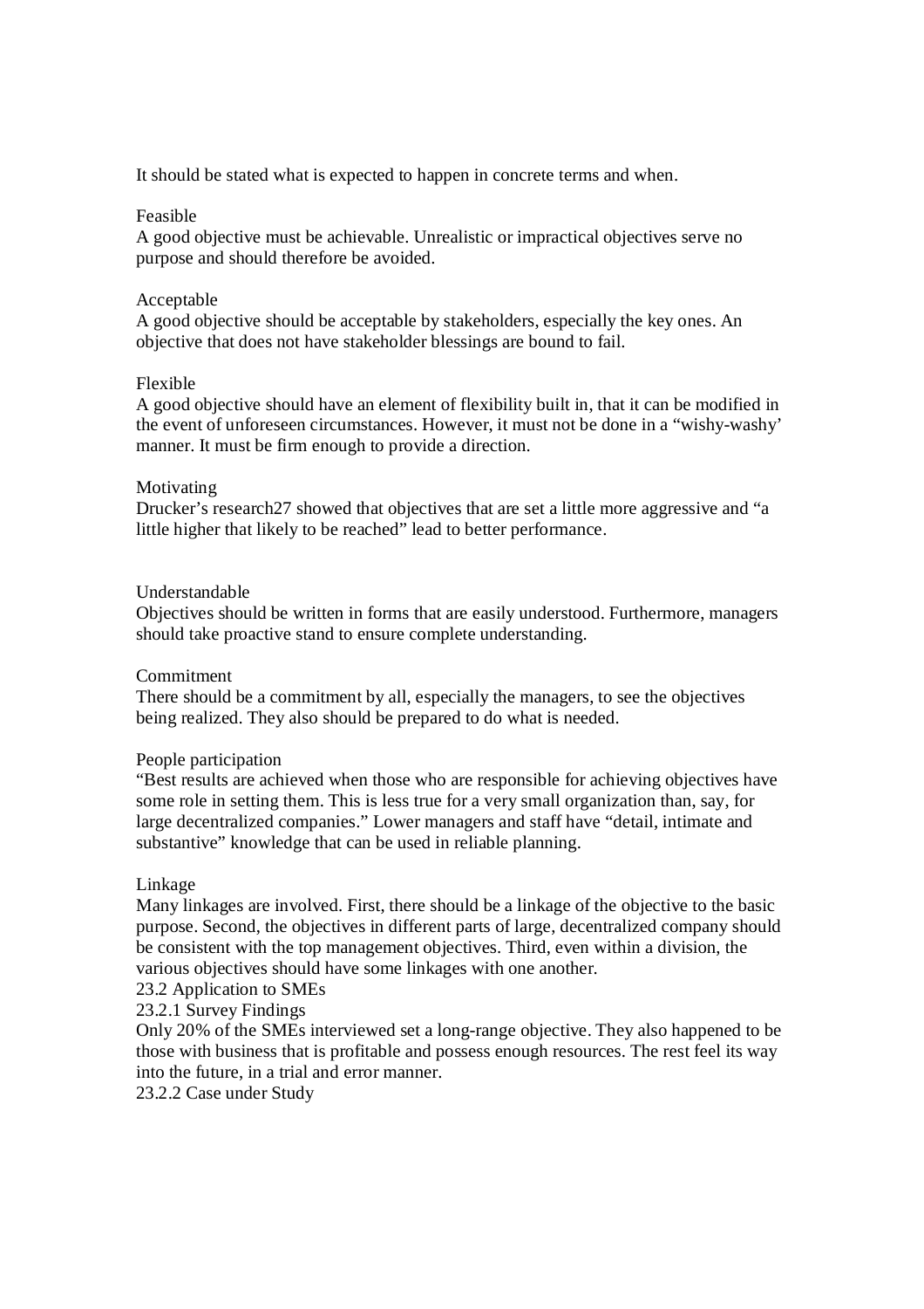It should be stated what is expected to happen in concrete terms and when.

Feasible
A good objective must be achievable. Unrealistic or impractical objectives serve no purpose and should therefore be avoided.

Acceptable
A good objective should be acceptable by stakeholders, especially the key ones. An objective that does not have stakeholder blessings are bound to fail.

Flexible
A good objective should have an element of flexibility built in, that it can be modified in the event of unforeseen circumstances. However, it must not be done in a "wishy-washy' manner. It must be firm enough to provide a direction.

Motivating
Drucker's research27 showed that objectives that are set a little more aggressive and "a little higher that likely to be reached" lead to better performance.

Understandable
Objectives should be written in forms that are easily understood. Furthermore, managers should take proactive stand to ensure complete understanding.

Commitment
There should be a commitment by all, especially the managers, to see the objectives being realized. They also should be prepared to do what is needed.

People participation
"Best results are achieved when those who are responsible for achieving objectives have some role in setting them. This is less true for a very small organization than, say, for large decentralized companies." Lower managers and staff have "detail, intimate and substantive" knowledge that can be used in reliable planning.

Linkage
Many linkages are involved. First, there should be a linkage of the objective to the basic purpose. Second, the objectives in different parts of large, decentralized company should be consistent with the top management objectives. Third, even within a division, the various objectives should have some linkages with one another.

## 23.2 Application to SMEs

### 23.2.1 Survey Findings

Only 20% of the SMEs interviewed set a long-range objective. They also happened to be those with business that is profitable and possess enough resources. The rest feel its way into the future, in a trial and error manner.

### 23.2.2 Case under Study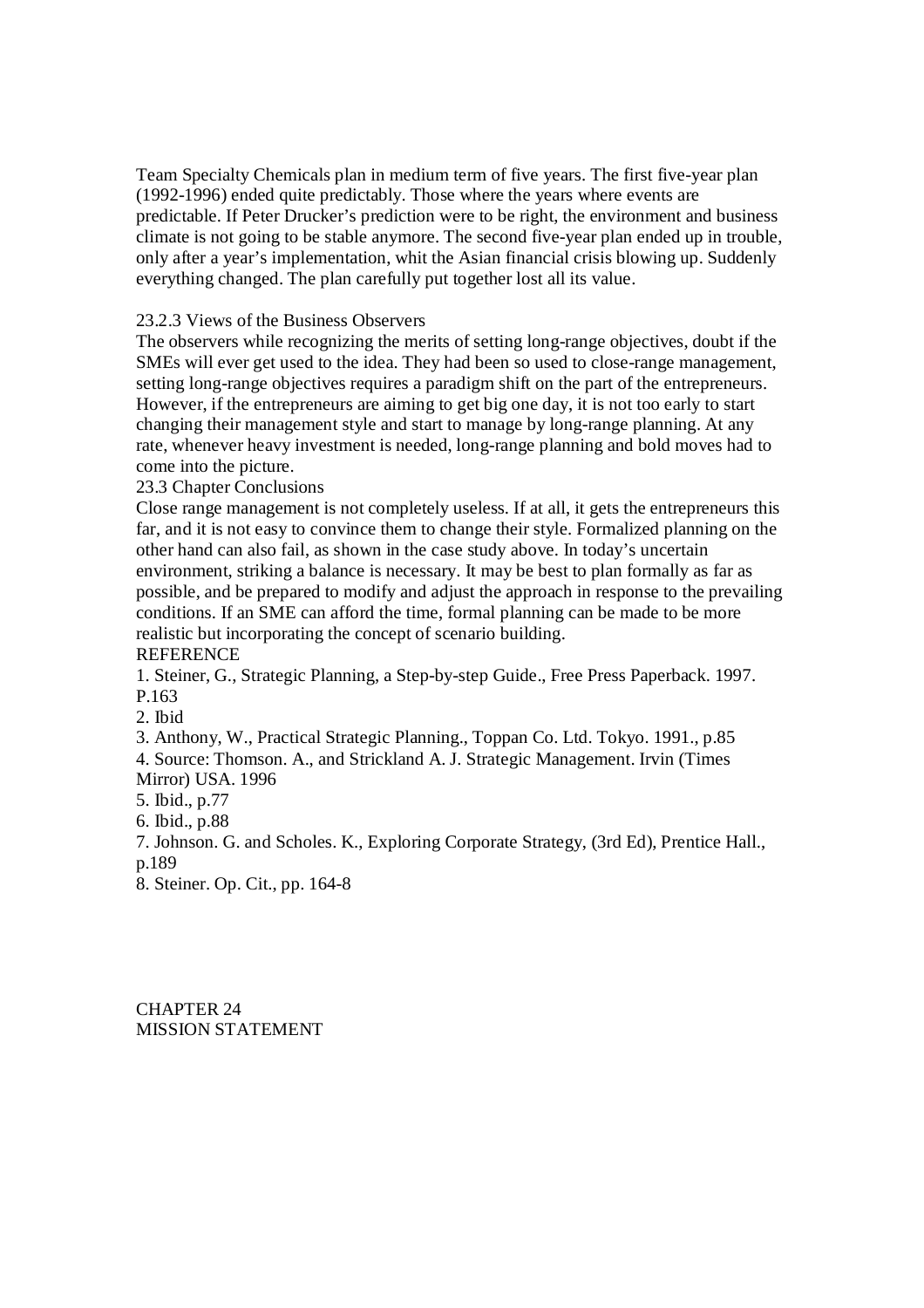Team Specialty Chemicals plan in medium term of five years. The first five-year plan (1992-1996) ended quite predictably. Those where the years where events are predictable. If Peter Drucker's prediction were to be right, the environment and business climate is not going to be stable anymore. The second five-year plan ended up in trouble, only after a year's implementation, whit the Asian financial crisis blowing up. Suddenly everything changed. The plan carefully put together lost all its value.

### 23.2.3 Views of the Business Observers

The observers while recognizing the merits of setting long-range objectives, doubt if the SMEs will ever get used to the idea. They had been so used to close-range management, setting long-range objectives requires a paradigm shift on the part of the entrepreneurs. However, if the entrepreneurs are aiming to get big one day, it is not too early to start changing their management style and start to manage by long-range planning. At any rate, whenever heavy investment is needed, long-range planning and bold moves had to come into the picture.

## 23.3 Chapter Conclusions

Close range management is not completely useless. If at all, it gets the entrepreneurs this far, and it is not easy to convince them to change their style. Formalized planning on the other hand can also fail, as shown in the case study above. In today's uncertain environment, striking a balance is necessary. It may be best to plan formally as far as possible, and be prepared to modify and adjust the approach in response to the prevailing conditions. If an SME can afford the time, formal planning can be made to be more realistic but incorporating the concept of scenario building.

## REFERENCE

1. Steiner, G., Strategic Planning, a Step-by-step Guide., Free Press Paperback. 1997. P.163
2. Ibid
3. Anthony, W., Practical Strategic Planning., Toppan Co. Ltd. Tokyo. 1991., p.85
4. Source: Thomson. A., and Strickland A. J. Strategic Management. Irvin (Times Mirror) USA. 1996
5. Ibid., p.77
6. Ibid., p.88
7. Johnson. G. and Scholes. K., Exploring Corporate Strategy, (3rd Ed), Prentice Hall., p.189
8. Steiner. Op. Cit., pp. 164-8

# CHAPTER 24
# MISSION STATEMENT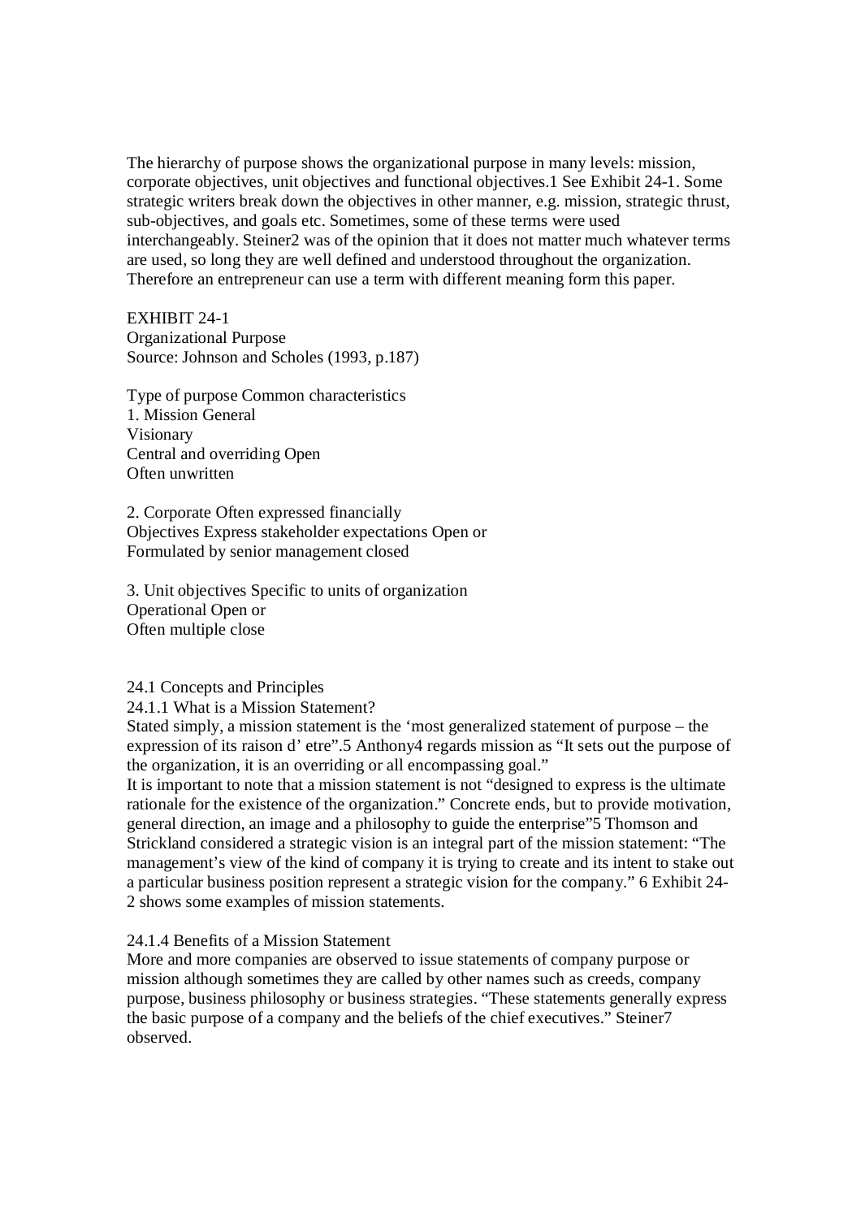The hierarchy of purpose shows the organizational purpose in many levels: mission, corporate objectives, unit objectives and functional objectives.[1] See Exhibit 24-1. Some strategic writers break down the objectives in other manner, e.g. mission, strategic thrust, sub-objectives, and goals etc. Sometimes, some of these terms were used interchangeably. Steiner[2] was of the opinion that it does not matter much whatever terms are used, so long they are well defined and understood throughout the organization. Therefore an entrepreneur can use a term with different meaning form this paper.

EXHIBIT 24-1
Organizational Purpose
Source: Johnson and Scholes (1993, p.187)

| Type of purpose | Common characteristics | |
|---|---|---|
| 1. Mission | General<br>Visionary<br>Central and overriding<br>Often unwritten | Open |
| 2. Corporate Objectives | Often expressed financially<br>Express stakeholder expectations<br>Formulated by senior management | Open or closed |
| 3. Unit objectives | Specific to units of organization<br>Operational<br>Often multiple | Open or close |

24.1 Concepts and Principles

24.1.1 What is a Mission Statement?

Stated simply, a mission statement is the 'most generalized statement of purpose – the expression of its raison d' etre".[5] Anthony[4] regards mission as "It sets out the purpose of the organization, it is an overriding or all encompassing goal."

It is important to note that a mission statement is not "designed to express is the ultimate rationale for the existence of the organization." Concrete ends, but to provide motivation, general direction, an image and a philosophy to guide the enterprise"[5] Thomson and Strickland considered a strategic vision is an integral part of the mission statement: "The management's view of the kind of company it is trying to create and its intent to stake out a particular business position represent a strategic vision for the company." [6] Exhibit 24-2 shows some examples of mission statements.

24.1.4 Benefits of a Mission Statement

More and more companies are observed to issue statements of company purpose or mission although sometimes they are called by other names such as creeds, company purpose, business philosophy or business strategies. "These statements generally express the basic purpose of a company and the beliefs of the chief executives." Steiner[7] observed.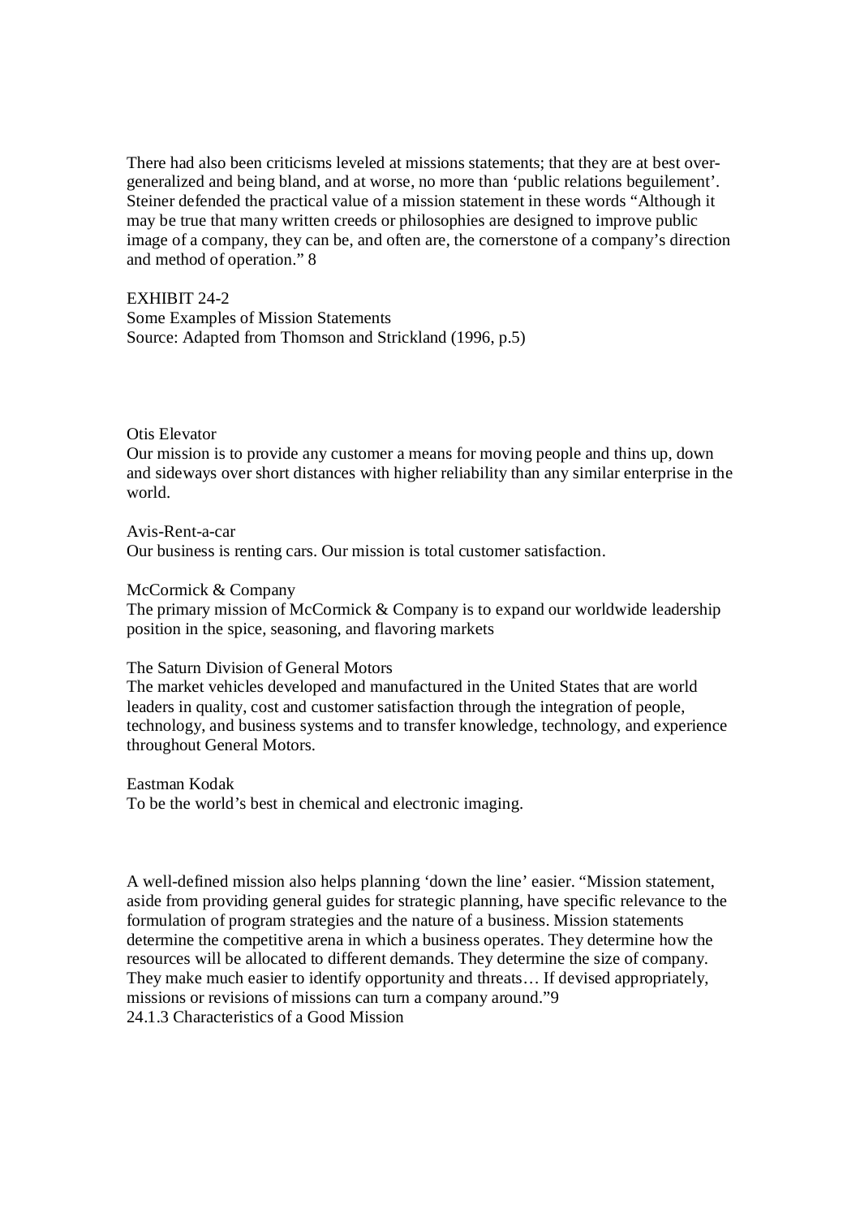There had also been criticisms leveled at missions statements; that they are at best over-generalized and being bland, and at worse, no more than 'public relations beguilement'. Steiner defended the practical value of a mission statement in these words "Although it may be true that many written creeds or philosophies are designed to improve public image of a company, they can be, and often are, the cornerstone of a company's direction and method of operation." 8

EXHIBIT 24-2
Some Examples of Mission Statements
Source: Adapted from Thomson and Strickland (1996, p.5)

Otis Elevator
Our mission is to provide any customer a means for moving people and thins up, down and sideways over short distances with higher reliability than any similar enterprise in the world.

Avis-Rent-a-car
Our business is renting cars. Our mission is total customer satisfaction.

McCormick & Company
The primary mission of McCormick & Company is to expand our worldwide leadership position in the spice, seasoning, and flavoring markets

The Saturn Division of General Motors
The market vehicles developed and manufactured in the United States that are world leaders in quality, cost and customer satisfaction through the integration of people, technology, and business systems and to transfer knowledge, technology, and experience throughout General Motors.

Eastman Kodak
To be the world's best in chemical and electronic imaging.

A well-defined mission also helps planning 'down the line' easier. "Mission statement, aside from providing general guides for strategic planning, have specific relevance to the formulation of program strategies and the nature of a business. Mission statements determine the competitive arena in which a business operates. They determine how the resources will be allocated to different demands. They determine the size of company. They make much easier to identify opportunity and threats… If devised appropriately, missions or revisions of missions can turn a company around."9

### 24.1.3 Characteristics of a Good Mission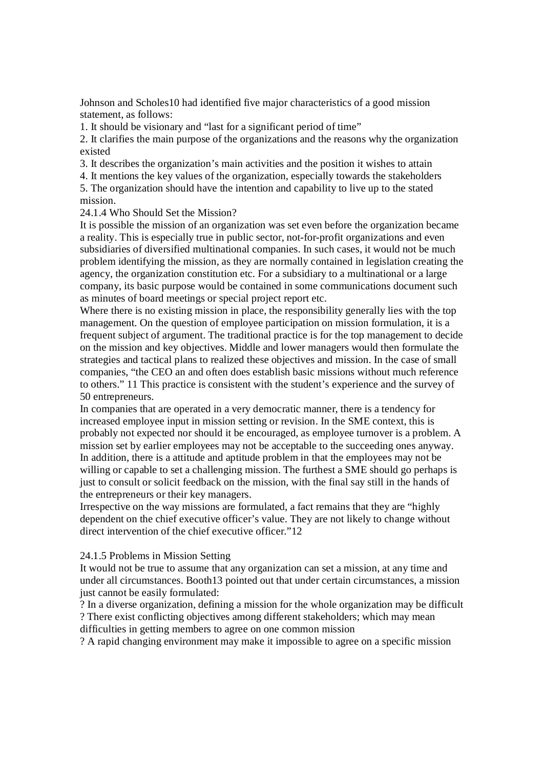Johnson and Scholes[10] had identified five major characteristics of a good mission statement, as follows:

1. It should be visionary and "last for a significant period of time"
2. It clarifies the main purpose of the organizations and the reasons why the organization existed
3. It describes the organization's main activities and the position it wishes to attain
4. It mentions the key values of the organization, especially towards the stakeholders
5. The organization should have the intention and capability to live up to the stated mission.

### 24.1.4 Who Should Set the Mission?

It is possible the mission of an organization was set even before the organization became a reality. This is especially true in public sector, not-for-profit organizations and even subsidiaries of diversified multinational companies. In such cases, it would not be much problem identifying the mission, as they are normally contained in legislation creating the agency, the organization constitution etc. For a subsidiary to a multinational or a large company, its basic purpose would be contained in some communications document such as minutes of board meetings or special project report etc.

Where there is no existing mission in place, the responsibility generally lies with the top management. On the question of employee participation on mission formulation, it is a frequent subject of argument. The traditional practice is for the top management to decide on the mission and key objectives. Middle and lower managers would then formulate the strategies and tactical plans to realized these objectives and mission. In the case of small companies, "the CEO an and often does establish basic missions without much reference to others." [11] This practice is consistent with the student's experience and the survey of 50 entrepreneurs.

In companies that are operated in a very democratic manner, there is a tendency for increased employee input in mission setting or revision. In the SME context, this is probably not expected nor should it be encouraged, as employee turnover is a problem. A mission set by earlier employees may not be acceptable to the succeeding ones anyway. In addition, there is a attitude and aptitude problem in that the employees may not be willing or capable to set a challenging mission. The furthest a SME should go perhaps is just to consult or solicit feedback on the mission, with the final say still in the hands of the entrepreneurs or their key managers.

Irrespective on the way missions are formulated, a fact remains that they are "highly dependent on the chief executive officer's value. They are not likely to change without direct intervention of the chief executive officer."[12]

### 24.1.5 Problems in Mission Setting

It would not be true to assume that any organization can set a mission, at any time and under all circumstances. Booth[13] pointed out that under certain circumstances, a mission just cannot be easily formulated:

? In a diverse organization, defining a mission for the whole organization may be difficult
? There exist conflicting objectives among different stakeholders; which may mean difficulties in getting members to agree on one common mission
? A rapid changing environment may make it impossible to agree on a specific mission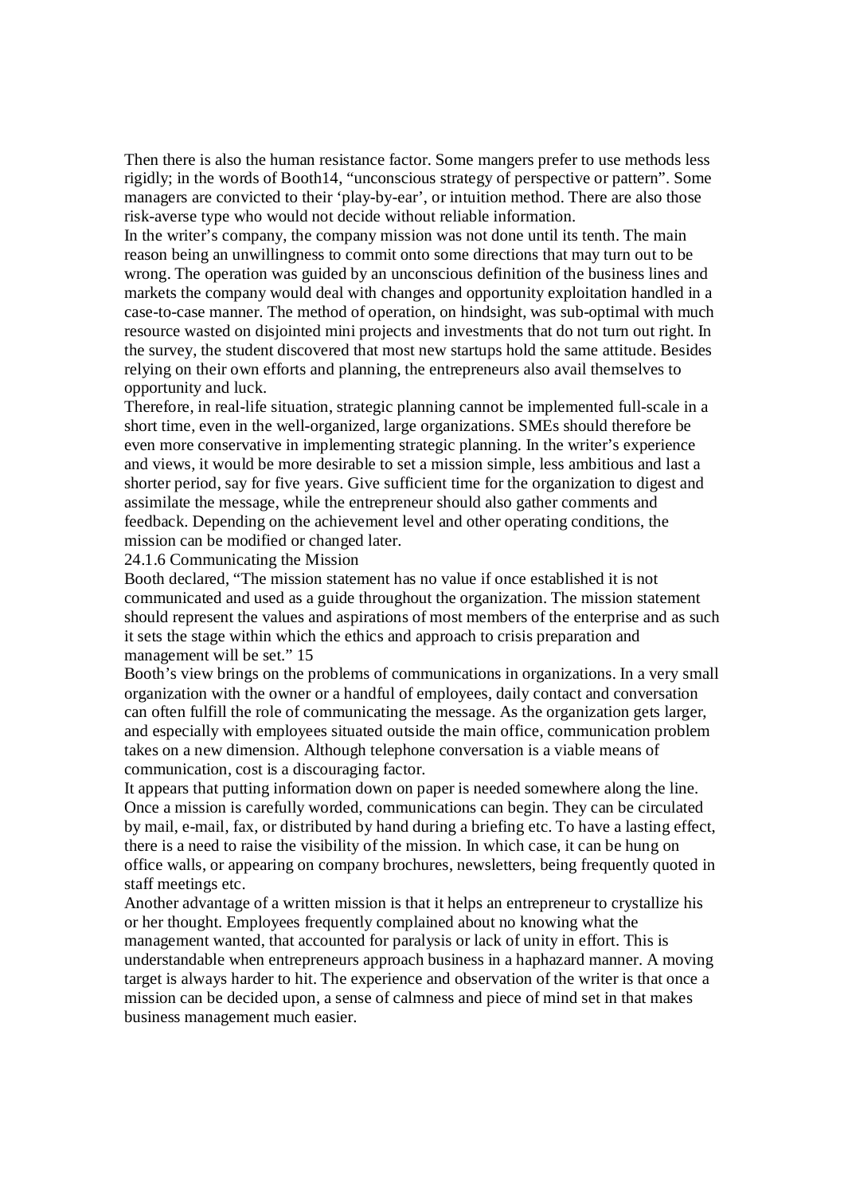Then there is also the human resistance factor. Some mangers prefer to use methods less rigidly; in the words of Booth[14], "unconscious strategy of perspective or pattern". Some managers are convicted to their 'play-by-ear', or intuition method. There are also those risk-averse type who would not decide without reliable information.

In the writer's company, the company mission was not done until its tenth. The main reason being an unwillingness to commit onto some directions that may turn out to be wrong. The operation was guided by an unconscious definition of the business lines and markets the company would deal with changes and opportunity exploitation handled in a case-to-case manner. The method of operation, on hindsight, was sub-optimal with much resource wasted on disjointed mini projects and investments that do not turn out right. In the survey, the student discovered that most new startups hold the same attitude. Besides relying on their own efforts and planning, the entrepreneurs also avail themselves to opportunity and luck.

Therefore, in real-life situation, strategic planning cannot be implemented full-scale in a short time, even in the well-organized, large organizations. SMEs should therefore be even more conservative in implementing strategic planning. In the writer's experience and views, it would be more desirable to set a mission simple, less ambitious and last a shorter period, say for five years. Give sufficient time for the organization to digest and assimilate the message, while the entrepreneur should also gather comments and feedback. Depending on the achievement level and other operating conditions, the mission can be modified or changed later.

### 24.1.6 Communicating the Mission

Booth declared, "The mission statement has no value if once established it is not communicated and used as a guide throughout the organization. The mission statement should represent the values and aspirations of most members of the enterprise and as such it sets the stage within which the ethics and approach to crisis preparation and management will be set." [15]

Booth's view brings on the problems of communications in organizations. In a very small organization with the owner or a handful of employees, daily contact and conversation can often fulfill the role of communicating the message. As the organization gets larger, and especially with employees situated outside the main office, communication problem takes on a new dimension. Although telephone conversation is a viable means of communication, cost is a discouraging factor.

It appears that putting information down on paper is needed somewhere along the line. Once a mission is carefully worded, communications can begin. They can be circulated by mail, e-mail, fax, or distributed by hand during a briefing etc. To have a lasting effect, there is a need to raise the visibility of the mission. In which case, it can be hung on office walls, or appearing on company brochures, newsletters, being frequently quoted in staff meetings etc.

Another advantage of a written mission is that it helps an entrepreneur to crystallize his or her thought. Employees frequently complained about no knowing what the management wanted, that accounted for paralysis or lack of unity in effort. This is understandable when entrepreneurs approach business in a haphazard manner. A moving target is always harder to hit. The experience and observation of the writer is that once a mission can be decided upon, a sense of calmness and piece of mind set in that makes business management much easier.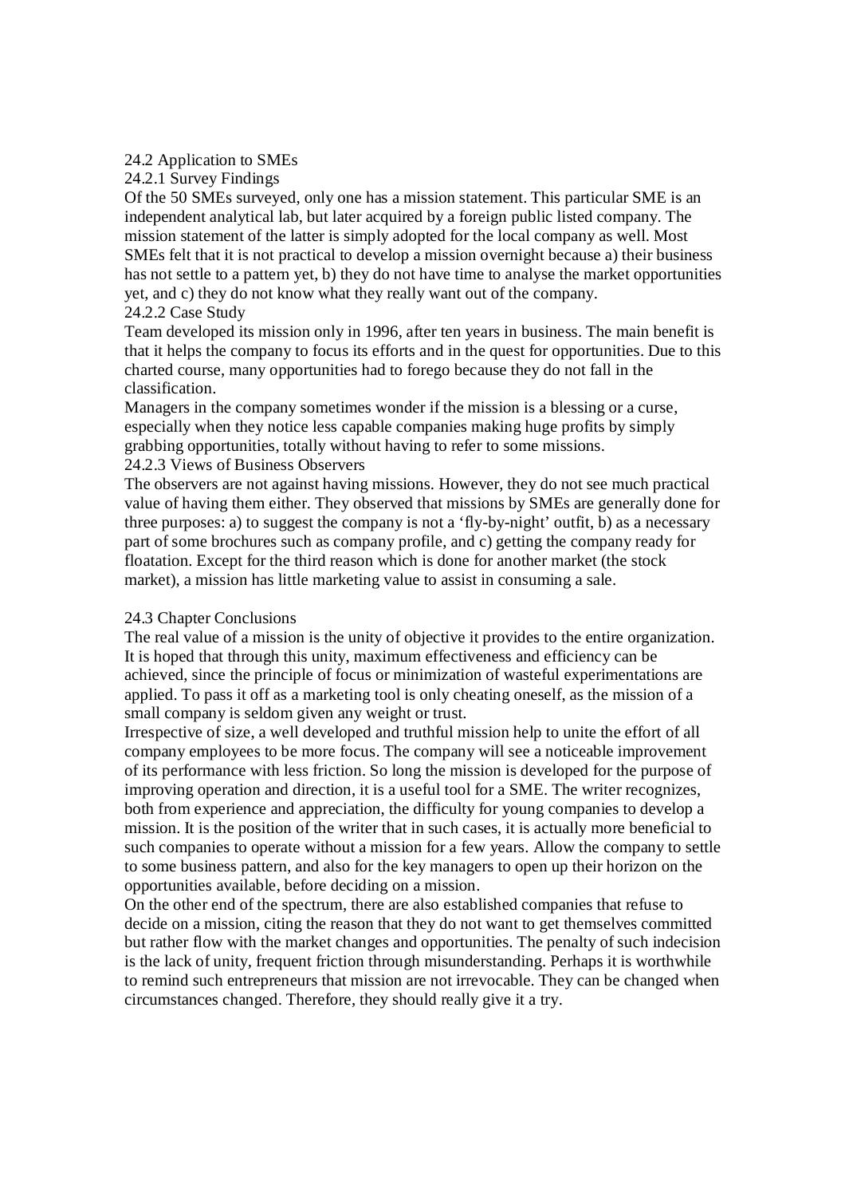## 24.2 Application to SMEs

### 24.2.1 Survey Findings

Of the 50 SMEs surveyed, only one has a mission statement. This particular SME is an independent analytical lab, but later acquired by a foreign public listed company. The mission statement of the latter is simply adopted for the local company as well. Most SMEs felt that it is not practical to develop a mission overnight because a) their business has not settle to a pattern yet, b) they do not have time to analyse the market opportunities yet, and c) they do not know what they really want out of the company.

### 24.2.2 Case Study

Team developed its mission only in 1996, after ten years in business. The main benefit is that it helps the company to focus its efforts and in the quest for opportunities. Due to this charted course, many opportunities had to forego because they do not fall in the classification.

Managers in the company sometimes wonder if the mission is a blessing or a curse, especially when they notice less capable companies making huge profits by simply grabbing opportunities, totally without having to refer to some missions.

### 24.2.3 Views of Business Observers

The observers are not against having missions. However, they do not see much practical value of having them either. They observed that missions by SMEs are generally done for three purposes: a) to suggest the company is not a 'fly-by-night' outfit, b) as a necessary part of some brochures such as company profile, and c) getting the company ready for floatation. Except for the third reason which is done for another market (the stock market), a mission has little marketing value to assist in consuming a sale.

## 24.3 Chapter Conclusions

The real value of a mission is the unity of objective it provides to the entire organization. It is hoped that through this unity, maximum effectiveness and efficiency can be achieved, since the principle of focus or minimization of wasteful experimentations are applied. To pass it off as a marketing tool is only cheating oneself, as the mission of a small company is seldom given any weight or trust.

Irrespective of size, a well developed and truthful mission help to unite the effort of all company employees to be more focus. The company will see a noticeable improvement of its performance with less friction. So long the mission is developed for the purpose of improving operation and direction, it is a useful tool for a SME. The writer recognizes, both from experience and appreciation, the difficulty for young companies to develop a mission. It is the position of the writer that in such cases, it is actually more beneficial to such companies to operate without a mission for a few years. Allow the company to settle to some business pattern, and also for the key managers to open up their horizon on the opportunities available, before deciding on a mission.

On the other end of the spectrum, there are also established companies that refuse to decide on a mission, citing the reason that they do not want to get themselves committed but rather flow with the market changes and opportunities. The penalty of such indecision is the lack of unity, frequent friction through misunderstanding. Perhaps it is worthwhile to remind such entrepreneurs that mission are not irrevocable. They can be changed when circumstances changed. Therefore, they should really give it a try.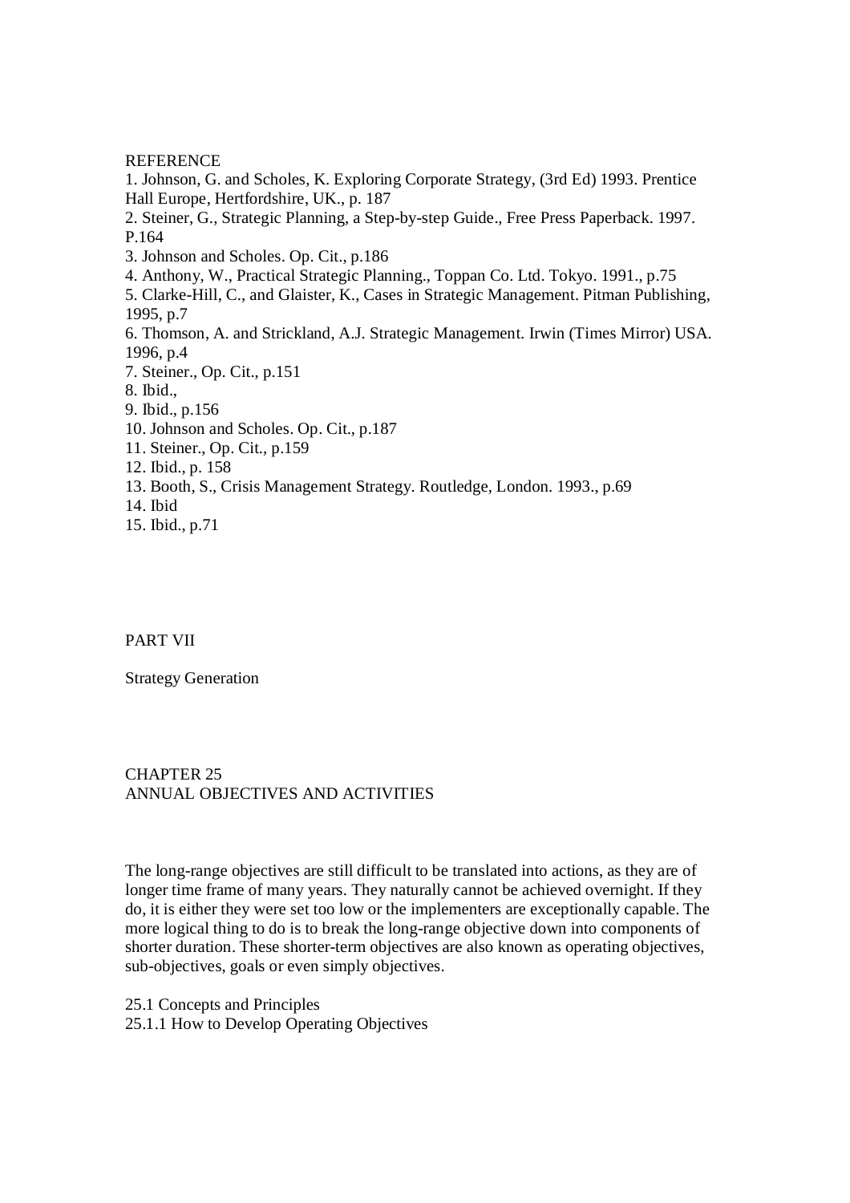REFERENCE

1. Johnson, G. and Scholes, K. Exploring Corporate Strategy, (3rd Ed) 1993. Prentice Hall Europe, Hertfordshire, UK., p. 187
2. Steiner, G., Strategic Planning, a Step-by-step Guide., Free Press Paperback. 1997. P.164
3. Johnson and Scholes. Op. Cit., p.186
4. Anthony, W., Practical Strategic Planning., Toppan Co. Ltd. Tokyo. 1991., p.75
5. Clarke-Hill, C., and Glaister, K., Cases in Strategic Management. Pitman Publishing, 1995, p.7
6. Thomson, A. and Strickland, A.J. Strategic Management. Irwin (Times Mirror) USA. 1996, p.4
7. Steiner., Op. Cit., p.151
8. Ibid.,
9. Ibid., p.156
10. Johnson and Scholes. Op. Cit., p.187
11. Steiner., Op. Cit., p.159
12. Ibid., p. 158
13. Booth, S., Crisis Management Strategy. Routledge, London. 1993., p.69
14. Ibid
15. Ibid., p.71

# PART VII

Strategy Generation

## CHAPTER 25
## ANNUAL OBJECTIVES AND ACTIVITIES

The long-range objectives are still difficult to be translated into actions, as they are of longer time frame of many years. They naturally cannot be achieved overnight. If they do, it is either they were set too low or the implementers are exceptionally capable. The more logical thing to do is to break the long-range objective down into components of shorter duration. These shorter-term objectives are also known as operating objectives, sub-objectives, goals or even simply objectives.

### 25.1 Concepts and Principles

#### 25.1.1 How to Develop Operating Objectives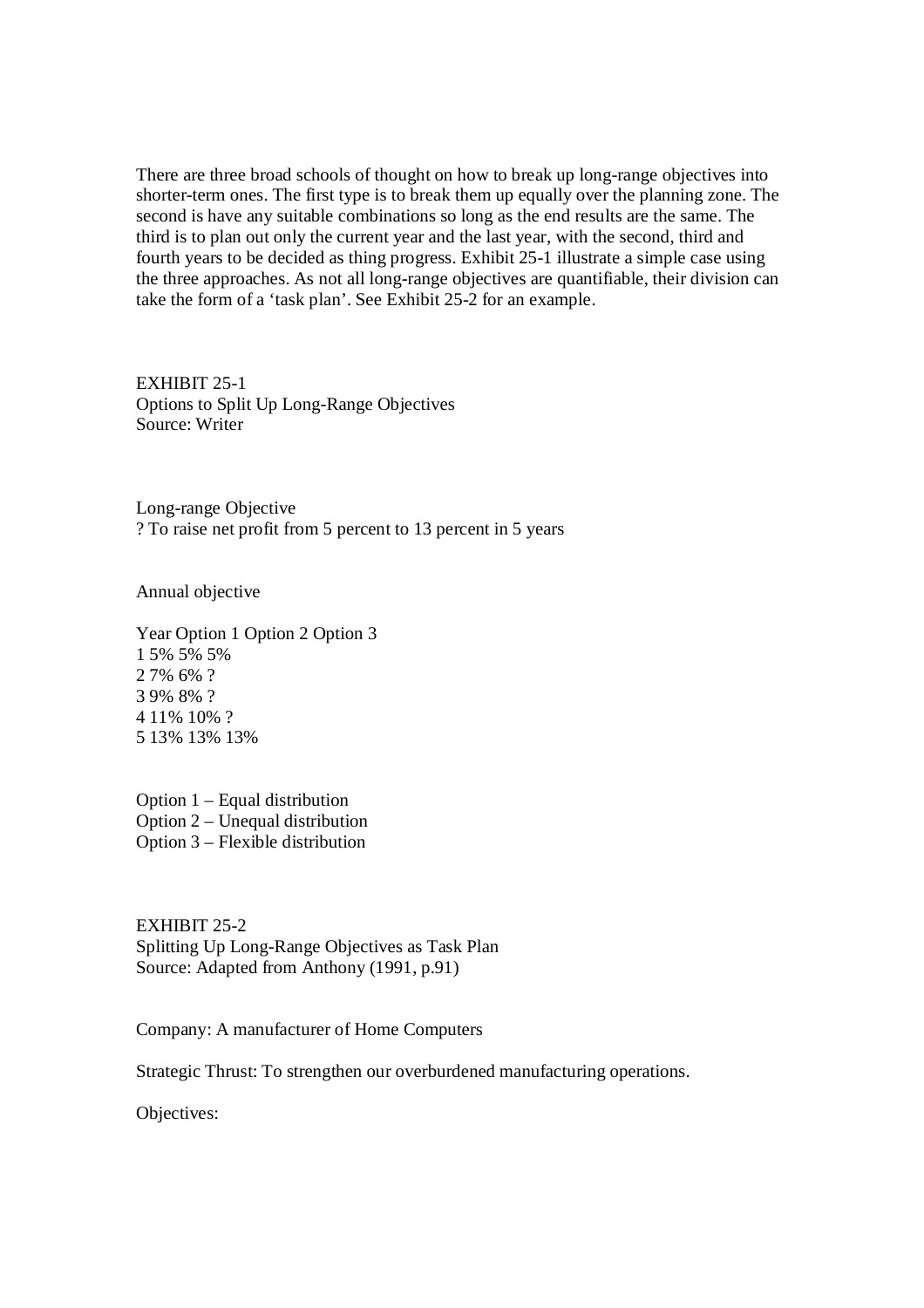There are three broad schools of thought on how to break up long-range objectives into shorter-term ones. The first type is to break them up equally over the planning zone. The second is have any suitable combinations so long as the end results are the same. The third is to plan out only the current year and the last year, with the second, third and fourth years to be decided as thing progress. Exhibit 25-1 illustrate a simple case using the three approaches. As not all long-range objectives are quantifiable, their division can take the form of a 'task plan'. See Exhibit 25-2 for an example.

EXHIBIT 25-1
Options to Split Up Long-Range Objectives
Source: Writer

Long-range Objective
? To raise net profit from 5 percent to 13 percent in 5 years

Annual objective

| Year | Option 1 | Option 2 | Option 3 |
|---|---|---|---|
| 1 | 5% | 5% | 5% |
| 2 | 7% | 6% | ? |
| 3 | 9% | 8% | ? |
| 4 | 11% | 10% | ? |
| 5 | 13% | 13% | 13% |

Option 1 – Equal distribution
Option 2 – Unequal distribution
Option 3 – Flexible distribution

EXHIBIT 25-2
Splitting Up Long-Range Objectives as Task Plan
Source: Adapted from Anthony (1991, p.91)

Company: A manufacturer of Home Computers

Strategic Thrust: To strengthen our overburdened manufacturing operations.

Objectives: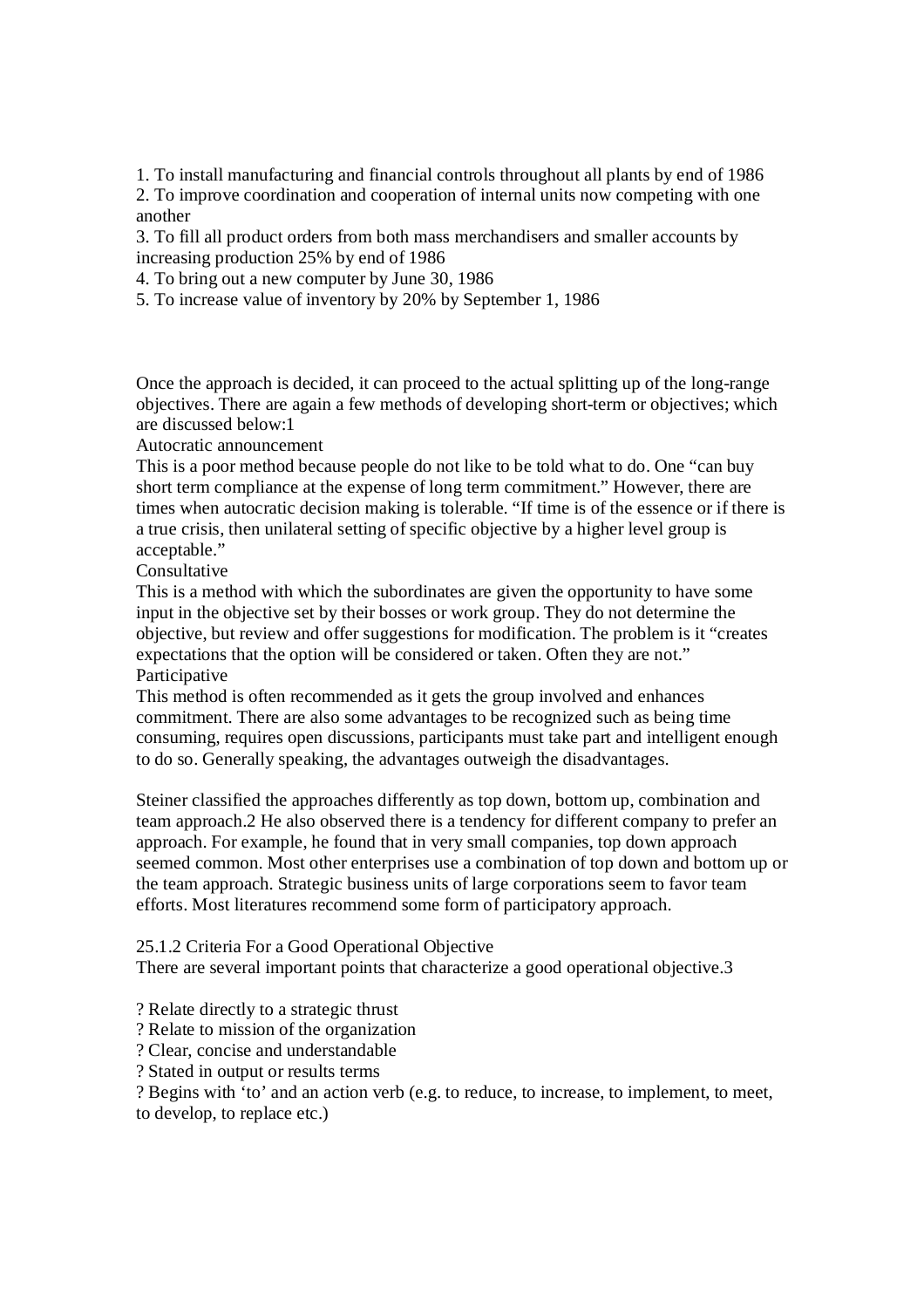1. To install manufacturing and financial controls throughout all plants by end of 1986
2. To improve coordination and cooperation of internal units now competing with one another
3. To fill all product orders from both mass merchandisers and smaller accounts by increasing production 25% by end of 1986
4. To bring out a new computer by June 30, 1986
5. To increase value of inventory by 20% by September 1, 1986

Once the approach is decided, it can proceed to the actual splitting up of the long-range objectives. There are again a few methods of developing short-term or objectives; which are discussed below:1

Autocratic announcement

This is a poor method because people do not like to be told what to do. One "can buy short term compliance at the expense of long term commitment." However, there are times when autocratic decision making is tolerable. "If time is of the essence or if there is a true crisis, then unilateral setting of specific objective by a higher level group is acceptable."

Consultative

This is a method with which the subordinates are given the opportunity to have some input in the objective set by their bosses or work group. They do not determine the objective, but review and offer suggestions for modification. The problem is it "creates expectations that the option will be considered or taken. Often they are not."

Participative

This method is often recommended as it gets the group involved and enhances commitment. There are also some advantages to be recognized such as being time consuming, requires open discussions, participants must take part and intelligent enough to do so. Generally speaking, the advantages outweigh the disadvantages.

Steiner classified the approaches differently as top down, bottom up, combination and team approach.2 He also observed there is a tendency for different company to prefer an approach. For example, he found that in very small companies, top down approach seemed common. Most other enterprises use a combination of top down and bottom up or the team approach. Strategic business units of large corporations seem to favor team efforts. Most literatures recommend some form of participatory approach.

25.1.2 Criteria For a Good Operational Objective

There are several important points that characterize a good operational objective.3

? Relate directly to a strategic thrust
? Relate to mission of the organization
? Clear, concise and understandable
? Stated in output or results terms
? Begins with 'to' and an action verb (e.g. to reduce, to increase, to implement, to meet, to develop, to replace etc.)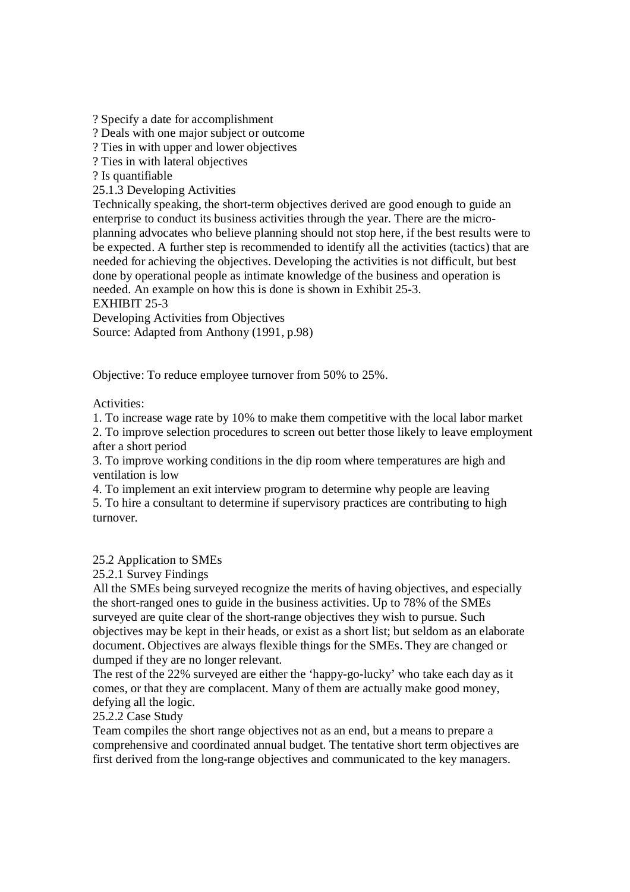? Specify a date for accomplishment
? Deals with one major subject or outcome
? Ties in with upper and lower objectives
? Ties in with lateral objectives
? Is quantifiable

### 25.1.3 Developing Activities

Technically speaking, the short-term objectives derived are good enough to guide an enterprise to conduct its business activities through the year. There are the micro-planning advocates who believe planning should not stop here, if the best results were to be expected. A further step is recommended to identify all the activities (tactics) that are needed for achieving the objectives. Developing the activities is not difficult, but best done by operational people as intimate knowledge of the business and operation is needed. An example on how this is done is shown in Exhibit 25-3.

EXHIBIT 25-3
Developing Activities from Objectives
Source: Adapted from Anthony (1991, p.98)

Objective: To reduce employee turnover from 50% to 25%.

Activities:

1. To increase wage rate by 10% to make them competitive with the local labor market
2. To improve selection procedures to screen out better those likely to leave employment after a short period
3. To improve working conditions in the dip room where temperatures are high and ventilation is low
4. To implement an exit interview program to determine why people are leaving
5. To hire a consultant to determine if supervisory practices are contributing to high turnover.

## 25.2 Application to SMEs

### 25.2.1 Survey Findings

All the SMEs being surveyed recognize the merits of having objectives, and especially the short-ranged ones to guide in the business activities. Up to 78% of the SMEs surveyed are quite clear of the short-range objectives they wish to pursue. Such objectives may be kept in their heads, or exist as a short list; but seldom as an elaborate document. Objectives are always flexible things for the SMEs. They are changed or dumped if they are no longer relevant.

The rest of the 22% surveyed are either the 'happy-go-lucky' who take each day as it comes, or that they are complacent. Many of them are actually make good money, defying all the logic.

### 25.2.2 Case Study

Team compiles the short range objectives not as an end, but a means to prepare a comprehensive and coordinated annual budget. The tentative short term objectives are first derived from the long-range objectives and communicated to the key managers.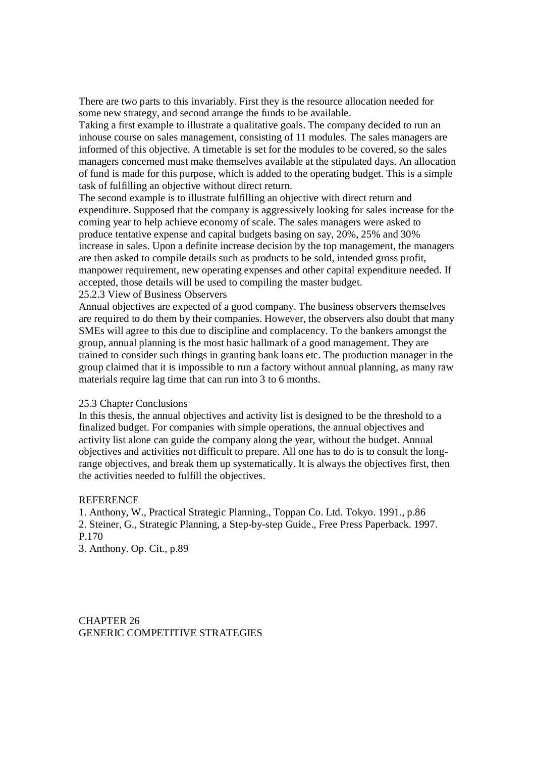There are two parts to this invariably. First they is the resource allocation needed for some new strategy, and second arrange the funds to be available.

Taking a first example to illustrate a qualitative goals. The company decided to run an inhouse course on sales management, consisting of 11 modules. The sales managers are informed of this objective. A timetable is set for the modules to be covered, so the sales managers concerned must make themselves available at the stipulated days. An allocation of fund is made for this purpose, which is added to the operating budget. This is a simple task of fulfilling an objective without direct return.

The second example is to illustrate fulfilling an objective with direct return and expenditure. Supposed that the company is aggressively looking for sales increase for the coming year to help achieve economy of scale. The sales managers were asked to produce tentative expense and capital budgets basing on say, 20%, 25% and 30% increase in sales. Upon a definite increase decision by the top management, the managers are then asked to compile details such as products to be sold, intended gross profit, manpower requirement, new operating expenses and other capital expenditure needed. If accepted, those details will be used to compiling the master budget.

### 25.2.3 View of Business Observers

Annual objectives are expected of a good company. The business observers themselves are required to do them by their companies. However, the observers also doubt that many SMEs will agree to this due to discipline and complacency. To the bankers amongst the group, annual planning is the most basic hallmark of a good management. They are trained to consider such things in granting bank loans etc. The production manager in the group claimed that it is impossible to run a factory without annual planning, as many raw materials require lag time that can run into 3 to 6 months.

## 25.3 Chapter Conclusions

In this thesis, the annual objectives and activity list is designed to be the threshold to a finalized budget. For companies with simple operations, the annual objectives and activity list alone can guide the company along the year, without the budget. Annual objectives and activities not difficult to prepare. All one has to do is to consult the long-range objectives, and break them up systematically. It is always the objectives first, then the activities needed to fulfill the objectives.

### REFERENCE

1. Anthony, W., Practical Strategic Planning., Toppan Co. Ltd. Tokyo. 1991., p.86
2. Steiner, G., Strategic Planning, a Step-by-step Guide., Free Press Paperback. 1997. P.170
3. Anthony. Op. Cit., p.89

# CHAPTER 26
# GENERIC COMPETITIVE STRATEGIES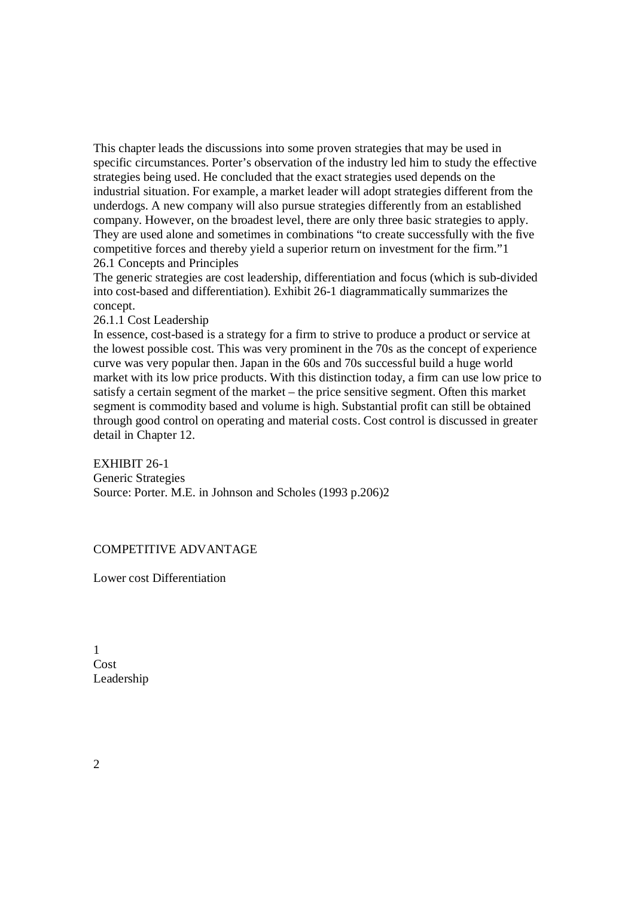This chapter leads the discussions into some proven strategies that may be used in specific circumstances. Porter's observation of the industry led him to study the effective strategies being used. He concluded that the exact strategies used depends on the industrial situation. For example, a market leader will adopt strategies different from the underdogs. A new company will also pursue strategies differently from an established company. However, on the broadest level, there are only three basic strategies to apply. They are used alone and sometimes in combinations "to create successfully with the five competitive forces and thereby yield a superior return on investment for the firm."[1]

## 26.1 Concepts and Principles

The generic strategies are cost leadership, differentiation and focus (which is sub-divided into cost-based and differentiation). Exhibit 26-1 diagrammatically summarizes the concept.

### 26.1.1 Cost Leadership

In essence, cost-based is a strategy for a firm to strive to produce a product or service at the lowest possible cost. This was very prominent in the 70s as the concept of experience curve was very popular then. Japan in the 60s and 70s successful build a huge world market with its low price products. With this distinction today, a firm can use low price to satisfy a certain segment of the market – the price sensitive segment. Often this market segment is commodity based and volume is high. Substantial profit can still be obtained through good control on operating and material costs. Cost control is discussed in greater detail in Chapter 12.

EXHIBIT 26-1
Generic Strategies
Source: Porter. M.E. in Johnson and Scholes (1993 p.206)[2]

COMPETITIVE ADVANTAGE

Lower cost Differentiation

1
Cost
Leadership

2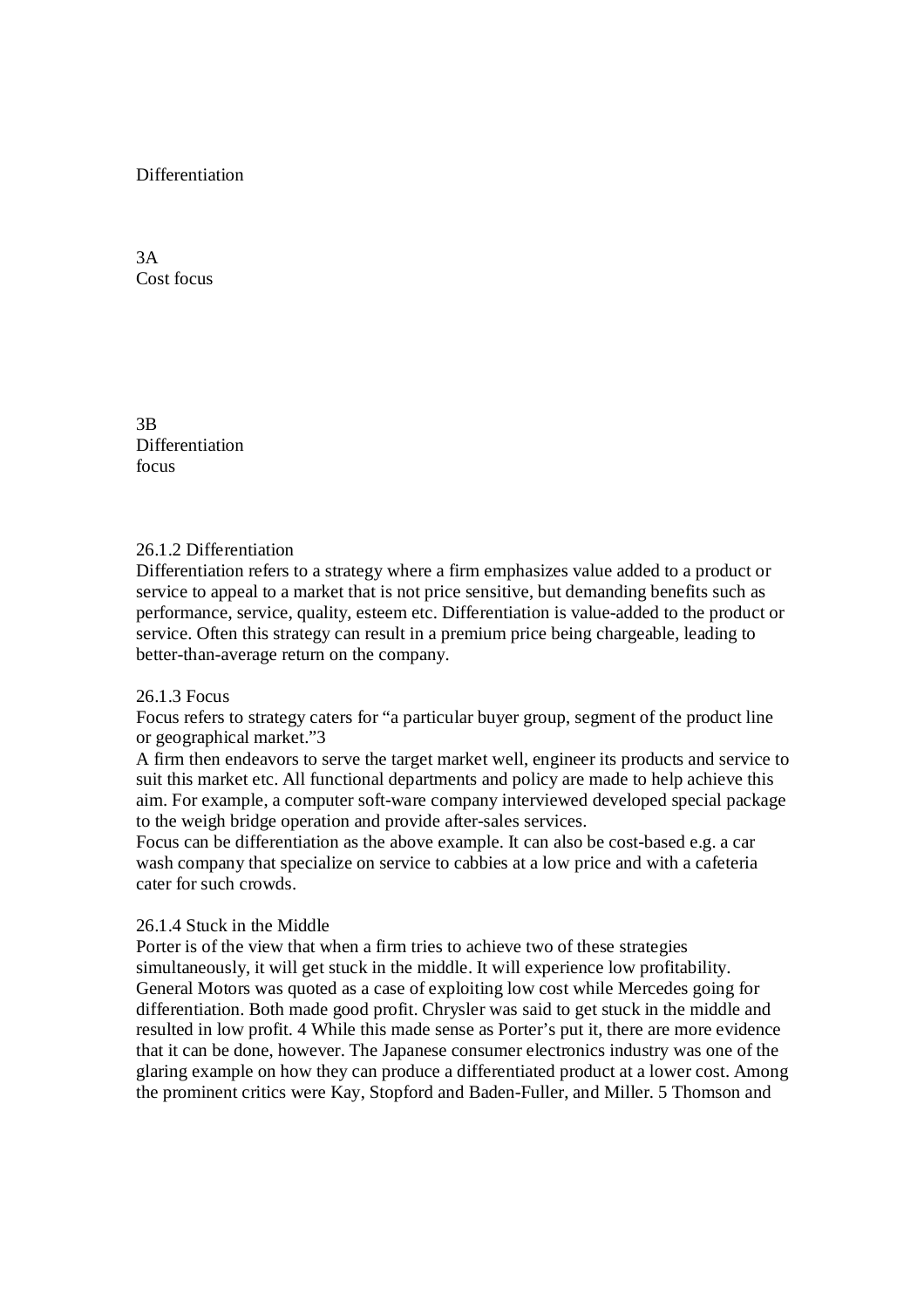Differentiation

3A
Cost focus

3B
Differentiation
focus

### 26.1.2 Differentiation

Differentiation refers to a strategy where a firm emphasizes value added to a product or service to appeal to a market that is not price sensitive, but demanding benefits such as performance, service, quality, esteem etc. Differentiation is value-added to the product or service. Often this strategy can result in a premium price being chargeable, leading to better-than-average return on the company.

### 26.1.3 Focus

Focus refers to strategy caters for "a particular buyer group, segment of the product line or geographical market."3

A firm then endeavors to serve the target market well, engineer its products and service to suit this market etc. All functional departments and policy are made to help achieve this aim. For example, a computer soft-ware company interviewed developed special package to the weigh bridge operation and provide after-sales services.

Focus can be differentiation as the above example. It can also be cost-based e.g. a car wash company that specialize on service to cabbies at a low price and with a cafeteria cater for such crowds.

### 26.1.4 Stuck in the Middle

Porter is of the view that when a firm tries to achieve two of these strategies simultaneously, it will get stuck in the middle. It will experience low profitability. General Motors was quoted as a case of exploiting low cost while Mercedes going for differentiation. Both made good profit. Chrysler was said to get stuck in the middle and resulted in low profit. 4 While this made sense as Porter's put it, there are more evidence that it can be done, however. The Japanese consumer electronics industry was one of the glaring example on how they can produce a differentiated product at a lower cost. Among the prominent critics were Kay, Stopford and Baden-Fuller, and Miller. 5 Thomson and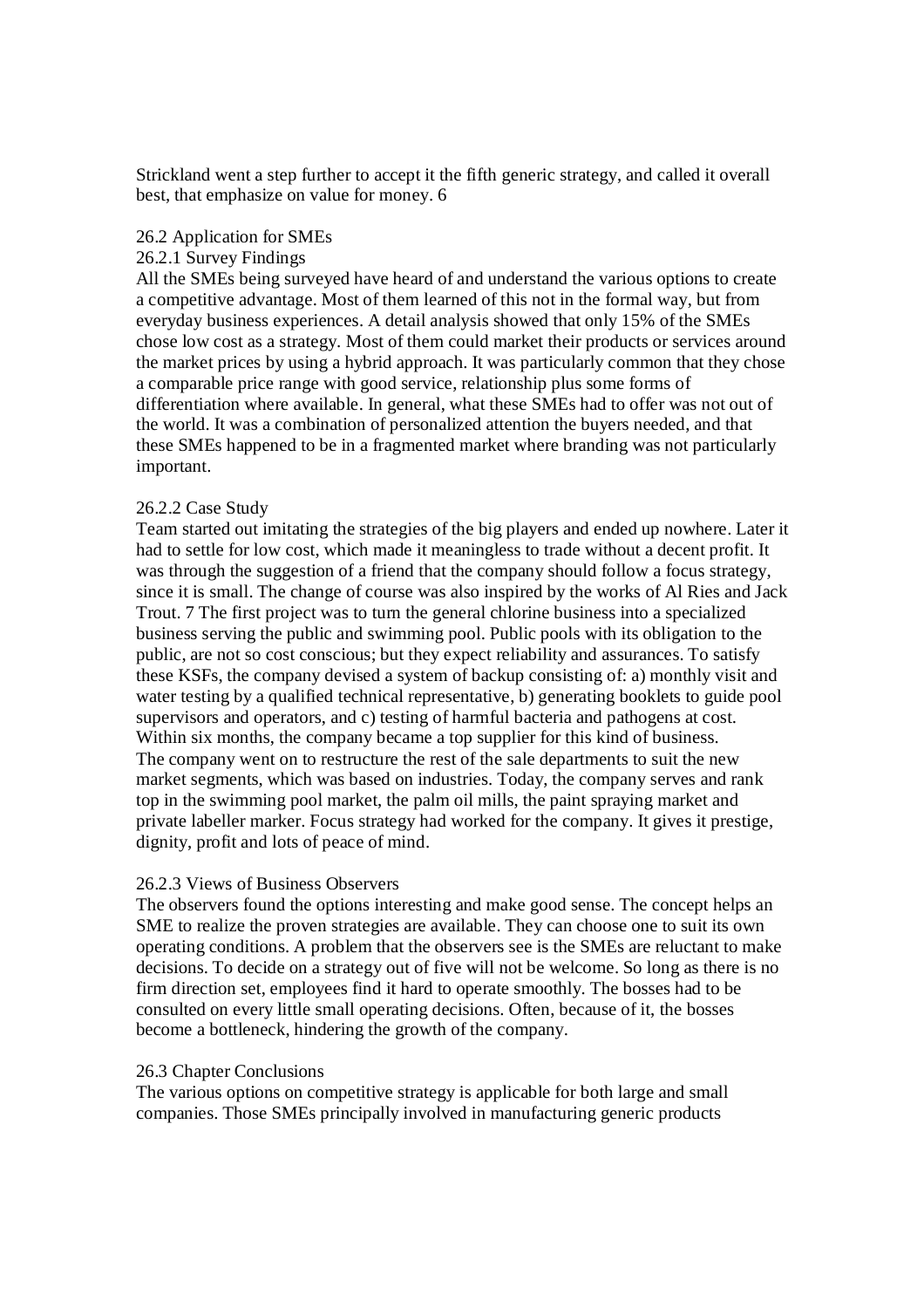Strickland went a step further to accept it the fifth generic strategy, and called it overall best, that emphasize on value for money. 6

## 26.2 Application for SMEs

### 26.2.1 Survey Findings

All the SMEs being surveyed have heard of and understand the various options to create a competitive advantage. Most of them learned of this not in the formal way, but from everyday business experiences. A detail analysis showed that only 15% of the SMEs chose low cost as a strategy. Most of them could market their products or services around the market prices by using a hybrid approach. It was particularly common that they chose a comparable price range with good service, relationship plus some forms of differentiation where available. In general, what these SMEs had to offer was not out of the world. It was a combination of personalized attention the buyers needed, and that these SMEs happened to be in a fragmented market where branding was not particularly important.

### 26.2.2 Case Study

Team started out imitating the strategies of the big players and ended up nowhere. Later it had to settle for low cost, which made it meaningless to trade without a decent profit. It was through the suggestion of a friend that the company should follow a focus strategy, since it is small. The change of course was also inspired by the works of Al Ries and Jack Trout. 7 The first project was to turn the general chlorine business into a specialized business serving the public and swimming pool. Public pools with its obligation to the public, are not so cost conscious; but they expect reliability and assurances. To satisfy these KSFs, the company devised a system of backup consisting of: a) monthly visit and water testing by a qualified technical representative, b) generating booklets to guide pool supervisors and operators, and c) testing of harmful bacteria and pathogens at cost. Within six months, the company became a top supplier for this kind of business.
The company went on to restructure the rest of the sale departments to suit the new market segments, which was based on industries. Today, the company serves and rank top in the swimming pool market, the palm oil mills, the paint spraying market and private labeller marker. Focus strategy had worked for the company. It gives it prestige, dignity, profit and lots of peace of mind.

### 26.2.3 Views of Business Observers

The observers found the options interesting and make good sense. The concept helps an SME to realize the proven strategies are available. They can choose one to suit its own operating conditions. A problem that the observers see is the SMEs are reluctant to make decisions. To decide on a strategy out of five will not be welcome. So long as there is no firm direction set, employees find it hard to operate smoothly. The bosses had to be consulted on every little small operating decisions. Often, because of it, the bosses become a bottleneck, hindering the growth of the company.

## 26.3 Chapter Conclusions

The various options on competitive strategy is applicable for both large and small companies. Those SMEs principally involved in manufacturing generic products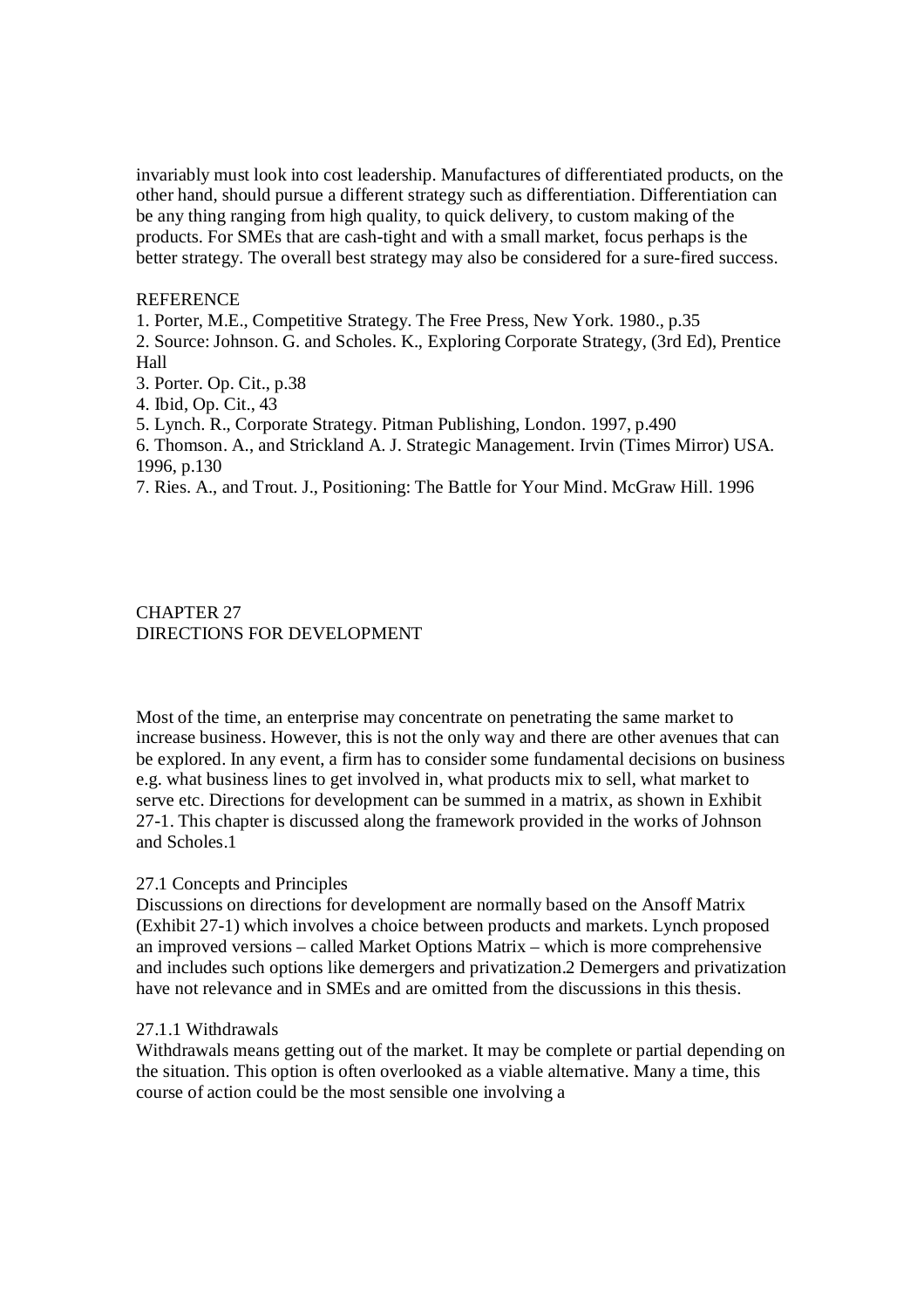invariably must look into cost leadership. Manufactures of differentiated products, on the other hand, should pursue a different strategy such as differentiation. Differentiation can be any thing ranging from high quality, to quick delivery, to custom making of the products. For SMEs that are cash-tight and with a small market, focus perhaps is the better strategy. The overall best strategy may also be considered for a sure-fired success.

REFERENCE

1. Porter, M.E., Competitive Strategy. The Free Press, New York. 1980., p.35
2. Source: Johnson. G. and Scholes. K., Exploring Corporate Strategy, (3rd Ed), Prentice Hall
3. Porter. Op. Cit., p.38
4. Ibid, Op. Cit., 43
5. Lynch. R., Corporate Strategy. Pitman Publishing, London. 1997, p.490
6. Thomson. A., and Strickland A. J. Strategic Management. Irvin (Times Mirror) USA. 1996, p.130
7. Ries. A., and Trout. J., Positioning: The Battle for Your Mind. McGraw Hill. 1996

# CHAPTER 27
# DIRECTIONS FOR DEVELOPMENT

Most of the time, an enterprise may concentrate on penetrating the same market to increase business. However, this is not the only way and there are other avenues that can be explored. In any event, a firm has to consider some fundamental decisions on business e.g. what business lines to get involved in, what products mix to sell, what market to serve etc. Directions for development can be summed in a matrix, as shown in Exhibit 27-1. This chapter is discussed along the framework provided in the works of Johnson and Scholes.[1]

## 27.1 Concepts and Principles

Discussions on directions for development are normally based on the Ansoff Matrix (Exhibit 27-1) which involves a choice between products and markets. Lynch proposed an improved versions – called Market Options Matrix – which is more comprehensive and includes such options like demergers and privatization.[2] Demergers and privatization have not relevance and in SMEs and are omitted from the discussions in this thesis.

### 27.1.1 Withdrawals

Withdrawals means getting out of the market. It may be complete or partial depending on the situation. This option is often overlooked as a viable alternative. Many a time, this course of action could be the most sensible one involving a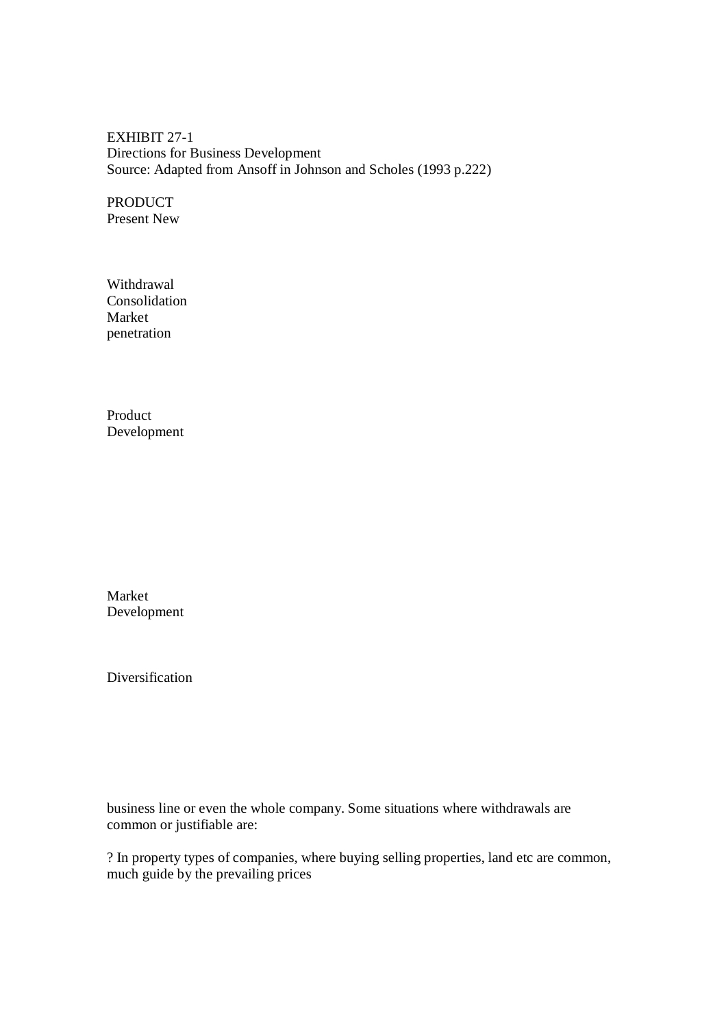EXHIBIT 27-1
Directions for Business Development
Source: Adapted from Ansoff in Johnson and Scholes (1993 p.222)

PRODUCT
Present New

Withdrawal
Consolidation
Market
penetration

Product
Development

Market
Development

Diversification

business line or even the whole company. Some situations where withdrawals are common or justifiable are:

? In property types of companies, where buying selling properties, land etc are common, much guide by the prevailing prices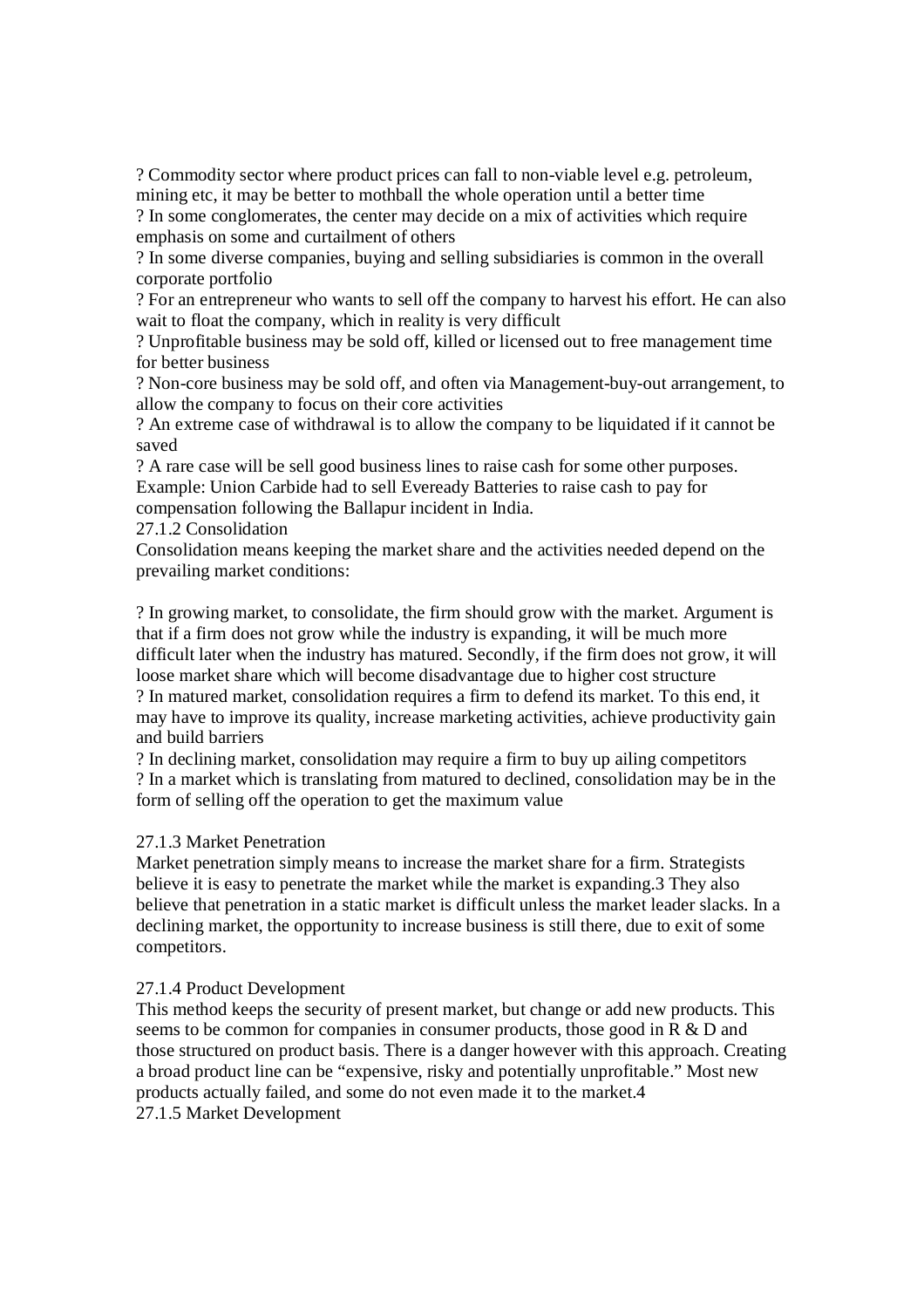? Commodity sector where product prices can fall to non-viable level e.g. petroleum, mining etc, it may be better to mothball the whole operation until a better time

? In some conglomerates, the center may decide on a mix of activities which require emphasis on some and curtailment of others

? In some diverse companies, buying and selling subsidiaries is common in the overall corporate portfolio

? For an entrepreneur who wants to sell off the company to harvest his effort. He can also wait to float the company, which in reality is very difficult

? Unprofitable business may be sold off, killed or licensed out to free management time for better business

? Non-core business may be sold off, and often via Management-buy-out arrangement, to allow the company to focus on their core activities

? An extreme case of withdrawal is to allow the company to be liquidated if it cannot be saved

? A rare case will be sell good business lines to raise cash for some other purposes. Example: Union Carbide had to sell Eveready Batteries to raise cash to pay for compensation following the Ballapur incident in India.

27.1.2 Consolidation

Consolidation means keeping the market share and the activities needed depend on the prevailing market conditions:

? In growing market, to consolidate, the firm should grow with the market. Argument is that if a firm does not grow while the industry is expanding, it will be much more difficult later when the industry has matured. Secondly, if the firm does not grow, it will loose market share which will become disadvantage due to higher cost structure

? In matured market, consolidation requires a firm to defend its market. To this end, it may have to improve its quality, increase marketing activities, achieve productivity gain and build barriers

? In declining market, consolidation may require a firm to buy up ailing competitors

? In a market which is translating from matured to declined, consolidation may be in the form of selling off the operation to get the maximum value

27.1.3 Market Penetration

Market penetration simply means to increase the market share for a firm. Strategists believe it is easy to penetrate the market while the market is expanding.3 They also believe that penetration in a static market is difficult unless the market leader slacks. In a declining market, the opportunity to increase business is still there, due to exit of some competitors.

27.1.4 Product Development

This method keeps the security of present market, but change or add new products. This seems to be common for companies in consumer products, those good in R & D and those structured on product basis. There is a danger however with this approach. Creating a broad product line can be "expensive, risky and potentially unprofitable." Most new products actually failed, and some do not even made it to the market.4

27.1.5 Market Development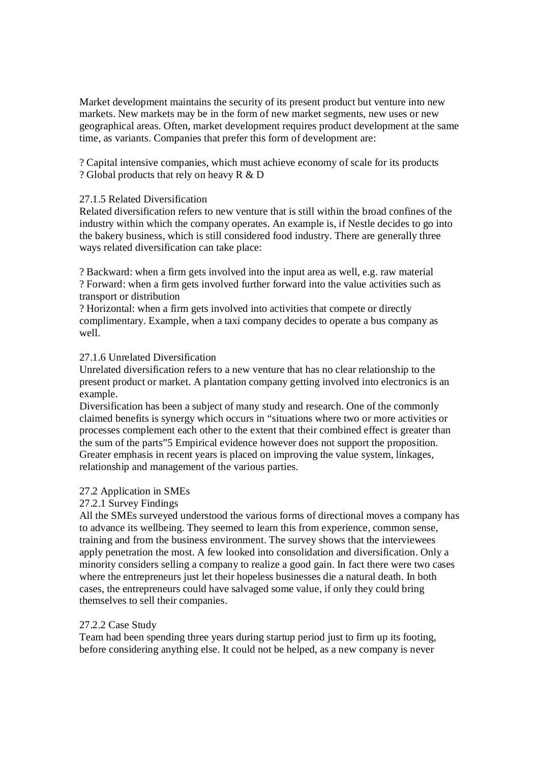Market development maintains the security of its present product but venture into new markets. New markets may be in the form of new market segments, new uses or new geographical areas. Often, market development requires product development at the same time, as variants. Companies that prefer this form of development are:

? Capital intensive companies, which must achieve economy of scale for its products
? Global products that rely on heavy R & D

### 27.1.5 Related Diversification

Related diversification refers to new venture that is still within the broad confines of the industry within which the company operates. An example is, if Nestle decides to go into the bakery business, which is still considered food industry. There are generally three ways related diversification can take place:

? Backward: when a firm gets involved into the input area as well, e.g. raw material
? Forward: when a firm gets involved further forward into the value activities such as transport or distribution
? Horizontal: when a firm gets involved into activities that compete or directly complimentary. Example, when a taxi company decides to operate a bus company as well.

### 27.1.6 Unrelated Diversification

Unrelated diversification refers to a new venture that has no clear relationship to the present product or market. A plantation company getting involved into electronics is an example.
Diversification has been a subject of many study and research. One of the commonly claimed benefits is synergy which occurs in "situations where two or more activities or processes complement each other to the extent that their combined effect is greater than the sum of the parts"5 Empirical evidence however does not support the proposition. Greater emphasis in recent years is placed on improving the value system, linkages, relationship and management of the various parties.

## 27.2 Application in SMEs

### 27.2.1 Survey Findings

All the SMEs surveyed understood the various forms of directional moves a company has to advance its wellbeing. They seemed to learn this from experience, common sense, training and from the business environment. The survey shows that the interviewees apply penetration the most. A few looked into consolidation and diversification. Only a minority considers selling a company to realize a good gain. In fact there were two cases where the entrepreneurs just let their hopeless businesses die a natural death. In both cases, the entrepreneurs could have salvaged some value, if only they could bring themselves to sell their companies.

### 27.2.2 Case Study

Team had been spending three years during startup period just to firm up its footing, before considering anything else. It could not be helped, as a new company is never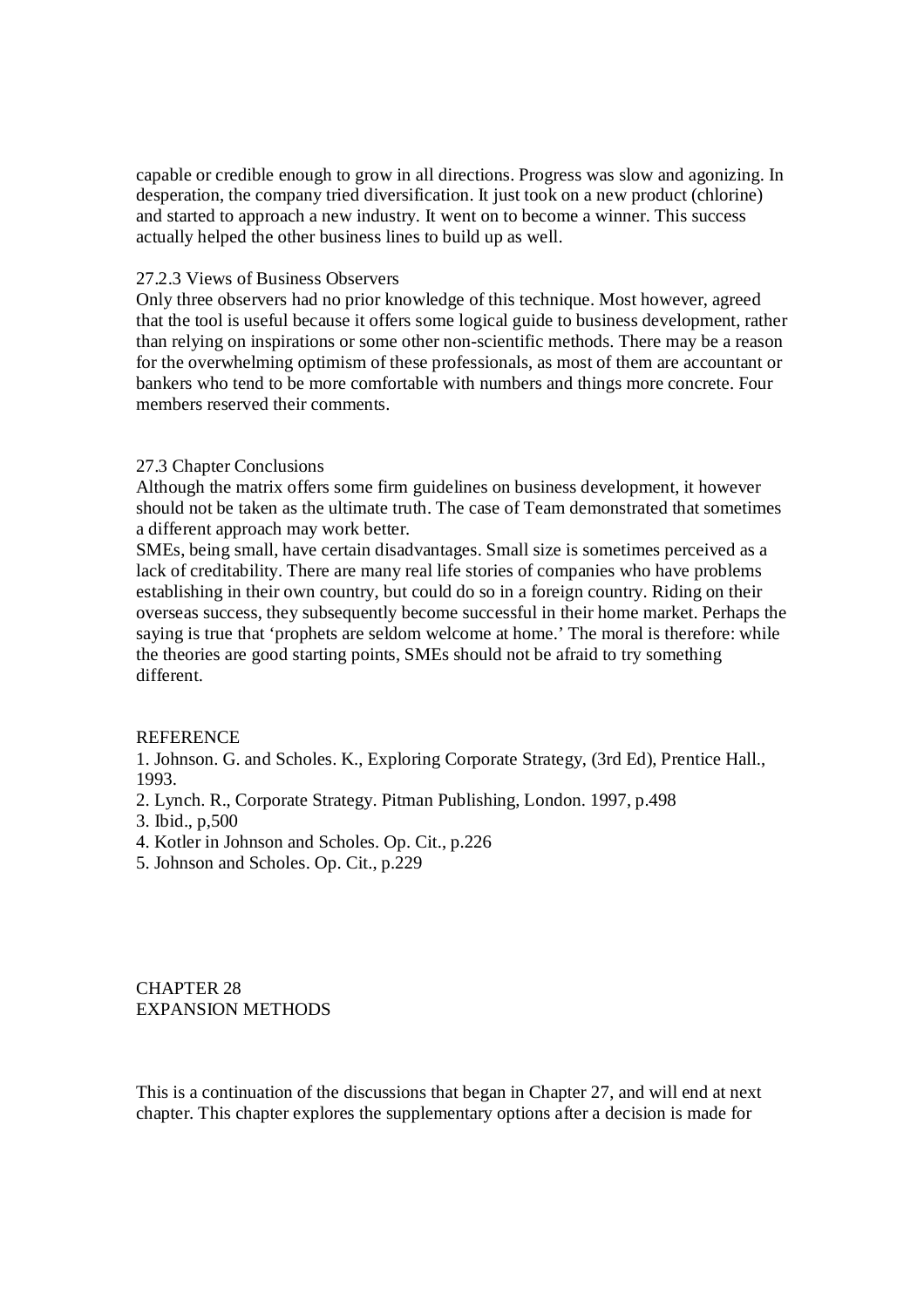capable or credible enough to grow in all directions. Progress was slow and agonizing. In desperation, the company tried diversification. It just took on a new product (chlorine) and started to approach a new industry. It went on to become a winner. This success actually helped the other business lines to build up as well.

### 27.2.3 Views of Business Observers

Only three observers had no prior knowledge of this technique. Most however, agreed that the tool is useful because it offers some logical guide to business development, rather than relying on inspirations or some other non-scientific methods. There may be a reason for the overwhelming optimism of these professionals, as most of them are accountant or bankers who tend to be more comfortable with numbers and things more concrete. Four members reserved their comments.

## 27.3 Chapter Conclusions

Although the matrix offers some firm guidelines on business development, it however should not be taken as the ultimate truth. The case of Team demonstrated that sometimes a different approach may work better.

SMEs, being small, have certain disadvantages. Small size is sometimes perceived as a lack of creditability. There are many real life stories of companies who have problems establishing in their own country, but could do so in a foreign country. Riding on their overseas success, they subsequently become successful in their home market. Perhaps the saying is true that 'prophets are seldom welcome at home.' The moral is therefore: while the theories are good starting points, SMEs should not be afraid to try something different.

## REFERENCE

1. Johnson. G. and Scholes. K., Exploring Corporate Strategy, (3rd Ed), Prentice Hall., 1993.
2. Lynch. R., Corporate Strategy. Pitman Publishing, London. 1997, p.498
3. Ibid., p,500
4. Kotler in Johnson and Scholes. Op. Cit., p.226
5. Johnson and Scholes. Op. Cit., p.229

# CHAPTER 28
# EXPANSION METHODS

This is a continuation of the discussions that began in Chapter 27, and will end at next chapter. This chapter explores the supplementary options after a decision is made for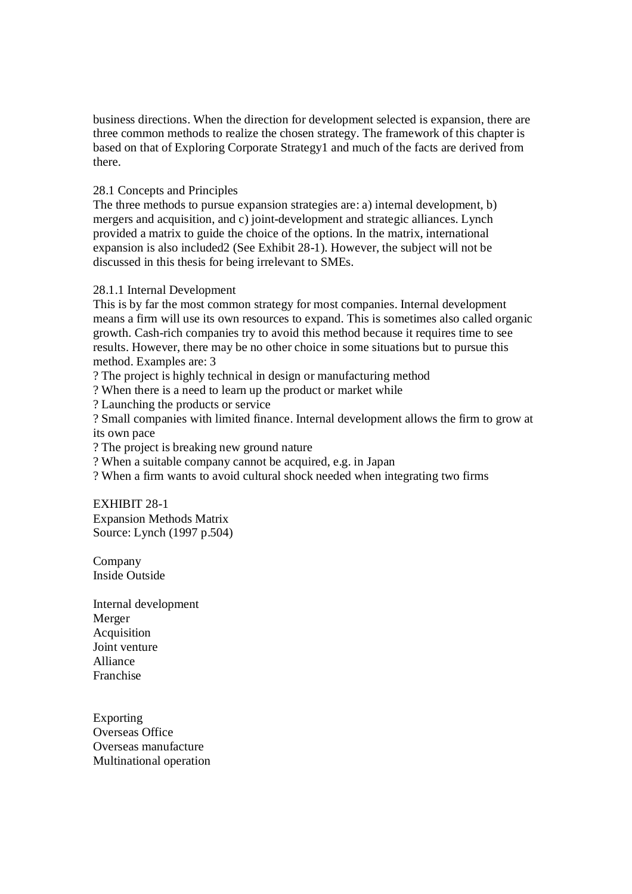business directions. When the direction for development selected is expansion, there are three common methods to realize the chosen strategy. The framework of this chapter is based on that of Exploring Corporate Strategy[1] and much of the facts are derived from there.

## 28.1 Concepts and Principles

The three methods to pursue expansion strategies are: a) internal development, b) mergers and acquisition, and c) joint-development and strategic alliances. Lynch provided a matrix to guide the choice of the options. In the matrix, international expansion is also included[2] (See Exhibit 28-1). However, the subject will not be discussed in this thesis for being irrelevant to SMEs.

### 28.1.1 Internal Development

This is by far the most common strategy for most companies. Internal development means a firm will use its own resources to expand. This is sometimes also called organic growth. Cash-rich companies try to avoid this method because it requires time to see results. However, there may be no other choice in some situations but to pursue this method. Examples are: 3

? The project is highly technical in design or manufacturing method
? When there is a need to learn up the product or market while
? Launching the products or service
? Small companies with limited finance. Internal development allows the firm to grow at its own pace
? The project is breaking new ground nature
? When a suitable company cannot be acquired, e.g. in Japan
? When a firm wants to avoid cultural shock needed when integrating two firms

EXHIBIT 28-1
Expansion Methods Matrix
Source: Lynch (1997 p.504)

Company
Inside Outside

Internal development
Merger
Acquisition
Joint venture
Alliance
Franchise

Exporting
Overseas Office
Overseas manufacture
Multinational operation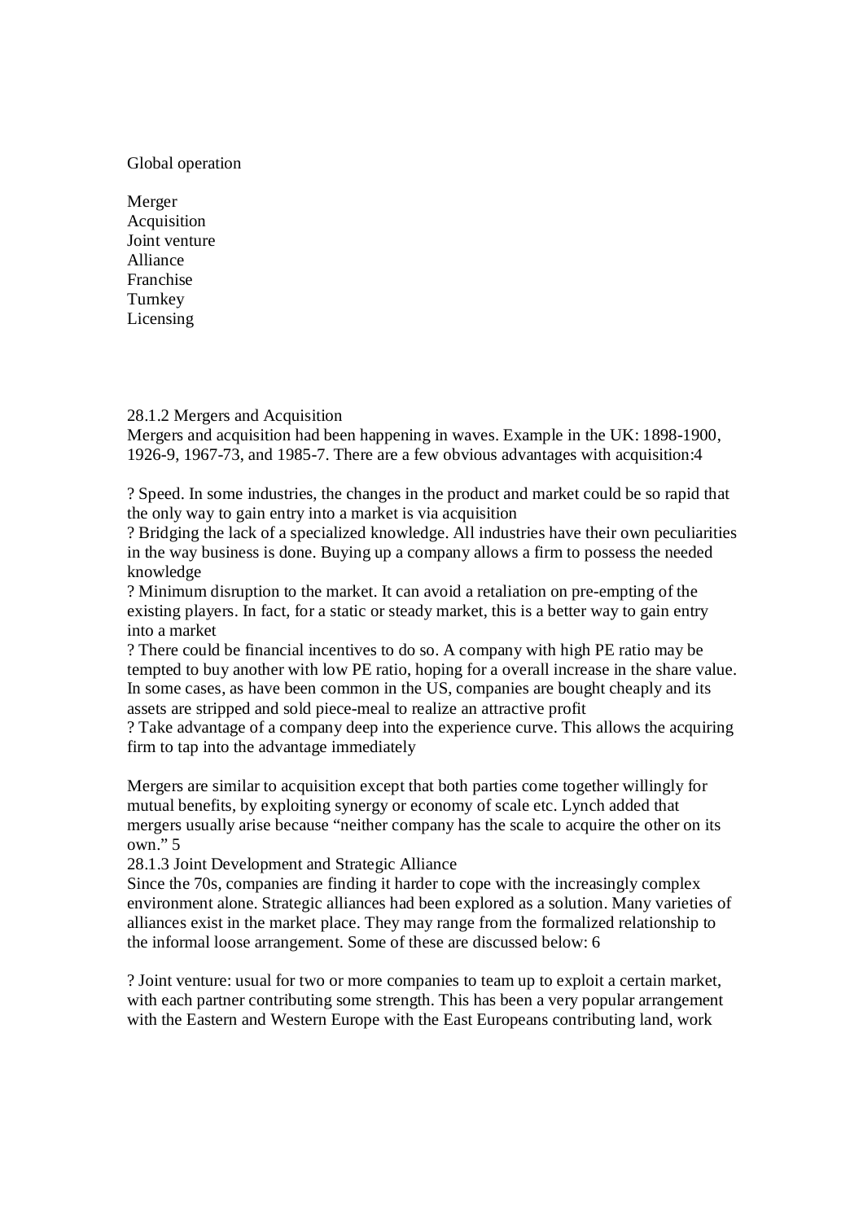Global operation

Merger
Acquisition
Joint venture
Alliance
Franchise
Turnkey
Licensing

28.1.2 Mergers and Acquisition

Mergers and acquisition had been happening in waves. Example in the UK: 1898-1900, 1926-9, 1967-73, and 1985-7. There are a few obvious advantages with acquisition:4

? Speed. In some industries, the changes in the product and market could be so rapid that the only way to gain entry into a market is via acquisition
? Bridging the lack of a specialized knowledge. All industries have their own peculiarities in the way business is done. Buying up a company allows a firm to possess the needed knowledge
? Minimum disruption to the market. It can avoid a retaliation on pre-empting of the existing players. In fact, for a static or steady market, this is a better way to gain entry into a market
? There could be financial incentives to do so. A company with high PE ratio may be tempted to buy another with low PE ratio, hoping for a overall increase in the share value. In some cases, as have been common in the US, companies are bought cheaply and its assets are stripped and sold piece-meal to realize an attractive profit
? Take advantage of a company deep into the experience curve. This allows the acquiring firm to tap into the advantage immediately

Mergers are similar to acquisition except that both parties come together willingly for mutual benefits, by exploiting synergy or economy of scale etc. Lynch added that mergers usually arise because "neither company has the scale to acquire the other on its own." 5

28.1.3 Joint Development and Strategic Alliance

Since the 70s, companies are finding it harder to cope with the increasingly complex environment alone. Strategic alliances had been explored as a solution. Many varieties of alliances exist in the market place. They may range from the formalized relationship to the informal loose arrangement. Some of these are discussed below: 6

? Joint venture: usual for two or more companies to team up to exploit a certain market, with each partner contributing some strength. This has been a very popular arrangement with the Eastern and Western Europe with the East Europeans contributing land, work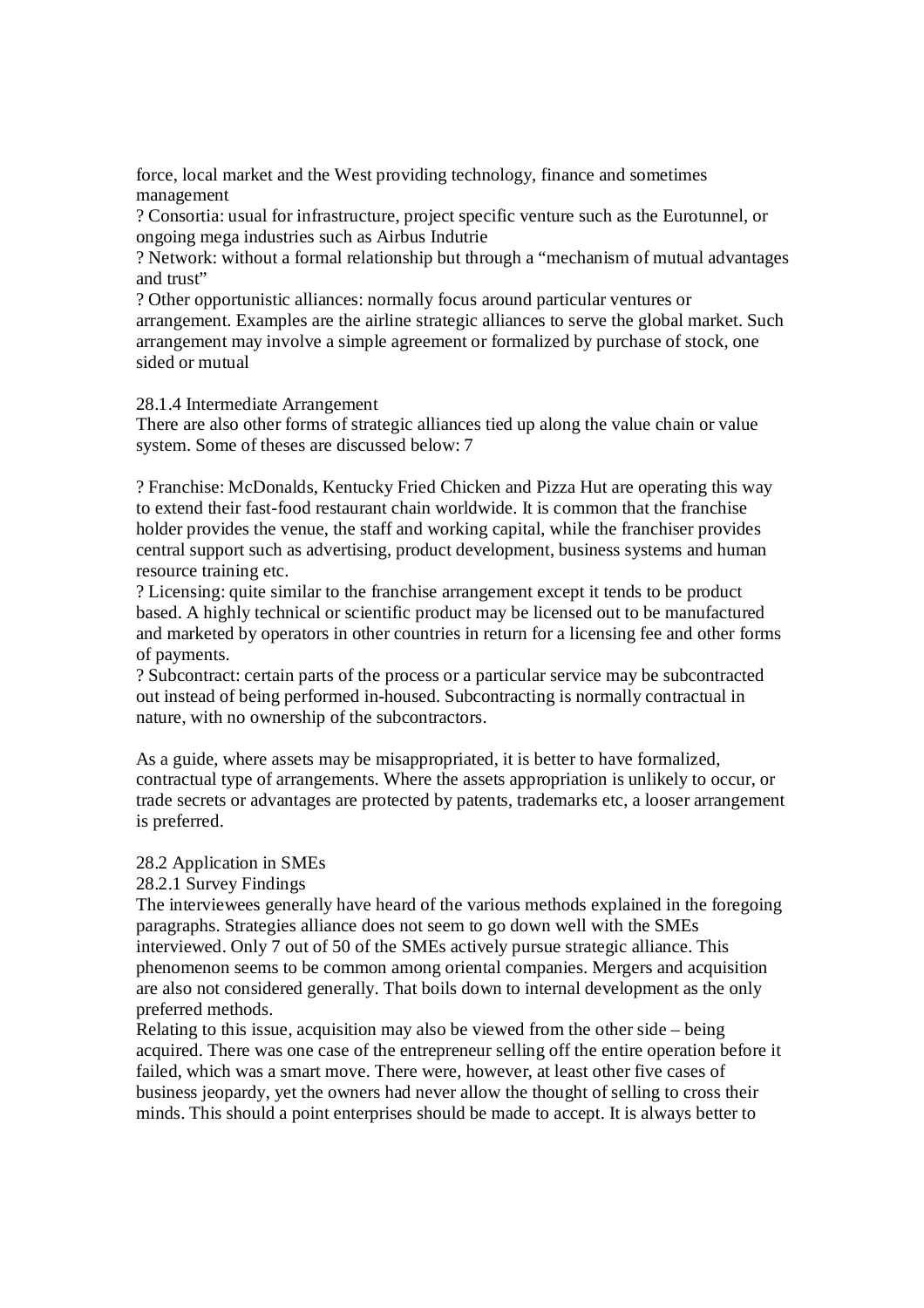force, local market and the West providing technology, finance and sometimes management

? Consortia: usual for infrastructure, project specific venture such as the Eurotunnel, or ongoing mega industries such as Airbus Indutrie

? Network: without a formal relationship but through a "mechanism of mutual advantages and trust"

? Other opportunistic alliances: normally focus around particular ventures or arrangement. Examples are the airline strategic alliances to serve the global market. Such arrangement may involve a simple agreement or formalized by purchase of stock, one sided or mutual

28.1.4 Intermediate Arrangement

There are also other forms of strategic alliances tied up along the value chain or value system. Some of theses are discussed below: 7

? Franchise: McDonalds, Kentucky Fried Chicken and Pizza Hut are operating this way to extend their fast-food restaurant chain worldwide. It is common that the franchise holder provides the venue, the staff and working capital, while the franchiser provides central support such as advertising, product development, business systems and human resource training etc.

? Licensing: quite similar to the franchise arrangement except it tends to be product based. A highly technical or scientific product may be licensed out to be manufactured and marketed by operators in other countries in return for a licensing fee and other forms of payments.

? Subcontract: certain parts of the process or a particular service may be subcontracted out instead of being performed in-housed. Subcontracting is normally contractual in nature, with no ownership of the subcontractors.

As a guide, where assets may be misappropriated, it is better to have formalized, contractual type of arrangements. Where the assets appropriation is unlikely to occur, or trade secrets or advantages are protected by patents, trademarks etc, a looser arrangement is preferred.

28.2 Application in SMEs

28.2.1 Survey Findings

The interviewees generally have heard of the various methods explained in the foregoing paragraphs. Strategies alliance does not seem to go down well with the SMEs interviewed. Only 7 out of 50 of the SMEs actively pursue strategic alliance. This phenomenon seems to be common among oriental companies. Mergers and acquisition are also not considered generally. That boils down to internal development as the only preferred methods.

Relating to this issue, acquisition may also be viewed from the other side – being acquired. There was one case of the entrepreneur selling off the entire operation before it failed, which was a smart move. There were, however, at least other five cases of business jeopardy, yet the owners had never allow the thought of selling to cross their minds. This should a point enterprises should be made to accept. It is always better to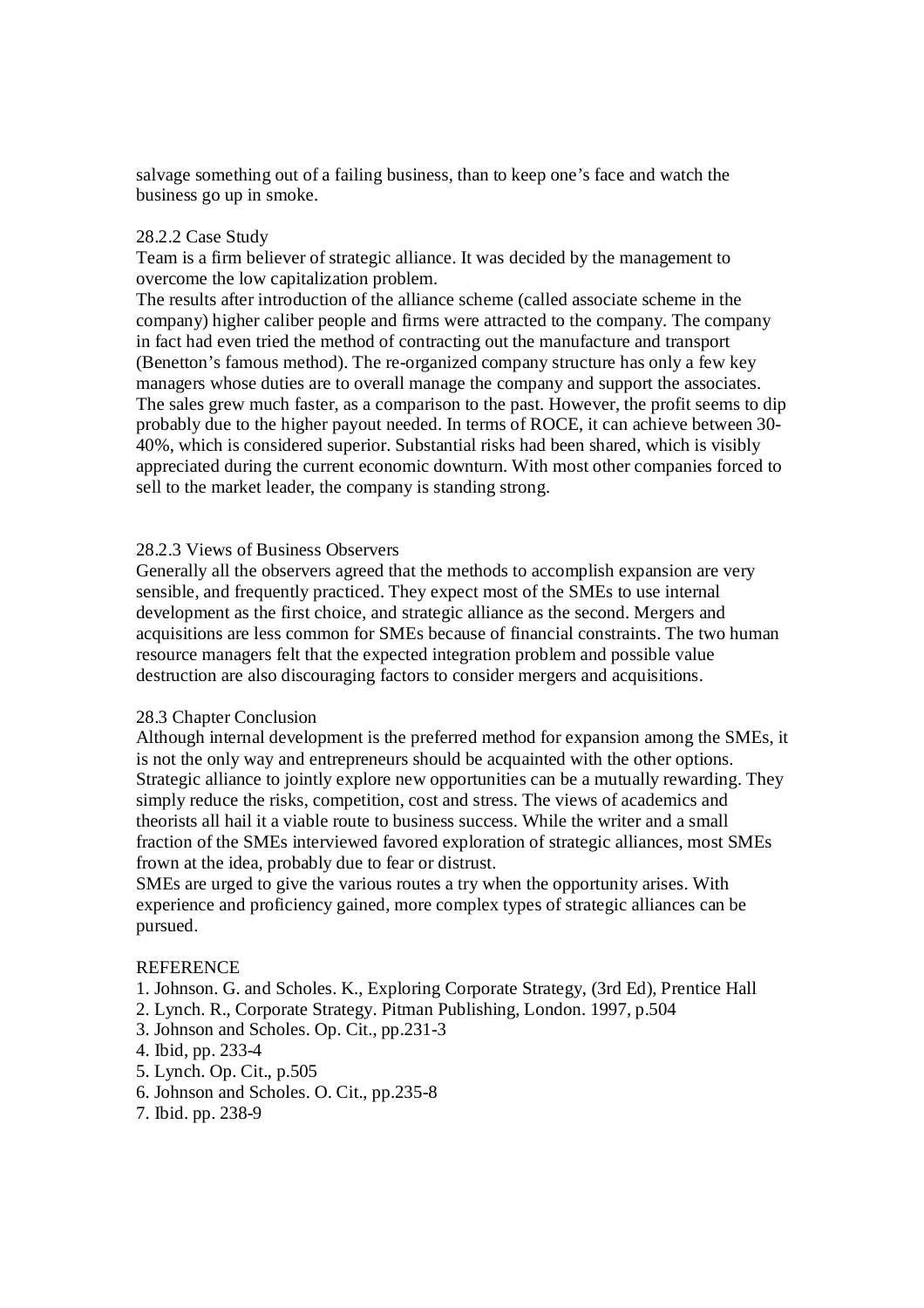salvage something out of a failing business, than to keep one's face and watch the business go up in smoke.

### 28.2.2 Case Study

Team is a firm believer of strategic alliance. It was decided by the management to overcome the low capitalization problem.

The results after introduction of the alliance scheme (called associate scheme in the company) higher caliber people and firms were attracted to the company. The company in fact had even tried the method of contracting out the manufacture and transport (Benetton's famous method). The re-organized company structure has only a few key managers whose duties are to overall manage the company and support the associates. The sales grew much faster, as a comparison to the past. However, the profit seems to dip probably due to the higher payout needed. In terms of ROCE, it can achieve between 30-40%, which is considered superior. Substantial risks had been shared, which is visibly appreciated during the current economic downturn. With most other companies forced to sell to the market leader, the company is standing strong.

### 28.2.3 Views of Business Observers

Generally all the observers agreed that the methods to accomplish expansion are very sensible, and frequently practiced. They expect most of the SMEs to use internal development as the first choice, and strategic alliance as the second. Mergers and acquisitions are less common for SMEs because of financial constraints. The two human resource managers felt that the expected integration problem and possible value destruction are also discouraging factors to consider mergers and acquisitions.

## 28.3 Chapter Conclusion

Although internal development is the preferred method for expansion among the SMEs, it is not the only way and entrepreneurs should be acquainted with the other options. Strategic alliance to jointly explore new opportunities can be a mutually rewarding. They simply reduce the risks, competition, cost and stress. The views of academics and theorists all hail it a viable route to business success. While the writer and a small fraction of the SMEs interviewed favored exploration of strategic alliances, most SMEs frown at the idea, probably due to fear or distrust.

SMEs are urged to give the various routes a try when the opportunity arises. With experience and proficiency gained, more complex types of strategic alliances can be pursued.

## REFERENCE

1. Johnson. G. and Scholes. K., Exploring Corporate Strategy, (3rd Ed), Prentice Hall
2. Lynch. R., Corporate Strategy. Pitman Publishing, London. 1997, p.504
3. Johnson and Scholes. Op. Cit., pp.231-3
4. Ibid, pp. 233-4
5. Lynch. Op. Cit., p.505
6. Johnson and Scholes. O. Cit., pp.235-8
7. Ibid. pp. 238-9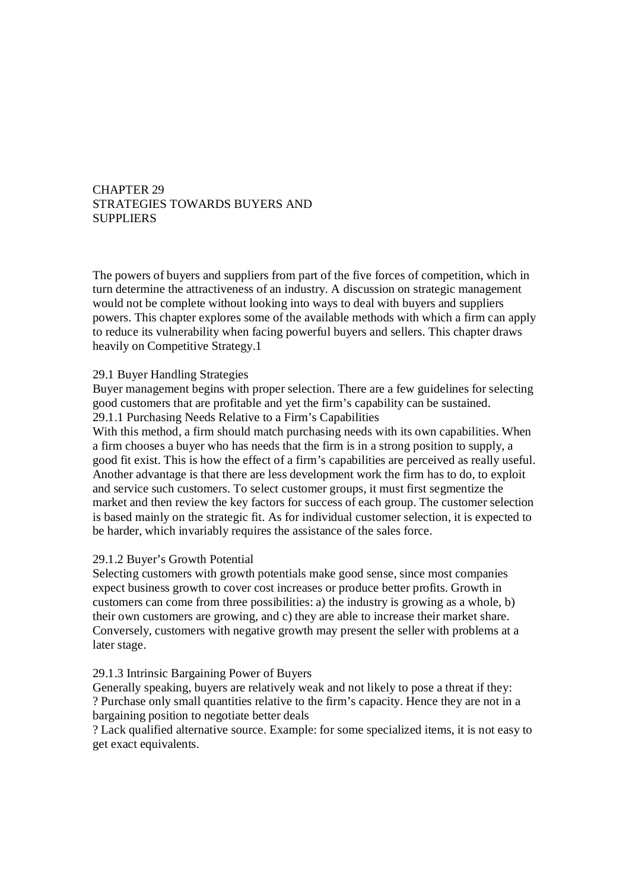# CHAPTER 29
# STRATEGIES TOWARDS BUYERS AND SUPPLIERS

The powers of buyers and suppliers from part of the five forces of competition, which in turn determine the attractiveness of an industry. A discussion on strategic management would not be complete without looking into ways to deal with buyers and suppliers powers. This chapter explores some of the available methods with which a firm can apply to reduce its vulnerability when facing powerful buyers and sellers. This chapter draws heavily on Competitive Strategy.1

## 29.1 Buyer Handling Strategies

Buyer management begins with proper selection. There are a few guidelines for selecting good customers that are profitable and yet the firm's capability can be sustained.

### 29.1.1 Purchasing Needs Relative to a Firm's Capabilities

With this method, a firm should match purchasing needs with its own capabilities. When a firm chooses a buyer who has needs that the firm is in a strong position to supply, a good fit exist. This is how the effect of a firm's capabilities are perceived as really useful. Another advantage is that there are less development work the firm has to do, to exploit and service such customers. To select customer groups, it must first segmentize the market and then review the key factors for success of each group. The customer selection is based mainly on the strategic fit. As for individual customer selection, it is expected to be harder, which invariably requires the assistance of the sales force.

### 29.1.2 Buyer's Growth Potential

Selecting customers with growth potentials make good sense, since most companies expect business growth to cover cost increases or produce better profits. Growth in customers can come from three possibilities: a) the industry is growing as a whole, b) their own customers are growing, and c) they are able to increase their market share. Conversely, customers with negative growth may present the seller with problems at a later stage.

### 29.1.3 Intrinsic Bargaining Power of Buyers

Generally speaking, buyers are relatively weak and not likely to pose a threat if they:

? Purchase only small quantities relative to the firm's capacity. Hence they are not in a bargaining position to negotiate better deals

? Lack qualified alternative source. Example: for some specialized items, it is not easy to get exact equivalents.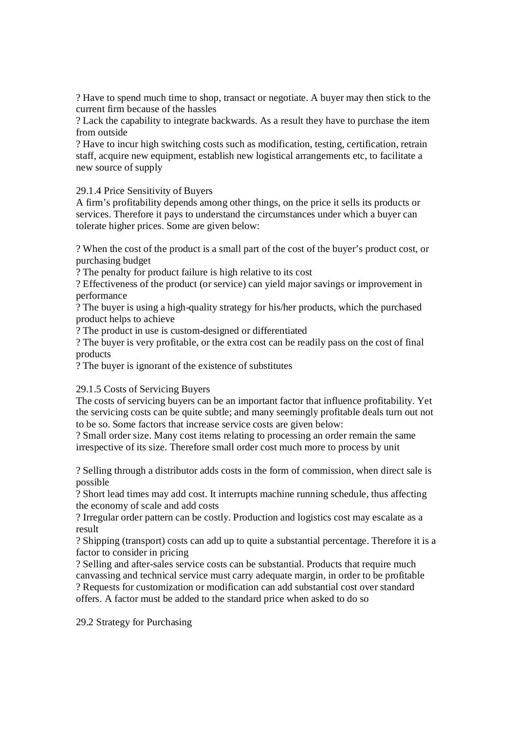? Have to spend much time to shop, transact or negotiate. A buyer may then stick to the current firm because of the hassles
? Lack the capability to integrate backwards. As a result they have to purchase the item from outside
? Have to incur high switching costs such as modification, testing, certification, retrain staff, acquire new equipment, establish new logistical arrangements etc, to facilitate a new source of supply

### 29.1.4 Price Sensitivity of Buyers

A firm's profitability depends among other things, on the price it sells its products or services. Therefore it pays to understand the circumstances under which a buyer can tolerate higher prices. Some are given below:

? When the cost of the product is a small part of the cost of the buyer's product cost, or purchasing budget
? The penalty for product failure is high relative to its cost
? Effectiveness of the product (or service) can yield major savings or improvement in performance
? The buyer is using a high-quality strategy for his/her products, which the purchased product helps to achieve
? The product in use is custom-designed or differentiated
? The buyer is very profitable, or the extra cost can be readily pass on the cost of final products
? The buyer is ignorant of the existence of substitutes

### 29.1.5 Costs of Servicing Buyers

The costs of servicing buyers can be an important factor that influence profitability. Yet the servicing costs can be quite subtle; and many seemingly profitable deals turn out not to be so. Some factors that increase service costs are given below:
? Small order size. Many cost items relating to processing an order remain the same irrespective of its size. Therefore small order cost much more to process by unit

? Selling through a distributor adds costs in the form of commission, when direct sale is possible
? Short lead times may add cost. It interrupts machine running schedule, thus affecting the economy of scale and add costs
? Irregular order pattern can be costly. Production and logistics cost may escalate as a result
? Shipping (transport) costs can add up to quite a substantial percentage. Therefore it is a factor to consider in pricing
? Selling and after-sales service costs can be substantial. Products that require much canvassing and technical service must carry adequate margin, in order to be profitable
? Requests for customization or modification can add substantial cost over standard offers. A factor must be added to the standard price when asked to do so

## 29.2 Strategy for Purchasing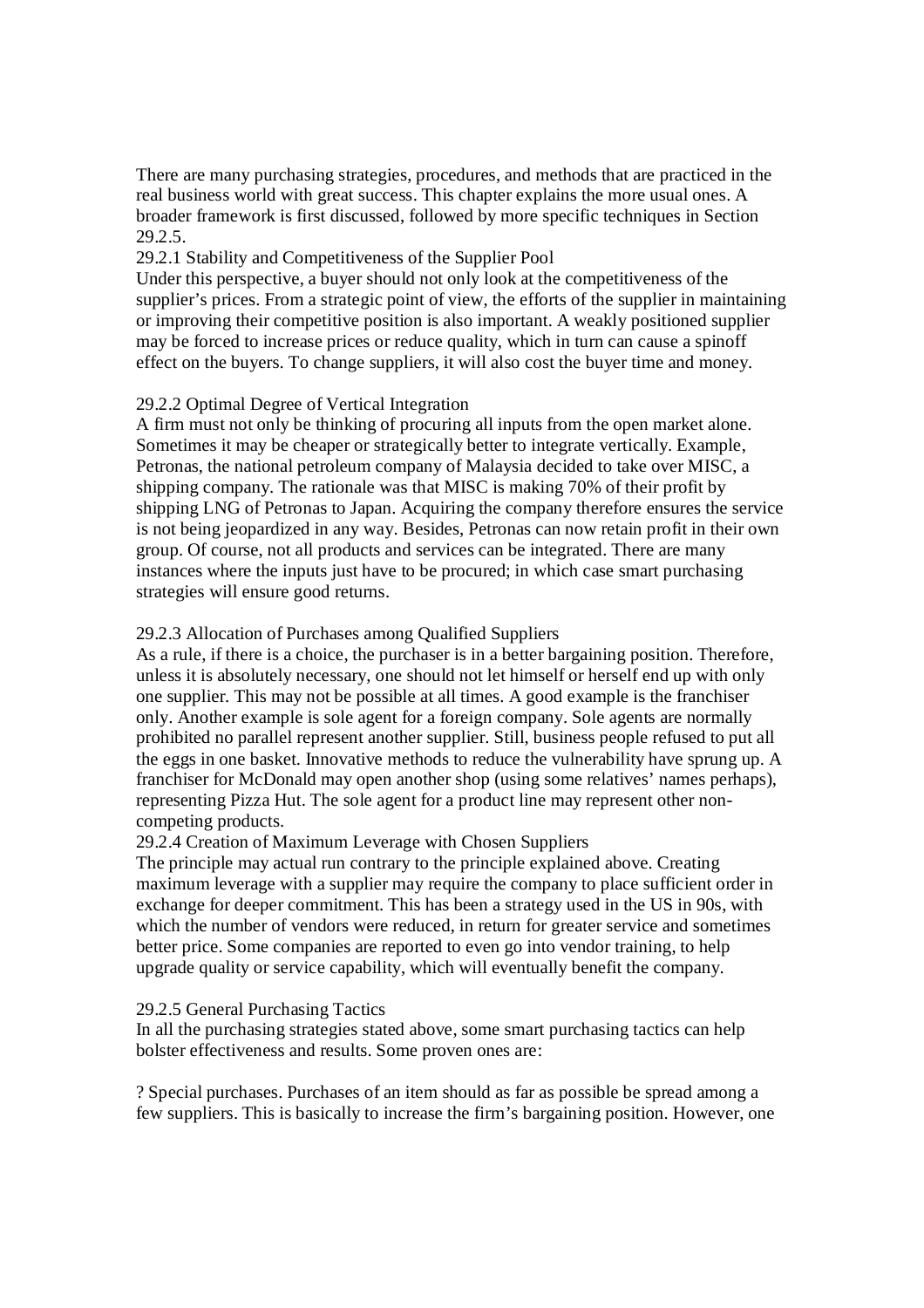There are many purchasing strategies, procedures, and methods that are practiced in the real business world with great success. This chapter explains the more usual ones. A broader framework is first discussed, followed by more specific techniques in Section 29.2.5.

### 29.2.1 Stability and Competitiveness of the Supplier Pool

Under this perspective, a buyer should not only look at the competitiveness of the supplier's prices. From a strategic point of view, the efforts of the supplier in maintaining or improving their competitive position is also important. A weakly positioned supplier may be forced to increase prices or reduce quality, which in turn can cause a spinoff effect on the buyers. To change suppliers, it will also cost the buyer time and money.

### 29.2.2 Optimal Degree of Vertical Integration

A firm must not only be thinking of procuring all inputs from the open market alone. Sometimes it may be cheaper or strategically better to integrate vertically. Example, Petronas, the national petroleum company of Malaysia decided to take over MISC, a shipping company. The rationale was that MISC is making 70% of their profit by shipping LNG of Petronas to Japan. Acquiring the company therefore ensures the service is not being jeopardized in any way. Besides, Petronas can now retain profit in their own group. Of course, not all products and services can be integrated. There are many instances where the inputs just have to be procured; in which case smart purchasing strategies will ensure good returns.

### 29.2.3 Allocation of Purchases among Qualified Suppliers

As a rule, if there is a choice, the purchaser is in a better bargaining position. Therefore, unless it is absolutely necessary, one should not let himself or herself end up with only one supplier. This may not be possible at all times. A good example is the franchiser only. Another example is sole agent for a foreign company. Sole agents are normally prohibited no parallel represent another supplier. Still, business people refused to put all the eggs in one basket. Innovative methods to reduce the vulnerability have sprung up. A franchiser for McDonald may open another shop (using some relatives' names perhaps), representing Pizza Hut. The sole agent for a product line may represent other non-competing products.

### 29.2.4 Creation of Maximum Leverage with Chosen Suppliers

The principle may actual run contrary to the principle explained above. Creating maximum leverage with a supplier may require the company to place sufficient order in exchange for deeper commitment. This has been a strategy used in the US in 90s, with which the number of vendors were reduced, in return for greater service and sometimes better price. Some companies are reported to even go into vendor training, to help upgrade quality or service capability, which will eventually benefit the company.

### 29.2.5 General Purchasing Tactics

In all the purchasing strategies stated above, some smart purchasing tactics can help bolster effectiveness and results. Some proven ones are:

? Special purchases. Purchases of an item should as far as possible be spread among a few suppliers. This is basically to increase the firm's bargaining position. However, one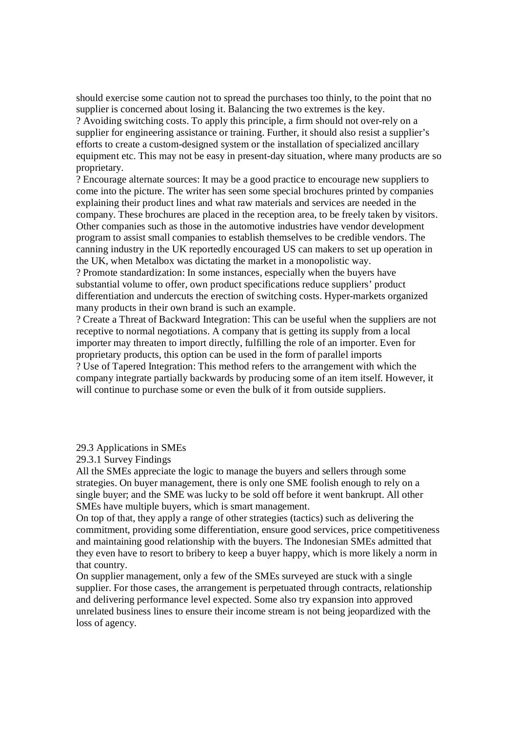should exercise some caution not to spread the purchases too thinly, to the point that no supplier is concerned about losing it. Balancing the two extremes is the key.

? Avoiding switching costs. To apply this principle, a firm should not over-rely on a supplier for engineering assistance or training. Further, it should also resist a supplier's efforts to create a custom-designed system or the installation of specialized ancillary equipment etc. This may not be easy in present-day situation, where many products are so proprietary.

? Encourage alternate sources: It may be a good practice to encourage new suppliers to come into the picture. The writer has seen some special brochures printed by companies explaining their product lines and what raw materials and services are needed in the company. These brochures are placed in the reception area, to be freely taken by visitors. Other companies such as those in the automotive industries have vendor development program to assist small companies to establish themselves to be credible vendors. The canning industry in the UK reportedly encouraged US can makers to set up operation in the UK, when Metalbox was dictating the market in a monopolistic way.

? Promote standardization: In some instances, especially when the buyers have substantial volume to offer, own product specifications reduce suppliers' product differentiation and undercuts the erection of switching costs. Hyper-markets organized many products in their own brand is such an example.

? Create a Threat of Backward Integration: This can be useful when the suppliers are not receptive to normal negotiations. A company that is getting its supply from a local importer may threaten to import directly, fulfilling the role of an importer. Even for proprietary products, this option can be used in the form of parallel imports

? Use of Tapered Integration: This method refers to the arrangement with which the company integrate partially backwards by producing some of an item itself. However, it will continue to purchase some or even the bulk of it from outside suppliers.

## 29.3 Applications in SMEs

### 29.3.1 Survey Findings

All the SMEs appreciate the logic to manage the buyers and sellers through some strategies. On buyer management, there is only one SME foolish enough to rely on a single buyer; and the SME was lucky to be sold off before it went bankrupt. All other SMEs have multiple buyers, which is smart management.

On top of that, they apply a range of other strategies (tactics) such as delivering the commitment, providing some differentiation, ensure good services, price competitiveness and maintaining good relationship with the buyers. The Indonesian SMEs admitted that they even have to resort to bribery to keep a buyer happy, which is more likely a norm in that country.

On supplier management, only a few of the SMEs surveyed are stuck with a single supplier. For those cases, the arrangement is perpetuated through contracts, relationship and delivering performance level expected. Some also try expansion into approved unrelated business lines to ensure their income stream is not being jeopardized with the loss of agency.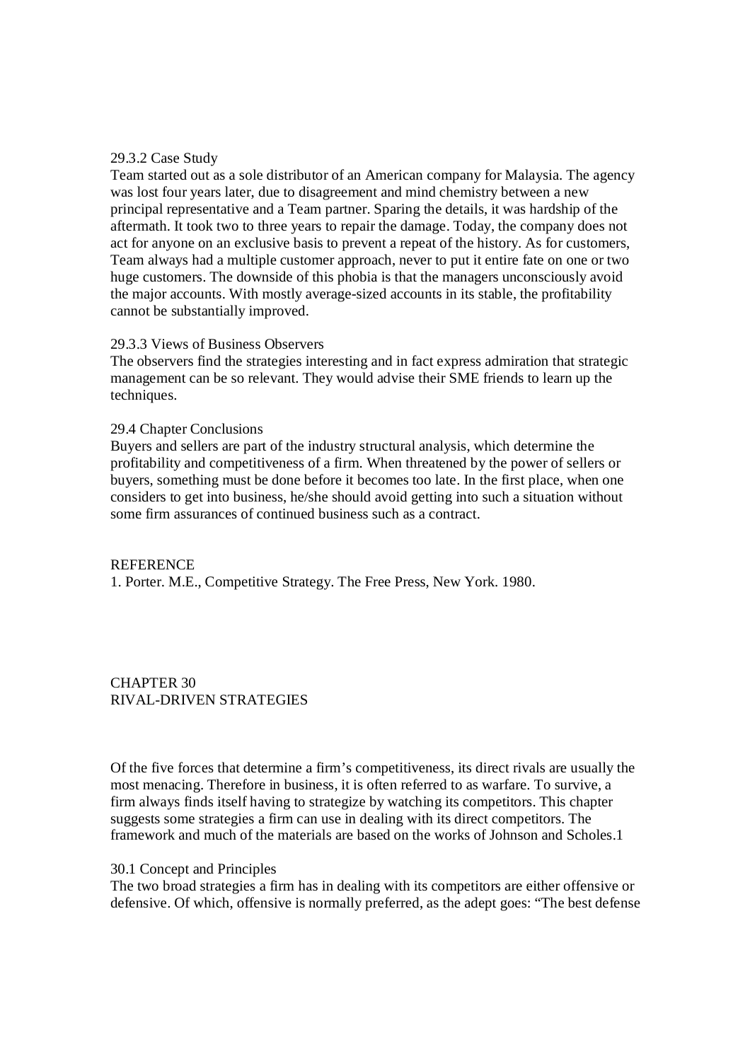### 29.3.2 Case Study

Team started out as a sole distributor of an American company for Malaysia. The agency was lost four years later, due to disagreement and mind chemistry between a new principal representative and a Team partner. Sparing the details, it was hardship of the aftermath. It took two to three years to repair the damage. Today, the company does not act for anyone on an exclusive basis to prevent a repeat of the history. As for customers, Team always had a multiple customer approach, never to put it entire fate on one or two huge customers. The downside of this phobia is that the managers unconsciously avoid the major accounts. With mostly average-sized accounts in its stable, the profitability cannot be substantially improved.

### 29.3.3 Views of Business Observers

The observers find the strategies interesting and in fact express admiration that strategic management can be so relevant. They would advise their SME friends to learn up the techniques.

## 29.4 Chapter Conclusions

Buyers and sellers are part of the industry structural analysis, which determine the profitability and competitiveness of a firm. When threatened by the power of sellers or buyers, something must be done before it becomes too late. In the first place, when one considers to get into business, he/she should avoid getting into such a situation without some firm assurances of continued business such as a contract.

## REFERENCE

1. Porter. M.E., Competitive Strategy. The Free Press, New York. 1980.

# CHAPTER 30
# RIVAL-DRIVEN STRATEGIES

Of the five forces that determine a firm's competitiveness, its direct rivals are usually the most menacing. Therefore in business, it is often referred to as warfare. To survive, a firm always finds itself having to strategize by watching its competitors. This chapter suggests some strategies a firm can use in dealing with its direct competitors. The framework and much of the materials are based on the works of Johnson and Scholes.[1]

## 30.1 Concept and Principles

The two broad strategies a firm has in dealing with its competitors are either offensive or defensive. Of which, offensive is normally preferred, as the adept goes: "The best defense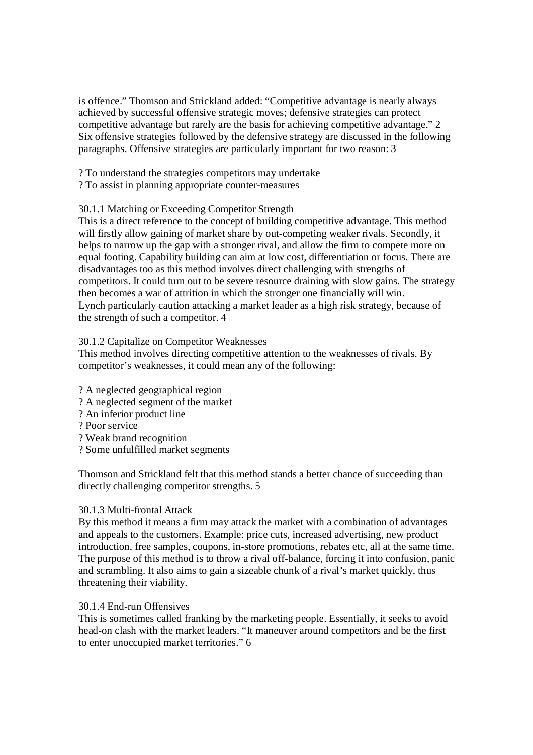is offence." Thomson and Strickland added: "Competitive advantage is nearly always achieved by successful offensive strategic moves; defensive strategies can protect competitive advantage but rarely are the basis for achieving competitive advantage." 2 Six offensive strategies followed by the defensive strategy are discussed in the following paragraphs. Offensive strategies are particularly important for two reason: 3

? To understand the strategies competitors may undertake
? To assist in planning appropriate counter-measures

### 30.1.1 Matching or Exceeding Competitor Strength

This is a direct reference to the concept of building competitive advantage. This method will firstly allow gaining of market share by out-competing weaker rivals. Secondly, it helps to narrow up the gap with a stronger rival, and allow the firm to compete more on equal footing. Capability building can aim at low cost, differentiation or focus. There are disadvantages too as this method involves direct challenging with strengths of competitors. It could turn out to be severe resource draining with slow gains. The strategy then becomes a war of attrition in which the stronger one financially will win.
Lynch particularly caution attacking a market leader as a high risk strategy, because of the strength of such a competitor. 4

### 30.1.2 Capitalize on Competitor Weaknesses

This method involves directing competitive attention to the weaknesses of rivals. By competitor's weaknesses, it could mean any of the following:

? A neglected geographical region
? A neglected segment of the market
? An inferior product line
? Poor service
? Weak brand recognition
? Some unfulfilled market segments

Thomson and Strickland felt that this method stands a better chance of succeeding than directly challenging competitor strengths. 5

### 30.1.3 Multi-frontal Attack

By this method it means a firm may attack the market with a combination of advantages and appeals to the customers. Example: price cuts, increased advertising, new product introduction, free samples, coupons, in-store promotions, rebates etc, all at the same time. The purpose of this method is to throw a rival off-balance, forcing it into confusion, panic and scrambling. It also aims to gain a sizeable chunk of a rival's market quickly, thus threatening their viability.

### 30.1.4 End-run Offensives

This is sometimes called franking by the marketing people. Essentially, it seeks to avoid head-on clash with the market leaders. "It maneuver around competitors and be the first to enter unoccupied market territories." 6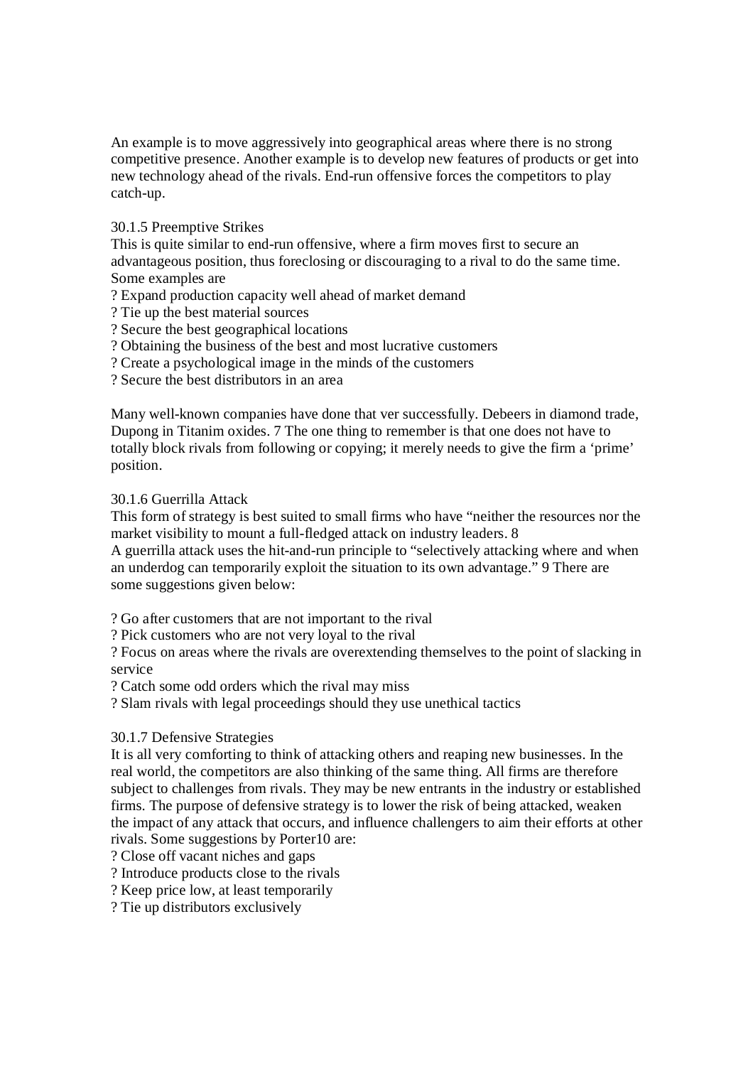An example is to move aggressively into geographical areas where there is no strong competitive presence. Another example is to develop new features of products or get into new technology ahead of the rivals. End-run offensive forces the competitors to play catch-up.

### 30.1.5 Preemptive Strikes

This is quite similar to end-run offensive, where a firm moves first to secure an advantageous position, thus foreclosing or discouraging to a rival to do the same time. Some examples are

? Expand production capacity well ahead of market demand
? Tie up the best material sources
? Secure the best geographical locations
? Obtaining the business of the best and most lucrative customers
? Create a psychological image in the minds of the customers
? Secure the best distributors in an area

Many well-known companies have done that ver successfully. Debeers in diamond trade, Dupong in Titanim oxides. 7 The one thing to remember is that one does not have to totally block rivals from following or copying; it merely needs to give the firm a 'prime' position.

### 30.1.6 Guerrilla Attack

This form of strategy is best suited to small firms who have "neither the resources nor the market visibility to mount a full-fledged attack on industry leaders. 8
A guerrilla attack uses the hit-and-run principle to "selectively attacking where and when an underdog can temporarily exploit the situation to its own advantage." 9 There are some suggestions given below:

? Go after customers that are not important to the rival
? Pick customers who are not very loyal to the rival
? Focus on areas where the rivals are overextending themselves to the point of slacking in service
? Catch some odd orders which the rival may miss
? Slam rivals with legal proceedings should they use unethical tactics

### 30.1.7 Defensive Strategies

It is all very comforting to think of attacking others and reaping new businesses. In the real world, the competitors are also thinking of the same thing. All firms are therefore subject to challenges from rivals. They may be new entrants in the industry or established firms. The purpose of defensive strategy is to lower the risk of being attacked, weaken the impact of any attack that occurs, and influence challengers to aim their efforts at other rivals. Some suggestions by Porter10 are:
? Close off vacant niches and gaps
? Introduce products close to the rivals
? Keep price low, at least temporarily
? Tie up distributors exclusively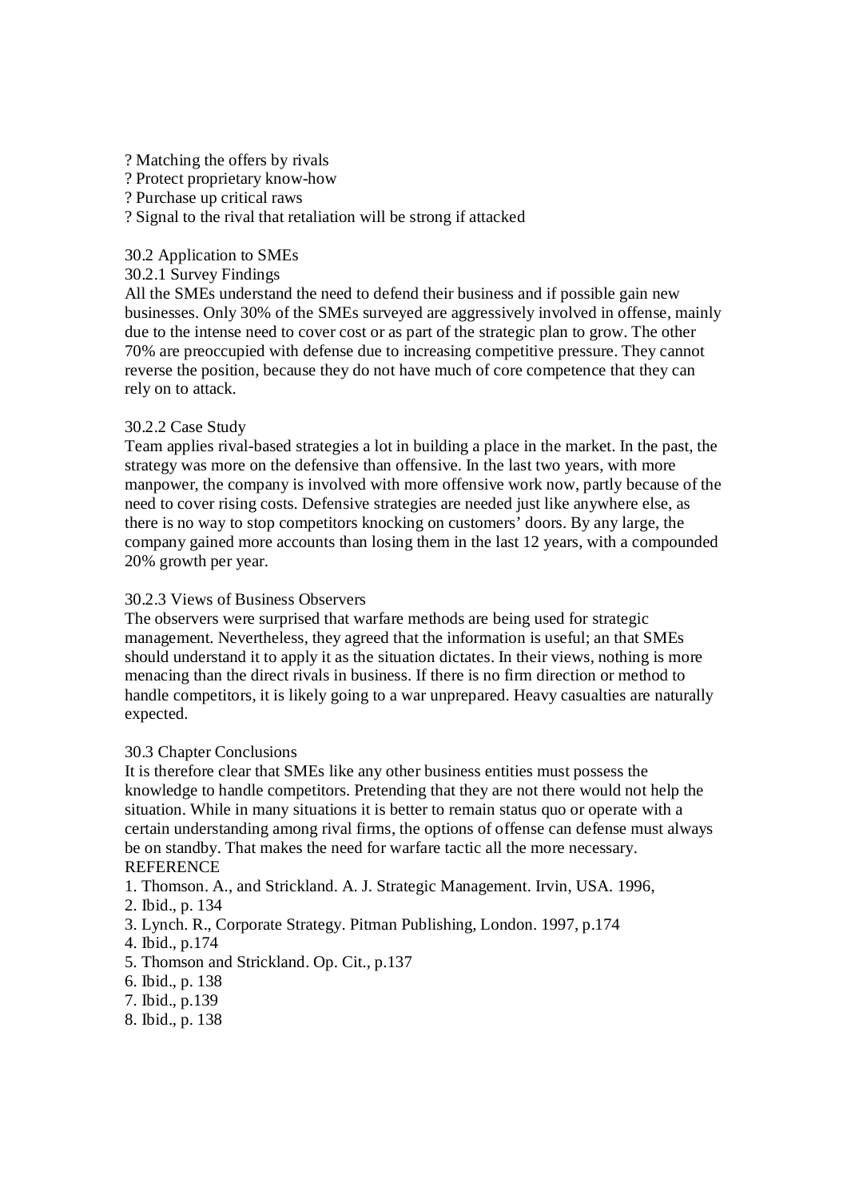? Matching the offers by rivals
? Protect proprietary know-how
? Purchase up critical raws
? Signal to the rival that retaliation will be strong if attacked

## 30.2 Application to SMEs

### 30.2.1 Survey Findings

All the SMEs understand the need to defend their business and if possible gain new businesses. Only 30% of the SMEs surveyed are aggressively involved in offense, mainly due to the intense need to cover cost or as part of the strategic plan to grow. The other 70% are preoccupied with defense due to increasing competitive pressure. They cannot reverse the position, because they do not have much of core competence that they can rely on to attack.

### 30.2.2 Case Study

Team applies rival-based strategies a lot in building a place in the market. In the past, the strategy was more on the defensive than offensive. In the last two years, with more manpower, the company is involved with more offensive work now, partly because of the need to cover rising costs. Defensive strategies are needed just like anywhere else, as there is no way to stop competitors knocking on customers' doors. By any large, the company gained more accounts than losing them in the last 12 years, with a compounded 20% growth per year.

### 30.2.3 Views of Business Observers

The observers were surprised that warfare methods are being used for strategic management. Nevertheless, they agreed that the information is useful; an that SMEs should understand it to apply it as the situation dictates. In their views, nothing is more menacing than the direct rivals in business. If there is no firm direction or method to handle competitors, it is likely going to a war unprepared. Heavy casualties are naturally expected.

## 30.3 Chapter Conclusions

It is therefore clear that SMEs like any other business entities must possess the knowledge to handle competitors. Pretending that they are not there would not help the situation. While in many situations it is better to remain status quo or operate with a certain understanding among rival firms, the options of offense can defense must always be on standby. That makes the need for warfare tactic all the more necessary.

REFERENCE

1. Thomson. A., and Strickland. A. J. Strategic Management. Irvin, USA. 1996,
2. Ibid., p. 134
3. Lynch. R., Corporate Strategy. Pitman Publishing, London. 1997, p.174
4. Ibid., p.174
5. Thomson and Strickland. Op. Cit., p.137
6. Ibid., p. 138
7. Ibid., p.139
8. Ibid., p. 138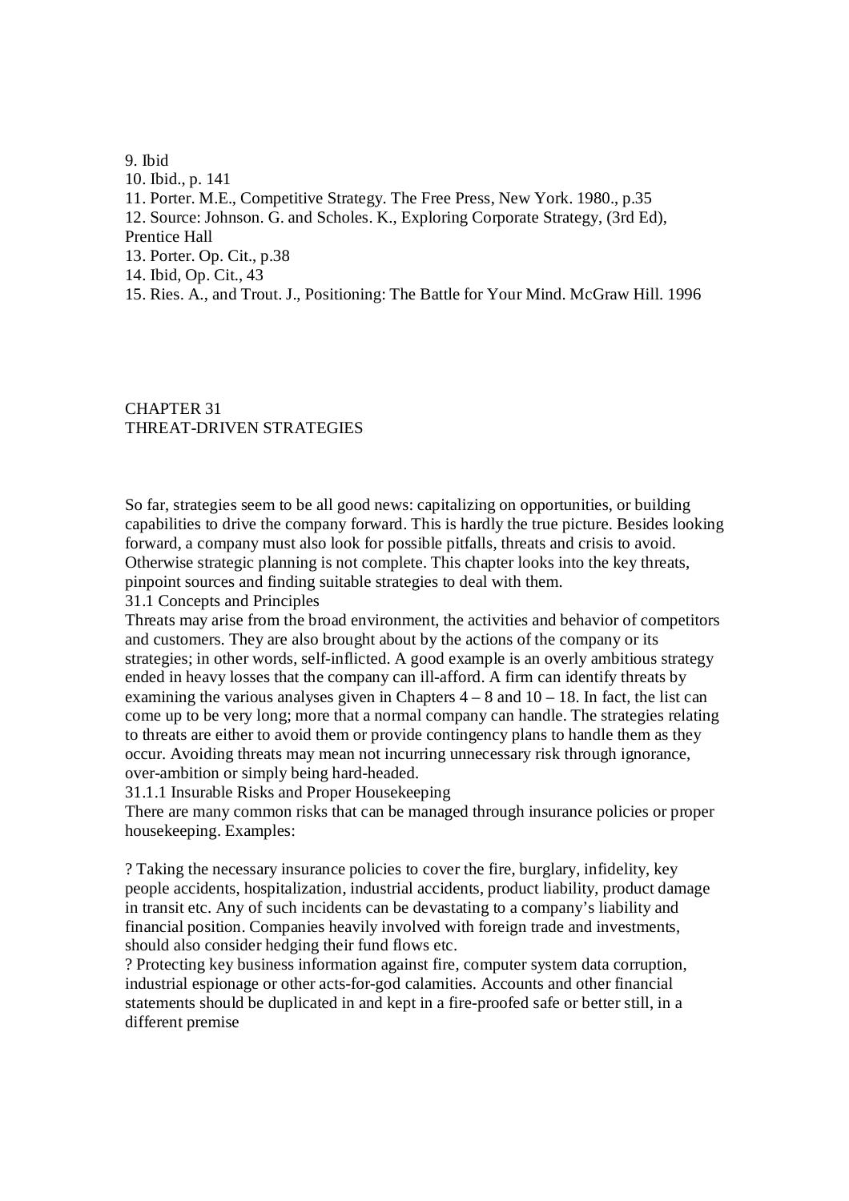9. Ibid
10. Ibid., p. 141
11. Porter. M.E., Competitive Strategy. The Free Press, New York. 1980., p.35
12. Source: Johnson. G. and Scholes. K., Exploring Corporate Strategy, (3rd Ed), Prentice Hall
13. Porter. Op. Cit., p.38
14. Ibid, Op. Cit., 43
15. Ries. A., and Trout. J., Positioning: The Battle for Your Mind. McGraw Hill. 1996

# CHAPTER 31
# THREAT-DRIVEN STRATEGIES

So far, strategies seem to be all good news: capitalizing on opportunities, or building capabilities to drive the company forward. This is hardly the true picture. Besides looking forward, a company must also look for possible pitfalls, threats and crisis to avoid. Otherwise strategic planning is not complete. This chapter looks into the key threats, pinpoint sources and finding suitable strategies to deal with them.

## 31.1 Concepts and Principles

Threats may arise from the broad environment, the activities and behavior of competitors and customers. They are also brought about by the actions of the company or its strategies; in other words, self-inflicted. A good example is an overly ambitious strategy ended in heavy losses that the company can ill-afford. A firm can identify threats by examining the various analyses given in Chapters 4 – 8 and 10 – 18. In fact, the list can come up to be very long; more that a normal company can handle. The strategies relating to threats are either to avoid them or provide contingency plans to handle them as they occur. Avoiding threats may mean not incurring unnecessary risk through ignorance, over-ambition or simply being hard-headed.

### 31.1.1 Insurable Risks and Proper Housekeeping

There are many common risks that can be managed through insurance policies or proper housekeeping. Examples:

? Taking the necessary insurance policies to cover the fire, burglary, infidelity, key people accidents, hospitalization, industrial accidents, product liability, product damage in transit etc. Any of such incidents can be devastating to a company's liability and financial position. Companies heavily involved with foreign trade and investments, should also consider hedging their fund flows etc.

? Protecting key business information against fire, computer system data corruption, industrial espionage or other acts-for-god calamities. Accounts and other financial statements should be duplicated in and kept in a fire-proofed safe or better still, in a different premise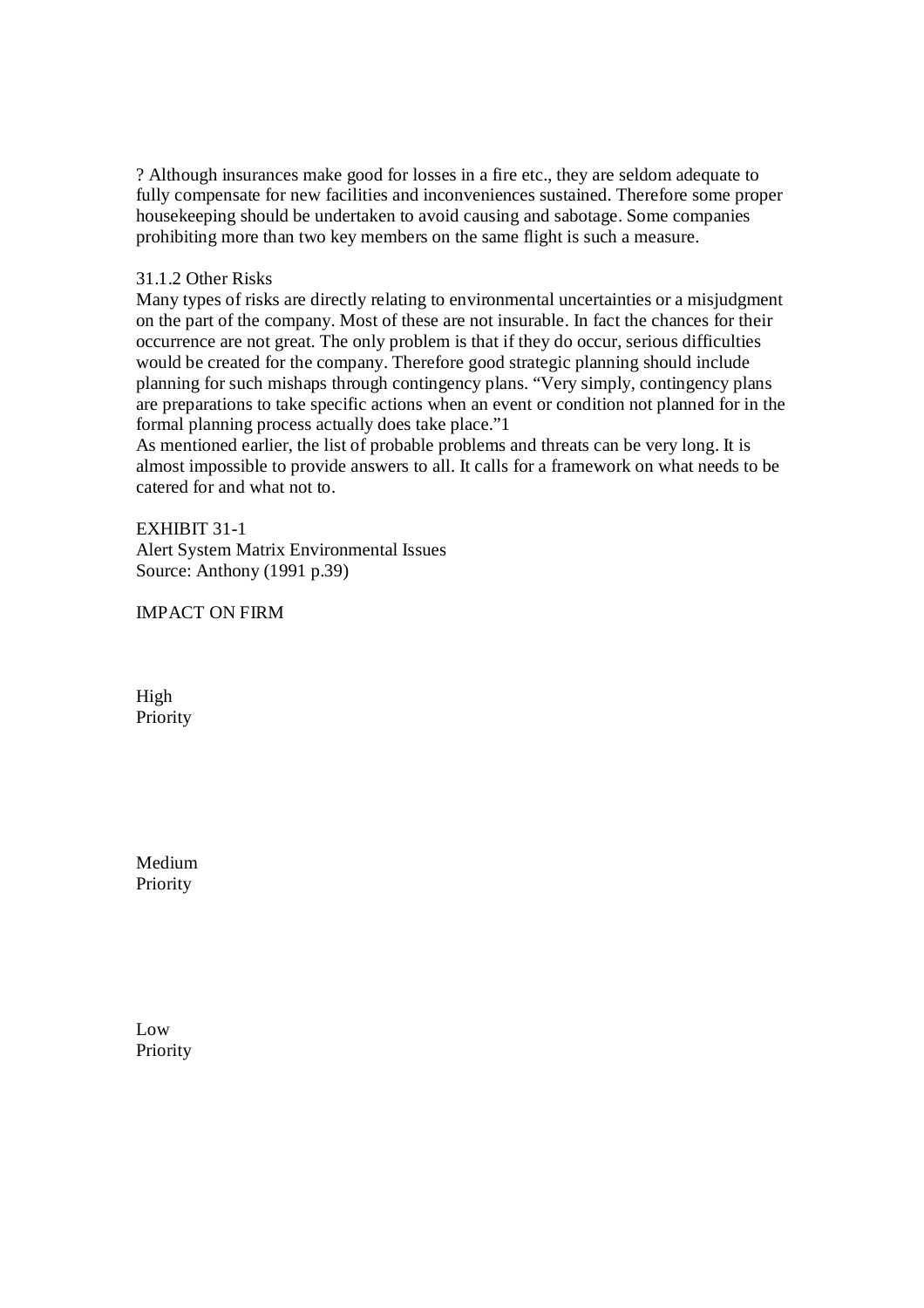? Although insurances make good for losses in a fire etc., they are seldom adequate to fully compensate for new facilities and inconveniences sustained. Therefore some proper housekeeping should be undertaken to avoid causing and sabotage. Some companies prohibiting more than two key members on the same flight is such a measure.

### 31.1.2 Other Risks

Many types of risks are directly relating to environmental uncertainties or a misjudgment on the part of the company. Most of these are not insurable. In fact the chances for their occurrence are not great. The only problem is that if they do occur, serious difficulties would be created for the company. Therefore good strategic planning should include planning for such mishaps through contingency plans. "Very simply, contingency plans are preparations to take specific actions when an event or condition not planned for in the formal planning process actually does take place."1

As mentioned earlier, the list of probable problems and threats can be very long. It is almost impossible to provide answers to all. It calls for a framework on what needs to be catered for and what not to.

EXHIBIT 31-1
Alert System Matrix Environmental Issues
Source: Anthony (1991 p.39)

IMPACT ON FIRM

High
Priority

Medium
Priority

Low
Priority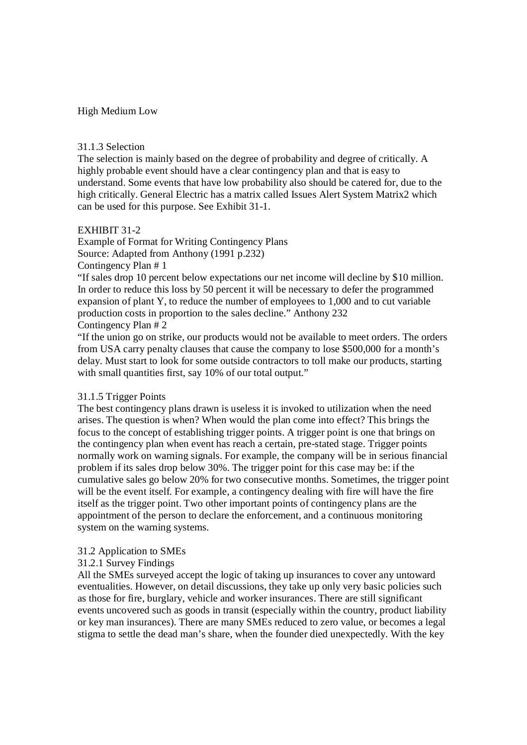High Medium Low

### 31.1.3 Selection

The selection is mainly based on the degree of probability and degree of critically. A highly probable event should have a clear contingency plan and that is easy to understand. Some events that have low probability also should be catered for, due to the high critically. General Electric has a matrix called Issues Alert System Matrix2 which can be used for this purpose. See Exhibit 31-1.

EXHIBIT 31-2
Example of Format for Writing Contingency Plans
Source: Adapted from Anthony (1991 p.232)

Contingency Plan # 1

"If sales drop 10 percent below expectations our net income will decline by $10 million. In order to reduce this loss by 50 percent it will be necessary to defer the programmed expansion of plant Y, to reduce the number of employees to 1,000 and to cut variable production costs in proportion to the sales decline." Anthony 232

Contingency Plan # 2

"If the union go on strike, our products would not be available to meet orders. The orders from USA carry penalty clauses that cause the company to lose $500,000 for a month's delay. Must start to look for some outside contractors to toll make our products, starting with small quantities first, say 10% of our total output."

### 31.1.5 Trigger Points

The best contingency plans drawn is useless it is invoked to utilization when the need arises. The question is when? When would the plan come into effect? This brings the focus to the concept of establishing trigger points. A trigger point is one that brings on the contingency plan when event has reach a certain, pre-stated stage. Trigger points normally work on warning signals. For example, the company will be in serious financial problem if its sales drop below 30%. The trigger point for this case may be: if the cumulative sales go below 20% for two consecutive months. Sometimes, the trigger point will be the event itself. For example, a contingency dealing with fire will have the fire itself as the trigger point. Two other important points of contingency plans are the appointment of the person to declare the enforcement, and a continuous monitoring system on the warning systems.

## 31.2 Application to SMEs

### 31.2.1 Survey Findings

All the SMEs surveyed accept the logic of taking up insurances to cover any untoward eventualities. However, on detail discussions, they take up only very basic policies such as those for fire, burglary, vehicle and worker insurances. There are still significant events uncovered such as goods in transit (especially within the country, product liability or key man insurances). There are many SMEs reduced to zero value, or becomes a legal stigma to settle the dead man's share, when the founder died unexpectedly. With the key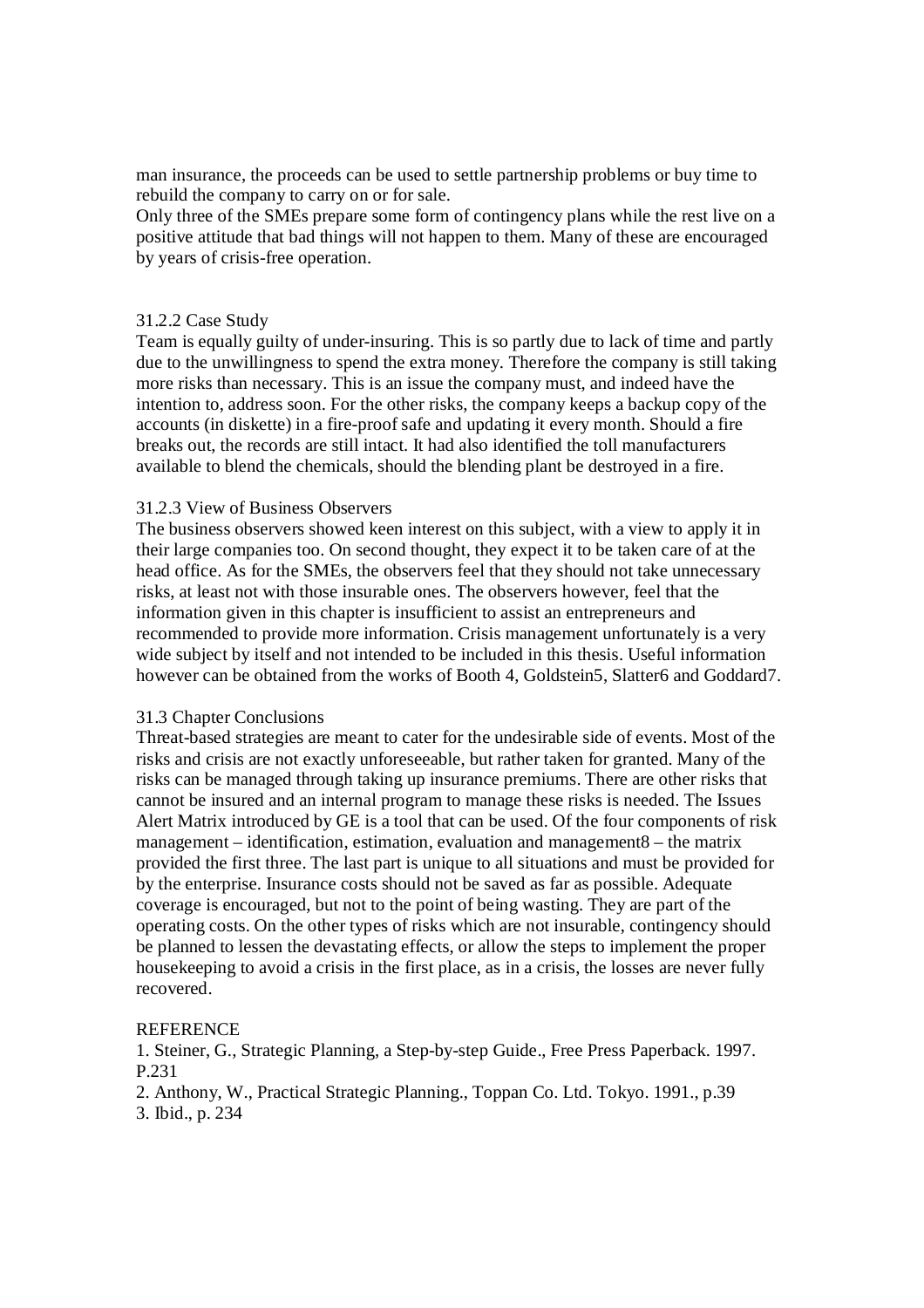man insurance, the proceeds can be used to settle partnership problems or buy time to rebuild the company to carry on or for sale.

Only three of the SMEs prepare some form of contingency plans while the rest live on a positive attitude that bad things will not happen to them. Many of these are encouraged by years of crisis-free operation.

### 31.2.2 Case Study

Team is equally guilty of under-insuring. This is so partly due to lack of time and partly due to the unwillingness to spend the extra money. Therefore the company is still taking more risks than necessary. This is an issue the company must, and indeed have the intention to, address soon. For the other risks, the company keeps a backup copy of the accounts (in diskette) in a fire-proof safe and updating it every month. Should a fire breaks out, the records are still intact. It had also identified the toll manufacturers available to blend the chemicals, should the blending plant be destroyed in a fire.

### 31.2.3 View of Business Observers

The business observers showed keen interest on this subject, with a view to apply it in their large companies too. On second thought, they expect it to be taken care of at the head office. As for the SMEs, the observers feel that they should not take unnecessary risks, at least not with those insurable ones. The observers however, feel that the information given in this chapter is insufficient to assist an entrepreneurs and recommended to provide more information. Crisis management unfortunately is a very wide subject by itself and not intended to be included in this thesis. Useful information however can be obtained from the works of Booth [4], Goldstein[5], Slatter[6] and Goddard[7].

## 31.3 Chapter Conclusions

Threat-based strategies are meant to cater for the undesirable side of events. Most of the risks and crisis are not exactly unforeseeable, but rather taken for granted. Many of the risks can be managed through taking up insurance premiums. There are other risks that cannot be insured and an internal program to manage these risks is needed. The Issues Alert Matrix introduced by GE is a tool that can be used. Of the four components of risk management – identification, estimation, evaluation and management[8] – the matrix provided the first three. The last part is unique to all situations and must be provided for by the enterprise. Insurance costs should not be saved as far as possible. Adequate coverage is encouraged, but not to the point of being wasting. They are part of the operating costs. On the other types of risks which are not insurable, contingency should be planned to lessen the devastating effects, or allow the steps to implement the proper housekeeping to avoid a crisis in the first place, as in a crisis, the losses are never fully recovered.

## REFERENCE

1. Steiner, G., Strategic Planning, a Step-by-step Guide., Free Press Paperback. 1997. P.231
2. Anthony, W., Practical Strategic Planning., Toppan Co. Ltd. Tokyo. 1991., p.39
3. Ibid., p. 234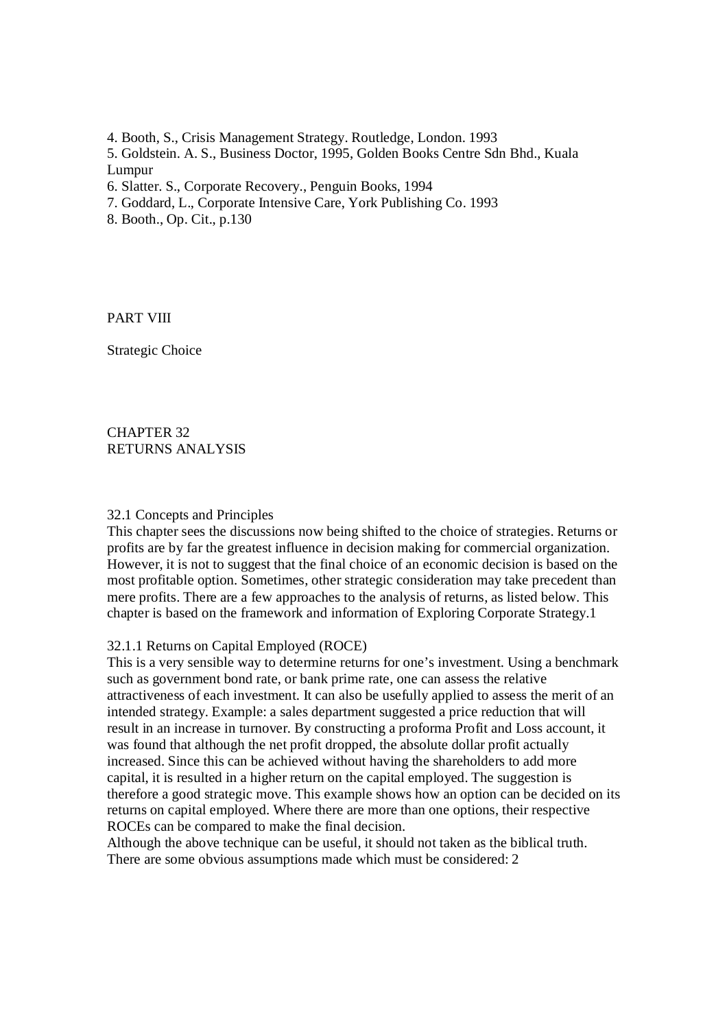4. Booth, S., Crisis Management Strategy. Routledge, London. 1993
5. Goldstein. A. S., Business Doctor, 1995, Golden Books Centre Sdn Bhd., Kuala Lumpur
6. Slatter. S., Corporate Recovery., Penguin Books, 1994
7. Goddard, L., Corporate Intensive Care, York Publishing Co. 1993
8. Booth., Op. Cit., p.130

# PART VIII

# Strategic Choice

## CHAPTER 32
## RETURNS ANALYSIS

### 32.1 Concepts and Principles

This chapter sees the discussions now being shifted to the choice of strategies. Returns or profits are by far the greatest influence in decision making for commercial organization. However, it is not to suggest that the final choice of an economic decision is based on the most profitable option. Sometimes, other strategic consideration may take precedent than mere profits. There are a few approaches to the analysis of returns, as listed below. This chapter is based on the framework and information of Exploring Corporate Strategy.1

#### 32.1.1 Returns on Capital Employed (ROCE)

This is a very sensible way to determine returns for one's investment. Using a benchmark such as government bond rate, or bank prime rate, one can assess the relative attractiveness of each investment. It can also be usefully applied to assess the merit of an intended strategy. Example: a sales department suggested a price reduction that will result in an increase in turnover. By constructing a proforma Profit and Loss account, it was found that although the net profit dropped, the absolute dollar profit actually increased. Since this can be achieved without having the shareholders to add more capital, it is resulted in a higher return on the capital employed. The suggestion is therefore a good strategic move. This example shows how an option can be decided on its returns on capital employed. Where there are more than one options, their respective ROCEs can be compared to make the final decision.

Although the above technique can be useful, it should not taken as the biblical truth. There are some obvious assumptions made which must be considered: 2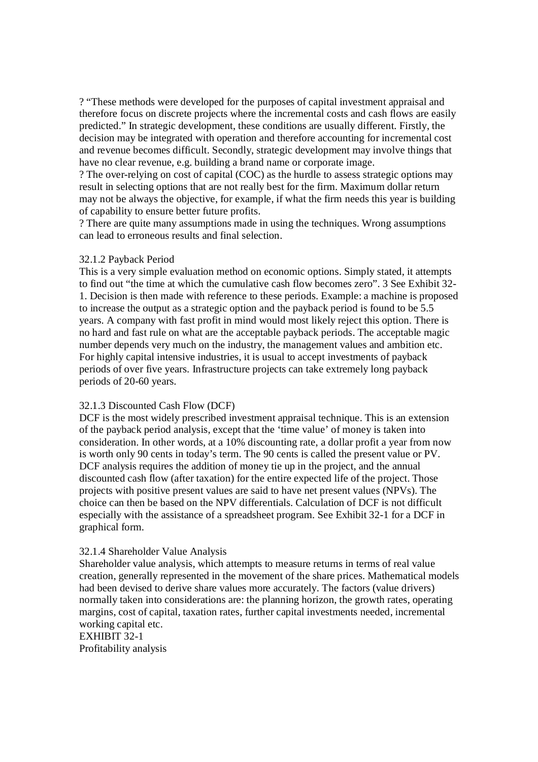? "These methods were developed for the purposes of capital investment appraisal and therefore focus on discrete projects where the incremental costs and cash flows are easily predicted." In strategic development, these conditions are usually different. Firstly, the decision may be integrated with operation and therefore accounting for incremental cost and revenue becomes difficult. Secondly, strategic development may involve things that have no clear revenue, e.g. building a brand name or corporate image.

? The over-relying on cost of capital (COC) as the hurdle to assess strategic options may result in selecting options that are not really best for the firm. Maximum dollar return may not be always the objective, for example, if what the firm needs this year is building of capability to ensure better future profits.

? There are quite many assumptions made in using the techniques. Wrong assumptions can lead to erroneous results and final selection.

32.1.2 Payback Period

This is a very simple evaluation method on economic options. Simply stated, it attempts to find out "the time at which the cumulative cash flow becomes zero". 3 See Exhibit 32-1. Decision is then made with reference to these periods. Example: a machine is proposed to increase the output as a strategic option and the payback period is found to be 5.5 years. A company with fast profit in mind would most likely reject this option. There is no hard and fast rule on what are the acceptable payback periods. The acceptable magic number depends very much on the industry, the management values and ambition etc. For highly capital intensive industries, it is usual to accept investments of payback periods of over five years. Infrastructure projects can take extremely long payback periods of 20-60 years.

32.1.3 Discounted Cash Flow (DCF)

DCF is the most widely prescribed investment appraisal technique. This is an extension of the payback period analysis, except that the 'time value' of money is taken into consideration. In other words, at a 10% discounting rate, a dollar profit a year from now is worth only 90 cents in today's term. The 90 cents is called the present value or PV. DCF analysis requires the addition of money tie up in the project, and the annual discounted cash flow (after taxation) for the entire expected life of the project. Those projects with positive present values are said to have net present values (NPVs). The choice can then be based on the NPV differentials. Calculation of DCF is not difficult especially with the assistance of a spreadsheet program. See Exhibit 32-1 for a DCF in graphical form.

32.1.4 Shareholder Value Analysis

Shareholder value analysis, which attempts to measure returns in terms of real value creation, generally represented in the movement of the share prices. Mathematical models had been devised to derive share values more accurately. The factors (value drivers) normally taken into considerations are: the planning horizon, the growth rates, operating margins, cost of capital, taxation rates, further capital investments needed, incremental working capital etc.

EXHIBIT 32-1

Profitability analysis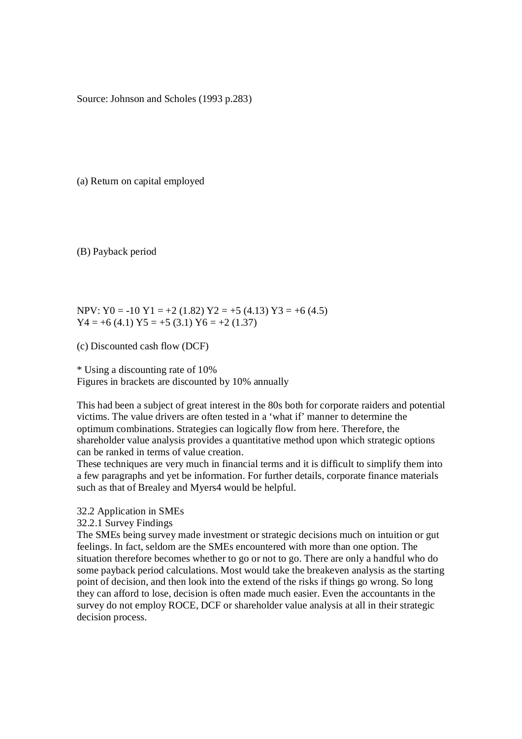Source: Johnson and Scholes (1993 p.283)

(a) Return on capital employed

(B) Payback period

NPV: Y0 = -10 Y1 = +2 (1.82) Y2 = +5 (4.13) Y3 = +6 (4.5)
Y4 = +6 (4.1) Y5 = +5 (3.1) Y6 = +2 (1.37)

(c) Discounted cash flow (DCF)

* Using a discounting rate of 10%
Figures in brackets are discounted by 10% annually

This had been a subject of great interest in the 80s both for corporate raiders and potential victims. The value drivers are often tested in a 'what if' manner to determine the optimum combinations. Strategies can logically flow from here. Therefore, the shareholder value analysis provides a quantitative method upon which strategic options can be ranked in terms of value creation.
These techniques are very much in financial terms and it is difficult to simplify them into a few paragraphs and yet be information. For further details, corporate finance materials such as that of Brealey and Myers4 would be helpful.

32.2 Application in SMEs

32.2.1 Survey Findings

The SMEs being survey made investment or strategic decisions much on intuition or gut feelings. In fact, seldom are the SMEs encountered with more than one option. The situation therefore becomes whether to go or not to go. There are only a handful who do some payback period calculations. Most would take the breakeven analysis as the starting point of decision, and then look into the extend of the risks if things go wrong. So long they can afford to lose, decision is often made much easier. Even the accountants in the survey do not employ ROCE, DCF or shareholder value analysis at all in their strategic decision process.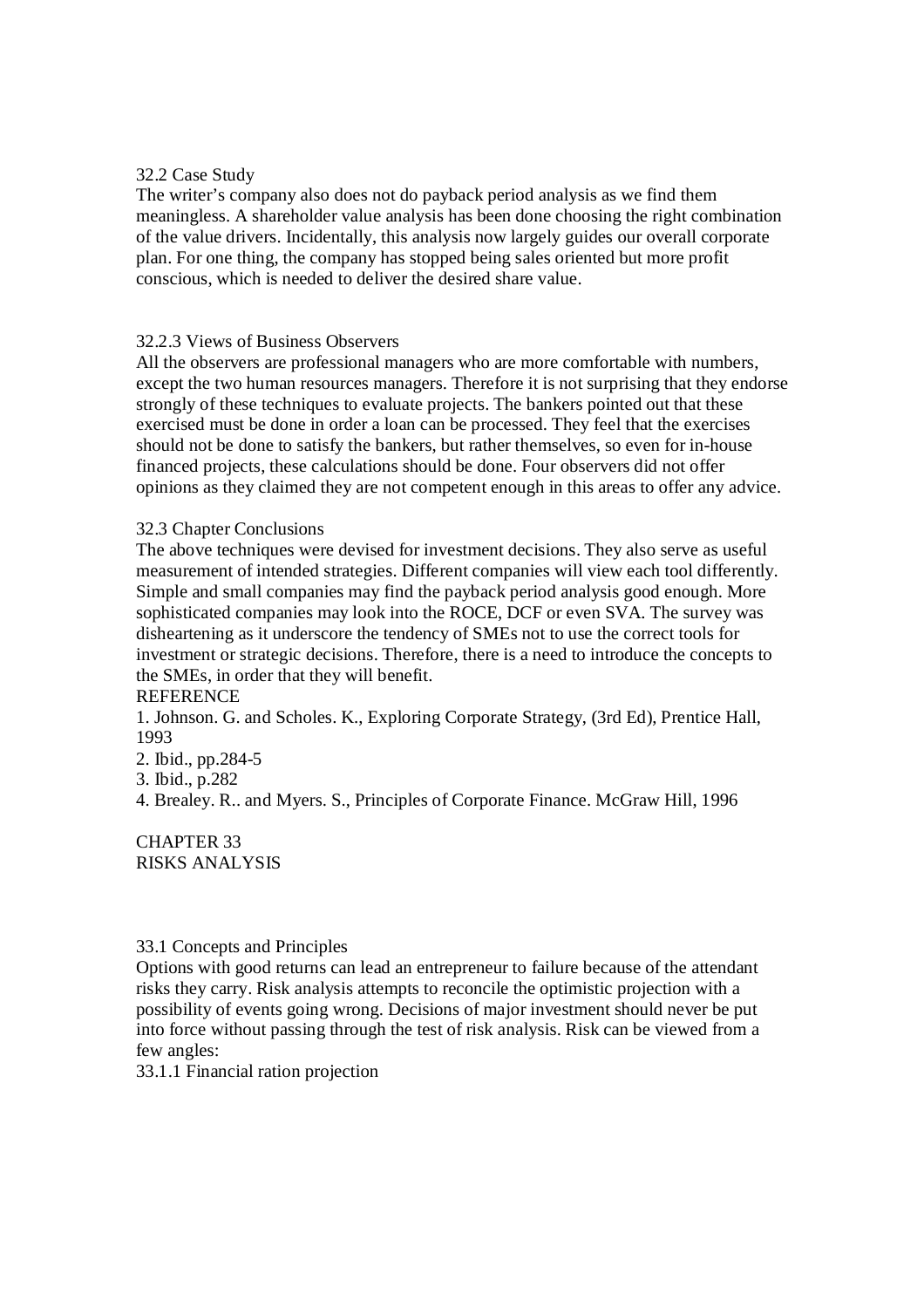## 32.2 Case Study

The writer's company also does not do payback period analysis as we find them meaningless. A shareholder value analysis has been done choosing the right combination of the value drivers. Incidentally, this analysis now largely guides our overall corporate plan. For one thing, the company has stopped being sales oriented but more profit conscious, which is needed to deliver the desired share value.

### 32.2.3 Views of Business Observers

All the observers are professional managers who are more comfortable with numbers, except the two human resources managers. Therefore it is not surprising that they endorse strongly of these techniques to evaluate projects. The bankers pointed out that these exercised must be done in order a loan can be processed. They feel that the exercises should not be done to satisfy the bankers, but rather themselves, so even for in-house financed projects, these calculations should be done. Four observers did not offer opinions as they claimed they are not competent enough in this areas to offer any advice.

## 32.3 Chapter Conclusions

The above techniques were devised for investment decisions. They also serve as useful measurement of intended strategies. Different companies will view each tool differently. Simple and small companies may find the payback period analysis good enough. More sophisticated companies may look into the ROCE, DCF or even SVA. The survey was disheartening as it underscore the tendency of SMEs not to use the correct tools for investment or strategic decisions. Therefore, there is a need to introduce the concepts to the SMEs, in order that they will benefit.

REFERENCE

1. Johnson. G. and Scholes. K., Exploring Corporate Strategy, (3rd Ed), Prentice Hall, 1993
2. Ibid., pp.284-5
3. Ibid., p.282
4. Brealey. R.. and Myers. S., Principles of Corporate Finance. McGraw Hill, 1996

# CHAPTER 33
# RISKS ANALYSIS

## 33.1 Concepts and Principles

Options with good returns can lead an entrepreneur to failure because of the attendant risks they carry. Risk analysis attempts to reconcile the optimistic projection with a possibility of events going wrong. Decisions of major investment should never be put into force without passing through the test of risk analysis. Risk can be viewed from a few angles:

### 33.1.1 Financial ration projection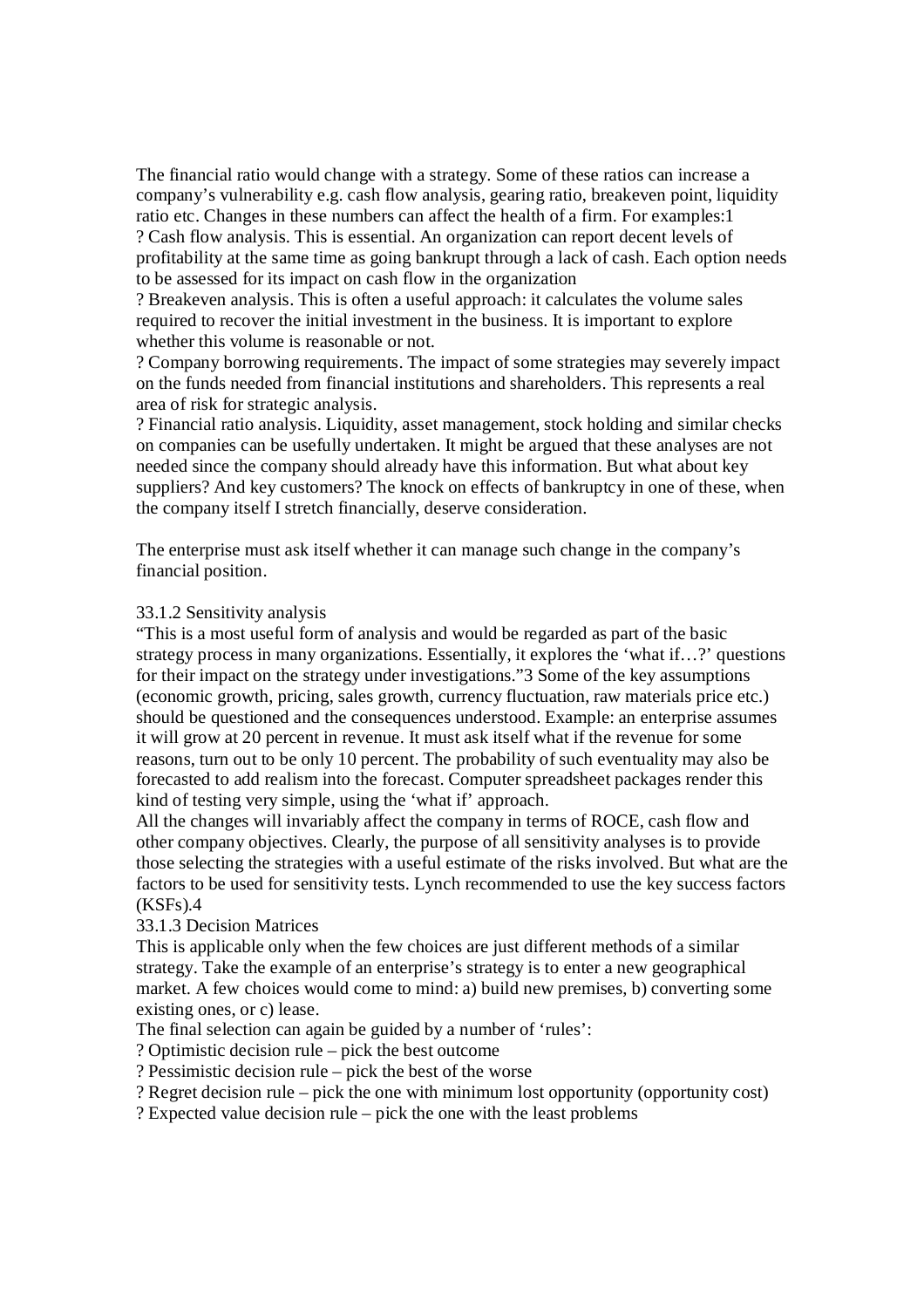The financial ratio would change with a strategy. Some of these ratios can increase a company's vulnerability e.g. cash flow analysis, gearing ratio, breakeven point, liquidity ratio etc. Changes in these numbers can affect the health of a firm. For examples:1

? Cash flow analysis. This is essential. An organization can report decent levels of profitability at the same time as going bankrupt through a lack of cash. Each option needs to be assessed for its impact on cash flow in the organization

? Breakeven analysis. This is often a useful approach: it calculates the volume sales required to recover the initial investment in the business. It is important to explore whether this volume is reasonable or not.

? Company borrowing requirements. The impact of some strategies may severely impact on the funds needed from financial institutions and shareholders. This represents a real area of risk for strategic analysis.

? Financial ratio analysis. Liquidity, asset management, stock holding and similar checks on companies can be usefully undertaken. It might be argued that these analyses are not needed since the company should already have this information. But what about key suppliers? And key customers? The knock on effects of bankruptcy in one of these, when the company itself I stretch financially, deserve consideration.

The enterprise must ask itself whether it can manage such change in the company's financial position.

### 33.1.2 Sensitivity analysis

"This is a most useful form of analysis and would be regarded as part of the basic strategy process in many organizations. Essentially, it explores the 'what if…?' questions for their impact on the strategy under investigations."3 Some of the key assumptions (economic growth, pricing, sales growth, currency fluctuation, raw materials price etc.) should be questioned and the consequences understood. Example: an enterprise assumes it will grow at 20 percent in revenue. It must ask itself what if the revenue for some reasons, turn out to be only 10 percent. The probability of such eventuality may also be forecasted to add realism into the forecast. Computer spreadsheet packages render this kind of testing very simple, using the 'what if' approach.

All the changes will invariably affect the company in terms of ROCE, cash flow and other company objectives. Clearly, the purpose of all sensitivity analyses is to provide those selecting the strategies with a useful estimate of the risks involved. But what are the factors to be used for sensitivity tests. Lynch recommended to use the key success factors (KSFs).4

### 33.1.3 Decision Matrices

This is applicable only when the few choices are just different methods of a similar strategy. Take the example of an enterprise's strategy is to enter a new geographical market. A few choices would come to mind: a) build new premises, b) converting some existing ones, or c) lease.

The final selection can again be guided by a number of 'rules':

? Optimistic decision rule – pick the best outcome

? Pessimistic decision rule – pick the best of the worse

? Regret decision rule – pick the one with minimum lost opportunity (opportunity cost)

? Expected value decision rule – pick the one with the least problems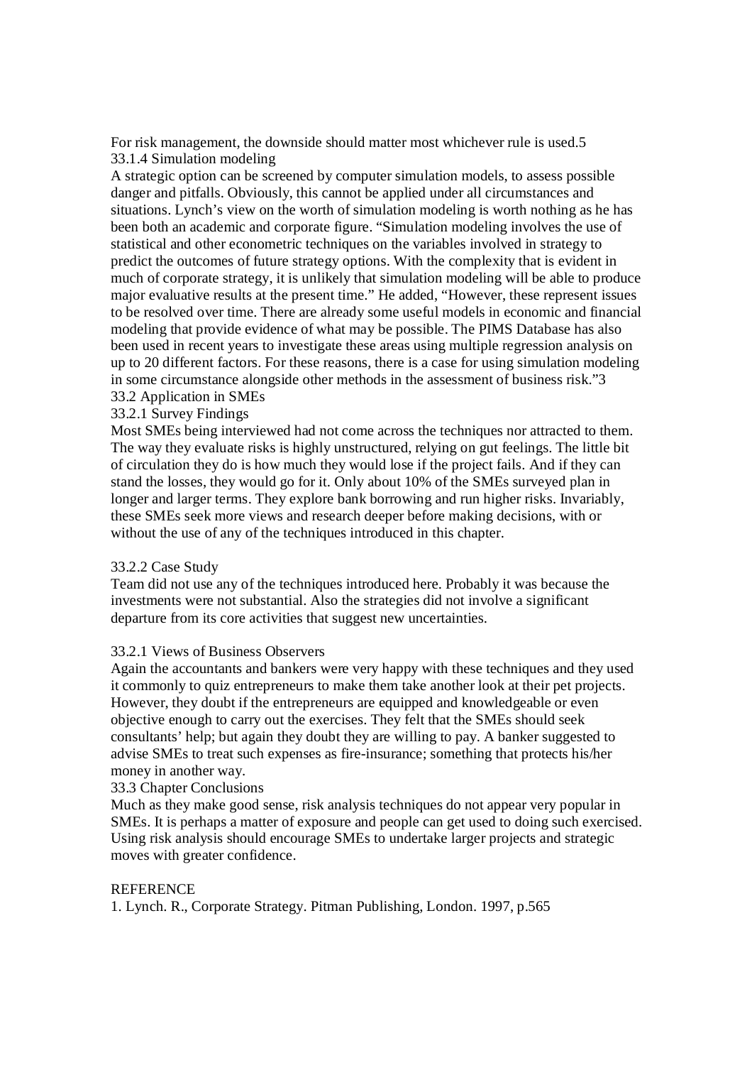For risk management, the downside should matter most whichever rule is used.5

### 33.1.4 Simulation modeling

A strategic option can be screened by computer simulation models, to assess possible danger and pitfalls. Obviously, this cannot be applied under all circumstances and situations. Lynch's view on the worth of simulation modeling is worth nothing as he has been both an academic and corporate figure. "Simulation modeling involves the use of statistical and other econometric techniques on the variables involved in strategy to predict the outcomes of future strategy options. With the complexity that is evident in much of corporate strategy, it is unlikely that simulation modeling will be able to produce major evaluative results at the present time." He added, "However, these represent issues to be resolved over time. There are already some useful models in economic and financial modeling that provide evidence of what may be possible. The PIMS Database has also been used in recent years to investigate these areas using multiple regression analysis on up to 20 different factors. For these reasons, there is a case for using simulation modeling in some circumstance alongside other methods in the assessment of business risk."3

## 33.2 Application in SMEs

### 33.2.1 Survey Findings

Most SMEs being interviewed had not come across the techniques nor attracted to them. The way they evaluate risks is highly unstructured, relying on gut feelings. The little bit of circulation they do is how much they would lose if the project fails. And if they can stand the losses, they would go for it. Only about 10% of the SMEs surveyed plan in longer and larger terms. They explore bank borrowing and run higher risks. Invariably, these SMEs seek more views and research deeper before making decisions, with or without the use of any of the techniques introduced in this chapter.

### 33.2.2 Case Study

Team did not use any of the techniques introduced here. Probably it was because the investments were not substantial. Also the strategies did not involve a significant departure from its core activities that suggest new uncertainties.

### 33.2.1 Views of Business Observers

Again the accountants and bankers were very happy with these techniques and they used it commonly to quiz entrepreneurs to make them take another look at their pet projects. However, they doubt if the entrepreneurs are equipped and knowledgeable or even objective enough to carry out the exercises. They felt that the SMEs should seek consultants' help; but again they doubt they are willing to pay. A banker suggested to advise SMEs to treat such expenses as fire-insurance; something that protects his/her money in another way.

## 33.3 Chapter Conclusions

Much as they make good sense, risk analysis techniques do not appear very popular in SMEs. It is perhaps a matter of exposure and people can get used to doing such exercised. Using risk analysis should encourage SMEs to undertake larger projects and strategic moves with greater confidence.

## REFERENCE

1. Lynch. R., Corporate Strategy. Pitman Publishing, London. 1997, p.565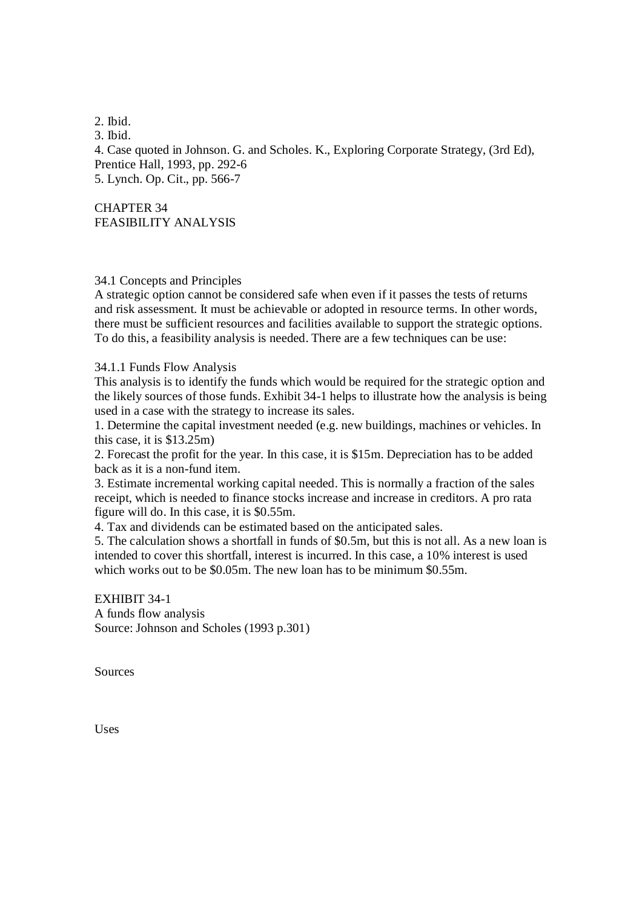2. Ibid.
3. Ibid.
4. Case quoted in Johnson. G. and Scholes. K., Exploring Corporate Strategy, (3rd Ed), Prentice Hall, 1993, pp. 292-6
5. Lynch. Op. Cit., pp. 566-7

# CHAPTER 34
# FEASIBILITY ANALYSIS

## 34.1 Concepts and Principles

A strategic option cannot be considered safe when even if it passes the tests of returns and risk assessment. It must be achievable or adopted in resource terms. In other words, there must be sufficient resources and facilities available to support the strategic options. To do this, a feasibility analysis is needed. There are a few techniques can be use:

### 34.1.1 Funds Flow Analysis

This analysis is to identify the funds which would be required for the strategic option and the likely sources of those funds. Exhibit 34-1 helps to illustrate how the analysis is being used in a case with the strategy to increase its sales.

1. Determine the capital investment needed (e.g. new buildings, machines or vehicles. In this case, it is $13.25m)
2. Forecast the profit for the year. In this case, it is $15m. Depreciation has to be added back as it is a non-fund item.
3. Estimate incremental working capital needed. This is normally a fraction of the sales receipt, which is needed to finance stocks increase and increase in creditors. A pro rata figure will do. In this case, it is $0.55m.
4. Tax and dividends can be estimated based on the anticipated sales.
5. The calculation shows a shortfall in funds of $0.5m, but this is not all. As a new loan is intended to cover this shortfall, interest is incurred. In this case, a 10% interest is used which works out to be $0.05m. The new loan has to be minimum $0.55m.

EXHIBIT 34-1
A funds flow analysis
Source: Johnson and Scholes (1993 p.301)

Sources

Uses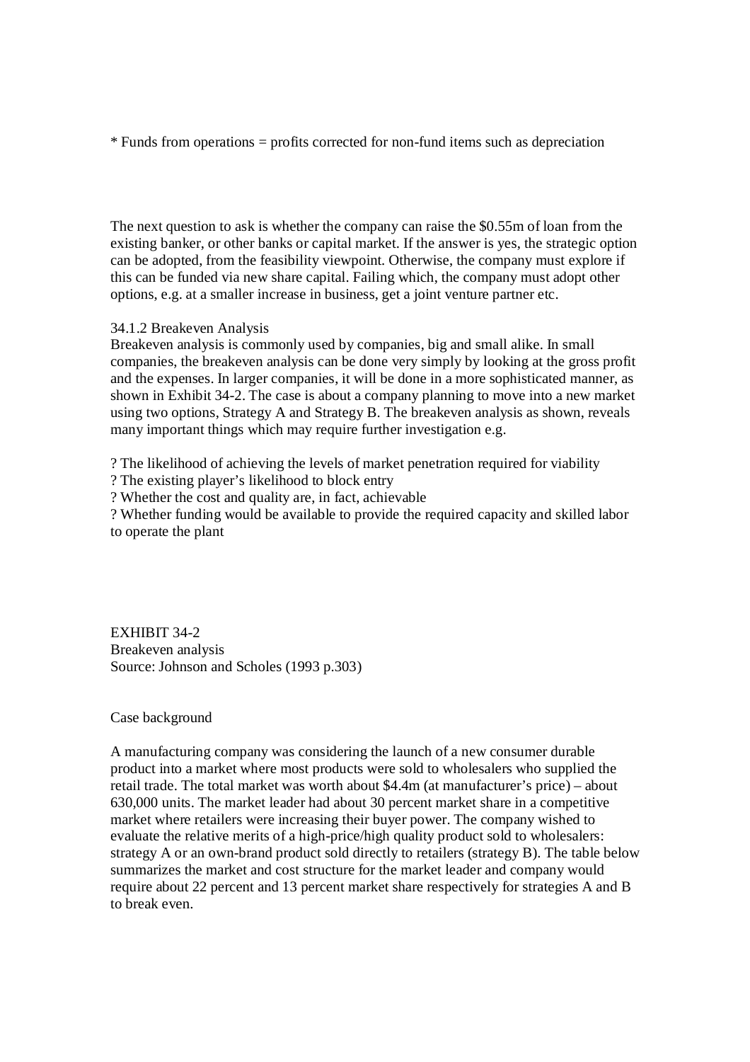* Funds from operations = profits corrected for non-fund items such as depreciation

The next question to ask is whether the company can raise the $0.55m of loan from the existing banker, or other banks or capital market. If the answer is yes, the strategic option can be adopted, from the feasibility viewpoint. Otherwise, the company must explore if this can be funded via new share capital. Failing which, the company must adopt other options, e.g. at a smaller increase in business, get a joint venture partner etc.

### 34.1.2 Breakeven Analysis

Breakeven analysis is commonly used by companies, big and small alike. In small companies, the breakeven analysis can be done very simply by looking at the gross profit and the expenses. In larger companies, it will be done in a more sophisticated manner, as shown in Exhibit 34-2. The case is about a company planning to move into a new market using two options, Strategy A and Strategy B. The breakeven analysis as shown, reveals many important things which may require further investigation e.g.

? The likelihood of achieving the levels of market penetration required for viability
? The existing player's likelihood to block entry
? Whether the cost and quality are, in fact, achievable
? Whether funding would be available to provide the required capacity and skilled labor to operate the plant

EXHIBIT 34-2
Breakeven analysis
Source: Johnson and Scholes (1993 p.303)

Case background

A manufacturing company was considering the launch of a new consumer durable product into a market where most products were sold to wholesalers who supplied the retail trade. The total market was worth about $4.4m (at manufacturer's price) – about 630,000 units. The market leader had about 30 percent market share in a competitive market where retailers were increasing their buyer power. The company wished to evaluate the relative merits of a high-price/high quality product sold to wholesalers: strategy A or an own-brand product sold directly to retailers (strategy B). The table below summarizes the market and cost structure for the market leader and company would require about 22 percent and 13 percent market share respectively for strategies A and B to break even.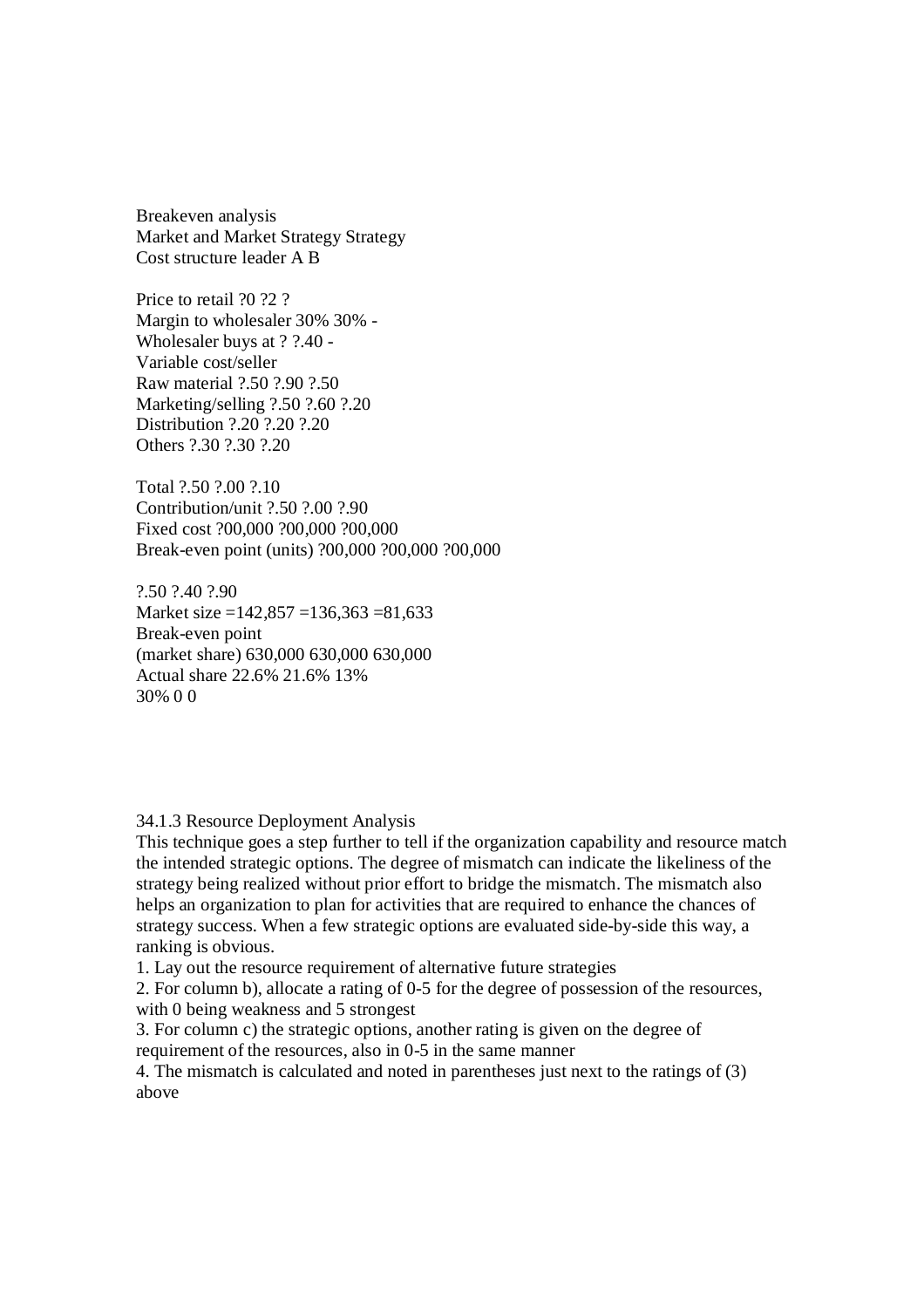Breakeven analysis
Market and Market Strategy Strategy
Cost structure leader A B

Price to retail ?0 ?2 ?
Margin to wholesaler 30% 30% -
Wholesaler buys at ? ?.40 -
Variable cost/seller
Raw material ?.50 ?.90 ?.50
Marketing/selling ?.50 ?.60 ?.20
Distribution ?.20 ?.20 ?.20
Others ?.30 ?.30 ?.20

Total ?.50 ?.00 ?.10
Contribution/unit ?.50 ?.00 ?.90
Fixed cost ?00,000 ?00,000 ?00,000
Break-even point (units) ?00,000 ?00,000 ?00,000

?.50 ?.40 ?.90
Market size =142,857 =136,363 =81,633
Break-even point
(market share) 630,000 630,000 630,000
Actual share 22.6% 21.6% 13%
30% 0 0

34.1.3 Resource Deployment Analysis

This technique goes a step further to tell if the organization capability and resource match the intended strategic options. The degree of mismatch can indicate the likeliness of the strategy being realized without prior effort to bridge the mismatch. The mismatch also helps an organization to plan for activities that are required to enhance the chances of strategy success. When a few strategic options are evaluated side-by-side this way, a ranking is obvious.

1. Lay out the resource requirement of alternative future strategies
2. For column b), allocate a rating of 0-5 for the degree of possession of the resources, with 0 being weakness and 5 strongest
3. For column c) the strategic options, another rating is given on the degree of requirement of the resources, also in 0-5 in the same manner
4. The mismatch is calculated and noted in parentheses just next to the ratings of (3) above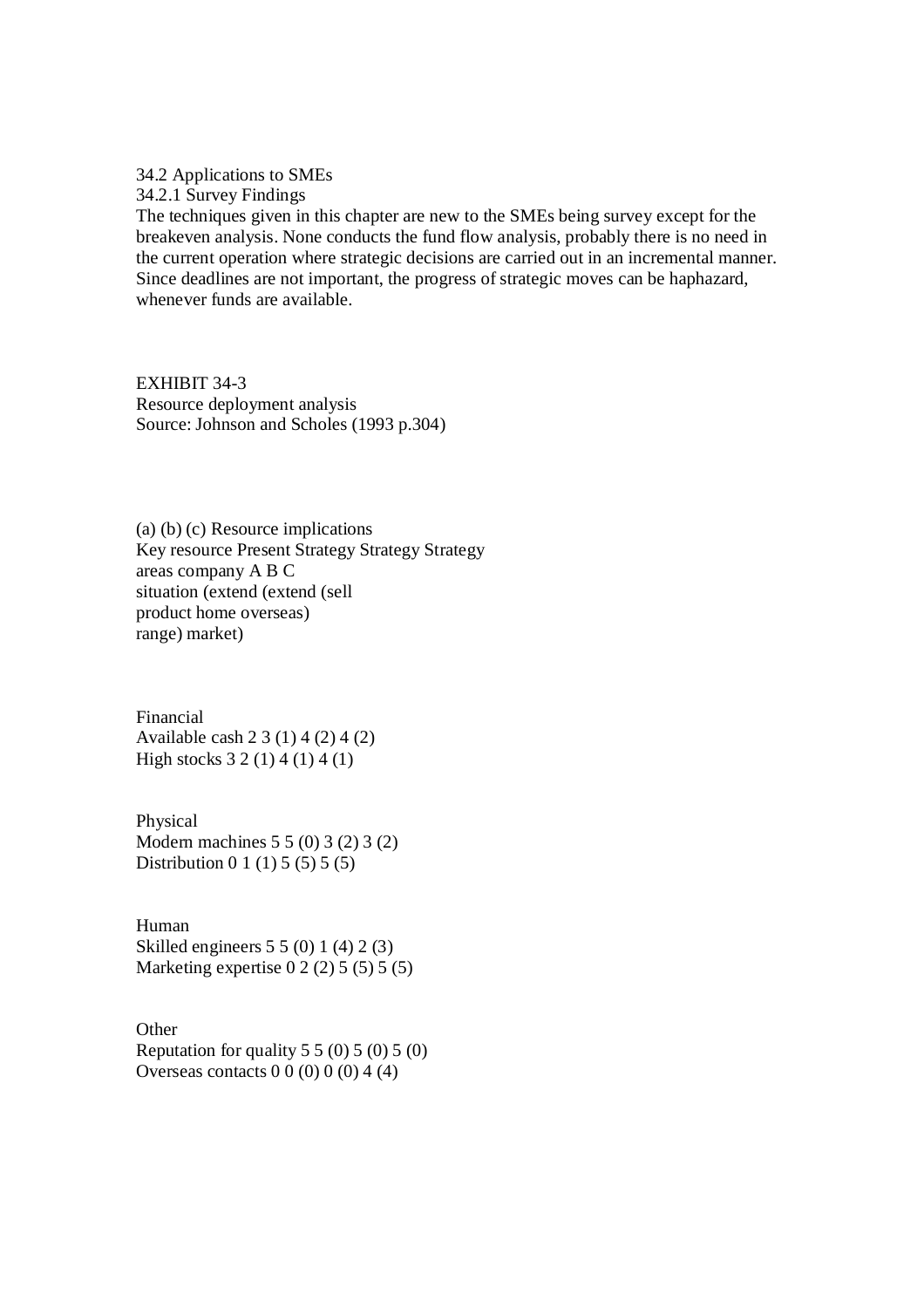## 34.2 Applications to SMEs

### 34.2.1 Survey Findings

The techniques given in this chapter are new to the SMEs being survey except for the breakeven analysis. None conducts the fund flow analysis, probably there is no need in the current operation where strategic decisions are carried out in an incremental manner. Since deadlines are not important, the progress of strategic moves can be haphazard, whenever funds are available.

EXHIBIT 34-3
Resource deployment analysis
Source: Johnson and Scholes (1993 p.304)

| | | (a) | (b) | (c) |
|---|---|---|---|---|
| | | Resource implications | | |
| Key resource areas | Present company situation | Strategy A (extend product range) | Strategy B (extend home market) | Strategy C (sell overseas) |
| **Financial** | | | | |
| Available cash | 2 | 3 (1) | 4 (2) | 4 (2) |
| High stocks | 3 | 2 (1) | 4 (1) | 4 (1) |
| **Physical** | | | | |
| Modern machines | 5 | 5 (0) | 3 (2) | 3 (2) |
| Distribution | 0 | 1 (1) | 5 (5) | 5 (5) |
| **Human** | | | | |
| Skilled engineers | 5 | 5 (0) | 1 (4) | 2 (3) |
| Marketing expertise | 0 | 2 (2) | 5 (5) | 5 (5) |
| **Other** | | | | |
| Reputation for quality | 5 | 5 (0) | 5 (0) | 5 (0) |
| Overseas contacts | 0 | 0 (0) | 0 (0) | 4 (4) |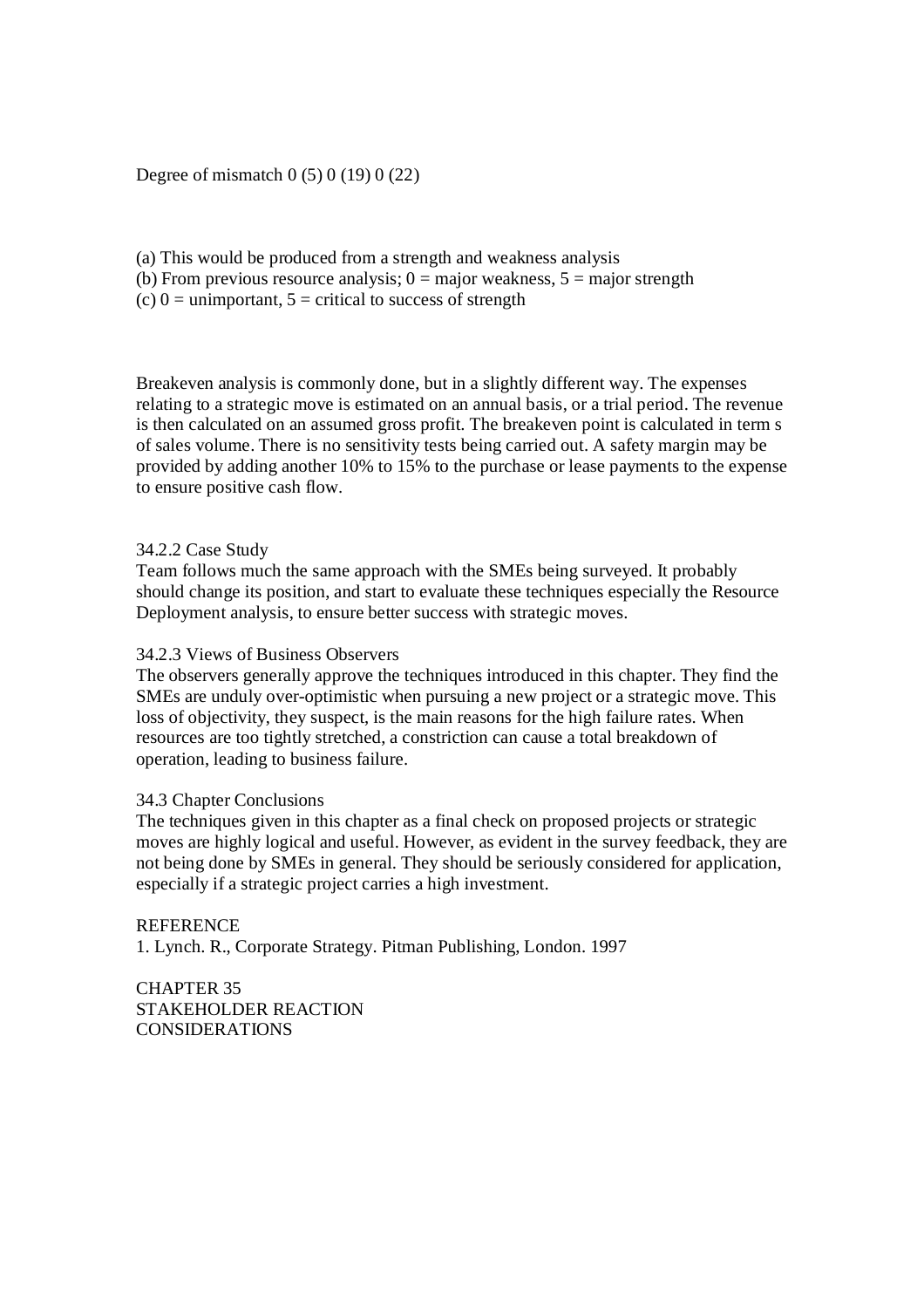Degree of mismatch 0 (5) 0 (19) 0 (22)

(a) This would be produced from a strength and weakness analysis
(b) From previous resource analysis; 0 = major weakness, 5 = major strength
(c) 0 = unimportant, 5 = critical to success of strength

Breakeven analysis is commonly done, but in a slightly different way. The expenses relating to a strategic move is estimated on an annual basis, or a trial period. The revenue is then calculated on an assumed gross profit. The breakeven point is calculated in term s of sales volume. There is no sensitivity tests being carried out. A safety margin may be provided by adding another 10% to 15% to the purchase or lease payments to the expense to ensure positive cash flow.

### 34.2.2 Case Study

Team follows much the same approach with the SMEs being surveyed. It probably should change its position, and start to evaluate these techniques especially the Resource Deployment analysis, to ensure better success with strategic moves.

### 34.2.3 Views of Business Observers

The observers generally approve the techniques introduced in this chapter. They find the SMEs are unduly over-optimistic when pursuing a new project or a strategic move. This loss of objectivity, they suspect, is the main reasons for the high failure rates. When resources are too tightly stretched, a constriction can cause a total breakdown of operation, leading to business failure.

## 34.3 Chapter Conclusions

The techniques given in this chapter as a final check on proposed projects or strategic moves are highly logical and useful. However, as evident in the survey feedback, they are not being done by SMEs in general. They should be seriously considered for application, especially if a strategic project carries a high investment.

REFERENCE

1. Lynch. R., Corporate Strategy. Pitman Publishing, London. 1997

# CHAPTER 35
# STAKEHOLDER REACTION CONSIDERATIONS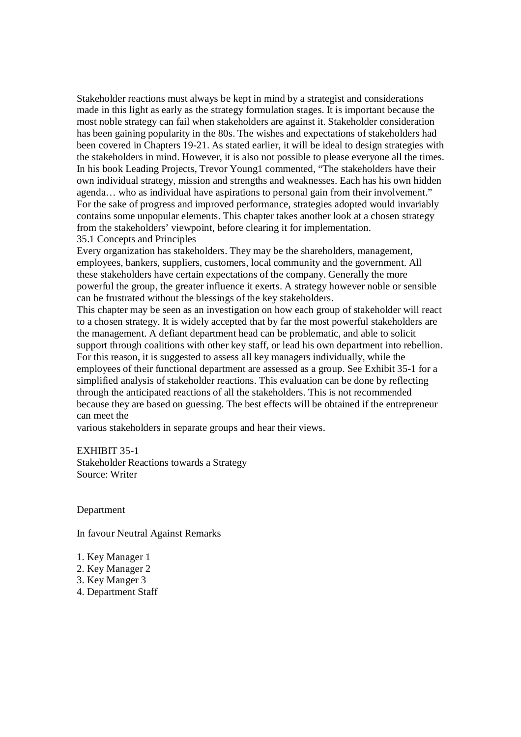Stakeholder reactions must always be kept in mind by a strategist and considerations made in this light as early as the strategy formulation stages. It is important because the most noble strategy can fail when stakeholders are against it. Stakeholder consideration has been gaining popularity in the 80s. The wishes and expectations of stakeholders had been covered in Chapters 19-21. As stated earlier, it will be ideal to design strategies with the stakeholders in mind. However, it is also not possible to please everyone all the times. In his book Leading Projects, Trevor Young[1] commented, "The stakeholders have their own individual strategy, mission and strengths and weaknesses. Each has his own hidden agenda… who as individual have aspirations to personal gain from their involvement." For the sake of progress and improved performance, strategies adopted would invariably contains some unpopular elements. This chapter takes another look at a chosen strategy from the stakeholders' viewpoint, before clearing it for implementation.

## 35.1 Concepts and Principles

Every organization has stakeholders. They may be the shareholders, management, employees, bankers, suppliers, customers, local community and the government. All these stakeholders have certain expectations of the company. Generally the more powerful the group, the greater influence it exerts. A strategy however noble or sensible can be frustrated without the blessings of the key stakeholders.

This chapter may be seen as an investigation on how each group of stakeholder will react to a chosen strategy. It is widely accepted that by far the most powerful stakeholders are the management. A defiant department head can be problematic, and able to solicit support through coalitions with other key staff, or lead his own department into rebellion. For this reason, it is suggested to assess all key managers individually, while the employees of their functional department are assessed as a group. See Exhibit 35-1 for a simplified analysis of stakeholder reactions. This evaluation can be done by reflecting through the anticipated reactions of all the stakeholders. This is not recommended because they are based on guessing. The best effects will be obtained if the entrepreneur can meet the various stakeholders in separate groups and hear their views.

EXHIBIT 35-1
Stakeholder Reactions towards a Strategy
Source: Writer

| Department | In favour | Neutral | Against | Remarks |
| --- | --- | --- | --- | --- |
| 1. Key Manager 1 | | | | |
| 2. Key Manager 2 | | | | |
| 3. Key Manger 3 | | | | |
| 4. Department Staff | | | | |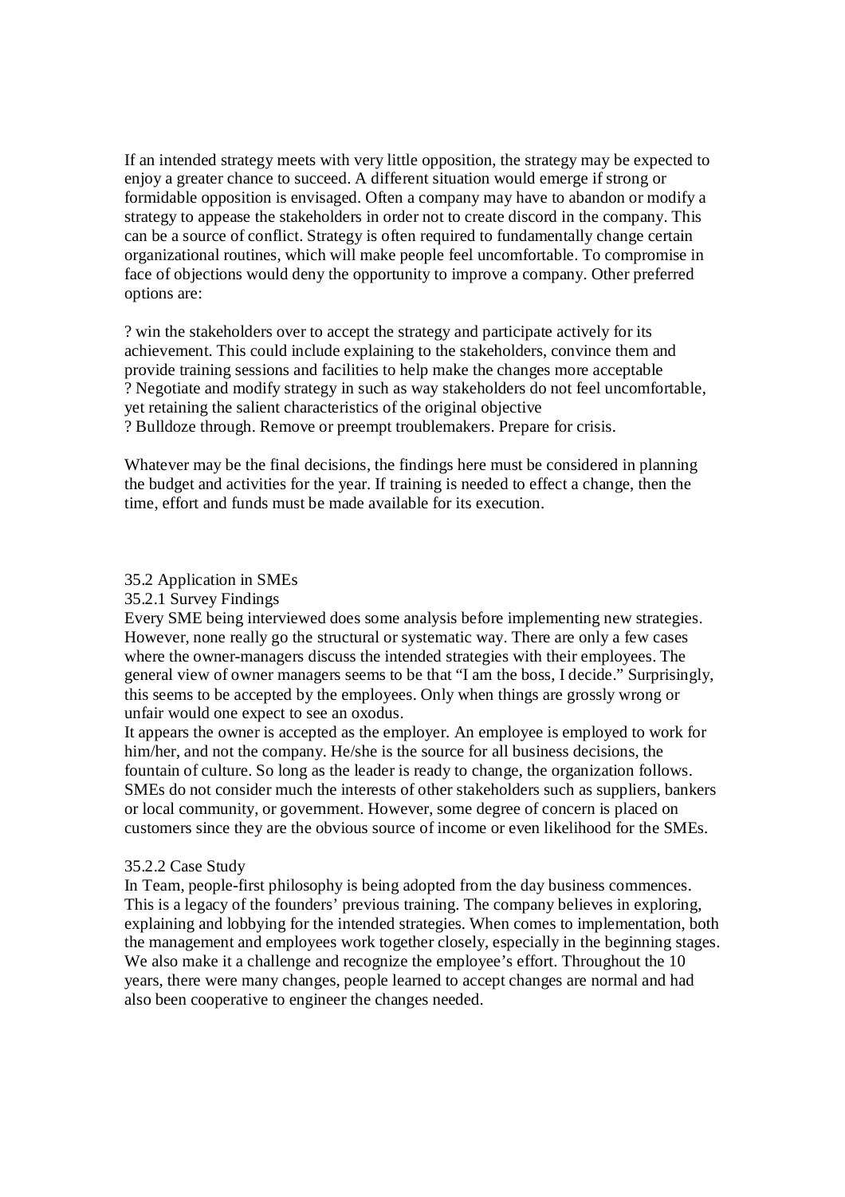If an intended strategy meets with very little opposition, the strategy may be expected to enjoy a greater chance to succeed. A different situation would emerge if strong or formidable opposition is envisaged. Often a company may have to abandon or modify a strategy to appease the stakeholders in order not to create discord in the company. This can be a source of conflict. Strategy is often required to fundamentally change certain organizational routines, which will make people feel uncomfortable. To compromise in face of objections would deny the opportunity to improve a company. Other preferred options are:

? win the stakeholders over to accept the strategy and participate actively for its achievement. This could include explaining to the stakeholders, convince them and provide training sessions and facilities to help make the changes more acceptable
? Negotiate and modify strategy in such as way stakeholders do not feel uncomfortable, yet retaining the salient characteristics of the original objective
? Bulldoze through. Remove or preempt troublemakers. Prepare for crisis.

Whatever may be the final decisions, the findings here must be considered in planning the budget and activities for the year. If training is needed to effect a change, then the time, effort and funds must be made available for its execution.

## 35.2 Application in SMEs

### 35.2.1 Survey Findings

Every SME being interviewed does some analysis before implementing new strategies. However, none really go the structural or systematic way. There are only a few cases where the owner-managers discuss the intended strategies with their employees. The general view of owner managers seems to be that "I am the boss, I decide." Surprisingly, this seems to be accepted by the employees. Only when things are grossly wrong or unfair would one expect to see an oxodus.

It appears the owner is accepted as the employer. An employee is employed to work for him/her, and not the company. He/she is the source for all business decisions, the fountain of culture. So long as the leader is ready to change, the organization follows. SMEs do not consider much the interests of other stakeholders such as suppliers, bankers or local community, or government. However, some degree of concern is placed on customers since they are the obvious source of income or even likelihood for the SMEs.

### 35.2.2 Case Study

In Team, people-first philosophy is being adopted from the day business commences. This is a legacy of the founders' previous training. The company believes in exploring, explaining and lobbying for the intended strategies. When comes to implementation, both the management and employees work together closely, especially in the beginning stages. We also make it a challenge and recognize the employee's effort. Throughout the 10 years, there were many changes, people learned to accept changes are normal and had also been cooperative to engineer the changes needed.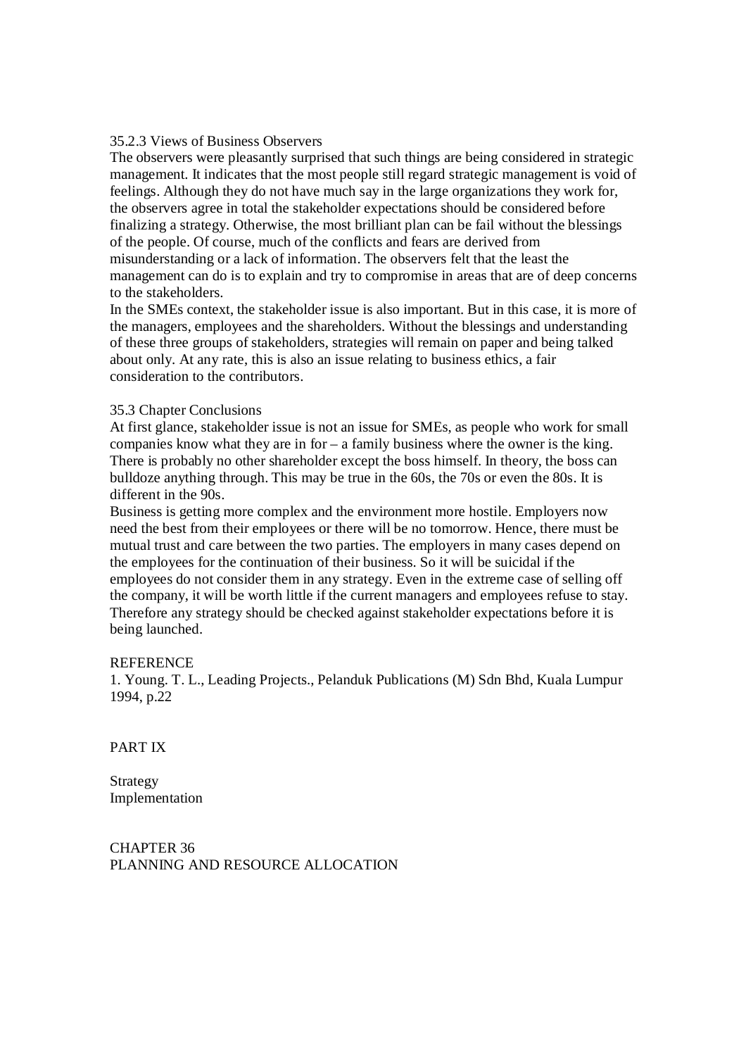### 35.2.3 Views of Business Observers

The observers were pleasantly surprised that such things are being considered in strategic management. It indicates that the most people still regard strategic management is void of feelings. Although they do not have much say in the large organizations they work for, the observers agree in total the stakeholder expectations should be considered before finalizing a strategy. Otherwise, the most brilliant plan can be fail without the blessings of the people. Of course, much of the conflicts and fears are derived from misunderstanding or a lack of information. The observers felt that the least the management can do is to explain and try to compromise in areas that are of deep concerns to the stakeholders.

In the SMEs context, the stakeholder issue is also important. But in this case, it is more of the managers, employees and the shareholders. Without the blessings and understanding of these three groups of stakeholders, strategies will remain on paper and being talked about only. At any rate, this is also an issue relating to business ethics, a fair consideration to the contributors.

## 35.3 Chapter Conclusions

At first glance, stakeholder issue is not an issue for SMEs, as people who work for small companies know what they are in for – a family business where the owner is the king. There is probably no other shareholder except the boss himself. In theory, the boss can bulldoze anything through. This may be true in the 60s, the 70s or even the 80s. It is different in the 90s.

Business is getting more complex and the environment more hostile. Employers now need the best from their employees or there will be no tomorrow. Hence, there must be mutual trust and care between the two parties. The employers in many cases depend on the employees for the continuation of their business. So it will be suicidal if the employees do not consider them in any strategy. Even in the extreme case of selling off the company, it will be worth little if the current managers and employees refuse to stay. Therefore any strategy should be checked against stakeholder expectations before it is being launched.

## REFERENCE

1. Young. T. L., Leading Projects., Pelanduk Publications (M) Sdn Bhd, Kuala Lumpur 1994, p.22

# PART IX

# Strategy Implementation

# CHAPTER 36
# PLANNING AND RESOURCE ALLOCATION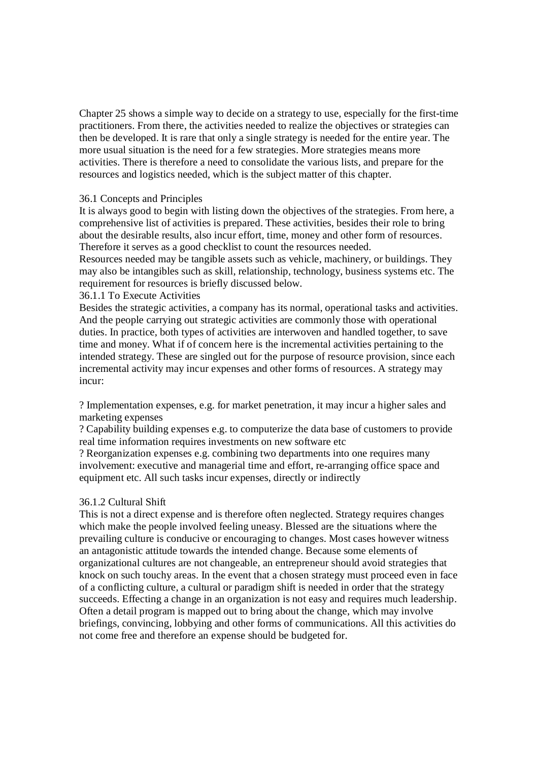Chapter 25 shows a simple way to decide on a strategy to use, especially for the first-time practitioners. From there, the activities needed to realize the objectives or strategies can then be developed. It is rare that only a single strategy is needed for the entire year. The more usual situation is the need for a few strategies. More strategies means more activities. There is therefore a need to consolidate the various lists, and prepare for the resources and logistics needed, which is the subject matter of this chapter.

## 36.1 Concepts and Principles

It is always good to begin with listing down the objectives of the strategies. From here, a comprehensive list of activities is prepared. These activities, besides their role to bring about the desirable results, also incur effort, time, money and other form of resources. Therefore it serves as a good checklist to count the resources needed.

Resources needed may be tangible assets such as vehicle, machinery, or buildings. They may also be intangibles such as skill, relationship, technology, business systems etc. The requirement for resources is briefly discussed below.

### 36.1.1 To Execute Activities

Besides the strategic activities, a company has its normal, operational tasks and activities. And the people carrying out strategic activities are commonly those with operational duties. In practice, both types of activities are interwoven and handled together, to save time and money. What if of concern here is the incremental activities pertaining to the intended strategy. These are singled out for the purpose of resource provision, since each incremental activity may incur expenses and other forms of resources. A strategy may incur:

? Implementation expenses, e.g. for market penetration, it may incur a higher sales and marketing expenses
? Capability building expenses e.g. to computerize the data base of customers to provide real time information requires investments on new software etc
? Reorganization expenses e.g. combining two departments into one requires many involvement: executive and managerial time and effort, re-arranging office space and equipment etc. All such tasks incur expenses, directly or indirectly

### 36.1.2 Cultural Shift

This is not a direct expense and is therefore often neglected. Strategy requires changes which make the people involved feeling uneasy. Blessed are the situations where the prevailing culture is conducive or encouraging to changes. Most cases however witness an antagonistic attitude towards the intended change. Because some elements of organizational cultures are not changeable, an entrepreneur should avoid strategies that knock on such touchy areas. In the event that a chosen strategy must proceed even in face of a conflicting culture, a cultural or paradigm shift is needed in order that the strategy succeeds. Effecting a change in an organization is not easy and requires much leadership. Often a detail program is mapped out to bring about the change, which may involve briefings, convincing, lobbying and other forms of communications. All this activities do not come free and therefore an expense should be budgeted for.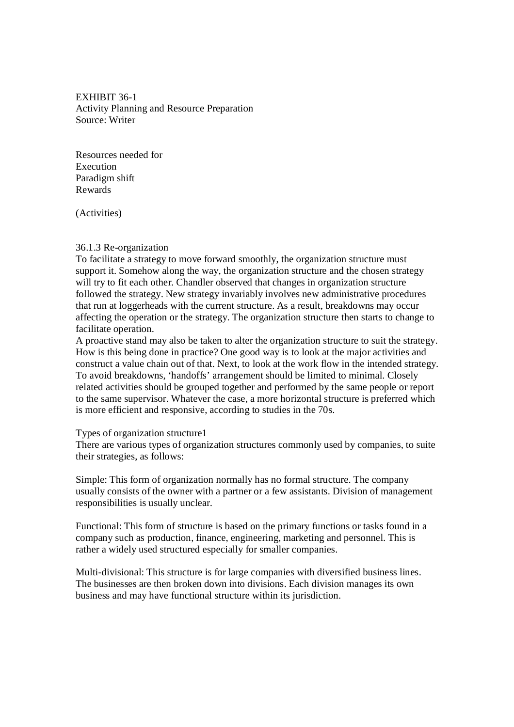EXHIBIT 36-1
Activity Planning and Resource Preparation
Source: Writer

Resources needed for
Execution
Paradigm shift
Rewards

(Activities)

### 36.1.3 Re-organization

To facilitate a strategy to move forward smoothly, the organization structure must support it. Somehow along the way, the organization structure and the chosen strategy will try to fit each other. Chandler observed that changes in organization structure followed the strategy. New strategy invariably involves new administrative procedures that run at loggerheads with the current structure. As a result, breakdowns may occur affecting the operation or the strategy. The organization structure then starts to change to facilitate operation.

A proactive stand may also be taken to alter the organization structure to suit the strategy. How is this being done in practice? One good way is to look at the major activities and construct a value chain out of that. Next, to look at the work flow in the intended strategy. To avoid breakdowns, 'handoffs' arrangement should be limited to minimal. Closely related activities should be grouped together and performed by the same people or report to the same supervisor. Whatever the case, a more horizontal structure is preferred which is more efficient and responsive, according to studies in the 70s.

Types of organization structure[1]

There are various types of organization structures commonly used by companies, to suite their strategies, as follows:

Simple: This form of organization normally has no formal structure. The company usually consists of the owner with a partner or a few assistants. Division of management responsibilities is usually unclear.

Functional: This form of structure is based on the primary functions or tasks found in a company such as production, finance, engineering, marketing and personnel. This is rather a widely used structured especially for smaller companies.

Multi-divisional: This structure is for large companies with diversified business lines. The businesses are then broken down into divisions. Each division manages its own business and may have functional structure within its jurisdiction.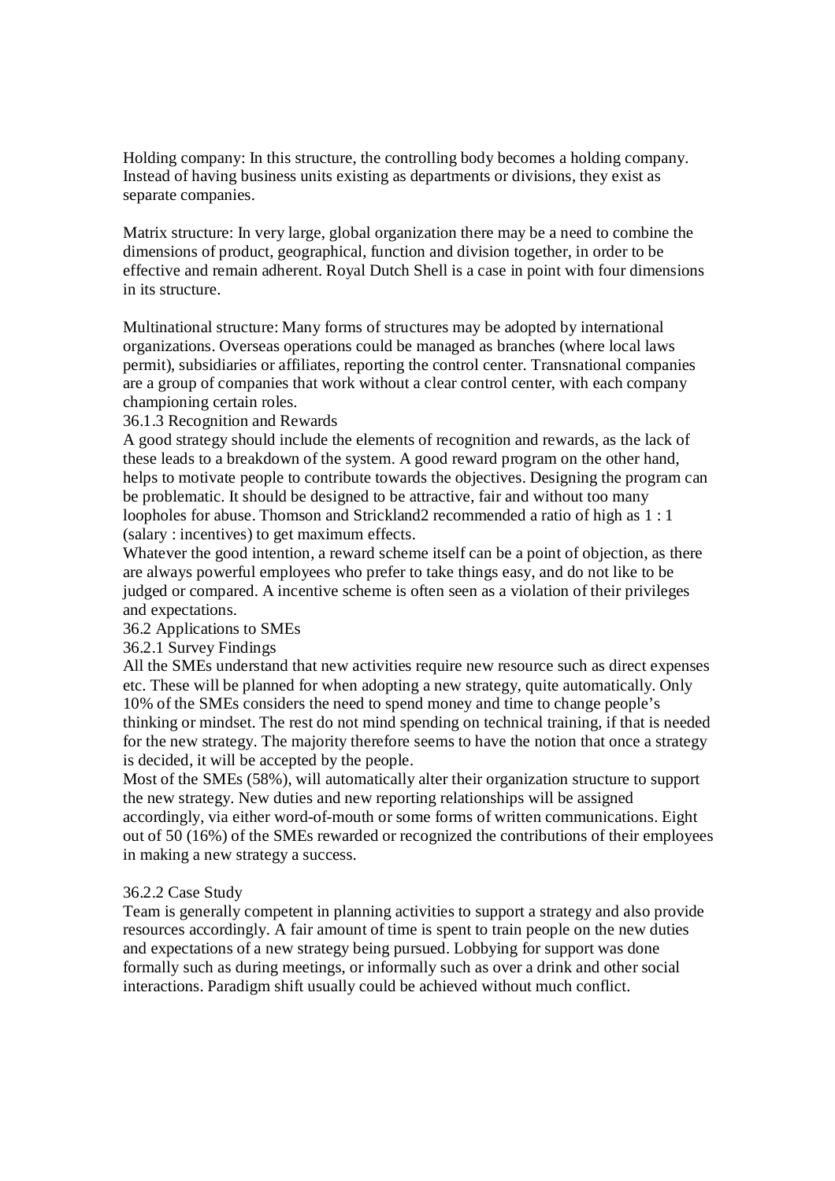Holding company: In this structure, the controlling body becomes a holding company. Instead of having business units existing as departments or divisions, they exist as separate companies.

Matrix structure: In very large, global organization there may be a need to combine the dimensions of product, geographical, function and division together, in order to be effective and remain adherent. Royal Dutch Shell is a case in point with four dimensions in its structure.

Multinational structure: Many forms of structures may be adopted by international organizations. Overseas operations could be managed as branches (where local laws permit), subsidiaries or affiliates, reporting the control center. Transnational companies are a group of companies that work without a clear control center, with each company championing certain roles.

### 36.1.3 Recognition and Rewards

A good strategy should include the elements of recognition and rewards, as the lack of these leads to a breakdown of the system. A good reward program on the other hand, helps to motivate people to contribute towards the objectives. Designing the program can be problematic. It should be designed to be attractive, fair and without too many loopholes for abuse. Thomson and Strickland[2] recommended a ratio of high as 1 : 1 (salary : incentives) to get maximum effects.

Whatever the good intention, a reward scheme itself can be a point of objection, as there are always powerful employees who prefer to take things easy, and do not like to be judged or compared. A incentive scheme is often seen as a violation of their privileges and expectations.

## 36.2 Applications to SMEs

### 36.2.1 Survey Findings

All the SMEs understand that new activities require new resource such as direct expenses etc. These will be planned for when adopting a new strategy, quite automatically. Only 10% of the SMEs considers the need to spend money and time to change people's thinking or mindset. The rest do not mind spending on technical training, if that is needed for the new strategy. The majority therefore seems to have the notion that once a strategy is decided, it will be accepted by the people.

Most of the SMEs (58%), will automatically alter their organization structure to support the new strategy. New duties and new reporting relationships will be assigned accordingly, via either word-of-mouth or some forms of written communications. Eight out of 50 (16%) of the SMEs rewarded or recognized the contributions of their employees in making a new strategy a success.

### 36.2.2 Case Study

Team is generally competent in planning activities to support a strategy and also provide resources accordingly. A fair amount of time is spent to train people on the new duties and expectations of a new strategy being pursued. Lobbying for support was done formally such as during meetings, or informally such as over a drink and other social interactions. Paradigm shift usually could be achieved without much conflict.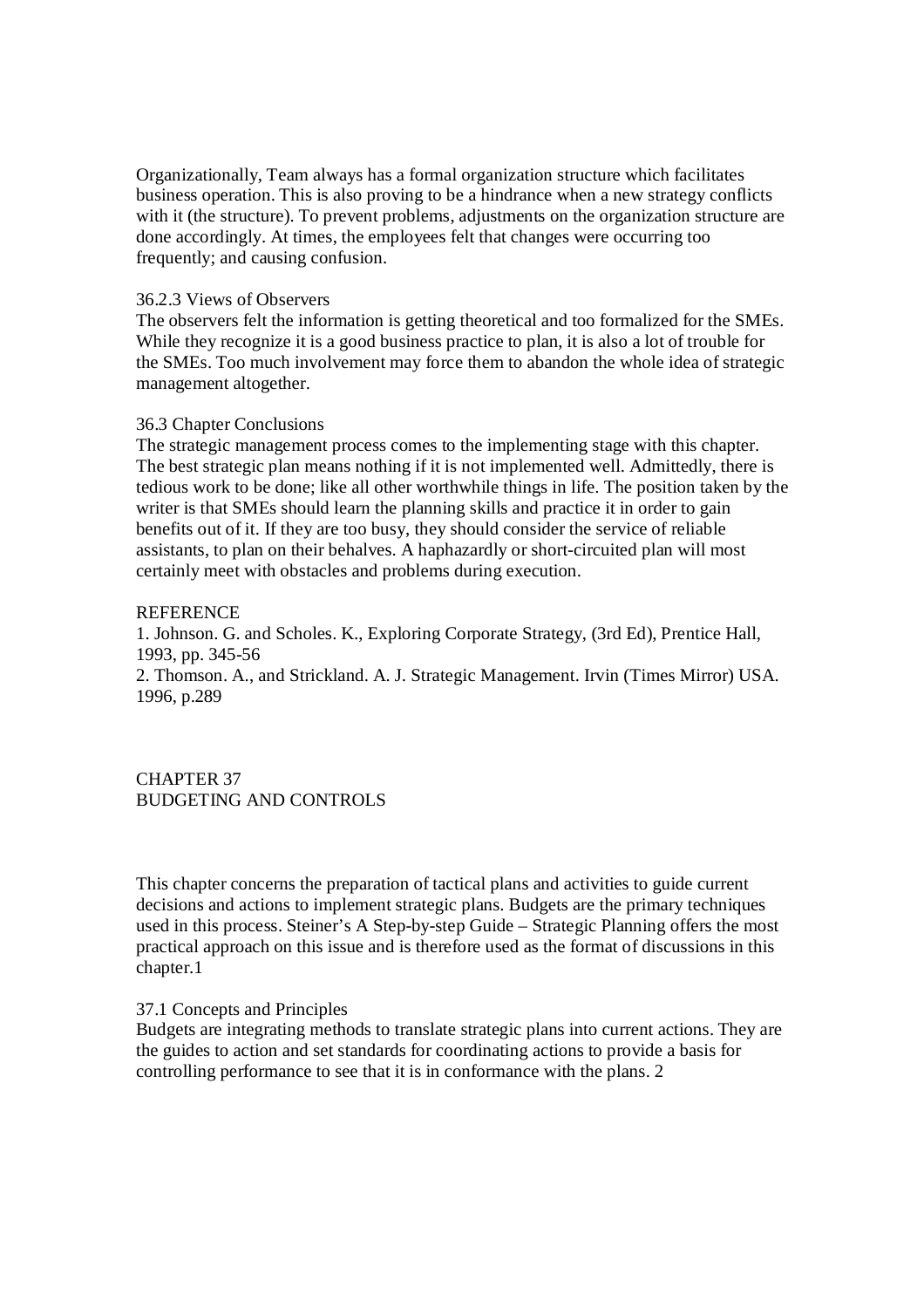Organizationally, Team always has a formal organization structure which facilitates business operation. This is also proving to be a hindrance when a new strategy conflicts with it (the structure). To prevent problems, adjustments on the organization structure are done accordingly. At times, the employees felt that changes were occurring too frequently; and causing confusion.

### 36.2.3 Views of Observers

The observers felt the information is getting theoretical and too formalized for the SMEs. While they recognize it is a good business practice to plan, it is also a lot of trouble for the SMEs. Too much involvement may force them to abandon the whole idea of strategic management altogether.

## 36.3 Chapter Conclusions

The strategic management process comes to the implementing stage with this chapter. The best strategic plan means nothing if it is not implemented well. Admittedly, there is tedious work to be done; like all other worthwhile things in life. The position taken by the writer is that SMEs should learn the planning skills and practice it in order to gain benefits out of it. If they are too busy, they should consider the service of reliable assistants, to plan on their behalves. A haphazardly or short-circuited plan will most certainly meet with obstacles and problems during execution.

## REFERENCE

1. Johnson. G. and Scholes. K., Exploring Corporate Strategy, (3rd Ed), Prentice Hall, 1993, pp. 345-56
2. Thomson. A., and Strickland. A. J. Strategic Management. Irvin (Times Mirror) USA. 1996, p.289

# CHAPTER 37
# BUDGETING AND CONTROLS

This chapter concerns the preparation of tactical plans and activities to guide current decisions and actions to implement strategic plans. Budgets are the primary techniques used in this process. Steiner's A Step-by-step Guide – Strategic Planning offers the most practical approach on this issue and is therefore used as the format of discussions in this chapter.[1]

## 37.1 Concepts and Principles

Budgets are integrating methods to translate strategic plans into current actions. They are the guides to action and set standards for coordinating actions to provide a basis for controlling performance to see that it is in conformance with the plans. [2]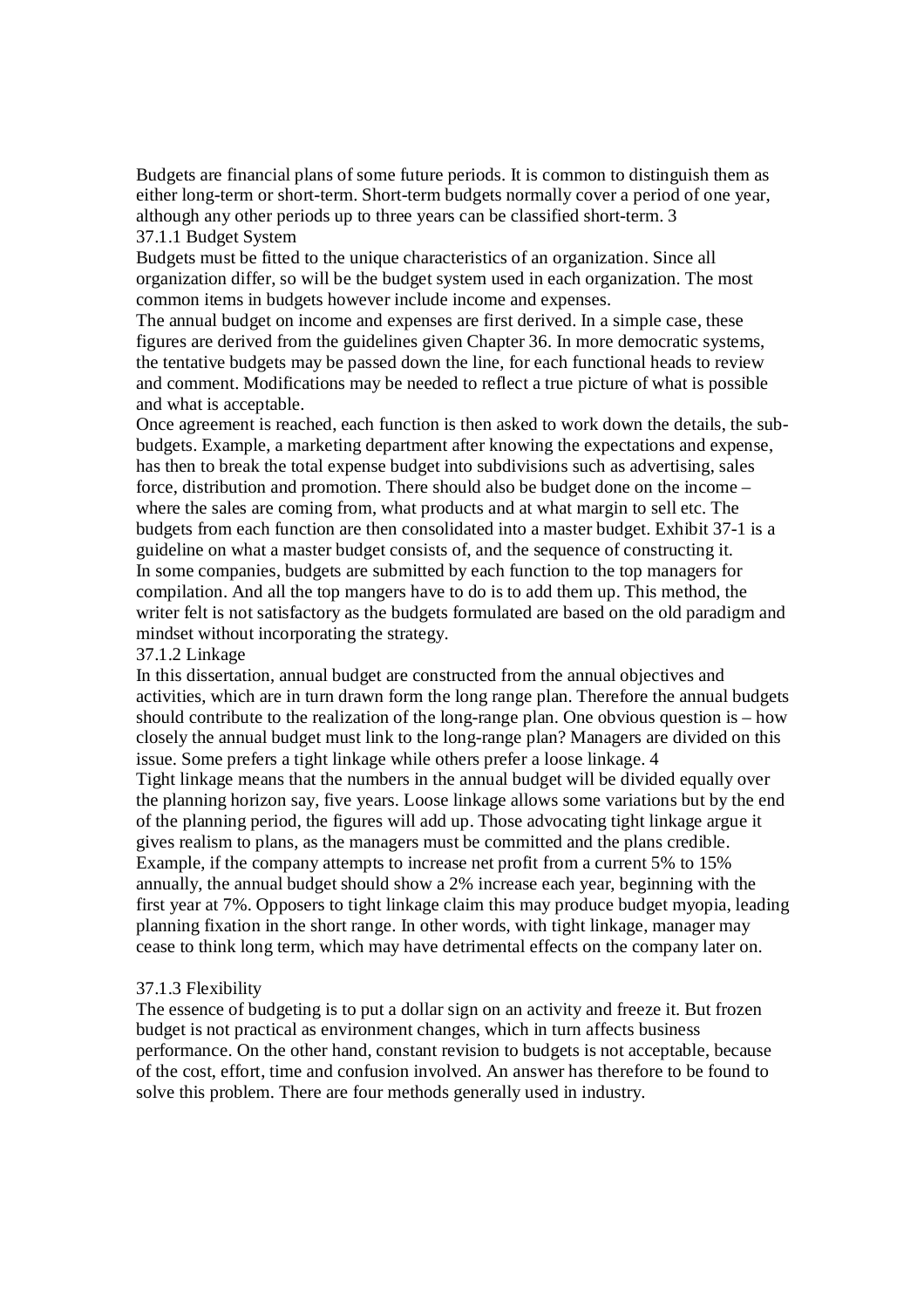Budgets are financial plans of some future periods. It is common to distinguish them as either long-term or short-term. Short-term budgets normally cover a period of one year, although any other periods up to three years can be classified short-term. 3

### 37.1.1 Budget System

Budgets must be fitted to the unique characteristics of an organization. Since all organization differ, so will be the budget system used in each organization. The most common items in budgets however include income and expenses.

The annual budget on income and expenses are first derived. In a simple case, these figures are derived from the guidelines given Chapter 36. In more democratic systems, the tentative budgets may be passed down the line, for each functional heads to review and comment. Modifications may be needed to reflect a true picture of what is possible and what is acceptable.

Once agreement is reached, each function is then asked to work down the details, the sub-budgets. Example, a marketing department after knowing the expectations and expense, has then to break the total expense budget into subdivisions such as advertising, sales force, distribution and promotion. There should also be budget done on the income – where the sales are coming from, what products and at what margin to sell etc. The budgets from each function are then consolidated into a master budget. Exhibit 37-1 is a guideline on what a master budget consists of, and the sequence of constructing it.

In some companies, budgets are submitted by each function to the top managers for compilation. And all the top mangers have to do is to add them up. This method, the writer felt is not satisfactory as the budgets formulated are based on the old paradigm and mindset without incorporating the strategy.

### 37.1.2 Linkage

In this dissertation, annual budget are constructed from the annual objectives and activities, which are in turn drawn form the long range plan. Therefore the annual budgets should contribute to the realization of the long-range plan. One obvious question is – how closely the annual budget must link to the long-range plan? Managers are divided on this issue. Some prefers a tight linkage while others prefer a loose linkage. 4

Tight linkage means that the numbers in the annual budget will be divided equally over the planning horizon say, five years. Loose linkage allows some variations but by the end of the planning period, the figures will add up. Those advocating tight linkage argue it gives realism to plans, as the managers must be committed and the plans credible. Example, if the company attempts to increase net profit from a current 5% to 15% annually, the annual budget should show a 2% increase each year, beginning with the first year at 7%. Opposers to tight linkage claim this may produce budget myopia, leading planning fixation in the short range. In other words, with tight linkage, manager may cease to think long term, which may have detrimental effects on the company later on.

### 37.1.3 Flexibility

The essence of budgeting is to put a dollar sign on an activity and freeze it. But frozen budget is not practical as environment changes, which in turn affects business performance. On the other hand, constant revision to budgets is not acceptable, because of the cost, effort, time and confusion involved. An answer has therefore to be found to solve this problem. There are four methods generally used in industry.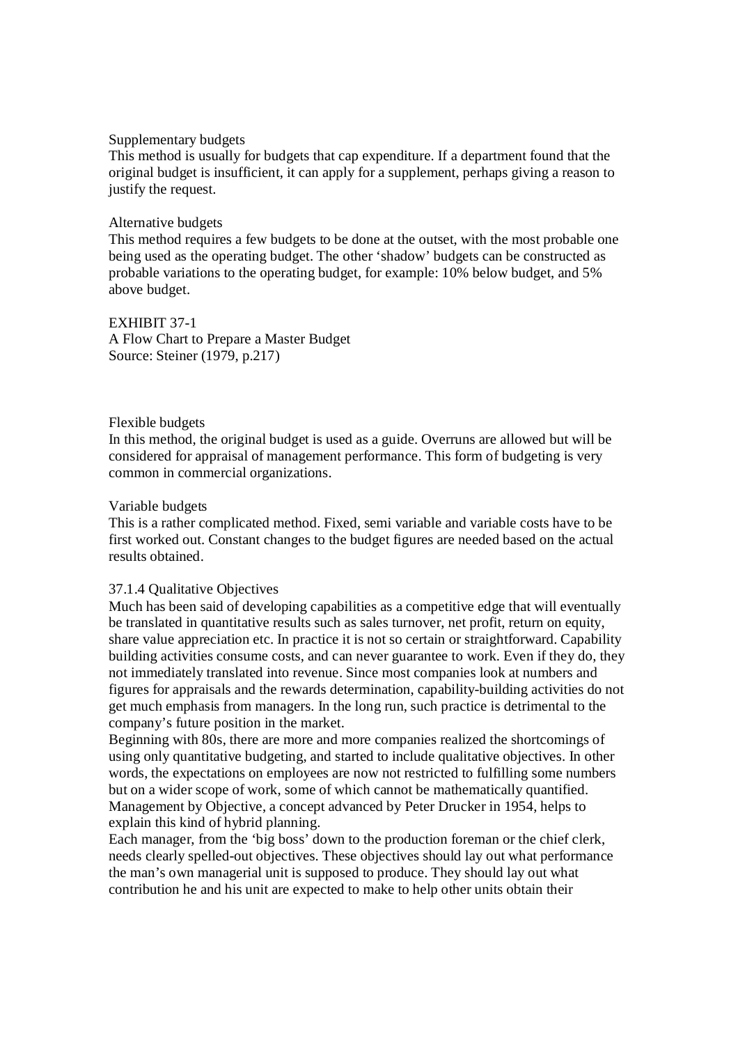### Supplementary budgets

This method is usually for budgets that cap expenditure. If a department found that the original budget is insufficient, it can apply for a supplement, perhaps giving a reason to justify the request.

### Alternative budgets

This method requires a few budgets to be done at the outset, with the most probable one being used as the operating budget. The other 'shadow' budgets can be constructed as probable variations to the operating budget, for example: 10% below budget, and 5% above budget.

EXHIBIT 37-1
A Flow Chart to Prepare a Master Budget
Source: Steiner (1979, p.217)

### Flexible budgets

In this method, the original budget is used as a guide. Overruns are allowed but will be considered for appraisal of management performance. This form of budgeting is very common in commercial organizations.

### Variable budgets

This is a rather complicated method. Fixed, semi variable and variable costs have to be first worked out. Constant changes to the budget figures are needed based on the actual results obtained.

## 37.1.4 Qualitative Objectives

Much has been said of developing capabilities as a competitive edge that will eventually be translated in quantitative results such as sales turnover, net profit, return on equity, share value appreciation etc. In practice it is not so certain or straightforward. Capability building activities consume costs, and can never guarantee to work. Even if they do, they not immediately translated into revenue. Since most companies look at numbers and figures for appraisals and the rewards determination, capability-building activities do not get much emphasis from managers. In the long run, such practice is detrimental to the company's future position in the market.

Beginning with 80s, there are more and more companies realized the shortcomings of using only quantitative budgeting, and started to include qualitative objectives. In other words, the expectations on employees are now not restricted to fulfilling some numbers but on a wider scope of work, some of which cannot be mathematically quantified. Management by Objective, a concept advanced by Peter Drucker in 1954, helps to explain this kind of hybrid planning.

Each manager, from the 'big boss' down to the production foreman or the chief clerk, needs clearly spelled-out objectives. These objectives should lay out what performance the man's own managerial unit is supposed to produce. They should lay out what contribution he and his unit are expected to make to help other units obtain their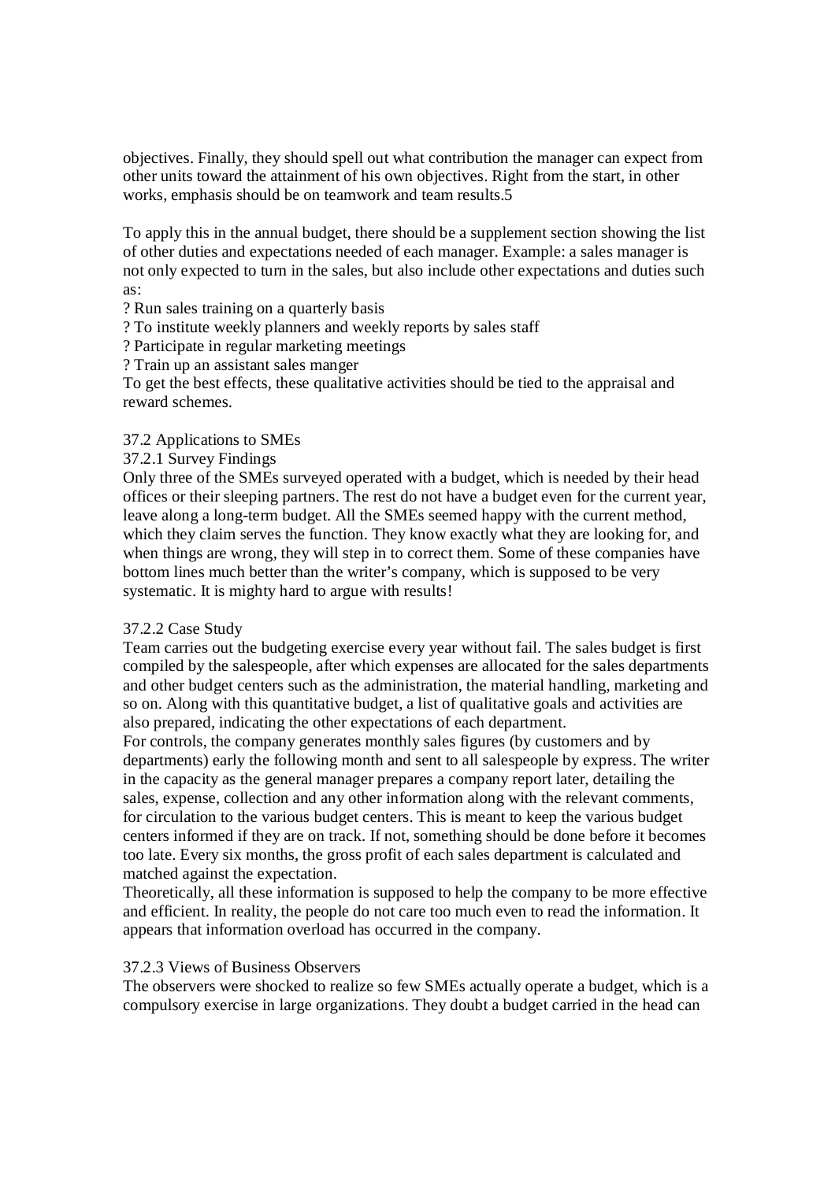objectives. Finally, they should spell out what contribution the manager can expect from other units toward the attainment of his own objectives. Right from the start, in other works, emphasis should be on teamwork and team results.5

To apply this in the annual budget, there should be a supplement section showing the list of other duties and expectations needed of each manager. Example: a sales manager is not only expected to turn in the sales, but also include other expectations and duties such as:

? Run sales training on a quarterly basis
? To institute weekly planners and weekly reports by sales staff
? Participate in regular marketing meetings
? Train up an assistant sales manger

To get the best effects, these qualitative activities should be tied to the appraisal and reward schemes.

### 37.2 Applications to SMEs

#### 37.2.1 Survey Findings

Only three of the SMEs surveyed operated with a budget, which is needed by their head offices or their sleeping partners. The rest do not have a budget even for the current year, leave along a long-term budget. All the SMEs seemed happy with the current method, which they claim serves the function. They know exactly what they are looking for, and when things are wrong, they will step in to correct them. Some of these companies have bottom lines much better than the writer's company, which is supposed to be very systematic. It is mighty hard to argue with results!

#### 37.2.2 Case Study

Team carries out the budgeting exercise every year without fail. The sales budget is first compiled by the salespeople, after which expenses are allocated for the sales departments and other budget centers such as the administration, the material handling, marketing and so on. Along with this quantitative budget, a list of qualitative goals and activities are also prepared, indicating the other expectations of each department.

For controls, the company generates monthly sales figures (by customers and by departments) early the following month and sent to all salespeople by express. The writer in the capacity as the general manager prepares a company report later, detailing the sales, expense, collection and any other information along with the relevant comments, for circulation to the various budget centers. This is meant to keep the various budget centers informed if they are on track. If not, something should be done before it becomes too late. Every six months, the gross profit of each sales department is calculated and matched against the expectation.

Theoretically, all these information is supposed to help the company to be more effective and efficient. In reality, the people do not care too much even to read the information. It appears that information overload has occurred in the company.

#### 37.2.3 Views of Business Observers

The observers were shocked to realize so few SMEs actually operate a budget, which is a compulsory exercise in large organizations. They doubt a budget carried in the head can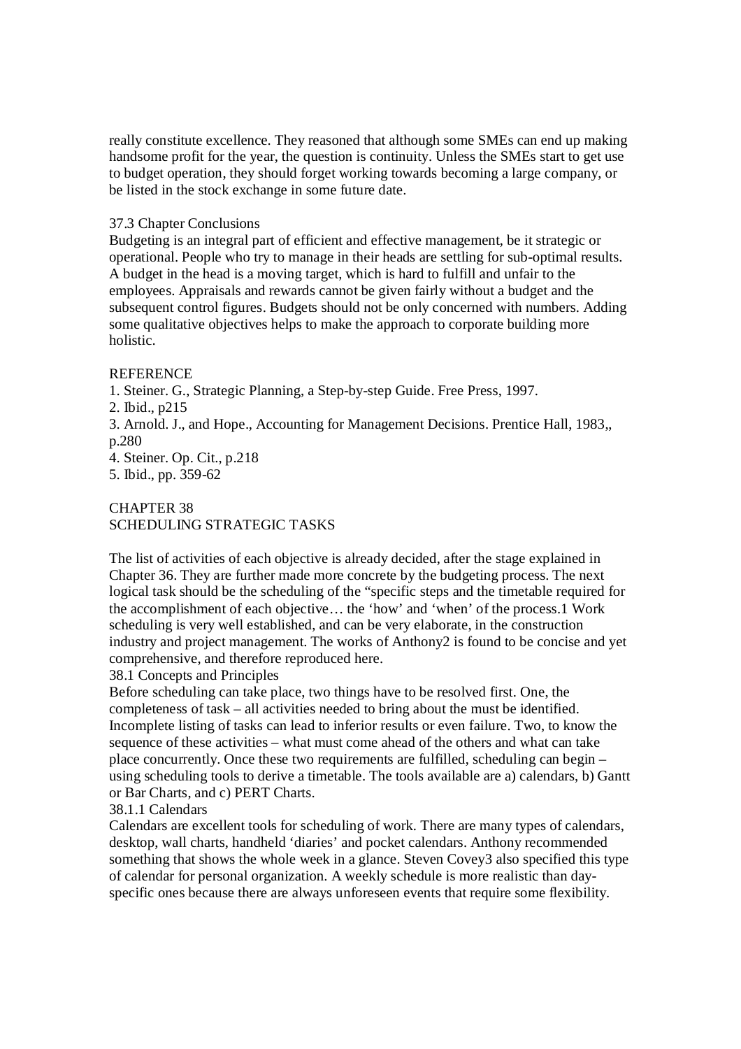really constitute excellence. They reasoned that although some SMEs can end up making handsome profit for the year, the question is continuity. Unless the SMEs start to get use to budget operation, they should forget working towards becoming a large company, or be listed in the stock exchange in some future date.

### 37.3 Chapter Conclusions

Budgeting is an integral part of efficient and effective management, be it strategic or operational. People who try to manage in their heads are settling for sub-optimal results. A budget in the head is a moving target, which is hard to fulfill and unfair to the employees. Appraisals and rewards cannot be given fairly without a budget and the subsequent control figures. Budgets should not be only concerned with numbers. Adding some qualitative objectives helps to make the approach to corporate building more holistic.

### REFERENCE

1. Steiner. G., Strategic Planning, a Step-by-step Guide. Free Press, 1997.
2. Ibid., p215
3. Arnold. J., and Hope., Accounting for Management Decisions. Prentice Hall, 1983,, p.280
4. Steiner. Op. Cit., p.218
5. Ibid., pp. 359-62

# CHAPTER 38
# SCHEDULING STRATEGIC TASKS

The list of activities of each objective is already decided, after the stage explained in Chapter 36. They are further made more concrete by the budgeting process. The next logical task should be the scheduling of the "specific steps and the timetable required for the accomplishment of each objective… the 'how' and 'when' of the process.[1] Work scheduling is very well established, and can be very elaborate, in the construction industry and project management. The works of Anthony[2] is found to be concise and yet comprehensive, and therefore reproduced here.

## 38.1 Concepts and Principles

Before scheduling can take place, two things have to be resolved first. One, the completeness of task – all activities needed to bring about the must be identified. Incomplete listing of tasks can lead to inferior results or even failure. Two, to know the sequence of these activities – what must come ahead of the others and what can take place concurrently. Once these two requirements are fulfilled, scheduling can begin – using scheduling tools to derive a timetable. The tools available are a) calendars, b) Gantt or Bar Charts, and c) PERT Charts.

### 38.1.1 Calendars

Calendars are excellent tools for scheduling of work. There are many types of calendars, desktop, wall charts, handheld 'diaries' and pocket calendars. Anthony recommended something that shows the whole week in a glance. Steven Covey[3] also specified this type of calendar for personal organization. A weekly schedule is more realistic than day-specific ones because there are always unforeseen events that require some flexibility.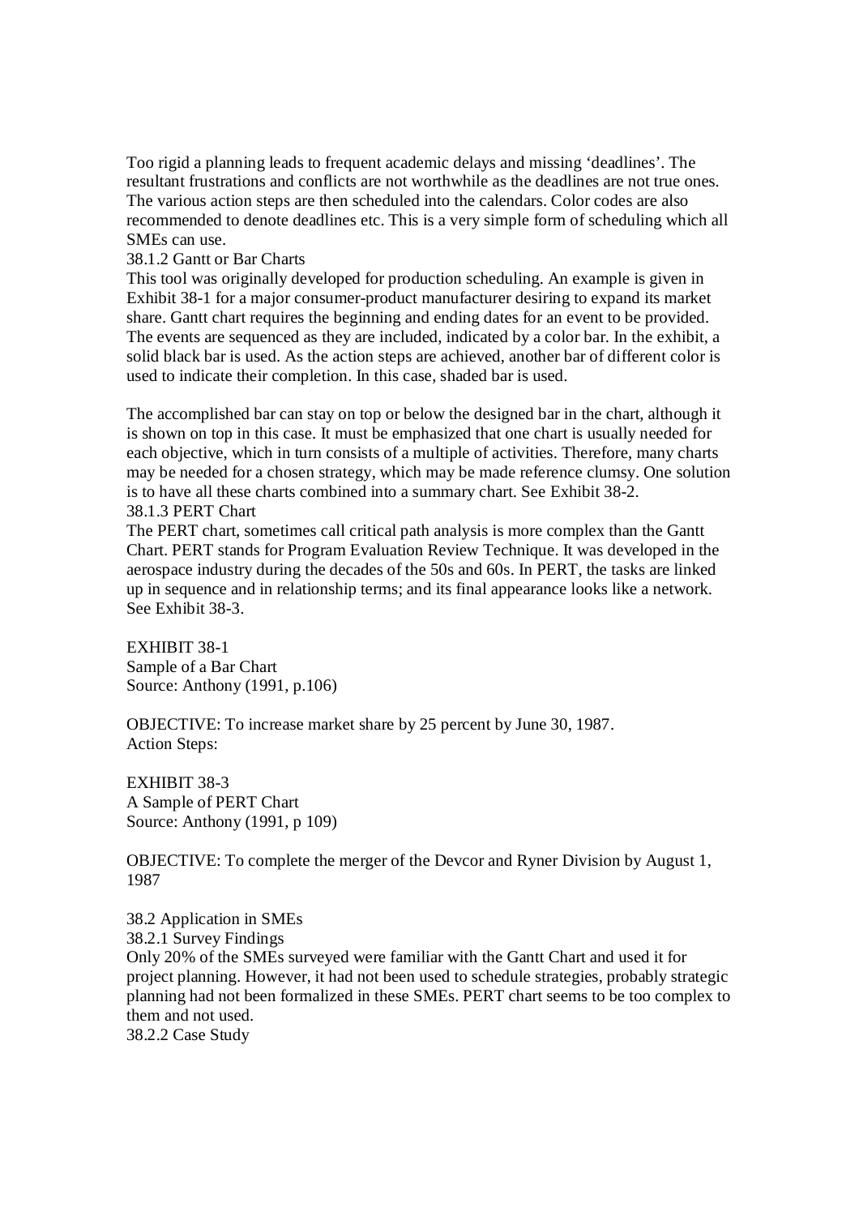Too rigid a planning leads to frequent academic delays and missing 'deadlines'. The resultant frustrations and conflicts are not worthwhile as the deadlines are not true ones. The various action steps are then scheduled into the calendars. Color codes are also recommended to denote deadlines etc. This is a very simple form of scheduling which all SMEs can use.

### 38.1.2 Gantt or Bar Charts

This tool was originally developed for production scheduling. An example is given in Exhibit 38-1 for a major consumer-product manufacturer desiring to expand its market share. Gantt chart requires the beginning and ending dates for an event to be provided. The events are sequenced as they are included, indicated by a color bar. In the exhibit, a solid black bar is used. As the action steps are achieved, another bar of different color is used to indicate their completion. In this case, shaded bar is used.

The accomplished bar can stay on top or below the designed bar in the chart, although it is shown on top in this case. It must be emphasized that one chart is usually needed for each objective, which in turn consists of a multiple of activities. Therefore, many charts may be needed for a chosen strategy, which may be made reference clumsy. One solution is to have all these charts combined into a summary chart. See Exhibit 38-2.

### 38.1.3 PERT Chart

The PERT chart, sometimes call critical path analysis is more complex than the Gantt Chart. PERT stands for Program Evaluation Review Technique. It was developed in the aerospace industry during the decades of the 50s and 60s. In PERT, the tasks are linked up in sequence and in relationship terms; and its final appearance looks like a network. See Exhibit 38-3.

EXHIBIT 38-1
Sample of a Bar Chart
Source: Anthony (1991, p.106)

OBJECTIVE: To increase market share by 25 percent by June 30, 1987.
Action Steps:

EXHIBIT 38-3
A Sample of PERT Chart
Source: Anthony (1991, p 109)

OBJECTIVE: To complete the merger of the Devcor and Ryner Division by August 1, 1987

## 38.2 Application in SMEs

### 38.2.1 Survey Findings

Only 20% of the SMEs surveyed were familiar with the Gantt Chart and used it for project planning. However, it had not been used to schedule strategies, probably strategic planning had not been formalized in these SMEs. PERT chart seems to be too complex to them and not used.

### 38.2.2 Case Study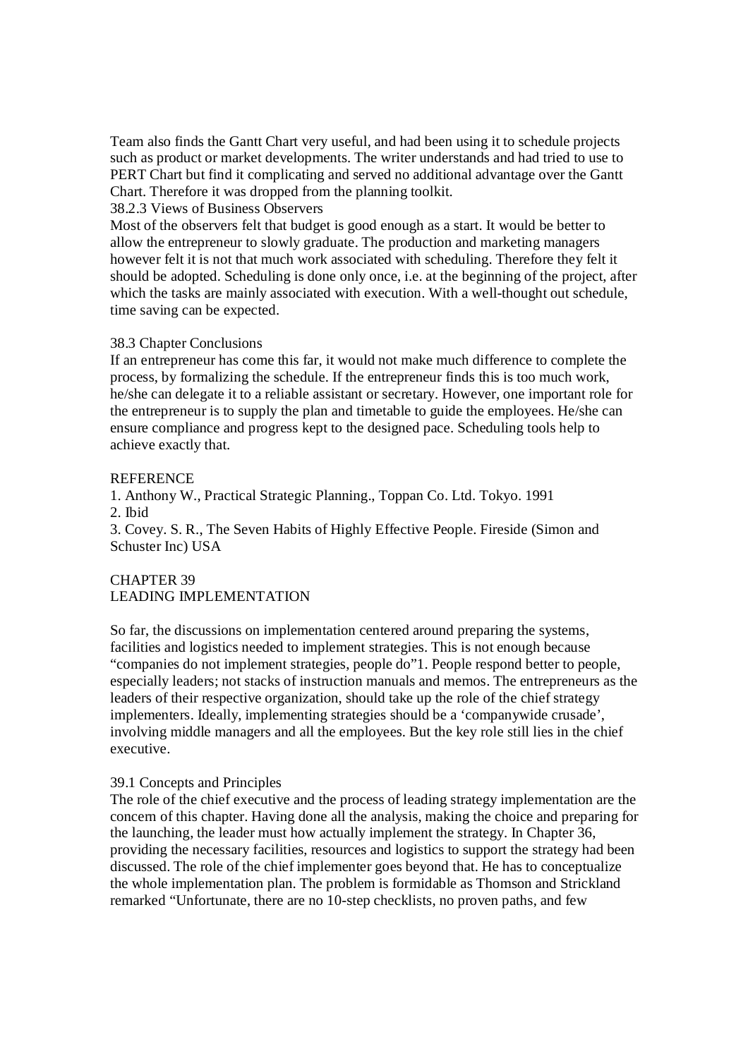Team also finds the Gantt Chart very useful, and had been using it to schedule projects such as product or market developments. The writer understands and had tried to use to PERT Chart but find it complicating and served no additional advantage over the Gantt Chart. Therefore it was dropped from the planning toolkit.

### 38.2.3 Views of Business Observers

Most of the observers felt that budget is good enough as a start. It would be better to allow the entrepreneur to slowly graduate. The production and marketing managers however felt it is not that much work associated with scheduling. Therefore they felt it should be adopted. Scheduling is done only once, i.e. at the beginning of the project, after which the tasks are mainly associated with execution. With a well-thought out schedule, time saving can be expected.

## 38.3 Chapter Conclusions

If an entrepreneur has come this far, it would not make much difference to complete the process, by formalizing the schedule. If the entrepreneur finds this is too much work, he/she can delegate it to a reliable assistant or secretary. However, one important role for the entrepreneur is to supply the plan and timetable to guide the employees. He/she can ensure compliance and progress kept to the designed pace. Scheduling tools help to achieve exactly that.

## REFERENCE

1. Anthony W., Practical Strategic Planning., Toppan Co. Ltd. Tokyo. 1991
2. Ibid
3. Covey. S. R., The Seven Habits of Highly Effective People. Fireside (Simon and Schuster Inc) USA

# CHAPTER 39
# LEADING IMPLEMENTATION

So far, the discussions on implementation centered around preparing the systems, facilities and logistics needed to implement strategies. This is not enough because “companies do not implement strategies, people do”[1]. People respond better to people, especially leaders; not stacks of instruction manuals and memos. The entrepreneurs as the leaders of their respective organization, should take up the role of the chief strategy implementers. Ideally, implementing strategies should be a ‘companywide crusade’, involving middle managers and all the employees. But the key role still lies in the chief executive.

## 39.1 Concepts and Principles

The role of the chief executive and the process of leading strategy implementation are the concern of this chapter. Having done all the analysis, making the choice and preparing for the launching, the leader must how actually implement the strategy. In Chapter 36, providing the necessary facilities, resources and logistics to support the strategy had been discussed. The role of the chief implementer goes beyond that. He has to conceptualize the whole implementation plan. The problem is formidable as Thomson and Strickland remarked “Unfortunate, there are no 10-step checklists, no proven paths, and few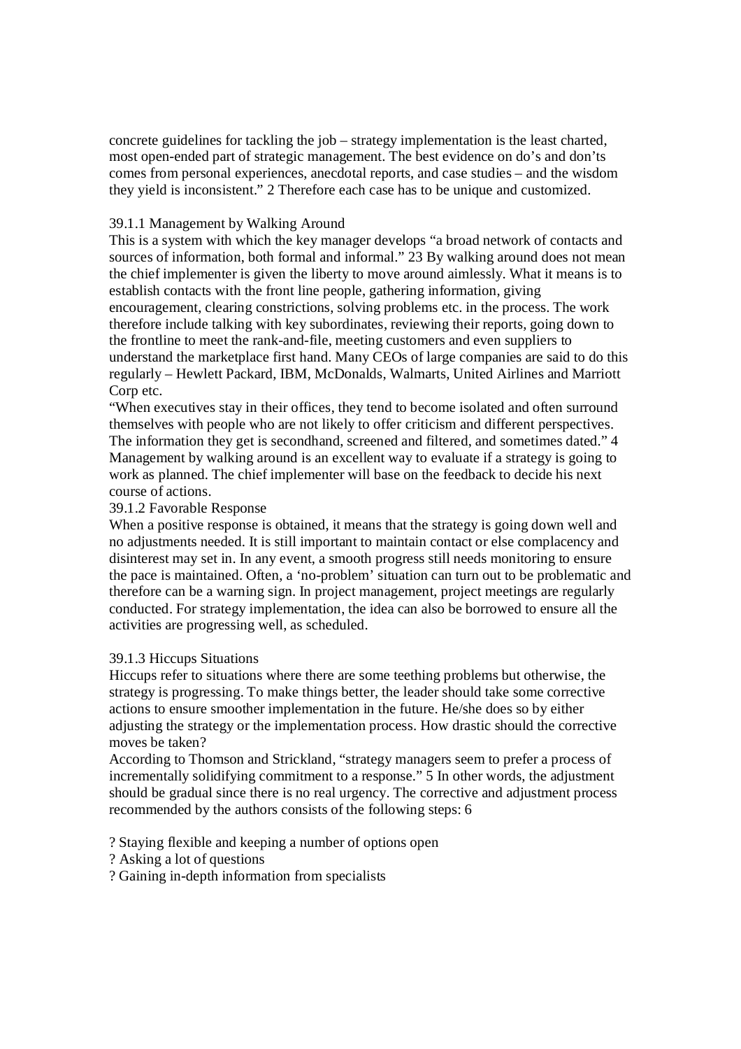concrete guidelines for tackling the job – strategy implementation is the least charted, most open-ended part of strategic management. The best evidence on do's and don'ts comes from personal experiences, anecdotal reports, and case studies – and the wisdom they yield is inconsistent." 2 Therefore each case has to be unique and customized.

### 39.1.1 Management by Walking Around

This is a system with which the key manager develops "a broad network of contacts and sources of information, both formal and informal." 23 By walking around does not mean the chief implementer is given the liberty to move around aimlessly. What it means is to establish contacts with the front line people, gathering information, giving encouragement, clearing constrictions, solving problems etc. in the process. The work therefore include talking with key subordinates, reviewing their reports, going down to the frontline to meet the rank-and-file, meeting customers and even suppliers to understand the marketplace first hand. Many CEOs of large companies are said to do this regularly – Hewlett Packard, IBM, McDonalds, Walmarts, United Airlines and Marriott Corp etc.

"When executives stay in their offices, they tend to become isolated and often surround themselves with people who are not likely to offer criticism and different perspectives. The information they get is secondhand, screened and filtered, and sometimes dated." 4 Management by walking around is an excellent way to evaluate if a strategy is going to work as planned. The chief implementer will base on the feedback to decide his next course of actions.

### 39.1.2 Favorable Response

When a positive response is obtained, it means that the strategy is going down well and no adjustments needed. It is still important to maintain contact or else complacency and disinterest may set in. In any event, a smooth progress still needs monitoring to ensure the pace is maintained. Often, a 'no-problem' situation can turn out to be problematic and therefore can be a warning sign. In project management, project meetings are regularly conducted. For strategy implementation, the idea can also be borrowed to ensure all the activities are progressing well, as scheduled.

### 39.1.3 Hiccups Situations

Hiccups refer to situations where there are some teething problems but otherwise, the strategy is progressing. To make things better, the leader should take some corrective actions to ensure smoother implementation in the future. He/she does so by either adjusting the strategy or the implementation process. How drastic should the corrective moves be taken?

According to Thomson and Strickland, "strategy managers seem to prefer a process of incrementally solidifying commitment to a response." 5 In other words, the adjustment should be gradual since there is no real urgency. The corrective and adjustment process recommended by the authors consists of the following steps: 6

? Staying flexible and keeping a number of options open
? Asking a lot of questions
? Gaining in-depth information from specialists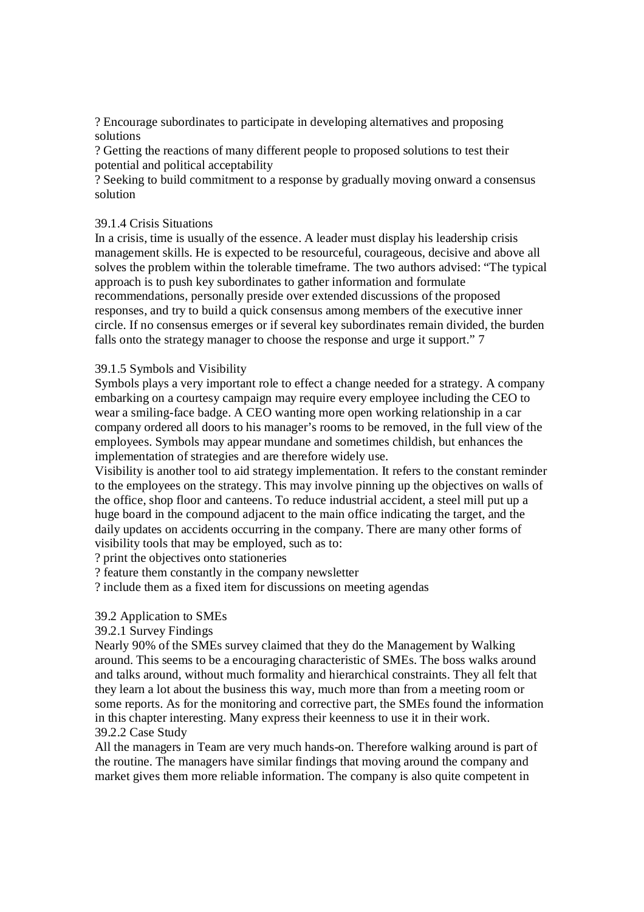? Encourage subordinates to participate in developing alternatives and proposing solutions

? Getting the reactions of many different people to proposed solutions to test their potential and political acceptability

? Seeking to build commitment to a response by gradually moving onward a consensus solution

### 39.1.4 Crisis Situations

In a crisis, time is usually of the essence. A leader must display his leadership crisis management skills. He is expected to be resourceful, courageous, decisive and above all solves the problem within the tolerable timeframe. The two authors advised: "The typical approach is to push key subordinates to gather information and formulate recommendations, personally preside over extended discussions of the proposed responses, and try to build a quick consensus among members of the executive inner circle. If no consensus emerges or if several key subordinates remain divided, the burden falls onto the strategy manager to choose the response and urge it support." 7

### 39.1.5 Symbols and Visibility

Symbols plays a very important role to effect a change needed for a strategy. A company embarking on a courtesy campaign may require every employee including the CEO to wear a smiling-face badge. A CEO wanting more open working relationship in a car company ordered all doors to his manager's rooms to be removed, in the full view of the employees. Symbols may appear mundane and sometimes childish, but enhances the implementation of strategies and are therefore widely use.

Visibility is another tool to aid strategy implementation. It refers to the constant reminder to the employees on the strategy. This may involve pinning up the objectives on walls of the office, shop floor and canteens. To reduce industrial accident, a steel mill put up a huge board in the compound adjacent to the main office indicating the target, and the daily updates on accidents occurring in the company. There are many other forms of visibility tools that may be employed, such as to:

? print the objectives onto stationeries

? feature them constantly in the company newsletter

? include them as a fixed item for discussions on meeting agendas

## 39.2 Application to SMEs

### 39.2.1 Survey Findings

Nearly 90% of the SMEs survey claimed that they do the Management by Walking around. This seems to be a encouraging characteristic of SMEs. The boss walks around and talks around, without much formality and hierarchical constraints. They all felt that they learn a lot about the business this way, much more than from a meeting room or some reports. As for the monitoring and corrective part, the SMEs found the information in this chapter interesting. Many express their keenness to use it in their work.

### 39.2.2 Case Study

All the managers in Team are very much hands-on. Therefore walking around is part of the routine. The managers have similar findings that moving around the company and market gives them more reliable information. The company is also quite competent in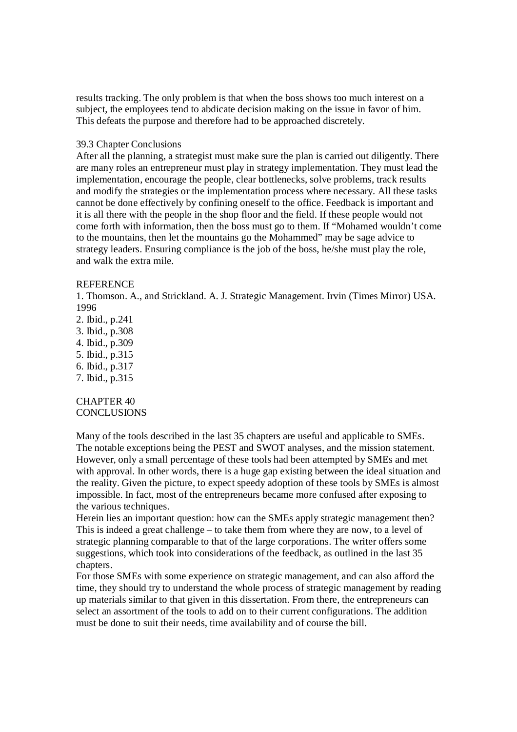results tracking. The only problem is that when the boss shows too much interest on a subject, the employees tend to abdicate decision making on the issue in favor of him. This defeats the purpose and therefore had to be approached discretely.

### 39.3 Chapter Conclusions

After all the planning, a strategist must make sure the plan is carried out diligently. There are many roles an entrepreneur must play in strategy implementation. They must lead the implementation, encourage the people, clear bottlenecks, solve problems, track results and modify the strategies or the implementation process where necessary. All these tasks cannot be done effectively by confining oneself to the office. Feedback is important and it is all there with the people in the shop floor and the field. If these people would not come forth with information, then the boss must go to them. If "Mohamed wouldn't come to the mountains, then let the mountains go the Mohammed" may be sage advice to strategy leaders. Ensuring compliance is the job of the boss, he/she must play the role, and walk the extra mile.

### REFERENCE

1. Thomson. A., and Strickland. A. J. Strategic Management. Irvin (Times Mirror) USA. 1996
2. Ibid., p.241
3. Ibid., p.308
4. Ibid., p.309
5. Ibid., p.315
6. Ibid., p.317
7. Ibid., p.315

# CHAPTER 40
# CONCLUSIONS

Many of the tools described in the last 35 chapters are useful and applicable to SMEs. The notable exceptions being the PEST and SWOT analyses, and the mission statement. However, only a small percentage of these tools had been attempted by SMEs and met with approval. In other words, there is a huge gap existing between the ideal situation and the reality. Given the picture, to expect speedy adoption of these tools by SMEs is almost impossible. In fact, most of the entrepreneurs became more confused after exposing to the various techniques.

Herein lies an important question: how can the SMEs apply strategic management then? This is indeed a great challenge – to take them from where they are now, to a level of strategic planning comparable to that of the large corporations. The writer offers some suggestions, which took into considerations of the feedback, as outlined in the last 35 chapters.

For those SMEs with some experience on strategic management, and can also afford the time, they should try to understand the whole process of strategic management by reading up materials similar to that given in this dissertation. From there, the entrepreneurs can select an assortment of the tools to add on to their current configurations. The addition must be done to suit their needs, time availability and of course the bill.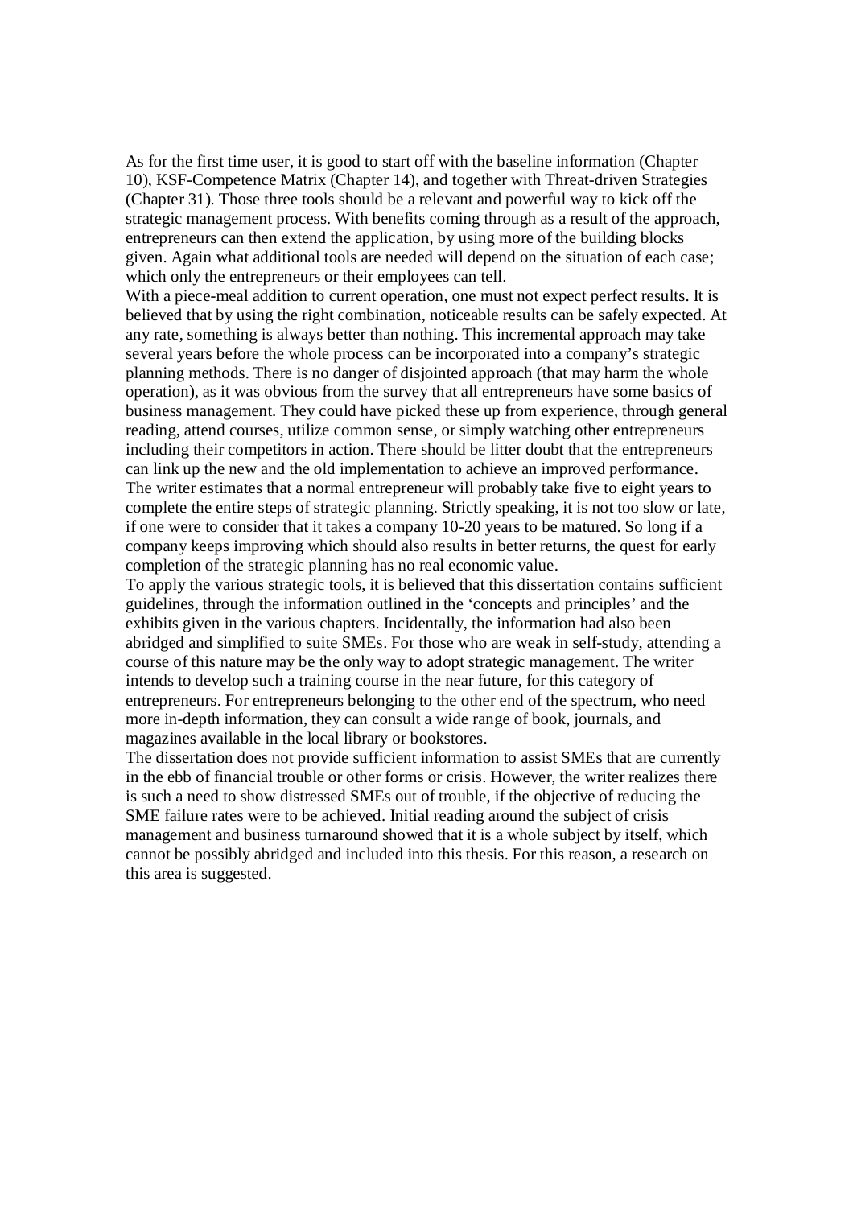As for the first time user, it is good to start off with the baseline information (Chapter 10), KSF-Competence Matrix (Chapter 14), and together with Threat-driven Strategies (Chapter 31). Those three tools should be a relevant and powerful way to kick off the strategic management process. With benefits coming through as a result of the approach, entrepreneurs can then extend the application, by using more of the building blocks given. Again what additional tools are needed will depend on the situation of each case; which only the entrepreneurs or their employees can tell.

With a piece-meal addition to current operation, one must not expect perfect results. It is believed that by using the right combination, noticeable results can be safely expected. At any rate, something is always better than nothing. This incremental approach may take several years before the whole process can be incorporated into a company's strategic planning methods. There is no danger of disjointed approach (that may harm the whole operation), as it was obvious from the survey that all entrepreneurs have some basics of business management. They could have picked these up from experience, through general reading, attend courses, utilize common sense, or simply watching other entrepreneurs including their competitors in action. There should be litter doubt that the entrepreneurs can link up the new and the old implementation to achieve an improved performance.

The writer estimates that a normal entrepreneur will probably take five to eight years to complete the entire steps of strategic planning. Strictly speaking, it is not too slow or late, if one were to consider that it takes a company 10-20 years to be matured. So long if a company keeps improving which should also results in better returns, the quest for early completion of the strategic planning has no real economic value.

To apply the various strategic tools, it is believed that this dissertation contains sufficient guidelines, through the information outlined in the 'concepts and principles' and the exhibits given in the various chapters. Incidentally, the information had also been abridged and simplified to suite SMEs. For those who are weak in self-study, attending a course of this nature may be the only way to adopt strategic management. The writer intends to develop such a training course in the near future, for this category of entrepreneurs. For entrepreneurs belonging to the other end of the spectrum, who need more in-depth information, they can consult a wide range of book, journals, and magazines available in the local library or bookstores.

The dissertation does not provide sufficient information to assist SMEs that are currently in the ebb of financial trouble or other forms or crisis. However, the writer realizes there is such a need to show distressed SMEs out of trouble, if the objective of reducing the SME failure rates were to be achieved. Initial reading around the subject of crisis management and business turnaround showed that it is a whole subject by itself, which cannot be possibly abridged and included into this thesis. For this reason, a research on this area is suggested.